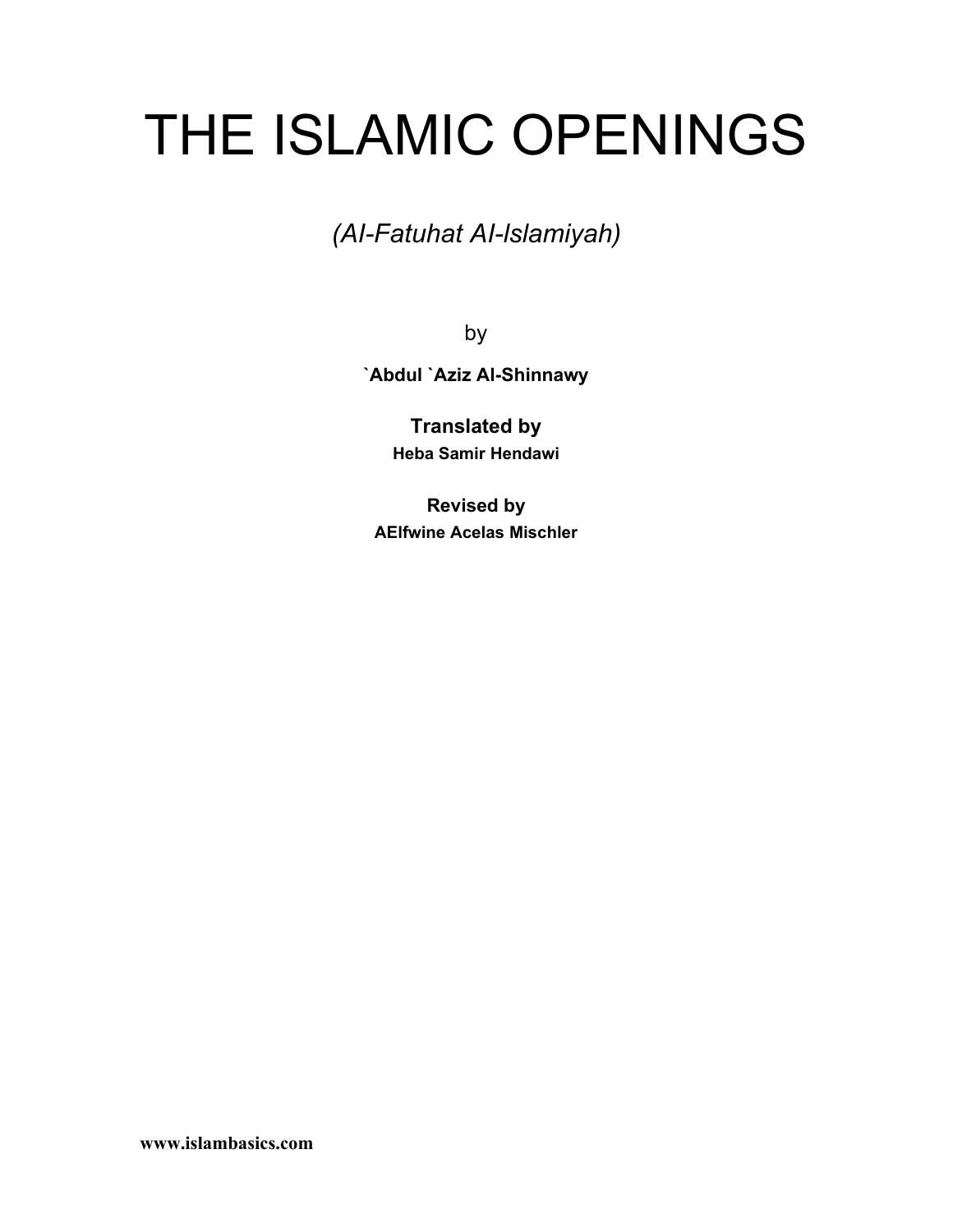# THE ISLAMIC OPENINGS

*(Al-Fatuhat Al-Islamiyah)*

by

**`Abdul `Aziz Al-Shinnawy**

**Translated by**

**Heba Samir Hendawi**

**Revised by**

**AElfwine Acelas Mischler**

**www.islambasics.com**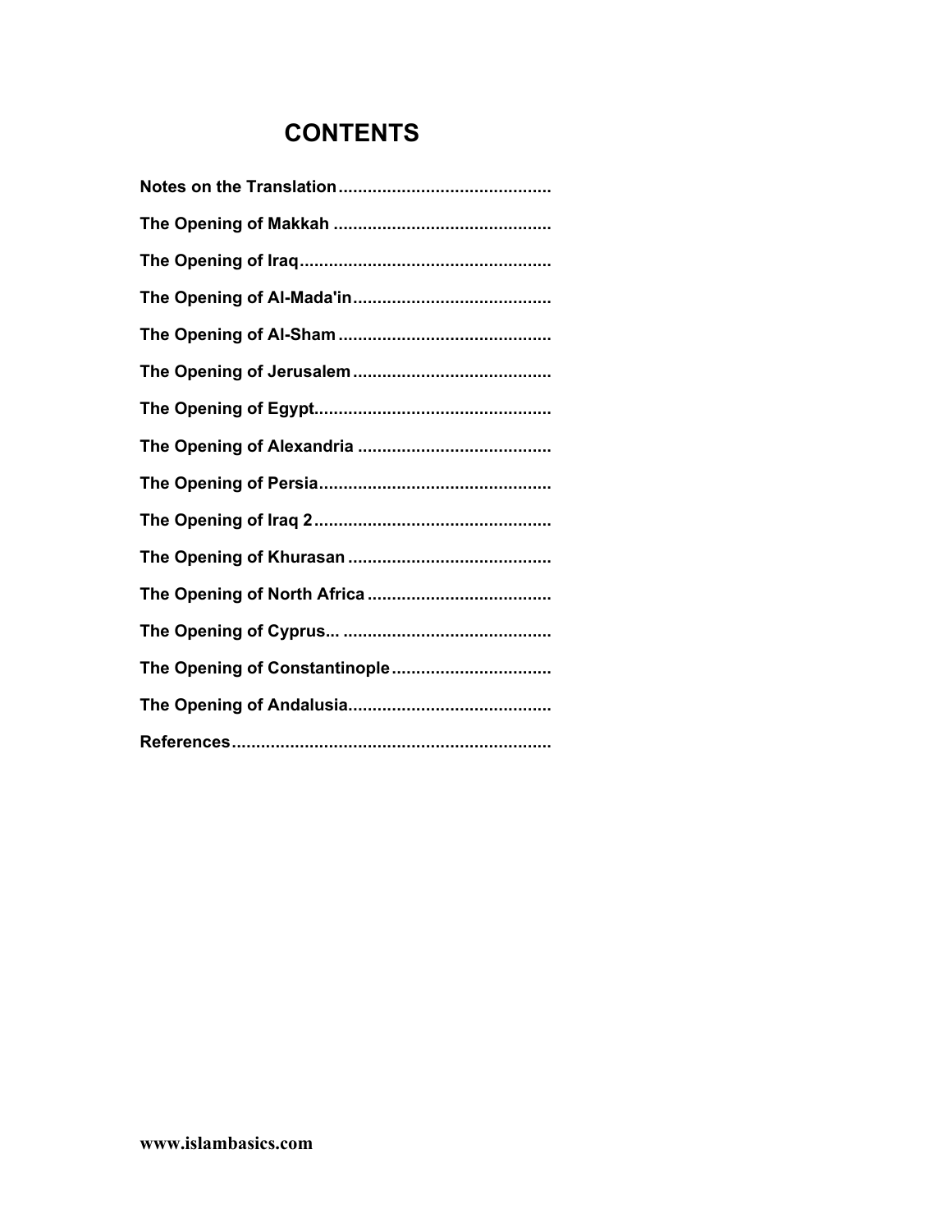# CONTENTS

**Notes on the Translation**............................................

**The Opening of Makkah** ............................................

**The Opening of Iraq**...................................................

**The Opening of Al-Mada'in**........................................

**The Opening of Al-Sham**...........................................

**The Opening of Jerusalem**........................................

**The Opening of Egypt**................................................

**The Opening of Alexandria** .......................................

**The Opening of Persia**...............................................

**The Opening of Iraq 2**................................................

**The Opening of Khurasan**..........................................

**The Opening of North Africa**.....................................

**The Opening of Cyprus...** ...........................................

**The Opening of Constantinople**................................

**The Opening of Andalusia**.........................................

**References**.................................................................

**www.islambasics.com**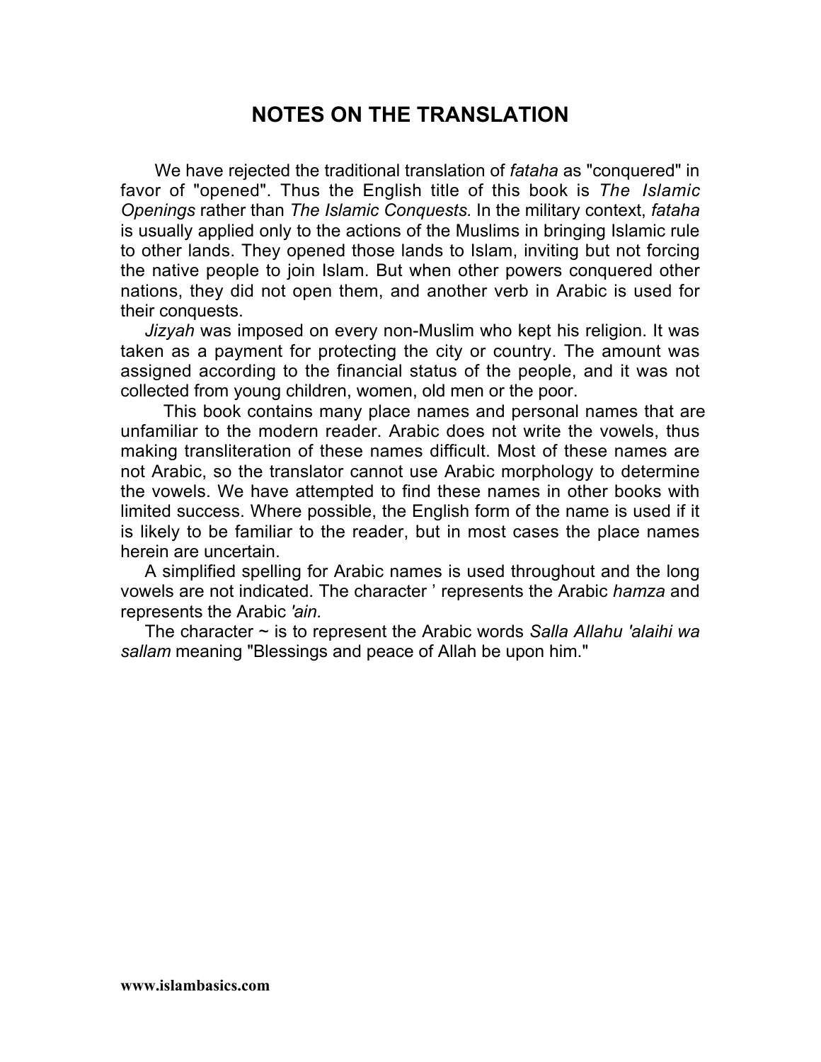# NOTES ON THE TRANSLATION

We have rejected the traditional translation of *fataha* as "conquered" in favor of "opened". Thus the English title of this book is *The Islamic Openings* rather than *The Islamic Conquests.* In the military context, *fataha* is usually applied only to the actions of the Muslims in bringing Islamic rule to other lands. They opened those lands to Islam, inviting but not forcing the native people to join Islam. But when other powers conquered other nations, they did not open them, and another verb in Arabic is used for their conquests.

*Jizyah* was imposed on every non-Muslim who kept his religion. It was taken as a payment for protecting the city or country. The amount was assigned according to the financial status of the people, and it was not collected from young children, women, old men or the poor.

This book contains many place names and personal names that are unfamiliar to the modern reader. Arabic does not write the vowels, thus making transliteration of these names difficult. Most of these names are not Arabic, so the translator cannot use Arabic morphology to determine the vowels. We have attempted to find these names in other books with limited success. Where possible, the English form of the name is used if it is likely to be familiar to the reader, but in most cases the place names herein are uncertain.

A simplified spelling for Arabic names is used throughout and the long vowels are not indicated. The character ’ represents the Arabic *hamza* and represents the Arabic *'ain.*

The character ~ is to represent the Arabic words *Salla Allahu 'alaihi wa sallam* meaning "Blessings and peace of Allah be upon him."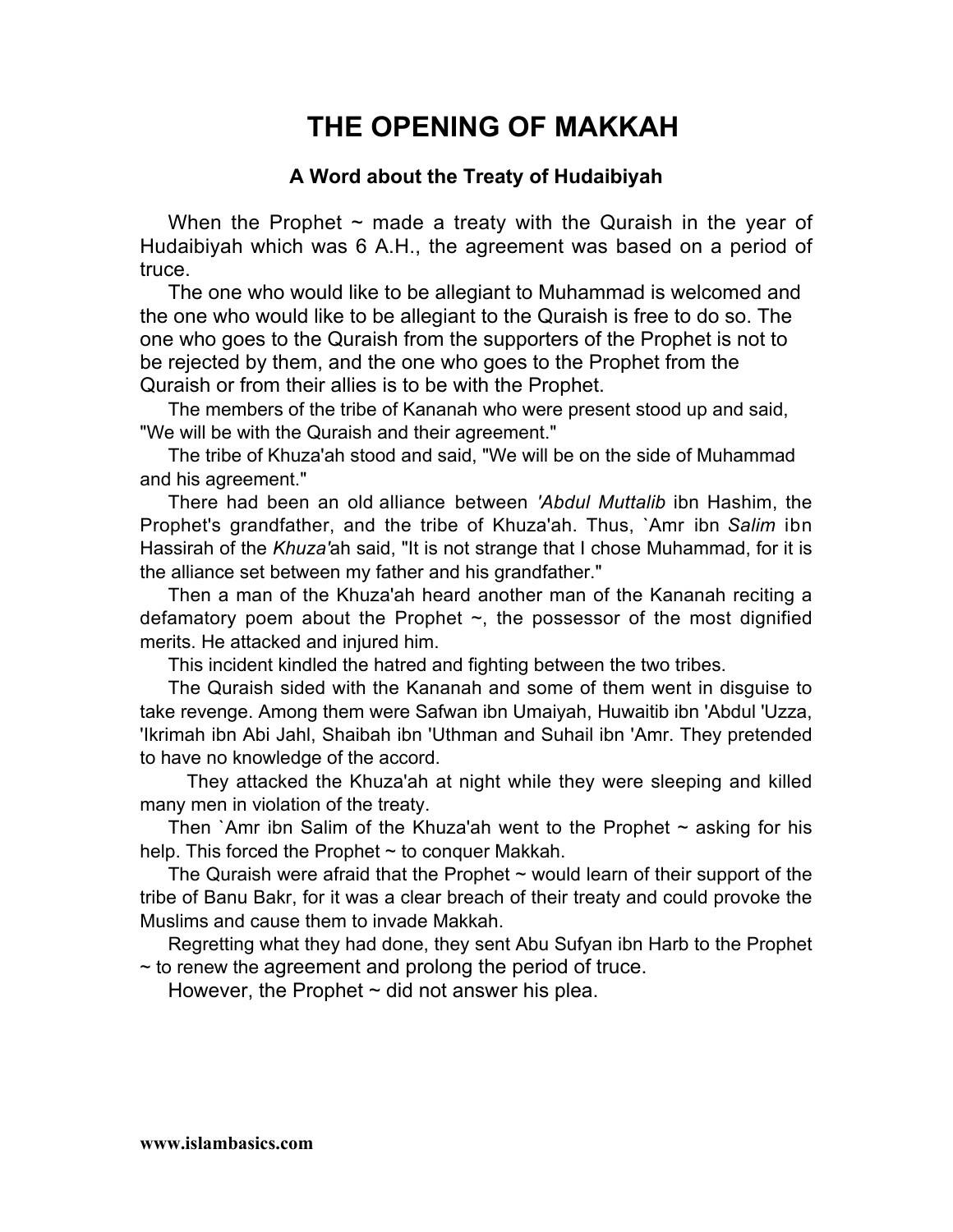# THE OPENING OF MAKKAH

### A Word about the Treaty of Hudaibiyah

When the Prophet ~ made a treaty with the Quraish in the year of Hudaibiyah which was 6 A.H., the agreement was based on a period of truce.

The one who would like to be allegiant to Muhammad is welcomed and the one who would like to be allegiant to the Quraish is free to do so. The one who goes to the Quraish from the supporters of the Prophet is not to be rejected by them, and the one who goes to the Prophet from the Quraish or from their allies is to be with the Prophet.

The members of the tribe of Kananah who were present stood up and said, "We will be with the Quraish and their agreement."

The tribe of Khuza'ah stood and said, "We will be on the side of Muhammad and his agreement."

There had been an old alliance between *'Abdul Muttalib* ibn Hashim, the Prophet's grandfather, and the tribe of Khuza'ah. Thus, `Amr ibn *Salim* ibn Hassirah of the *Khuza'*ah said, "It is not strange that I chose Muhammad, for it is the alliance set between my father and his grandfather."

Then a man of the Khuza'ah heard another man of the Kananah reciting a defamatory poem about the Prophet ~, the possessor of the most dignified merits. He attacked and injured him.

This incident kindled the hatred and fighting between the two tribes.

The Quraish sided with the Kananah and some of them went in disguise to take revenge. Among them were Safwan ibn Umaiyah, Huwaitib ibn 'Abdul 'Uzza, 'Ikrimah ibn Abi Jahl, Shaibah ibn 'Uthman and Suhail ibn 'Amr. They pretended to have no knowledge of the accord.

They attacked the Khuza'ah at night while they were sleeping and killed many men in violation of the treaty.

Then `Amr ibn Salim of the Khuza'ah went to the Prophet ~ asking for his help. This forced the Prophet ~ to conquer Makkah.

The Quraish were afraid that the Prophet ~ would learn of their support of the tribe of Banu Bakr, for it was a clear breach of their treaty and could provoke the Muslims and cause them to invade Makkah.

Regretting what they had done, they sent Abu Sufyan ibn Harb to the Prophet ~ to renew the agreement and prolong the period of truce.

However, the Prophet ~ did not answer his plea.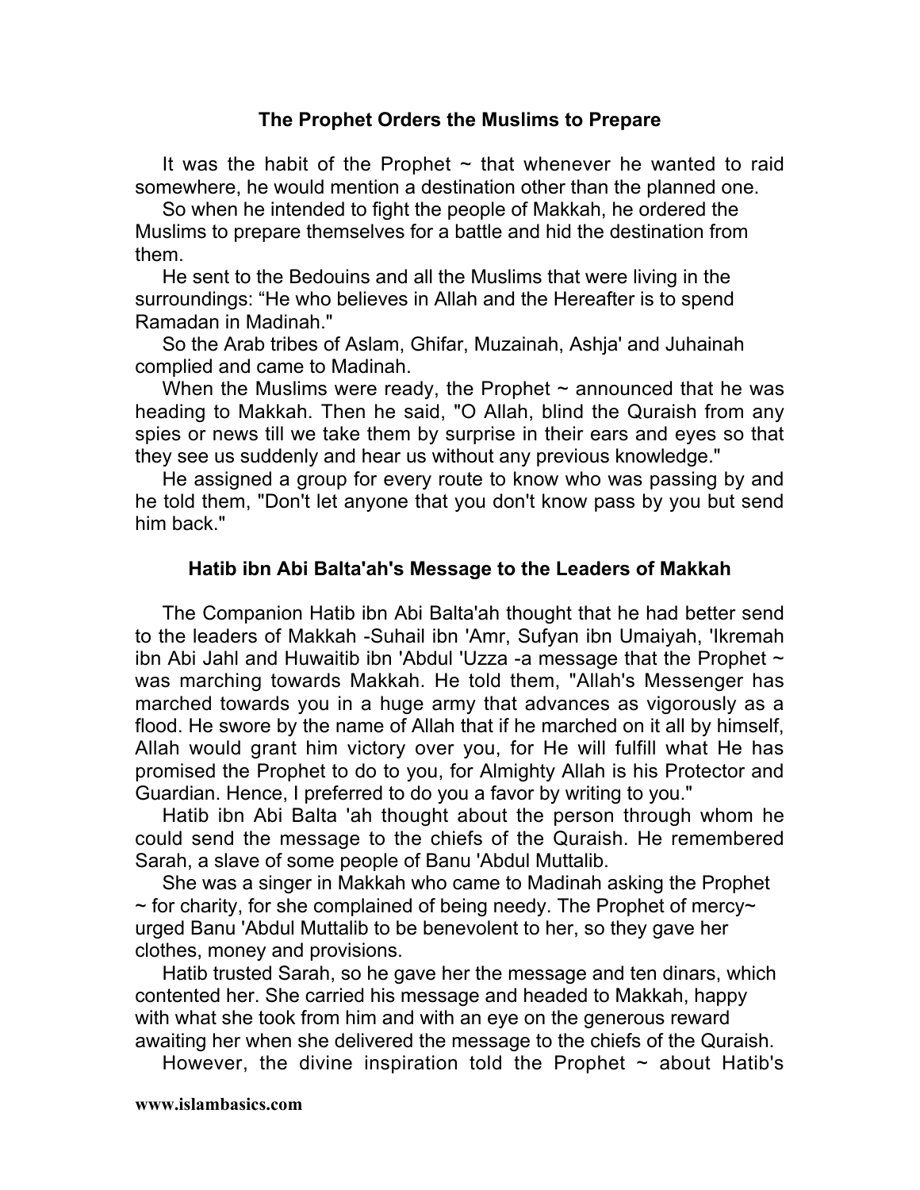## The Prophet Orders the Muslims to Prepare

It was the habit of the Prophet ~ that whenever he wanted to raid somewhere, he would mention a destination other than the planned one.

So when he intended to fight the people of Makkah, he ordered the Muslims to prepare themselves for a battle and hid the destination from them.

He sent to the Bedouins and all the Muslims that were living in the surroundings: "He who believes in Allah and the Hereafter is to spend Ramadan in Madinah."

So the Arab tribes of Aslam, Ghifar, Muzainah, Ashja' and Juhainah complied and came to Madinah.

When the Muslims were ready, the Prophet ~ announced that he was heading to Makkah. Then he said, "O Allah, blind the Quraish from any spies or news till we take them by surprise in their ears and eyes so that they see us suddenly and hear us without any previous knowledge."

He assigned a group for every route to know who was passing by and he told them, "Don't let anyone that you don't know pass by you but send him back."

## Hatib ibn Abi Balta'ah's Message to the Leaders of Makkah

The Companion Hatib ibn Abi Balta'ah thought that he had better send to the leaders of Makkah -Suhail ibn 'Amr, Sufyan ibn Umaiyah, 'Ikremah ibn Abi Jahl and Huwaitib ibn 'Abdul 'Uzza -a message that the Prophet ~ was marching towards Makkah. He told them, "Allah's Messenger has marched towards you in a huge army that advances as vigorously as a flood. He swore by the name of Allah that if he marched on it all by himself, Allah would grant him victory over you, for He will fulfill what He has promised the Prophet to do to you, for Almighty Allah is his Protector and Guardian. Hence, I preferred to do you a favor by writing to you."

Hatib ibn Abi Balta 'ah thought about the person through whom he could send the message to the chiefs of the Quraish. He remembered Sarah, a slave of some people of Banu 'Abdul Muttalib.

She was a singer in Makkah who came to Madinah asking the Prophet ~ for charity, for she complained of being needy. The Prophet of mercy~ urged Banu 'Abdul Muttalib to be benevolent to her, so they gave her clothes, money and provisions.

Hatib trusted Sarah, so he gave her the message and ten dinars, which contented her. She carried his message and headed to Makkah, happy with what she took from him and with an eye on the generous reward awaiting her when she delivered the message to the chiefs of the Quraish.

However, the divine inspiration told the Prophet ~ about Hatib's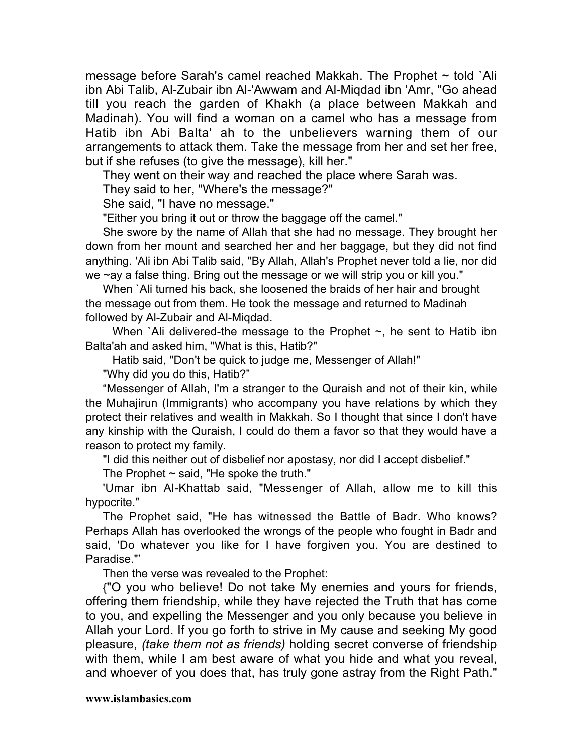message before Sarah's camel reached Makkah. The Prophet ~ told `Ali ibn Abi Talib, Al-Zubair ibn Al-'Awwam and Al-Miqdad ibn 'Amr, "Go ahead till you reach the garden of Khakh (a place between Makkah and Madinah). You will find a woman on a camel who has a message from Hatib ibn Abi Balta' ah to the unbelievers warning them of our arrangements to attack them. Take the message from her and set her free, but if she refuses (to give the message), kill her."

They went on their way and reached the place where Sarah was.

They said to her, "Where's the message?"

She said, "I have no message."

"Either you bring it out or throw the baggage off the camel."

She swore by the name of Allah that she had no message. They brought her down from her mount and searched her and her baggage, but they did not find anything. 'Ali ibn Abi Talib said, "By Allah, Allah's Prophet never told a lie, nor did we ~ay a false thing. Bring out the message or we will strip you or kill you."

When `Ali turned his back, she loosened the braids of her hair and brought the message out from them. He took the message and returned to Madinah followed by Al-Zubair and Al-Miqdad.

When `Ali delivered-the message to the Prophet ~, he sent to Hatib ibn Balta'ah and asked him, "What is this, Hatib?"

Hatib said, "Don't be quick to judge me, Messenger of Allah!"

"Why did you do this, Hatib?"

"Messenger of Allah, I'm a stranger to the Quraish and not of their kin, while the Muhajirun (Immigrants) who accompany you have relations by which they protect their relatives and wealth in Makkah. So I thought that since I don't have any kinship with the Quraish, I could do them a favor so that they would have a reason to protect my family.

"I did this neither out of disbelief nor apostasy, nor did I accept disbelief."

The Prophet ~ said, "He spoke the truth."

'Umar ibn Al-Khattab said, "Messenger of Allah, allow me to kill this hypocrite."

The Prophet said, "He has witnessed the Battle of Badr. Who knows? Perhaps Allah has overlooked the wrongs of the people who fought in Badr and said, 'Do whatever you like for I have forgiven you. You are destined to Paradise.'"

Then the verse was revealed to the Prophet:

{"O you who believe! Do not take My enemies and yours for friends, offering them friendship, while they have rejected the Truth that has come to you, and expelling the Messenger and you only because you believe in Allah your Lord. If you go forth to strive in My cause and seeking My good pleasure, *(take them not as friends)* holding secret converse of friendship with them, while I am best aware of what you hide and what you reveal, and whoever of you does that, has truly gone astray from the Right Path."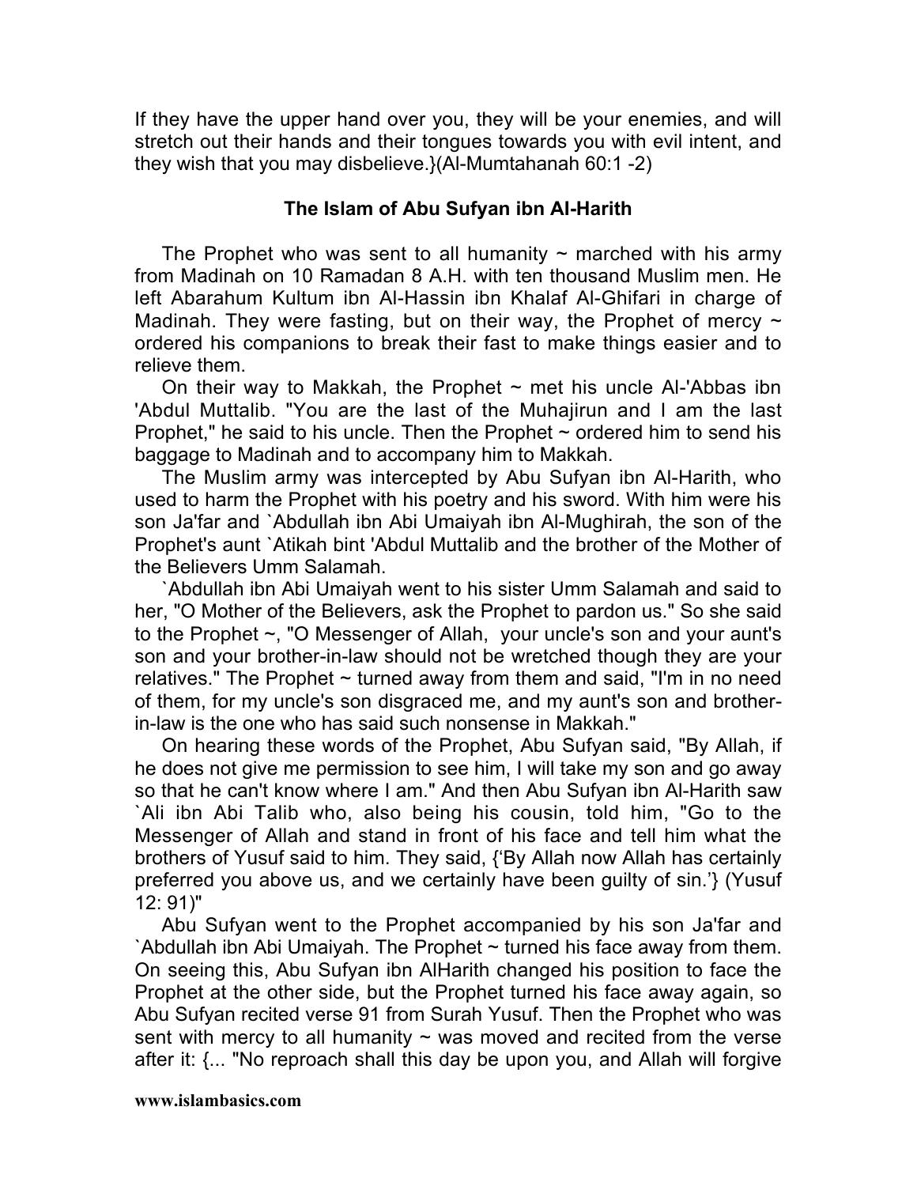If they have the upper hand over you, they will be your enemies, and will stretch out their hands and their tongues towards you with evil intent, and they wish that you may disbelieve.}(Al-Mumtahanah 60:1 -2)

### The Islam of Abu Sufyan ibn Al-Harith

The Prophet who was sent to all humanity ~ marched with his army from Madinah on 10 Ramadan 8 A.H. with ten thousand Muslim men. He left Abarahum Kultum ibn Al-Hassin ibn Khalaf Al-Ghifari in charge of Madinah. They were fasting, but on their way, the Prophet of mercy ~ ordered his companions to break their fast to make things easier and to relieve them.

On their way to Makkah, the Prophet ~ met his uncle Al-'Abbas ibn 'Abdul Muttalib. "You are the last of the Muhajirun and I am the last Prophet," he said to his uncle. Then the Prophet ~ ordered him to send his baggage to Madinah and to accompany him to Makkah.

The Muslim army was intercepted by Abu Sufyan ibn Al-Harith, who used to harm the Prophet with his poetry and his sword. With him were his son Ja'far and `Abdullah ibn Abi Umaiyah ibn Al-Mughirah, the son of the Prophet's aunt `Atikah bint 'Abdul Muttalib and the brother of the Mother of the Believers Umm Salamah.

`Abdullah ibn Abi Umaiyah went to his sister Umm Salamah and said to her, "O Mother of the Believers, ask the Prophet to pardon us." So she said to the Prophet ~, "O Messenger of Allah, your uncle's son and your aunt's son and your brother-in-law should not be wretched though they are your relatives." The Prophet ~ turned away from them and said, "I'm in no need of them, for my uncle's son disgraced me, and my aunt's son and brother-in-law is the one who has said such nonsense in Makkah."

On hearing these words of the Prophet, Abu Sufyan said, "By Allah, if he does not give me permission to see him, I will take my son and go away so that he can't know where I am." And then Abu Sufyan ibn Al-Harith saw `Ali ibn Abi Talib who, also being his cousin, told him, "Go to the Messenger of Allah and stand in front of his face and tell him what the brothers of Yusuf said to him. They said, {'By Allah now Allah has certainly preferred you above us, and we certainly have been guilty of sin.'} (Yusuf 12: 91)"

Abu Sufyan went to the Prophet accompanied by his son Ja'far and `Abdullah ibn Abi Umaiyah. The Prophet ~ turned his face away from them. On seeing this, Abu Sufyan ibn AlHarith changed his position to face the Prophet at the other side, but the Prophet turned his face away again, so Abu Sufyan recited verse 91 from Surah Yusuf. Then the Prophet who was sent with mercy to all humanity ~ was moved and recited from the verse after it: {... "No reproach shall this day be upon you, and Allah will forgive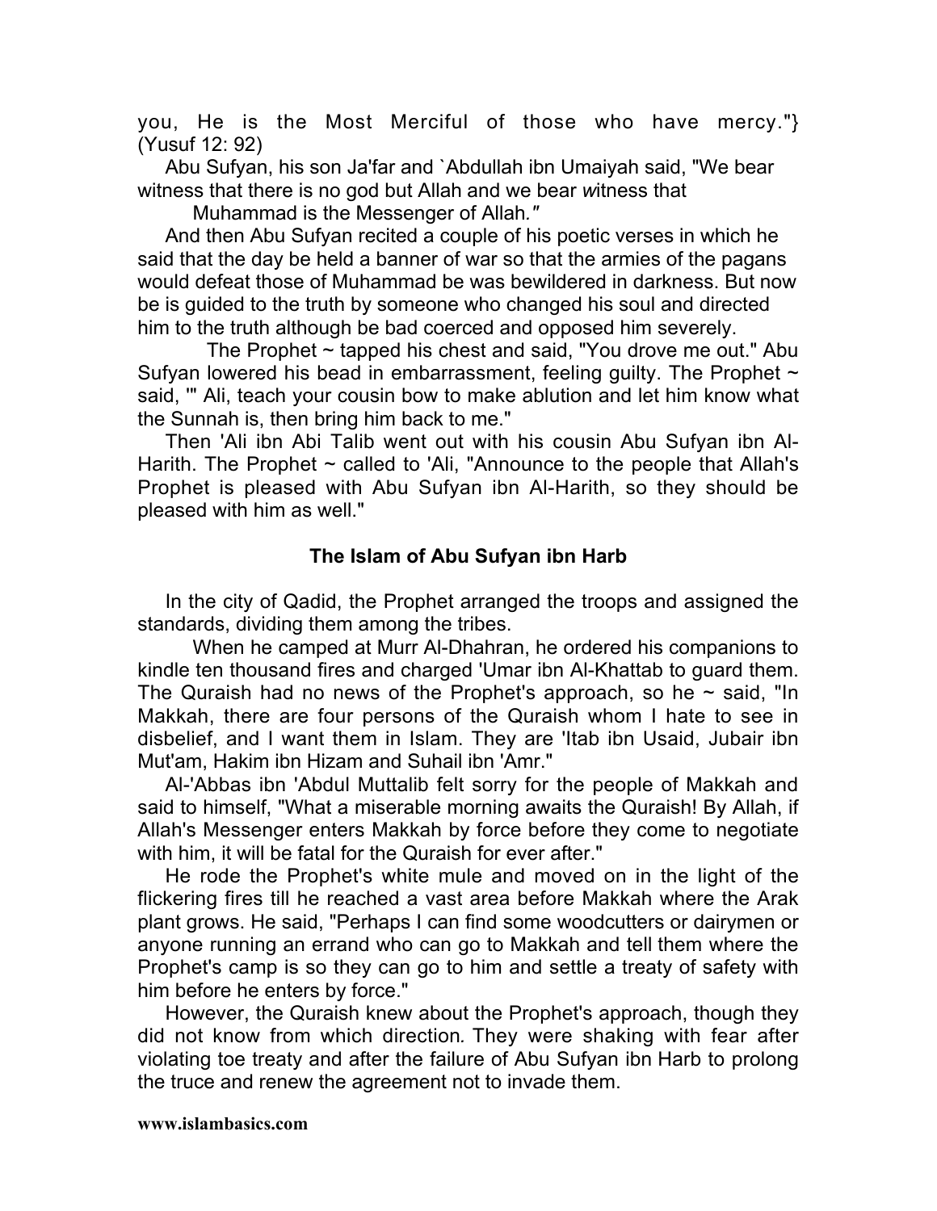you, He is the Most Merciful of those who have mercy."} (Yusuf 12: 92)

Abu Sufyan, his son Ja'far and `Abdullah ibn Umaiyah said, "We bear witness that there is no god but Allah and we bear witness that Muhammad is the Messenger of Allah."

And then Abu Sufyan recited a couple of his poetic verses in which he said that the day be held a banner of war so that the armies of the pagans would defeat those of Muhammad be was bewildered in darkness. But now be is guided to the truth by someone who changed his soul and directed him to the truth although be bad coerced and opposed him severely.

The Prophet ~ tapped his chest and said, "You drove me out." Abu Sufyan lowered his bead in embarrassment, feeling guilty. The Prophet ~ said, "' Ali, teach your cousin bow to make ablution and let him know what the Sunnah is, then bring him back to me."

Then 'Ali ibn Abi Talib went out with his cousin Abu Sufyan ibn Al-Harith. The Prophet ~ called to 'Ali, "Announce to the people that Allah's Prophet is pleased with Abu Sufyan ibn Al-Harith, so they should be pleased with him as well."

### The Islam of Abu Sufyan ibn Harb

In the city of Qadid, the Prophet arranged the troops and assigned the standards, dividing them among the tribes.

When he camped at Murr Al-Dhahran, he ordered his companions to kindle ten thousand fires and charged 'Umar ibn Al-Khattab to guard them. The Quraish had no news of the Prophet's approach, so he ~ said, "In Makkah, there are four persons of the Quraish whom I hate to see in disbelief, and I want them in Islam. They are 'Itab ibn Usaid, Jubair ibn Mut'am, Hakim ibn Hizam and Suhail ibn 'Amr."

Al-'Abbas ibn 'Abdul Muttalib felt sorry for the people of Makkah and said to himself, "What a miserable morning awaits the Quraish! By Allah, if Allah's Messenger enters Makkah by force before they come to negotiate with him, it will be fatal for the Quraish for ever after."

He rode the Prophet's white mule and moved on in the light of the flickering fires till he reached a vast area before Makkah where the Arak plant grows. He said, "Perhaps I can find some woodcutters or dairymen or anyone running an errand who can go to Makkah and tell them where the Prophet's camp is so they can go to him and settle a treaty of safety with him before he enters by force."

However, the Quraish knew about the Prophet's approach, though they did not know from which direction. They were shaking with fear after violating toe treaty and after the failure of Abu Sufyan ibn Harb to prolong the truce and renew the agreement not to invade them.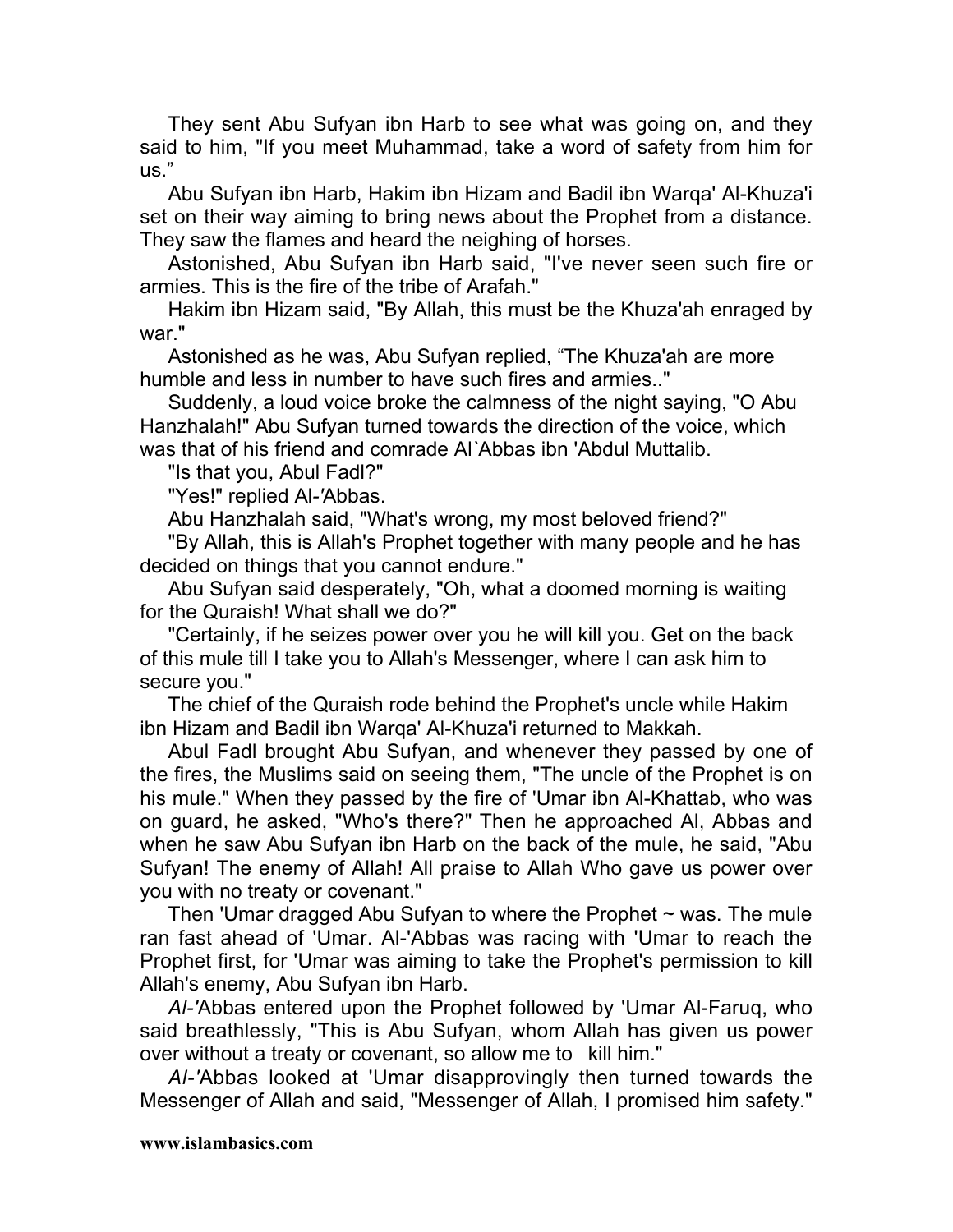They sent Abu Sufyan ibn Harb to see what was going on, and they said to him, "If you meet Muhammad, take a word of safety from him for us."

Abu Sufyan ibn Harb, Hakim ibn Hizam and Badil ibn Warqa' Al-Khuza'i set on their way aiming to bring news about the Prophet from a distance. They saw the flames and heard the neighing of horses.

Astonished, Abu Sufyan ibn Harb said, "I've never seen such fire or armies. This is the fire of the tribe of Arafah."

Hakim ibn Hizam said, "By Allah, this must be the Khuza'ah enraged by war."

Astonished as he was, Abu Sufyan replied, "The Khuza'ah are more humble and less in number to have such fires and armies.."

Suddenly, a loud voice broke the calmness of the night saying, "O Abu Hanzhalah!" Abu Sufyan turned towards the direction of the voice, which was that of his friend and comrade Al`Abbas ibn 'Abdul Muttalib.

"Is that you, Abul Fadl?"

"Yes!" replied Al-'Abbas.

Abu Hanzhalah said, "What's wrong, my most beloved friend?"

"By Allah, this is Allah's Prophet together with many people and he has decided on things that you cannot endure."

Abu Sufyan said desperately, "Oh, what a doomed morning is waiting for the Quraish! What shall we do?"

"Certainly, if he seizes power over you he will kill you. Get on the back of this mule till I take you to Allah's Messenger, where I can ask him to secure you."

The chief of the Quraish rode behind the Prophet's uncle while Hakim ibn Hizam and Badil ibn Warqa' Al-Khuza'i returned to Makkah.

Abul Fadl brought Abu Sufyan, and whenever they passed by one of the fires, the Muslims said on seeing them, "The uncle of the Prophet is on his mule." When they passed by the fire of 'Umar ibn Al-Khattab, who was on guard, he asked, "Who's there?" Then he approached Al, Abbas and when he saw Abu Sufyan ibn Harb on the back of the mule, he said, "Abu Sufyan! The enemy of Allah! All praise to Allah Who gave us power over you with no treaty or covenant."

Then 'Umar dragged Abu Sufyan to where the Prophet ~ was. The mule ran fast ahead of 'Umar. Al-'Abbas was racing with 'Umar to reach the Prophet first, for 'Umar was aiming to take the Prophet's permission to kill Allah's enemy, Abu Sufyan ibn Harb.

*Al-'*Abbas entered upon the Prophet followed by 'Umar Al-Faruq, who said breathlessly, "This is Abu Sufyan, whom Allah has given us power over without a treaty or covenant, so allow me to kill him."

*Al-'*Abbas looked at 'Umar disapprovingly then turned towards the Messenger of Allah and said, "Messenger of Allah, I promised him safety."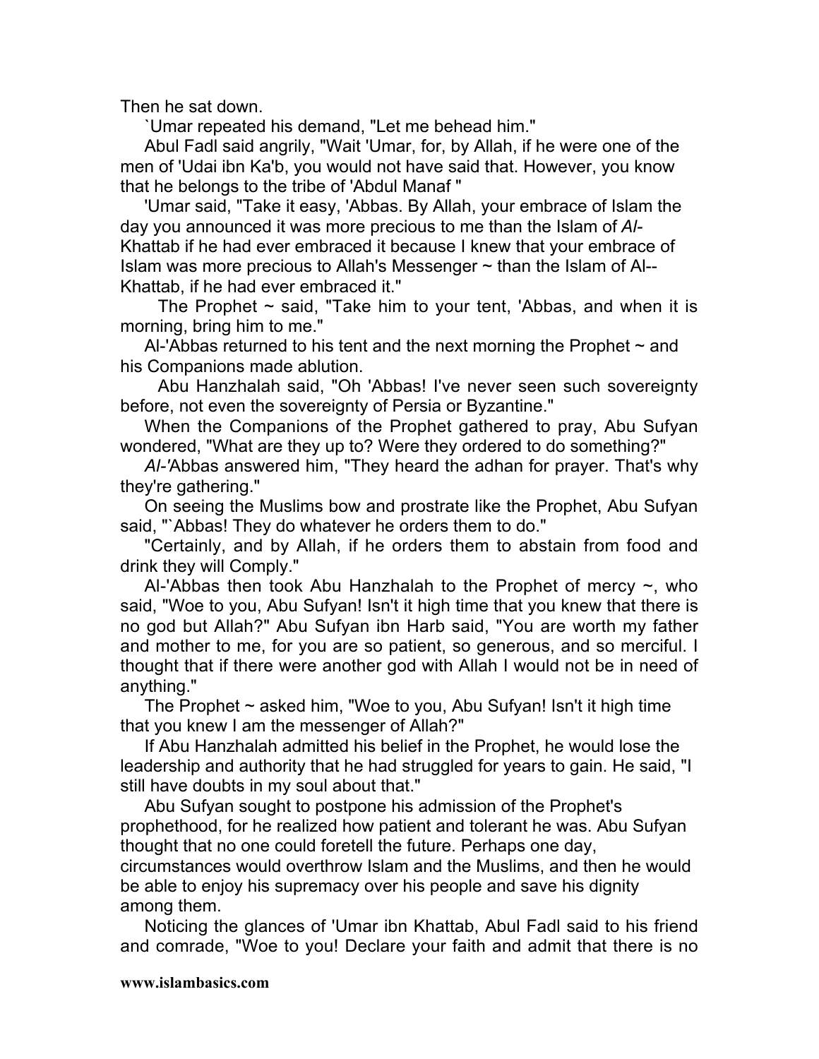Then he sat down.

`Umar repeated his demand, "Let me behead him."

Abul Fadl said angrily, "Wait 'Umar, for, by Allah, if he were one of the men of 'Udai ibn Ka'b, you would not have said that. However, you know that he belongs to the tribe of 'Abdul Manaf "

'Umar said, "Take it easy, 'Abbas. By Allah, your embrace of Islam the day you announced it was more precious to me than the Islam of *Al*-Khattab if he had ever embraced it because I knew that your embrace of Islam was more precious to Allah's Messenger ~ than the Islam of Al--Khattab, if he had ever embraced it."

The Prophet ~ said, "Take him to your tent, 'Abbas, and when it is morning, bring him to me."

Al-'Abbas returned to his tent and the next morning the Prophet ~ and his Companions made ablution.

Abu Hanzhalah said, "Oh 'Abbas! I've never seen such sovereignty before, not even the sovereignty of Persia or Byzantine."

When the Companions of the Prophet gathered to pray, Abu Sufyan wondered, "What are they up to? Were they ordered to do something?"

*Al-'*Abbas answered him, "They heard the adhan for prayer. That's why they're gathering."

On seeing the Muslims bow and prostrate like the Prophet, Abu Sufyan said, "`Abbas! They do whatever he orders them to do."

"Certainly, and by Allah, if he orders them to abstain from food and drink they will Comply."

Al-'Abbas then took Abu Hanzhalah to the Prophet of mercy ~, who said, "Woe to you, Abu Sufyan! Isn't it high time that you knew that there is no god but Allah?" Abu Sufyan ibn Harb said, "You are worth my father and mother to me, for you are so patient, so generous, and so merciful. I thought that if there were another god with Allah I would not be in need of anything."

The Prophet ~ asked him, "Woe to you, Abu Sufyan! Isn't it high time that you knew I am the messenger of Allah?"

If Abu Hanzhalah admitted his belief in the Prophet, he would lose the leadership and authority that he had struggled for years to gain. He said, "I still have doubts in my soul about that."

Abu Sufyan sought to postpone his admission of the Prophet's prophethood, for he realized how patient and tolerant he was. Abu Sufyan thought that no one could foretell the future. Perhaps one day, circumstances would overthrow Islam and the Muslims, and then he would be able to enjoy his supremacy over his people and save his dignity among them.

Noticing the glances of 'Umar ibn Khattab, Abul Fadl said to his friend and comrade, "Woe to you! Declare your faith and admit that there is no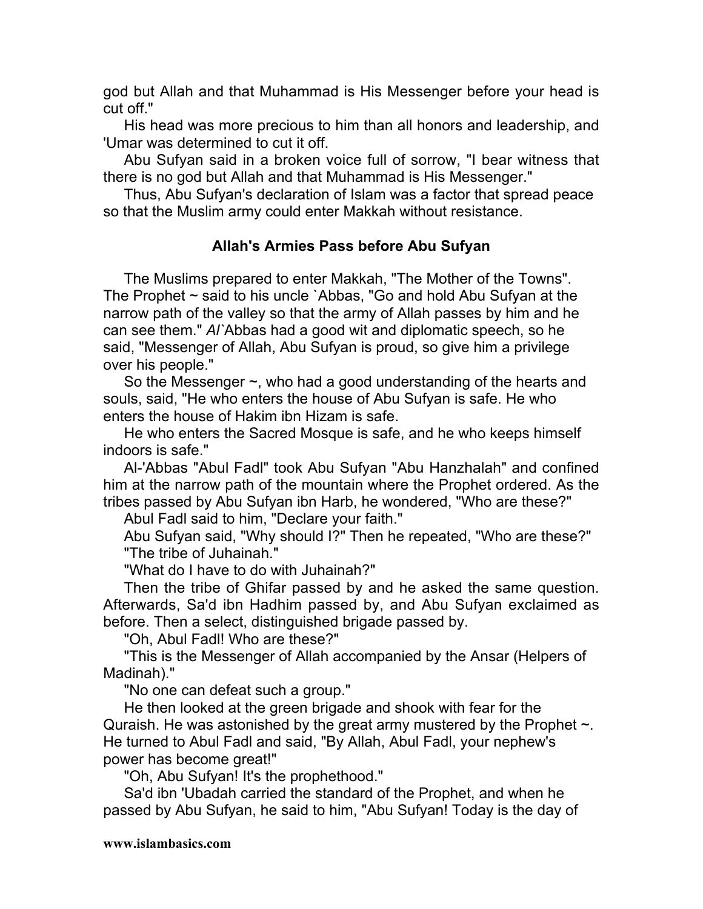god but Allah and that Muhammad is His Messenger before your head is cut off."

His head was more precious to him than all honors and leadership, and 'Umar was determined to cut it off.

Abu Sufyan said in a broken voice full of sorrow, "I bear witness that there is no god but Allah and that Muhammad is His Messenger."

Thus, Abu Sufyan's declaration of Islam was a factor that spread peace so that the Muslim army could enter Makkah without resistance.

### Allah's Armies Pass before Abu Sufyan

The Muslims prepared to enter Makkah, "The Mother of the Towns". The Prophet ~ said to his uncle `Abbas, "Go and hold Abu Sufyan at the narrow path of the valley so that the army of Allah passes by him and he can see them." *Al*`Abbas had a good wit and diplomatic speech, so he said, "Messenger of Allah, Abu Sufyan is proud, so give him a privilege over his people."

So the Messenger ~, who had a good understanding of the hearts and souls, said, "He who enters the house of Abu Sufyan is safe. He who enters the house of Hakim ibn Hizam is safe.

He who enters the Sacred Mosque is safe, and he who keeps himself indoors is safe."

Al-'Abbas "Abul Fadl" took Abu Sufyan "Abu Hanzhalah" and confined him at the narrow path of the mountain where the Prophet ordered. As the tribes passed by Abu Sufyan ibn Harb, he wondered, "Who are these?"

Abul Fadl said to him, "Declare your faith."

Abu Sufyan said, "Why should I?" Then he repeated, "Who are these?"

"The tribe of Juhainah."

"What do I have to do with Juhainah?"

Then the tribe of Ghifar passed by and he asked the same question. Afterwards, Sa'd ibn Hadhim passed by, and Abu Sufyan exclaimed as before. Then a select, distinguished brigade passed by.

"Oh, Abul Fadl! Who are these?"

"This is the Messenger of Allah accompanied by the Ansar (Helpers of Madinah)."

"No one can defeat such a group."

He then looked at the green brigade and shook with fear for the Quraish. He was astonished by the great army mustered by the Prophet ~. He turned to Abul Fadl and said, "By Allah, Abul Fadl, your nephew's power has become great!"

"Oh, Abu Sufyan! It's the prophethood."

Sa'd ibn 'Ubadah carried the standard of the Prophet, and when he passed by Abu Sufyan, he said to him, "Abu Sufyan! Today is the day of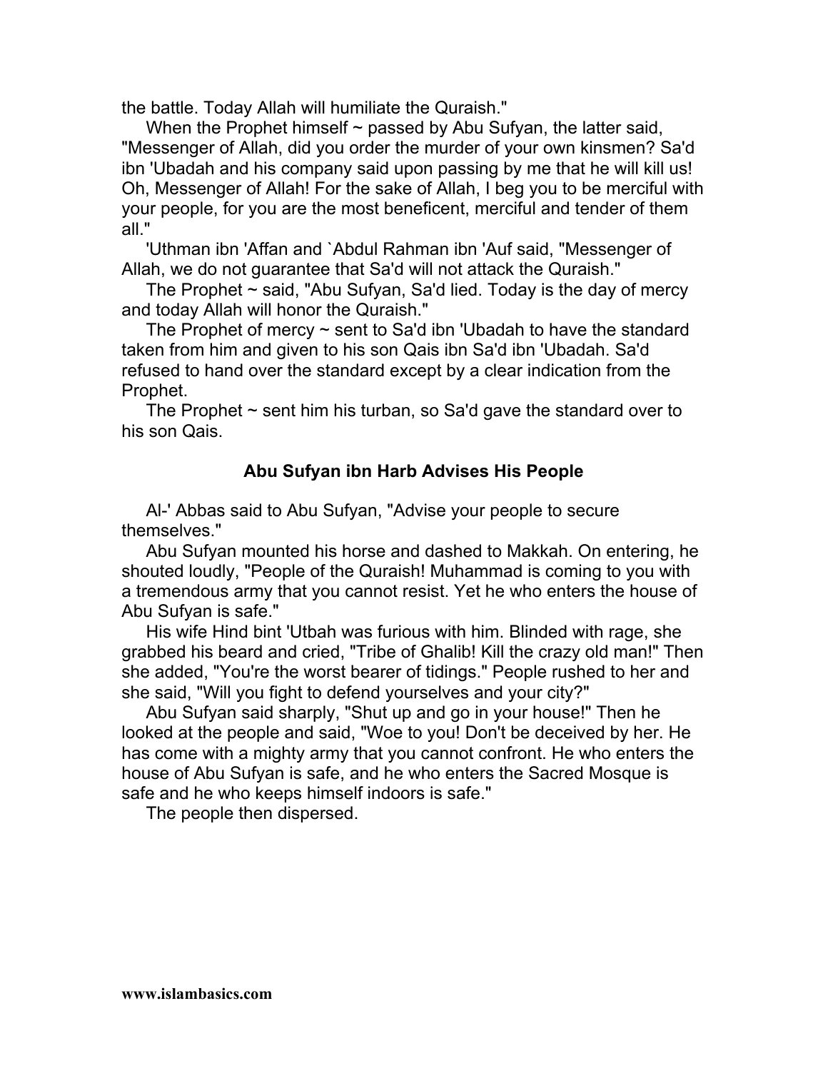the battle. Today Allah will humiliate the Quraish."

When the Prophet himself ~ passed by Abu Sufyan, the latter said, "Messenger of Allah, did you order the murder of your own kinsmen? Sa'd ibn 'Ubadah and his company said upon passing by me that he will kill us! Oh, Messenger of Allah! For the sake of Allah, I beg you to be merciful with your people, for you are the most beneficent, merciful and tender of them all."

'Uthman ibn 'Affan and `Abdul Rahman ibn 'Auf said, "Messenger of Allah, we do not guarantee that Sa'd will not attack the Quraish."

The Prophet ~ said, "Abu Sufyan, Sa'd lied. Today is the day of mercy and today Allah will honor the Quraish."

The Prophet of mercy ~ sent to Sa'd ibn 'Ubadah to have the standard taken from him and given to his son Qais ibn Sa'd ibn 'Ubadah. Sa'd refused to hand over the standard except by a clear indication from the Prophet.

The Prophet ~ sent him his turban, so Sa'd gave the standard over to his son Qais.

### Abu Sufyan ibn Harb Advises His People

Al-' Abbas said to Abu Sufyan, "Advise your people to secure themselves."

Abu Sufyan mounted his horse and dashed to Makkah. On entering, he shouted loudly, "People of the Quraish! Muhammad is coming to you with a tremendous army that you cannot resist. Yet he who enters the house of Abu Sufyan is safe."

His wife Hind bint 'Utbah was furious with him. Blinded with rage, she grabbed his beard and cried, "Tribe of Ghalib! Kill the crazy old man!" Then she added, "You're the worst bearer of tidings." People rushed to her and she said, "Will you fight to defend yourselves and your city?"

Abu Sufyan said sharply, "Shut up and go in your house!" Then he looked at the people and said, "Woe to you! Don't be deceived by her. He has come with a mighty army that you cannot confront. He who enters the house of Abu Sufyan is safe, and he who enters the Sacred Mosque is safe and he who keeps himself indoors is safe."

The people then dispersed.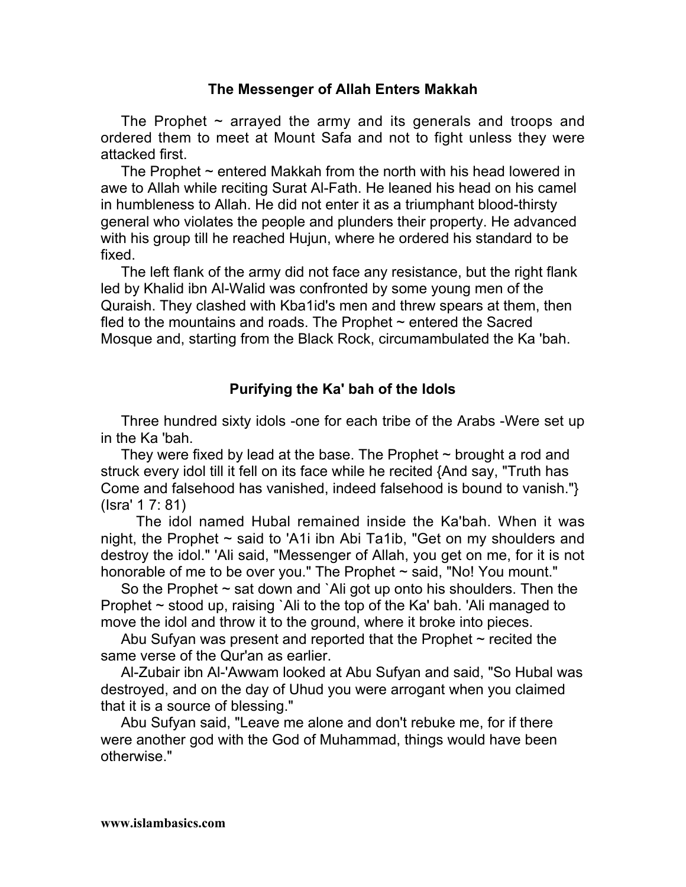## The Messenger of Allah Enters Makkah

The Prophet ~ arrayed the army and its generals and troops and ordered them to meet at Mount Safa and not to fight unless they were attacked first.

The Prophet ~ entered Makkah from the north with his head lowered in awe to Allah while reciting Surat Al-Fath. He leaned his head on his camel in humbleness to Allah. He did not enter it as a triumphant blood-thirsty general who violates the people and plunders their property. He advanced with his group till he reached Hujun, where he ordered his standard to be fixed.

The left flank of the army did not face any resistance, but the right flank led by Khalid ibn Al-Walid was confronted by some young men of the Quraish. They clashed with Kba1id's men and threw spears at them, then fled to the mountains and roads. The Prophet ~ entered the Sacred Mosque and, starting from the Black Rock, circumambulated the Ka 'bah.

## Purifying the Ka' bah of the Idols

Three hundred sixty idols -one for each tribe of the Arabs -Were set up in the Ka 'bah.

They were fixed by lead at the base. The Prophet ~ brought a rod and struck every idol till it fell on its face while he recited {And say, "Truth has Come and falsehood has vanished, indeed falsehood is bound to vanish."} (Isra' 1 7: 81)

The idol named Hubal remained inside the Ka'bah. When it was night, the Prophet ~ said to 'A1i ibn Abi Ta1ib, "Get on my shoulders and destroy the idol." 'Ali said, "Messenger of Allah, you get on me, for it is not honorable of me to be over you." The Prophet ~ said, "No! You mount."

So the Prophet ~ sat down and `Ali got up onto his shoulders. Then the Prophet ~ stood up, raising `Ali to the top of the Ka' bah. 'Ali managed to move the idol and throw it to the ground, where it broke into pieces.

Abu Sufyan was present and reported that the Prophet ~ recited the same verse of the Qur'an as earlier.

Al-Zubair ibn Al-'Awwam looked at Abu Sufyan and said, "So Hubal was destroyed, and on the day of Uhud you were arrogant when you claimed that it is a source of blessing."

Abu Sufyan said, "Leave me alone and don't rebuke me, for if there were another god with the God of Muhammad, things would have been otherwise."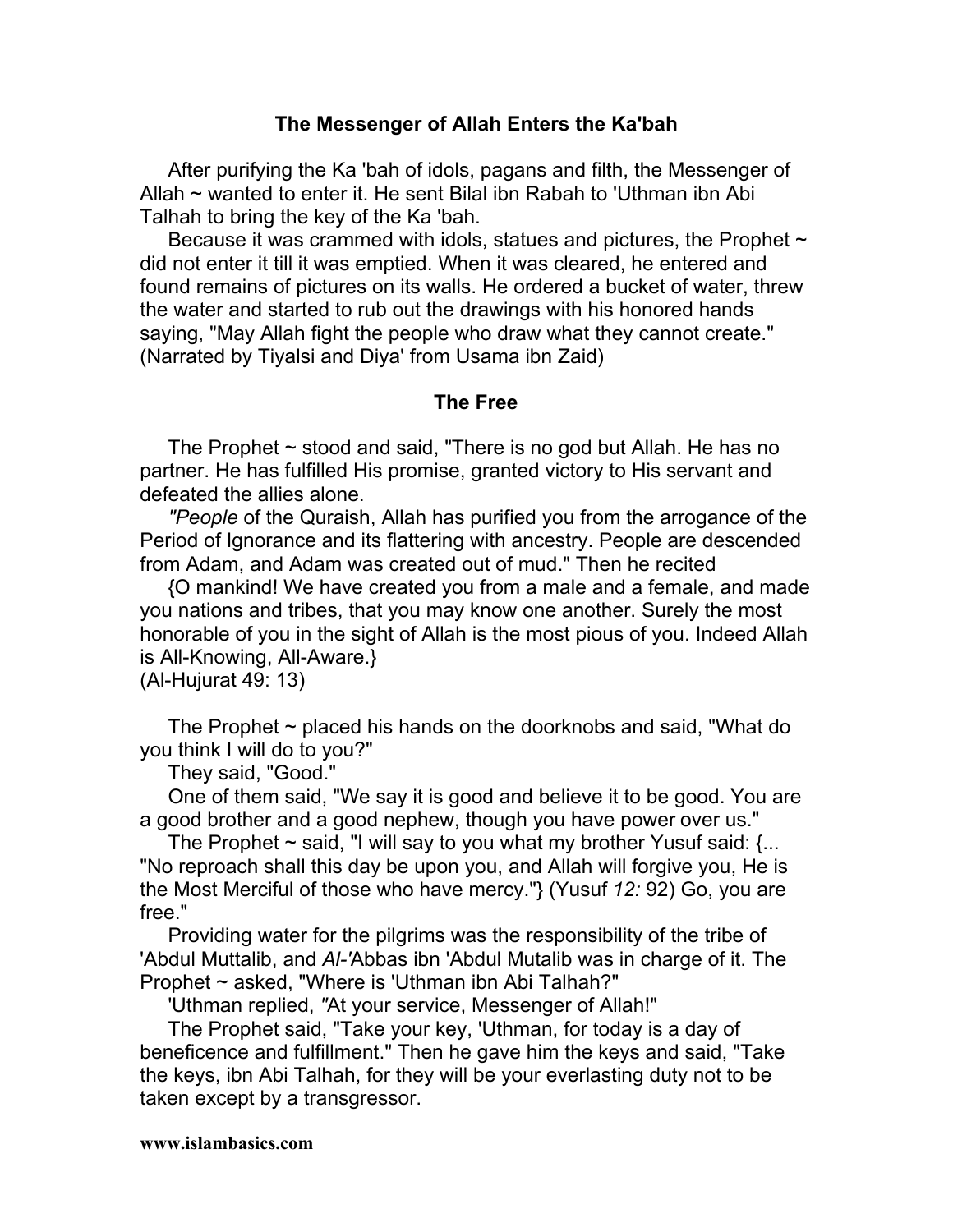## The Messenger of Allah Enters the Ka'bah

After purifying the Ka 'bah of idols, pagans and filth, the Messenger of Allah ~ wanted to enter it. He sent Bilal ibn Rabah to 'Uthman ibn Abi Talhah to bring the key of the Ka 'bah.

Because it was crammed with idols, statues and pictures, the Prophet ~ did not enter it till it was emptied. When it was cleared, he entered and found remains of pictures on its walls. He ordered a bucket of water, threw the water and started to rub out the drawings with his honored hands saying, "May Allah fight the people who draw what they cannot create." (Narrated by Tiyalsi and Diya' from Usama ibn Zaid)

## The Free

The Prophet ~ stood and said, "There is no god but Allah. He has no partner. He has fulfilled His promise, granted victory to His servant and defeated the allies alone.

*"People* of the Quraish, Allah has purified you from the arrogance of the Period of Ignorance and its flattering with ancestry. People are descended from Adam, and Adam was created out of mud." Then he recited

{O mankind! We have created you from a male and a female, and made you nations and tribes, that you may know one another. Surely the most honorable of you in the sight of Allah is the most pious of you. Indeed Allah is All-Knowing, All-Aware.}
(Al-Hujurat 49: 13)

The Prophet ~ placed his hands on the doorknobs and said, "What do you think I will do to you?"

They said, "Good."

One of them said, "We say it is good and believe it to be good. You are a good brother and a good nephew, though you have power over us."

The Prophet ~ said, "I will say to you what my brother Yusuf said: {... "No reproach shall this day be upon you, and Allah will forgive you, He is the Most Merciful of those who have mercy."} (Yusuf *12:* 92) Go, you are free."

Providing water for the pilgrims was the responsibility of the tribe of 'Abdul Muttalib, and *Al-'*Abbas ibn 'Abdul Mutalib was in charge of it. The Prophet ~ asked, "Where is 'Uthman ibn Abi Talhah?"

'Uthman replied, *"*At your service, Messenger of Allah!"

The Prophet said, "Take your key, 'Uthman, for today is a day of beneficence and fulfillment." Then he gave him the keys and said, "Take the keys, ibn Abi Talhah, for they will be your everlasting duty not to be taken except by a transgressor.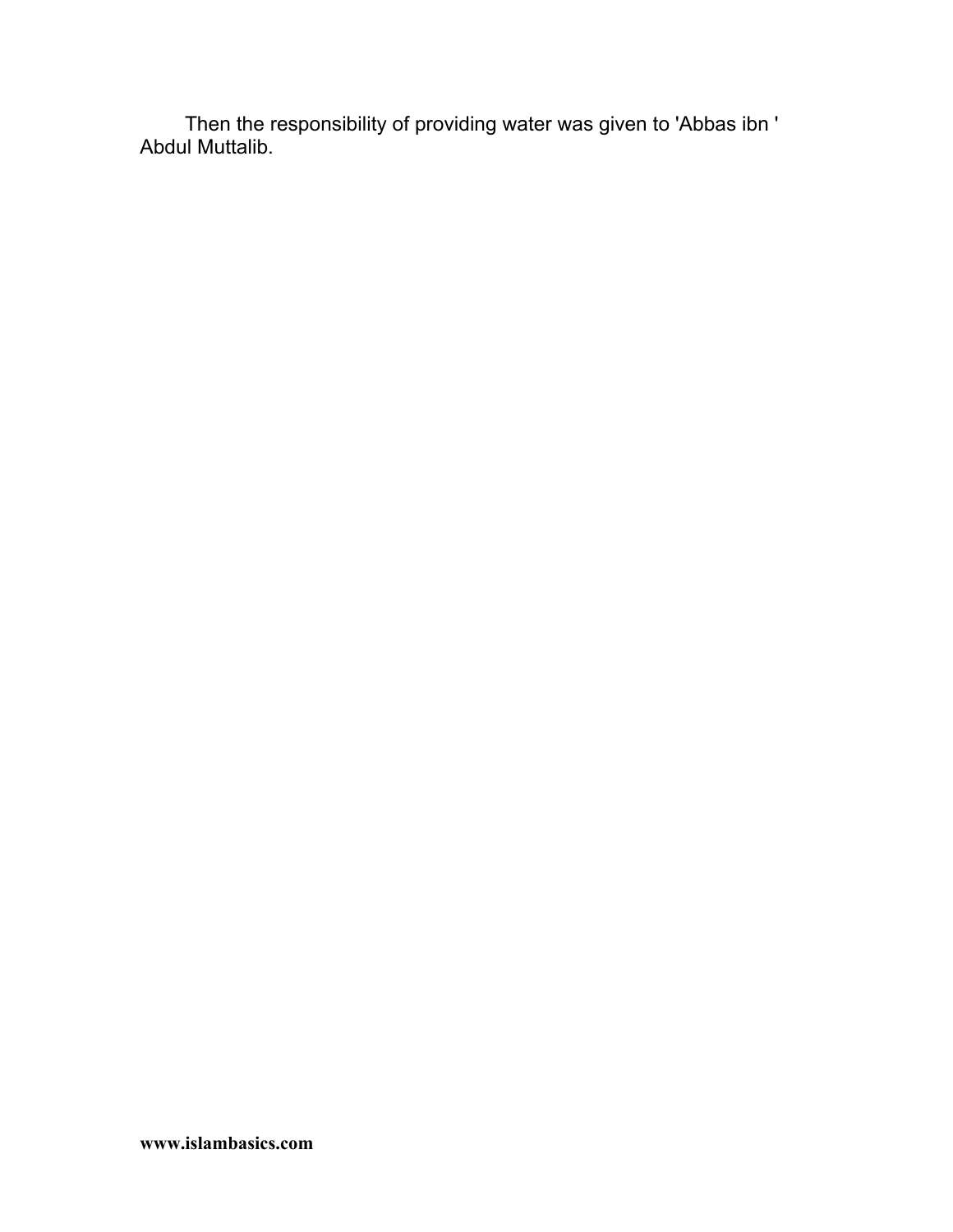Then the responsibility of providing water was given to 'Abbas ibn 'Abdul Muttalib.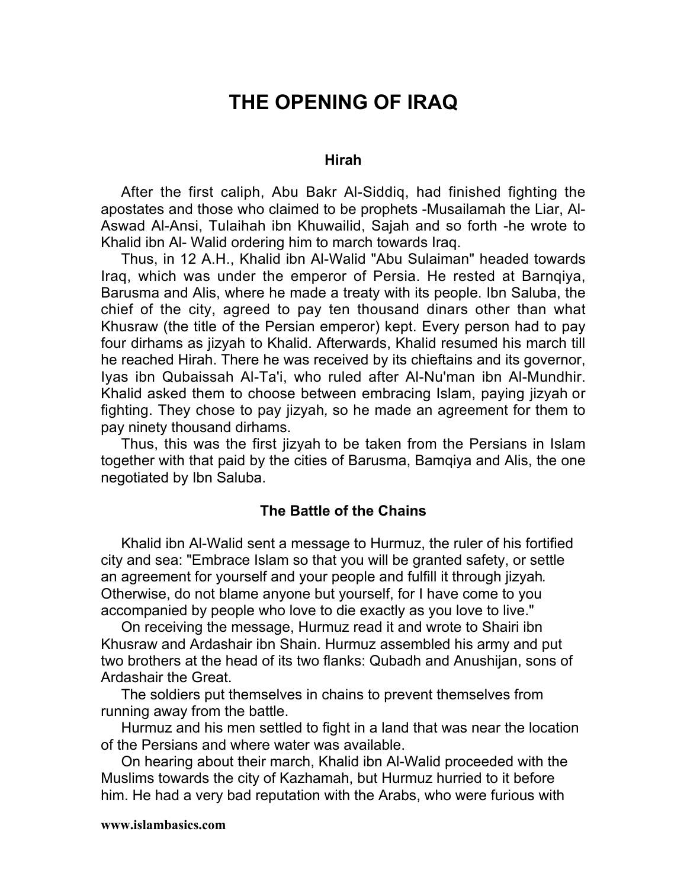# THE OPENING OF IRAQ

### Hirah

After the first caliph, Abu Bakr Al-Siddiq, had finished fighting the apostates and those who claimed to be prophets -Musailamah the Liar, Al-Aswad Al-Ansi, Tulaihah ibn Khuwailid, Sajah and so forth -he wrote to Khalid ibn Al- Walid ordering him to march towards Iraq.

Thus, in 12 A.H., Khalid ibn Al-Walid "Abu Sulaiman" headed towards Iraq, which was under the emperor of Persia. He rested at Barnqiya, Barusma and Alis, where he made a treaty with its people. Ibn Saluba, the chief of the city, agreed to pay ten thousand dinars other than what Khusraw (the title of the Persian emperor) kept. Every person had to pay four dirhams as jizyah to Khalid. Afterwards, Khalid resumed his march till he reached Hirah. There he was received by its chieftains and its governor, Iyas ibn Qubaissah Al-Ta'i, who ruled after Al-Nu'man ibn Al-Mundhir. Khalid asked them to choose between embracing Islam, paying jizyah or fighting. They chose to pay jizyah, so he made an agreement for them to pay ninety thousand dirhams.

Thus, this was the first jizyah to be taken from the Persians in Islam together with that paid by the cities of Barusma, Bamqiya and Alis, the one negotiated by Ibn Saluba.

### The Battle of the Chains

Khalid ibn Al-Walid sent a message to Hurmuz, the ruler of his fortified city and sea: "Embrace Islam so that you will be granted safety, or settle an agreement for yourself and your people and fulfill it through jizyah. Otherwise, do not blame anyone but yourself, for I have come to you accompanied by people who love to die exactly as you love to live."

On receiving the message, Hurmuz read it and wrote to Shairi ibn Khusraw and Ardashair ibn Shain. Hurmuz assembled his army and put two brothers at the head of its two flanks: Qubadh and Anushijan, sons of Ardashair the Great.

The soldiers put themselves in chains to prevent themselves from running away from the battle.

Hurmuz and his men settled to fight in a land that was near the location of the Persians and where water was available.

On hearing about their march, Khalid ibn Al-Walid proceeded with the Muslims towards the city of Kazhamah, but Hurmuz hurried to it before him. He had a very bad reputation with the Arabs, who were furious with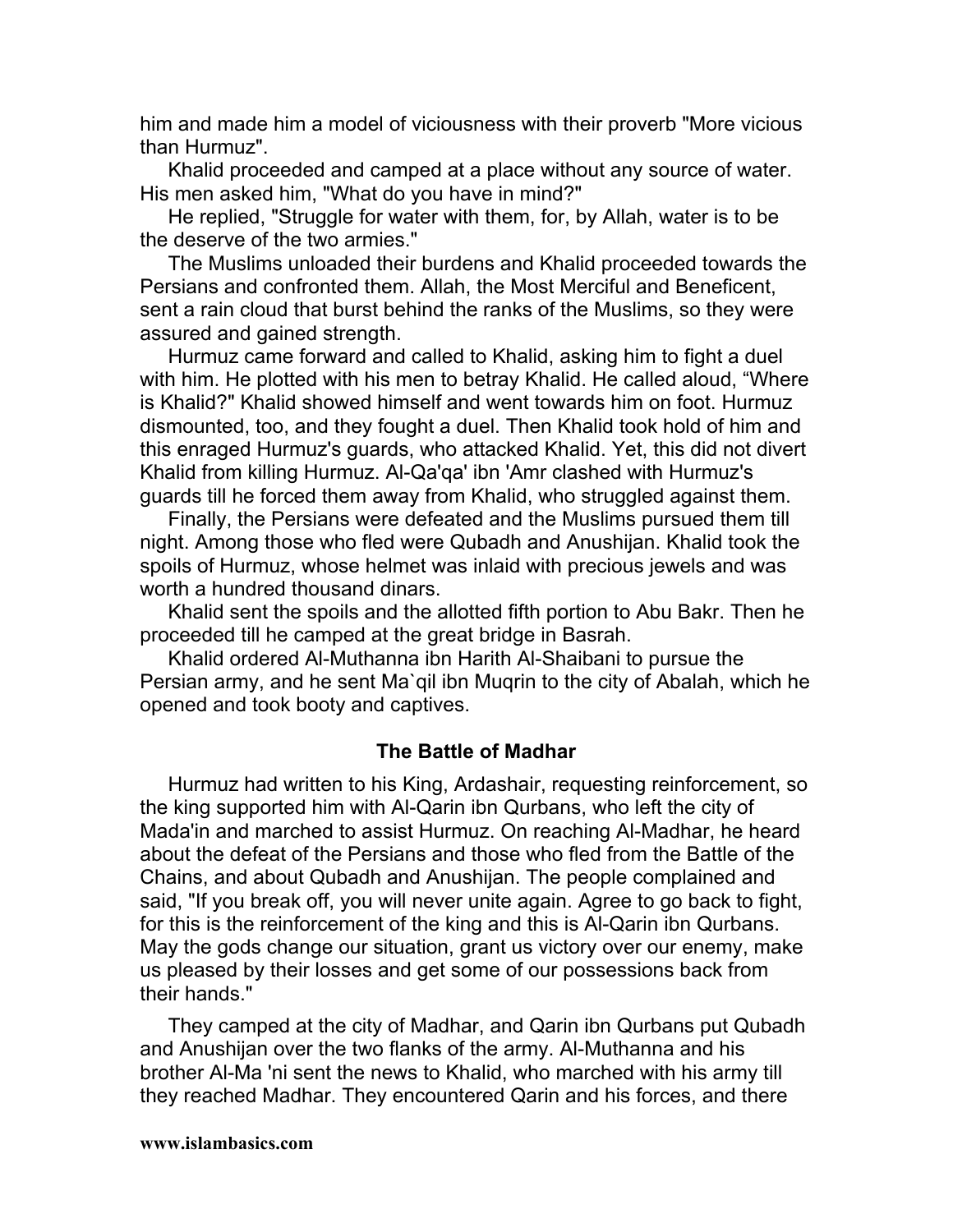him and made him a model of viciousness with their proverb "More vicious than Hurmuz".

Khalid proceeded and camped at a place without any source of water. His men asked him, "What do you have in mind?"

He replied, "Struggle for water with them, for, by Allah, water is to be the deserve of the two armies."

The Muslims unloaded their burdens and Khalid proceeded towards the Persians and confronted them. Allah, the Most Merciful and Beneficent, sent a rain cloud that burst behind the ranks of the Muslims, so they were assured and gained strength.

Hurmuz came forward and called to Khalid, asking him to fight a duel with him. He plotted with his men to betray Khalid. He called aloud, “Where is Khalid?" Khalid showed himself and went towards him on foot. Hurmuz dismounted, too, and they fought a duel. Then Khalid took hold of him and this enraged Hurmuz's guards, who attacked Khalid. Yet, this did not divert Khalid from killing Hurmuz. Al-Qa'qa' ibn 'Amr clashed with Hurmuz's guards till he forced them away from Khalid, who struggled against them.

Finally, the Persians were defeated and the Muslims pursued them till night. Among those who fled were Qubadh and Anushijan. Khalid took the spoils of Hurmuz, whose helmet was inlaid with precious jewels and was worth a hundred thousand dinars.

Khalid sent the spoils and the allotted fifth portion to Abu Bakr. Then he proceeded till he camped at the great bridge in Basrah.

Khalid ordered Al-Muthanna ibn Harith Al-Shaibani to pursue the Persian army, and he sent Ma`qil ibn Muqrin to the city of Abalah, which he opened and took booty and captives.

## The Battle of Madhar

Hurmuz had written to his King, Ardashair, requesting reinforcement, so the king supported him with Al-Qarin ibn Qurbans, who left the city of Mada'in and marched to assist Hurmuz. On reaching Al-Madhar, he heard about the defeat of the Persians and those who fled from the Battle of the Chains, and about Qubadh and Anushijan. The people complained and said, "If you break off, you will never unite again. Agree to go back to fight, for this is the reinforcement of the king and this is Al-Qarin ibn Qurbans. May the gods change our situation, grant us victory over our enemy, make us pleased by their losses and get some of our possessions back from their hands."

They camped at the city of Madhar, and Qarin ibn Qurbans put Qubadh and Anushijan over the two flanks of the army. Al-Muthanna and his brother Al-Ma 'ni sent the news to Khalid, who marched with his army till they reached Madhar. They encountered Qarin and his forces, and there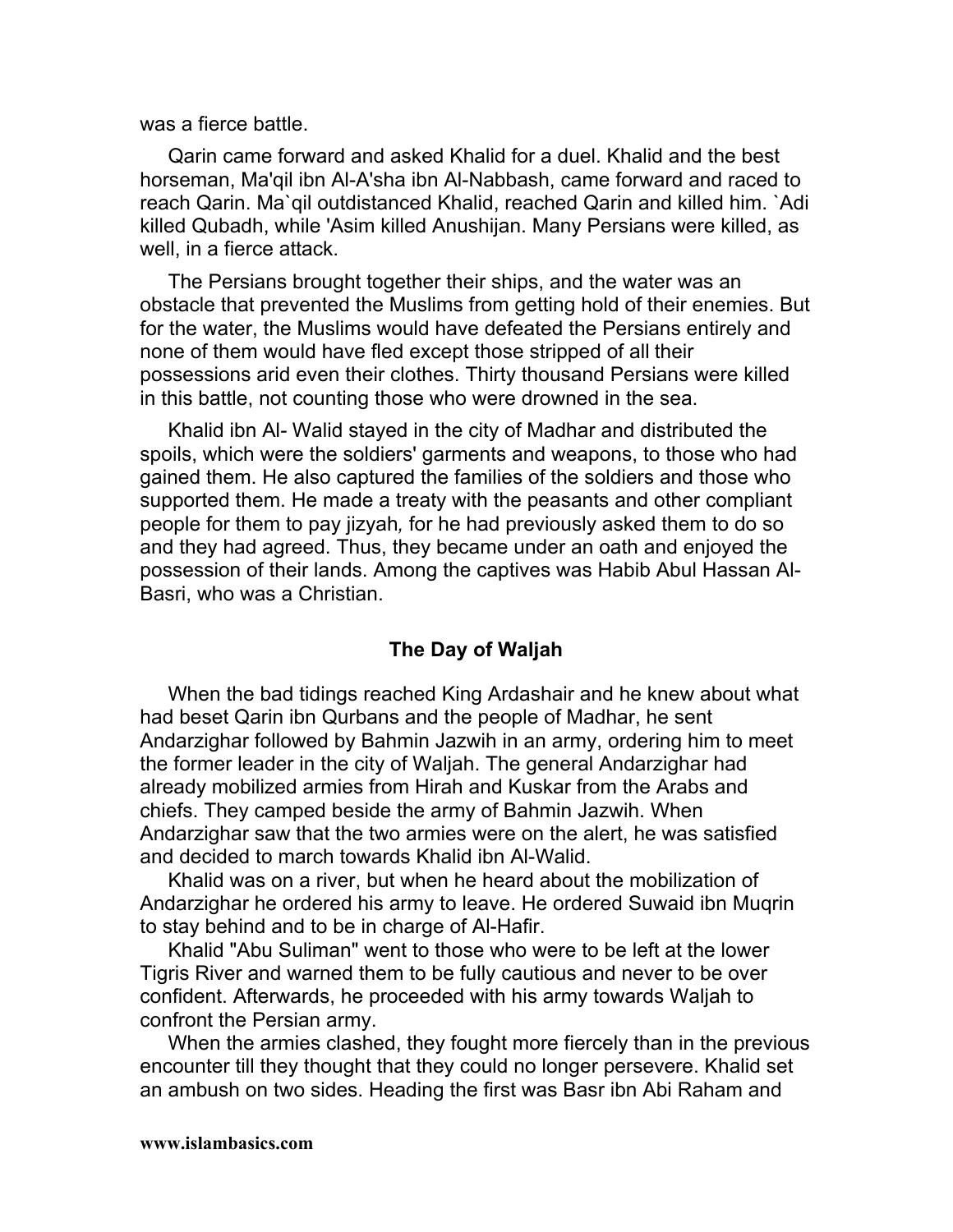was a fierce battle.

Qarin came forward and asked Khalid for a duel. Khalid and the best horseman, Ma'qil ibn Al-A'sha ibn Al-Nabbash, came forward and raced to reach Qarin. Ma`qil outdistanced Khalid, reached Qarin and killed him. `Adi killed Qubadh, while 'Asim killed Anushijan. Many Persians were killed, as well, in a fierce attack.

The Persians brought together their ships, and the water was an obstacle that prevented the Muslims from getting hold of their enemies. But for the water, the Muslims would have defeated the Persians entirely and none of them would have fled except those stripped of all their possessions arid even their clothes. Thirty thousand Persians were killed in this battle, not counting those who were drowned in the sea.

Khalid ibn Al- Walid stayed in the city of Madhar and distributed the spoils, which were the soldiers' garments and weapons, to those who had gained them. He also captured the families of the soldiers and those who supported them. He made a treaty with the peasants and other compliant people for them to pay *jizyah*, for he had previously asked them to do so and they had agreed. Thus, they became under an oath and enjoyed the possession of their lands. Among the captives was Habib Abul Hassan Al-Basri, who was a Christian.

## The Day of Waljah

When the bad tidings reached King Ardashair and he knew about what had beset Qarin ibn Qurbans and the people of Madhar, he sent Andarzighar followed by Bahmin Jazwih in an army, ordering him to meet the former leader in the city of Waljah. The general Andarzighar had already mobilized armies from Hirah and Kuskar from the Arabs and chiefs. They camped beside the army of Bahmin Jazwih. When Andarzighar saw that the two armies were on the alert, he was satisfied and decided to march towards Khalid ibn Al-Walid.

Khalid was on a river, but when he heard about the mobilization of Andarzighar he ordered his army to leave. He ordered Suwaid ibn Muqrin to stay behind and to be in charge of Al-Hafir.

Khalid "Abu Suliman" went to those who were to be left at the lower Tigris River and warned them to be fully cautious and never to be over confident. Afterwards, he proceeded with his army towards Waljah to confront the Persian army.

When the armies clashed, they fought more fiercely than in the previous encounter till they thought that they could no longer persevere. Khalid set an ambush on two sides. Heading the first was Basr ibn Abi Raham and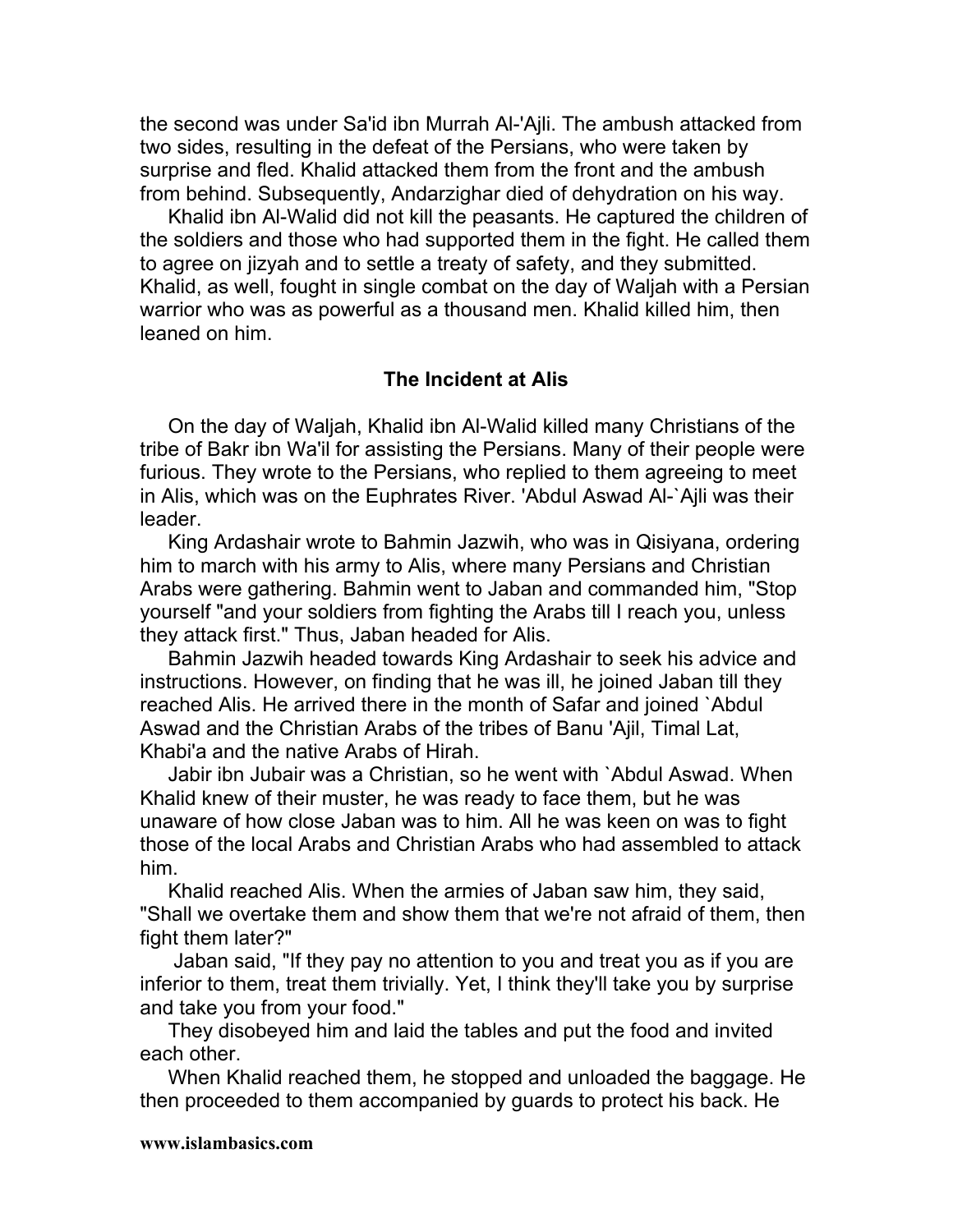the second was under Sa'id ibn Murrah Al-'Ajli. The ambush attacked from two sides, resulting in the defeat of the Persians, who were taken by surprise and fled. Khalid attacked them from the front and the ambush from behind. Subsequently, Andarzighar died of dehydration on his way.

Khalid ibn Al-Walid did not kill the peasants. He captured the children of the soldiers and those who had supported them in the fight. He called them to agree on jizyah and to settle a treaty of safety, and they submitted. Khalid, as well, fought in single combat on the day of Waljah with a Persian warrior who was as powerful as a thousand men. Khalid killed him, then leaned on him.

### The Incident at Alis

On the day of Waljah, Khalid ibn Al-Walid killed many Christians of the tribe of Bakr ibn Wa'il for assisting the Persians. Many of their people were furious. They wrote to the Persians, who replied to them agreeing to meet in Alis, which was on the Euphrates River. 'Abdul Aswad Al-`Ajli was their leader.

King Ardashair wrote to Bahmin Jazwih, who was in Qisiyana, ordering him to march with his army to Alis, where many Persians and Christian Arabs were gathering. Bahmin went to Jaban and commanded him, "Stop yourself "and your soldiers from fighting the Arabs till I reach you, unless they attack first." Thus, Jaban headed for Alis.

Bahmin Jazwih headed towards King Ardashair to seek his advice and instructions. However, on finding that he was ill, he joined Jaban till they reached Alis. He arrived there in the month of Safar and joined `Abdul Aswad and the Christian Arabs of the tribes of Banu 'Ajil, Timal Lat, Khabi'a and the native Arabs of Hirah.

Jabir ibn Jubair was a Christian, so he went with `Abdul Aswad. When Khalid knew of their muster, he was ready to face them, but he was unaware of how close Jaban was to him. All he was keen on was to fight those of the local Arabs and Christian Arabs who had assembled to attack him.

Khalid reached Alis. When the armies of Jaban saw him, they said, "Shall we overtake them and show them that we're not afraid of them, then fight them later?"

Jaban said, "If they pay no attention to you and treat you as if you are inferior to them, treat them trivially. Yet, I think they'll take you by surprise and take you from your food."

They disobeyed him and laid the tables and put the food and invited each other.

When Khalid reached them, he stopped and unloaded the baggage. He then proceeded to them accompanied by guards to protect his back. He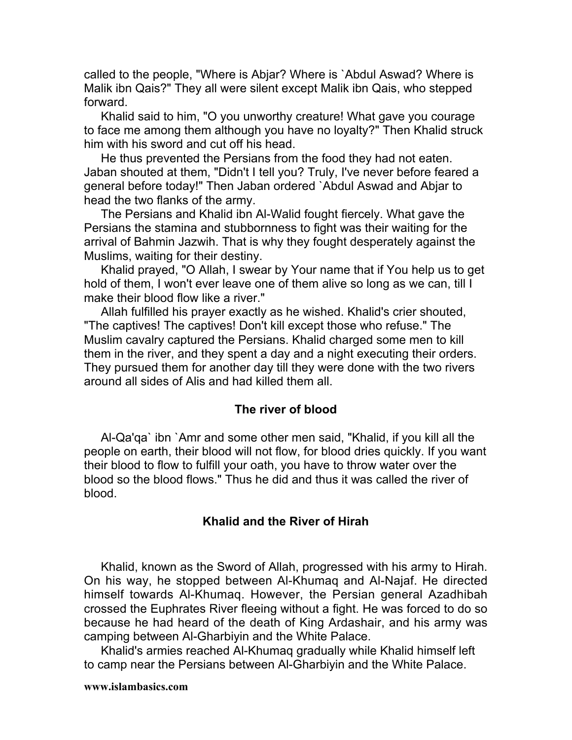called to the people, "Where is Abjar? Where is `Abdul Aswad? Where is Malik ibn Qais?" They all were silent except Malik ibn Qais, who stepped forward.

Khalid said to him, "O you unworthy creature! What gave you courage to face me among them although you have no loyalty?" Then Khalid struck him with his sword and cut off his head.

He thus prevented the Persians from the food they had not eaten. Jaban shouted at them, "Didn't I tell you? Truly, I've never before feared a general before today!" Then Jaban ordered `Abdul Aswad and Abjar to head the two flanks of the army.

The Persians and Khalid ibn Al-Walid fought fiercely. What gave the Persians the stamina and stubbornness to fight was their waiting for the arrival of Bahmin Jazwih. That is why they fought desperately against the Muslims, waiting for their destiny.

Khalid prayed, "O Allah, I swear by Your name that if You help us to get hold of them, I won't ever leave one of them alive so long as we can, till I make their blood flow like a river."

Allah fulfilled his prayer exactly as he wished. Khalid's crier shouted, "The captives! The captives! Don't kill except those who refuse." The Muslim cavalry captured the Persians. Khalid charged some men to kill them in the river, and they spent a day and a night executing their orders. They pursued them for another day till they were done with the two rivers around all sides of Alis and had killed them all.

### The river of blood

Al-Qa'qa` ibn `Amr and some other men said, "Khalid, if you kill all the people on earth, their blood will not flow, for blood dries quickly. If you want their blood to flow to fulfill your oath, you have to throw water over the blood so the blood flows." Thus he did and thus it was called the river of blood.

### Khalid and the River of Hirah

Khalid, known as the Sword of Allah, progressed with his army to Hirah. On his way, he stopped between Al-Khumaq and Al-Najaf. He directed himself towards Al-Khumaq. However, the Persian general Azadhibah crossed the Euphrates River fleeing without a fight. He was forced to do so because he had heard of the death of King Ardashair, and his army was camping between Al-Gharbiyin and the White Palace.

Khalid's armies reached Al-Khumaq gradually while Khalid himself left to camp near the Persians between Al-Gharbiyin and the White Palace.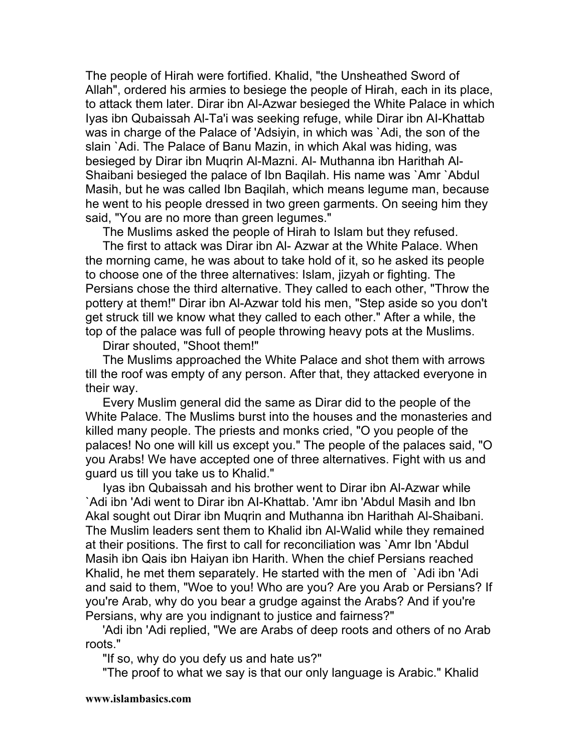The people of Hirah were fortified. Khalid, "the Unsheathed Sword of Allah", ordered his armies to besiege the people of Hirah, each in its place, to attack them later. Dirar ibn Al-Azwar besieged the White Palace in which Iyas ibn Qubaissah Al-Ta'i was seeking refuge, while Dirar ibn Al-Khattab was in charge of the Palace of 'Adsiyin, in which was `Adi, the son of the slain `Adi. The Palace of Banu Mazin, in which Akal was hiding, was besieged by Dirar ibn Muqrin Al-Mazni. Al- Muthanna ibn Harithah Al-Shaibani besieged the palace of Ibn Baqilah. His name was `Amr `Abdul Masih, but he was called Ibn Baqilah, which means legume man, because he went to his people dressed in two green garments. On seeing him they said, "You are no more than green legumes."

The Muslims asked the people of Hirah to Islam but they refused.

The first to attack was Dirar ibn Al- Azwar at the White Palace. When the morning came, he was about to take hold of it, so he asked its people to choose one of the three alternatives: Islam, jizyah or fighting. The Persians chose the third alternative. They called to each other, "Throw the pottery at them!" Dirar ibn Al-Azwar told his men, "Step aside so you don't get struck till we know what they called to each other." After a while, the top of the palace was full of people throwing heavy pots at the Muslims.

Dirar shouted, "Shoot them!"

The Muslims approached the White Palace and shot them with arrows till the roof was empty of any person. After that, they attacked everyone in their way.

Every Muslim general did the same as Dirar did to the people of the White Palace. The Muslims burst into the houses and the monasteries and killed many people. The priests and monks cried, "O you people of the palaces! No one will kill us except you." The people of the palaces said, "O you Arabs! We have accepted one of three alternatives. Fight with us and guard us till you take us to Khalid."

Iyas ibn Qubaissah and his brother went to Dirar ibn Al-Azwar while `Adi ibn 'Adi went to Dirar ibn Al-Khattab. 'Amr ibn 'Abdul Masih and Ibn Akal sought out Dirar ibn Muqrin and Muthanna ibn Harithah Al-Shaibani. The Muslim leaders sent them to Khalid ibn Al-Walid while they remained at their positions. The first to call for reconciliation was `Amr Ibn 'Abdul Masih ibn Qais ibn Haiyan ibn Harith. When the chief Persians reached Khalid, he met them separately. He started with the men of `Adi ibn 'Adi and said to them, "Woe to you! Who are you? Are you Arab or Persians? If you're Arab, why do you bear a grudge against the Arabs? And if you're Persians, why are you indignant to justice and fairness?"

'Adi ibn 'Adi replied, "We are Arabs of deep roots and others of no Arab roots."

"If so, why do you defy us and hate us?"

"The proof to what we say is that our only language is Arabic." Khalid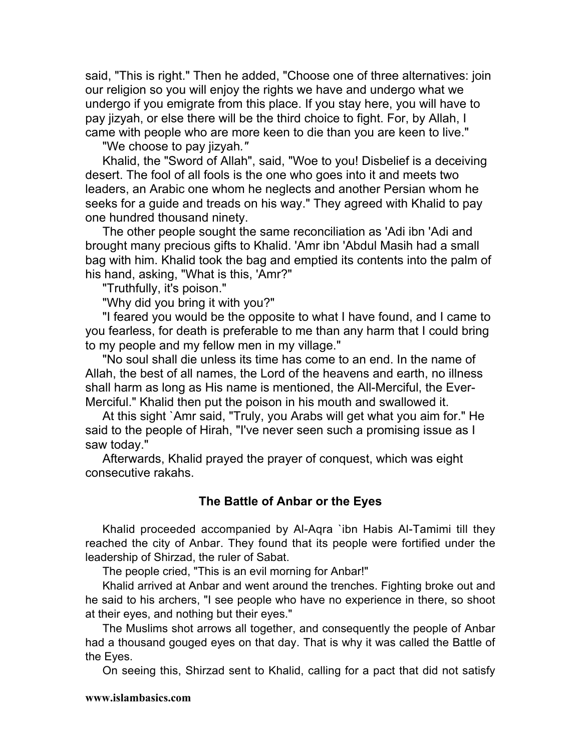said, "This is right." Then he added, "Choose one of three alternatives: join our religion so you will enjoy the rights we have and undergo what we undergo if you emigrate from this place. If you stay here, you will have to pay jizyah, or else there will be the third choice to fight. For, by Allah, I came with people who are more keen to die than you are keen to live."

"We choose to pay jizyah."

Khalid, the "Sword of Allah", said, "Woe to you! Disbelief is a deceiving desert. The fool of all fools is the one who goes into it and meets two leaders, an Arabic one whom he neglects and another Persian whom he seeks for a guide and treads on his way." They agreed with Khalid to pay one hundred thousand ninety.

The other people sought the same reconciliation as 'Adi ibn 'Adi and brought many precious gifts to Khalid. 'Amr ibn 'Abdul Masih had a small bag with him. Khalid took the bag and emptied its contents into the palm of his hand, asking, "What is this, 'Amr?"

"Truthfully, it's poison."

"Why did you bring it with you?"

"I feared you would be the opposite to what I have found, and I came to you fearless, for death is preferable to me than any harm that I could bring to my people and my fellow men in my village."

"No soul shall die unless its time has come to an end. In the name of Allah, the best of all names, the Lord of the heavens and earth, no illness shall harm as long as His name is mentioned, the All-Merciful, the Ever-Merciful." Khalid then put the poison in his mouth and swallowed it.

At this sight `Amr said, "Truly, you Arabs will get what you aim for." He said to the people of Hirah, "I've never seen such a promising issue as I saw today."

Afterwards, Khalid prayed the prayer of conquest, which was eight consecutive rakahs.

## The Battle of Anbar or the Eyes

Khalid proceeded accompanied by Al-Aqra `ibn Habis Al-Tamimi till they reached the city of Anbar. They found that its people were fortified under the leadership of Shirzad, the ruler of Sabat.

The people cried, "This is an evil morning for Anbar!"

Khalid arrived at Anbar and went around the trenches. Fighting broke out and he said to his archers, "I see people who have no experience in there, so shoot at their eyes, and nothing but their eyes."

The Muslims shot arrows all together, and consequently the people of Anbar had a thousand gouged eyes on that day. That is why it was called the Battle of the Eyes.

On seeing this, Shirzad sent to Khalid, calling for a pact that did not satisfy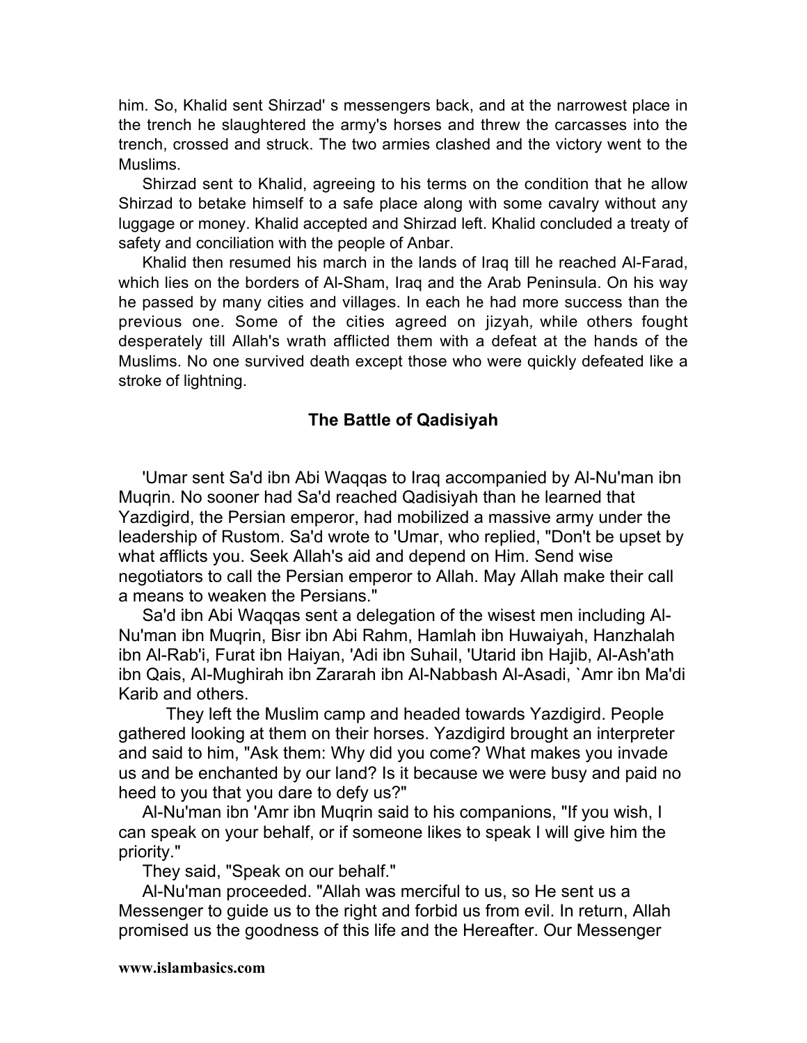him. So, Khalid sent Shirzad' s messengers back, and at the narrowest place in the trench he slaughtered the army's horses and threw the carcasses into the trench, crossed and struck. The two armies clashed and the victory went to the Muslims.

Shirzad sent to Khalid, agreeing to his terms on the condition that he allow Shirzad to betake himself to a safe place along with some cavalry without any luggage or money. Khalid accepted and Shirzad left. Khalid concluded a treaty of safety and conciliation with the people of Anbar.

Khalid then resumed his march in the lands of Iraq till he reached Al-Farad, which lies on the borders of Al-Sham, Iraq and the Arab Peninsula. On his way he passed by many cities and villages. In each he had more success than the previous one. Some of the cities agreed on jizyah*,* while others fought desperately till Allah's wrath afflicted them with a defeat at the hands of the Muslims. No one survived death except those who were quickly defeated like a stroke of lightning.

## The Battle of Qadisiyah

'Umar sent Sa'd ibn Abi Waqqas to Iraq accompanied by Al-Nu'man ibn Muqrin. No sooner had Sa'd reached Qadisiyah than he learned that Yazdigird, the Persian emperor, had mobilized a massive army under the leadership of Rustom. Sa'd wrote to 'Umar, who replied, "Don't be upset by what afflicts you. Seek Allah's aid and depend on Him. Send wise negotiators to call the Persian emperor to Allah. May Allah make their call a means to weaken the Persians."

Sa'd ibn Abi Waqqas sent a delegation of the wisest men including Al-Nu'man ibn Muqrin, Bisr ibn Abi Rahm, Hamlah ibn Huwaiyah, Hanzhalah ibn Al-Rab'i, Furat ibn Haiyan, 'Adi ibn Suhail, 'Utarid ibn Hajib, Al-Ash'ath ibn Qais, Al-Mughirah ibn Zararah ibn Al-Nabbash Al-Asadi, `Amr ibn Ma'di Karib and others.

They left the Muslim camp and headed towards Yazdigird. People gathered looking at them on their horses. Yazdigird brought an interpreter and said to him, "Ask them: Why did you come? What makes you invade us and be enchanted by our land? Is it because we were busy and paid no heed to you that you dare to defy us?"

Al-Nu'man ibn 'Amr ibn Muqrin said to his companions, "If you wish, I can speak on your behalf, or if someone likes to speak I will give him the priority."

They said, "Speak on our behalf."

Al-Nu'man proceeded. "Allah was merciful to us, so He sent us a Messenger to guide us to the right and forbid us from evil. In return, Allah promised us the goodness of this life and the Hereafter. Our Messenger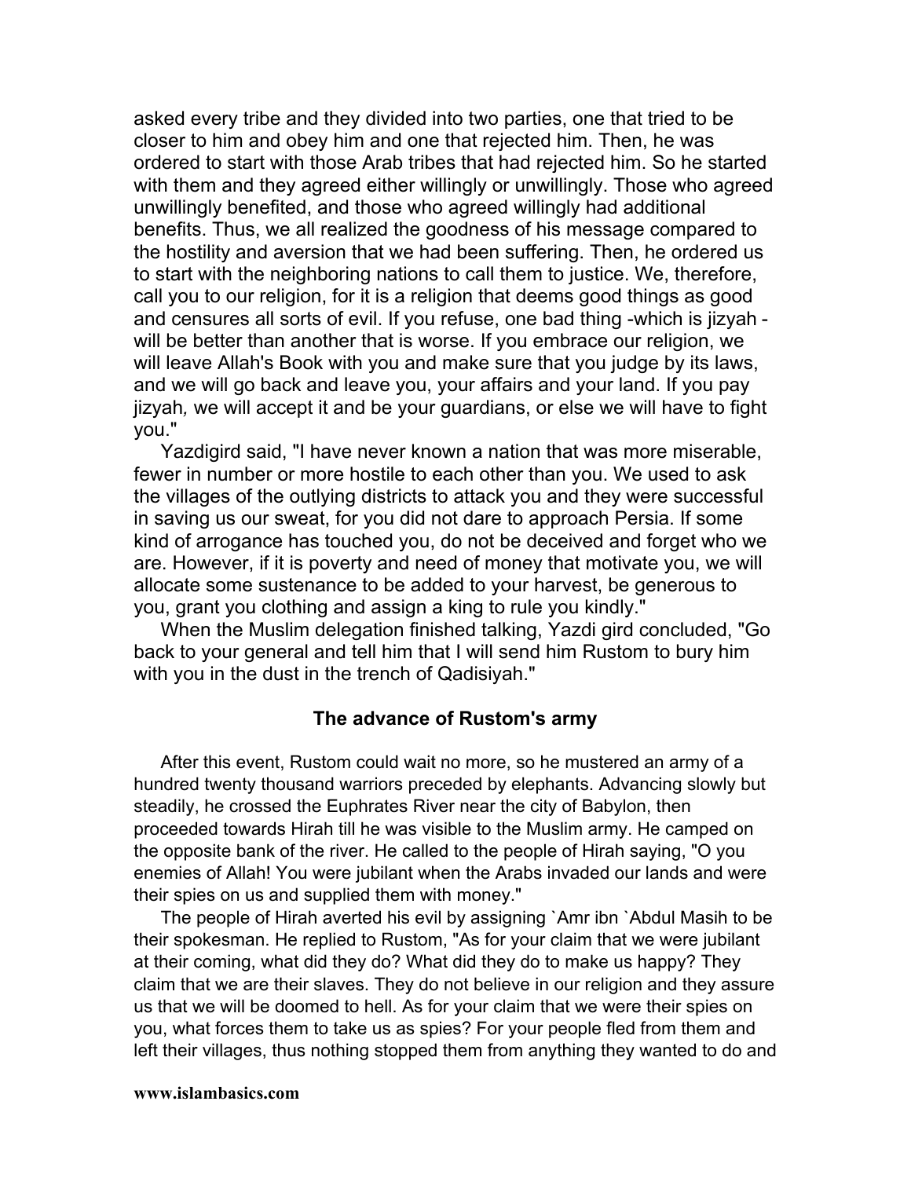asked every tribe and they divided into two parties, one that tried to be closer to him and obey him and one that rejected him. Then, he was ordered to start with those Arab tribes that had rejected him. So he started with them and they agreed either willingly or unwillingly. Those who agreed unwillingly benefited, and those who agreed willingly had additional benefits. Thus, we all realized the goodness of his message compared to the hostility and aversion that we had been suffering. Then, he ordered us to start with the neighboring nations to call them to justice. We, therefore, call you to our religion, for it is a religion that deems good things as good and censures all sorts of evil. If you refuse, one bad thing -which is jizyah - will be better than another that is worse. If you embrace our religion, we will leave Allah's Book with you and make sure that you judge by its laws, and we will go back and leave you, your affairs and your land. If you pay *jizyah,* we will accept it and be your guardians, or else we will have to fight you."

Yazdigird said, "I have never known a nation that was more miserable, fewer in number or more hostile to each other than you. We used to ask the villages of the outlying districts to attack you and they were successful in saving us our sweat, for you did not dare to approach Persia. If some kind of arrogance has touched you, do not be deceived and forget who we are. However, if it is poverty and need of money that motivate you, we will allocate some sustenance to be added to your harvest, be generous to you, grant you clothing and assign a king to rule you kindly."

When the Muslim delegation finished talking, Yazdi gird concluded, "Go back to your general and tell him that I will send him Rustom to bury him with you in the dust in the trench of Qadisiyah."

### The advance of Rustom's army

After this event, Rustom could wait no more, so he mustered an army of a hundred twenty thousand warriors preceded by elephants. Advancing slowly but steadily, he crossed the Euphrates River near the city of Babylon, then proceeded towards Hirah till he was visible to the Muslim army. He camped on the opposite bank of the river. He called to the people of Hirah saying, "O you enemies of Allah! You were jubilant when the Arabs invaded our lands and were their spies on us and supplied them with money."

The people of Hirah averted his evil by assigning `Amr ibn `Abdul Masih to be their spokesman. He replied to Rustom, "As for your claim that we were jubilant at their coming, what did they do? What did they do to make us happy? They claim that we are their slaves. They do not believe in our religion and they assure us that we will be doomed to hell. As for your claim that we were their spies on you, what forces them to take us as spies? For your people fled from them and left their villages, thus nothing stopped them from anything they wanted to do and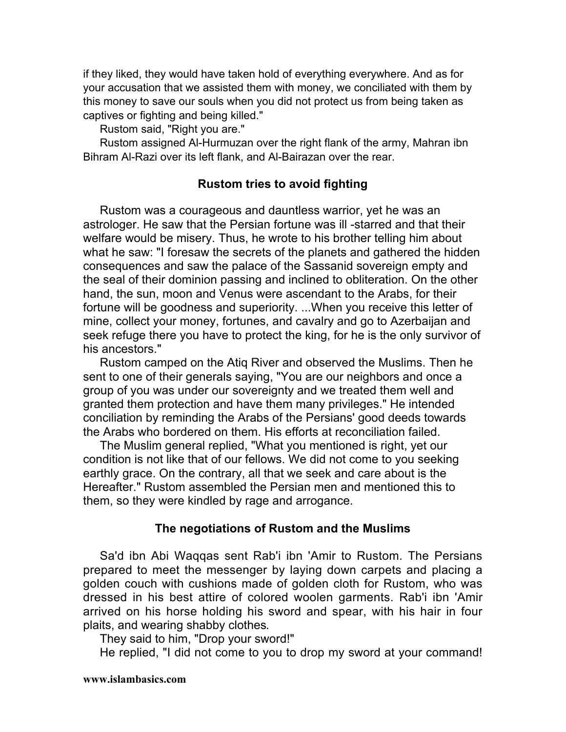if they liked, they would have taken hold of everything everywhere. And as for your accusation that we assisted them with money, we conciliated with them by this money to save our souls when you did not protect us from being taken as captives or fighting and being killed."

Rustom said, "Right you are."

Rustom assigned Al-Hurmuzan over the right flank of the army, Mahran ibn Bihram Al-Razi over its left flank, and Al-Bairazan over the rear.

### Rustom tries to avoid fighting

Rustom was a courageous and dauntless warrior, yet he was an astrologer. He saw that the Persian fortune was ill -starred and that their welfare would be misery. Thus, he wrote to his brother telling him about what he saw: "I foresaw the secrets of the planets and gathered the hidden consequences and saw the palace of the Sassanid sovereign empty and the seal of their dominion passing and inclined to obliteration. On the other hand, the sun, moon and Venus were ascendant to the Arabs, for their fortune will be goodness and superiority. ...When you receive this letter of mine, collect your money, fortunes, and cavalry and go to Azerbaijan and seek refuge there you have to protect the king, for he is the only survivor of his ancestors."

Rustom camped on the Atiq River and observed the Muslims. Then he sent to one of their generals saying, "You are our neighbors and once a group of you was under our sovereignty and we treated them well and granted them protection and have them many privileges." He intended conciliation by reminding the Arabs of the Persians' good deeds towards the Arabs who bordered on them. His efforts at reconciliation failed.

The Muslim general replied, "What you mentioned is right, yet our condition is not like that of our fellows. We did not come to you seeking earthly grace. On the contrary, all that we seek and care about is the Hereafter." Rustom assembled the Persian men and mentioned this to them, so they were kindled by rage and arrogance.

### The negotiations of Rustom and the Muslims

Sa'd ibn Abi Waqqas sent Rab'i ibn 'Amir to Rustom. The Persians prepared to meet the messenger by laying down carpets and placing a golden couch with cushions made of golden cloth for Rustom, who was dressed in his best attire of colored woolen garments. Rab'i ibn 'Amir arrived on his horse holding his sword and spear, with his hair in four plaits, and wearing shabby clothes*.*

They said to him, "Drop your sword!"

He replied, "I did not come to you to drop my sword at your command!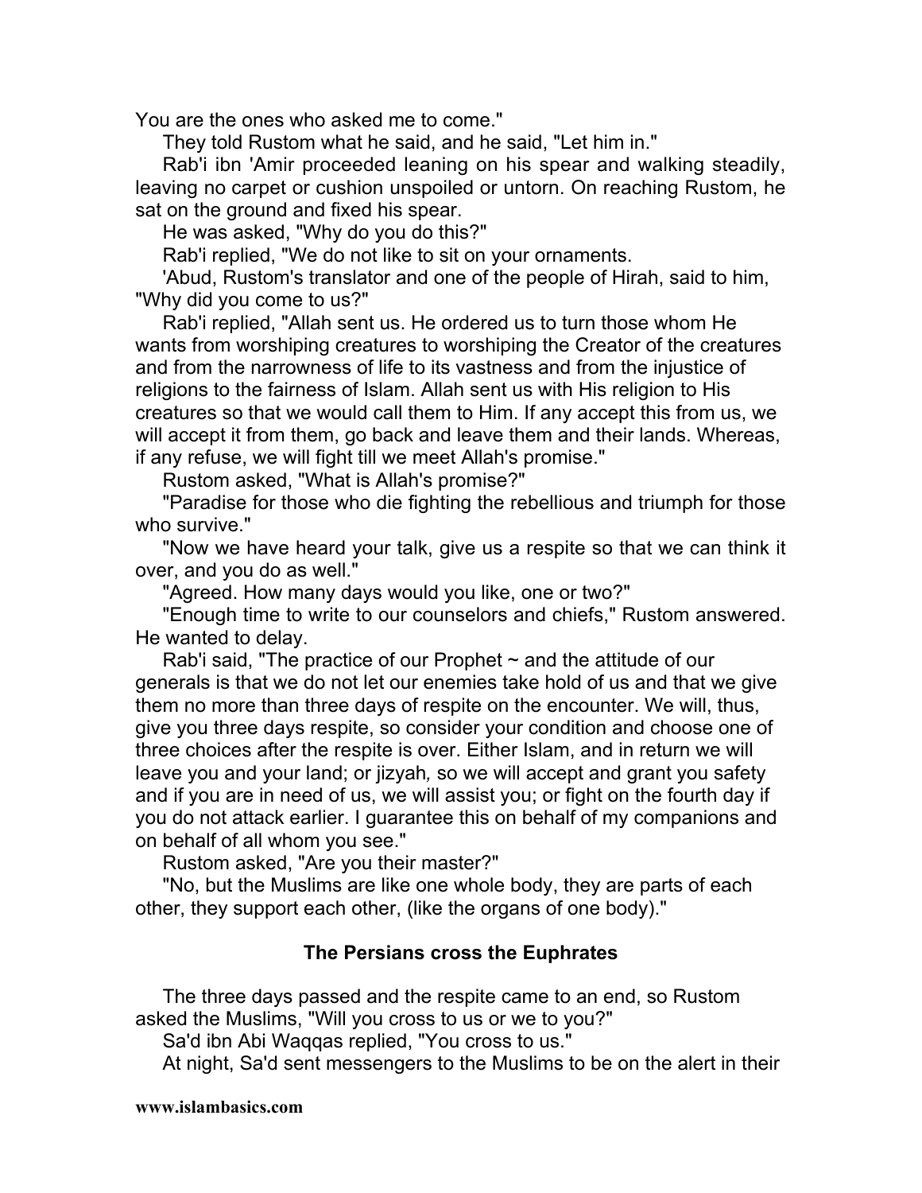You are the ones who asked me to come."

They told Rustom what he said, and he said, "Let him in."

Rab'i ibn 'Amir proceeded leaning on his spear and walking steadily, leaving no carpet or cushion unspoiled or untorn. On reaching Rustom, he sat on the ground and fixed his spear.

He was asked, "Why do you do this?"

Rab'i replied, "We do not like to sit on your ornaments.

'Abud, Rustom's translator and one of the people of Hirah, said to him, "Why did you come to us?"

Rab'i replied, "Allah sent us. He ordered us to turn those whom He wants from worshiping creatures to worshiping the Creator of the creatures and from the narrowness of life to its vastness and from the injustice of religions to the fairness of Islam. Allah sent us with His religion to His creatures so that we would call them to Him. If any accept this from us, we will accept it from them, go back and leave them and their lands. Whereas, if any refuse, we will fight till we meet Allah's promise."

Rustom asked, "What is Allah's promise?"

"Paradise for those who die fighting the rebellious and triumph for those who survive."

"Now we have heard your talk, give us a respite so that we can think it over, and you do as well."

"Agreed. How many days would you like, one or two?"

"Enough time to write to our counselors and chiefs," Rustom answered. He wanted to delay.

Rab'i said, "The practice of our Prophet ~ and the attitude of our generals is that we do not let our enemies take hold of us and that we give them no more than three days of respite on the encounter. We will, thus, give you three days respite, so consider your condition and choose one of three choices after the respite is over. Either Islam, and in return we will leave you and your land; or jizyah*,* so we will accept and grant you safety and if you are in need of us, we will assist you; or fight on the fourth day if you do not attack earlier. I guarantee this on behalf of my companions and on behalf of all whom you see."

Rustom asked, "Are you their master?"

"No, but the Muslims are like one whole body, they are parts of each other, they support each other, (like the organs of one body)."

### The Persians cross the Euphrates

The three days passed and the respite came to an end, so Rustom asked the Muslims, "Will you cross to us or we to you?"

Sa'd ibn Abi Waqqas replied, "You cross to us."

At night, Sa'd sent messengers to the Muslims to be on the alert in their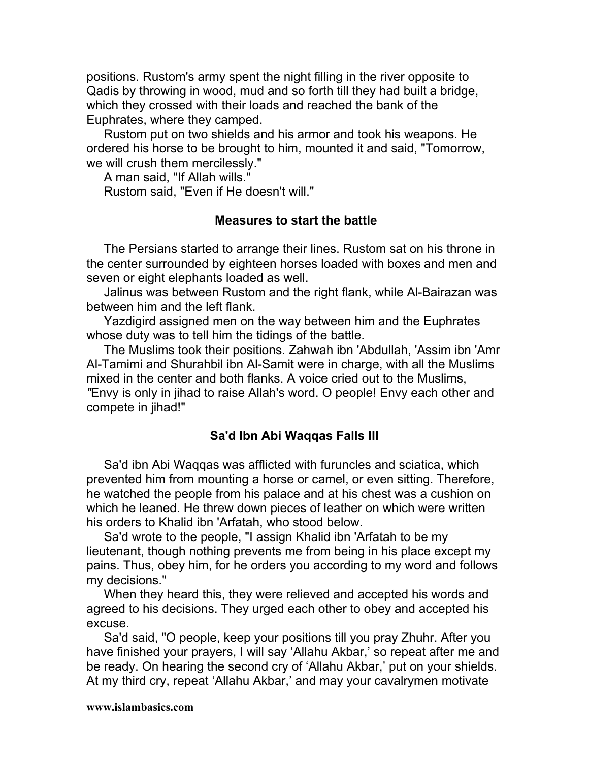positions. Rustom's army spent the night filling in the river opposite to Qadis by throwing in wood, mud and so forth till they had built a bridge, which they crossed with their loads and reached the bank of the Euphrates, where they camped.

Rustom put on two shields and his armor and took his weapons. He ordered his horse to be brought to him, mounted it and said, "Tomorrow, we will crush them mercilessly."

A man said, "If Allah wills."

Rustom said, "Even if He doesn't will."

### Measures to start the battle

The Persians started to arrange their lines. Rustom sat on his throne in the center surrounded by eighteen horses loaded with boxes and men and seven or eight elephants loaded as well.

Jalinus was between Rustom and the right flank, while Al-Bairazan was between him and the left flank.

Yazdigird assigned men on the way between him and the Euphrates whose duty was to tell him the tidings of the battle.

The Muslims took their positions. Zahwah ibn 'Abdullah, 'Assim ibn 'Amr Al-Tamimi and Shurahbil ibn Al-Samit were in charge, with all the Muslims mixed in the center and both flanks. A voice cried out to the Muslims, "Envy is only in jihad to raise Allah's word. O people! Envy each other and compete in jihad!"

### Sa'd Ibn Abi Waqqas Falls Ill

Sa'd ibn Abi Waqqas was afflicted with furuncles and sciatica, which prevented him from mounting a horse or camel, or even sitting. Therefore, he watched the people from his palace and at his chest was a cushion on which he leaned. He threw down pieces of leather on which were written his orders to Khalid ibn 'Arfatah, who stood below.

Sa'd wrote to the people, "I assign Khalid ibn 'Arfatah to be my lieutenant, though nothing prevents me from being in his place except my pains. Thus, obey him, for he orders you according to my word and follows my decisions."

When they heard this, they were relieved and accepted his words and agreed to his decisions. They urged each other to obey and accepted his excuse.

Sa'd said, "O people, keep your positions till you pray Zhuhr. After you have finished your prayers, I will say 'Allahu Akbar,' so repeat after me and be ready. On hearing the second cry of 'Allahu Akbar,' put on your shields. At my third cry, repeat 'Allahu Akbar,' and may your cavalrymen motivate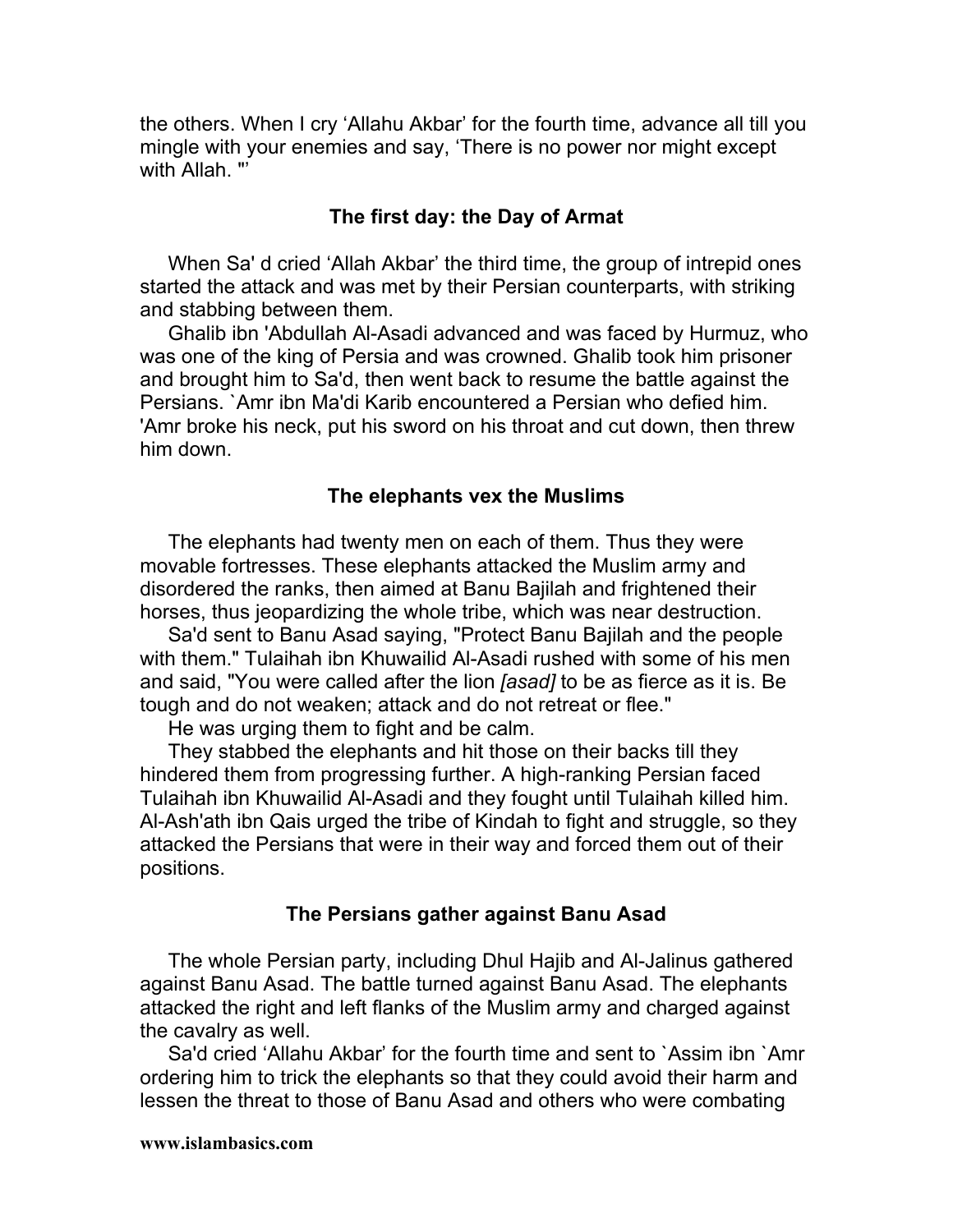the others. When I cry ‘Allahu Akbar’ for the fourth time, advance all till you mingle with your enemies and say, ‘There is no power nor might except with Allah. "’

### The first day: the Day of Armat

When Sa' d cried ‘Allah Akbar’ the third time, the group of intrepid ones started the attack and was met by their Persian counterparts, with striking and stabbing between them.

Ghalib ibn 'Abdullah Al-Asadi advanced and was faced by Hurmuz, who was one of the king of Persia and was crowned. Ghalib took him prisoner and brought him to Sa'd, then went back to resume the battle against the Persians. `Amr ibn Ma'di Karib encountered a Persian who defied him. 'Amr broke his neck, put his sword on his throat and cut down, then threw him down.

### The elephants vex the Muslims

The elephants had twenty men on each of them. Thus they were movable fortresses. These elephants attacked the Muslim army and disordered the ranks, then aimed at Banu Bajilah and frightened their horses, thus jeopardizing the whole tribe, which was near destruction.

Sa'd sent to Banu Asad saying, "Protect Banu Bajilah and the people with them." Tulaihah ibn Khuwailid Al-Asadi rushed with some of his men and said, "You were called after the lion *[asad]* to be as fierce as it is. Be tough and do not weaken; attack and do not retreat or flee."

He was urging them to fight and be calm.

They stabbed the elephants and hit those on their backs till they hindered them from progressing further. A high-ranking Persian faced Tulaihah ibn Khuwailid Al-Asadi and they fought until Tulaihah killed him. Al-Ash'ath ibn Qais urged the tribe of Kindah to fight and struggle, so they attacked the Persians that were in their way and forced them out of their positions.

### The Persians gather against Banu Asad

The whole Persian party, including Dhul Hajib and Al-Jalinus gathered against Banu Asad. The battle turned against Banu Asad. The elephants attacked the right and left flanks of the Muslim army and charged against the cavalry as well.

Sa'd cried ‘Allahu Akbar’ for the fourth time and sent to `Assim ibn `Amr ordering him to trick the elephants so that they could avoid their harm and lessen the threat to those of Banu Asad and others who were combating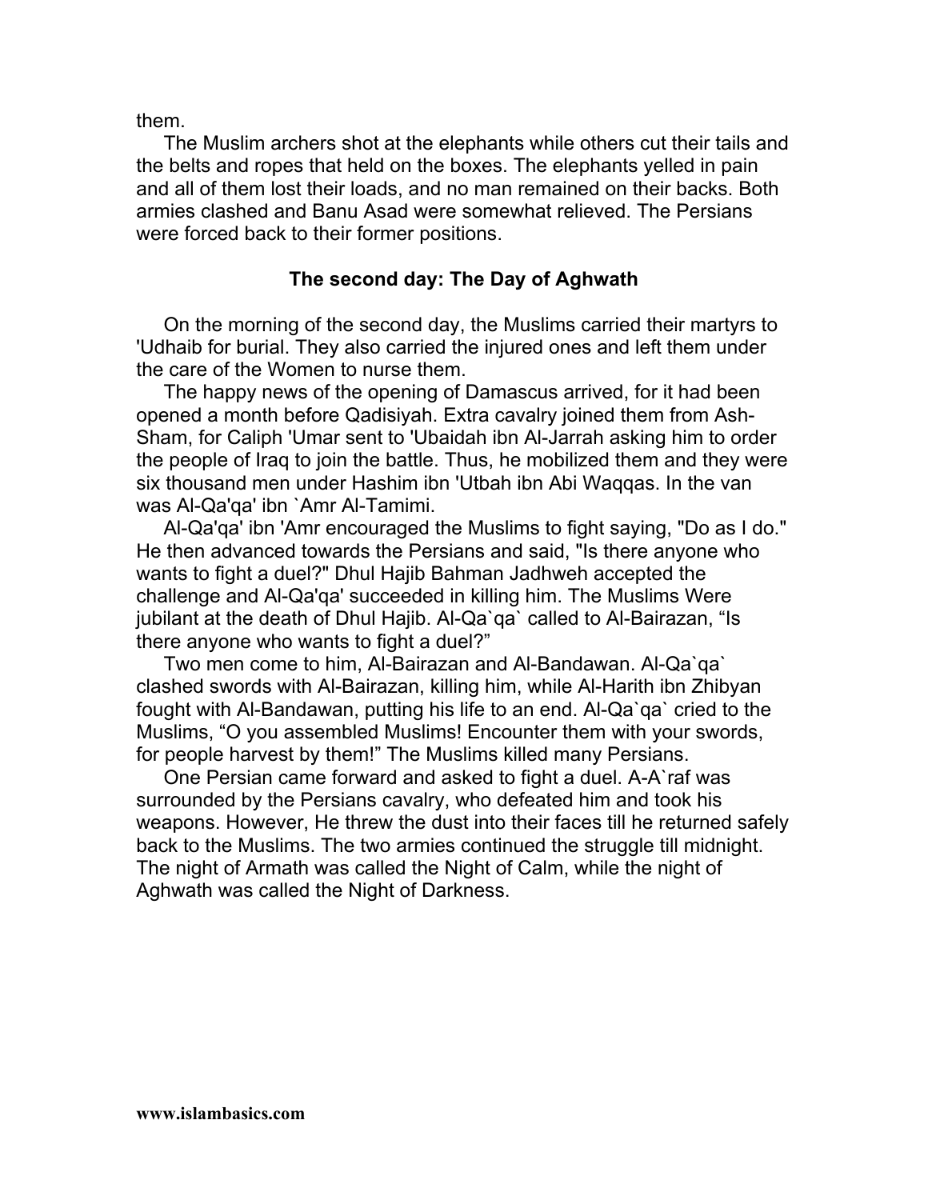them.

The Muslim archers shot at the elephants while others cut their tails and the belts and ropes that held on the boxes. The elephants yelled in pain and all of them lost their loads, and no man remained on their backs. Both armies clashed and Banu Asad were somewhat relieved. The Persians were forced back to their former positions.

### The second day: The Day of Aghwath

On the morning of the second day, the Muslims carried their martyrs to 'Udhaib for burial. They also carried the injured ones and left them under the care of the Women to nurse them.

The happy news of the opening of Damascus arrived, for it had been opened a month before Qadisiyah. Extra cavalry joined them from Ash-Sham, for Caliph 'Umar sent to 'Ubaidah ibn Al-Jarrah asking him to order the people of Iraq to join the battle. Thus, he mobilized them and they were six thousand men under Hashim ibn 'Utbah ibn Abi Waqqas. In the van was Al-Qa'qa' ibn `Amr Al-Tamimi.

Al-Qa'qa' ibn 'Amr encouraged the Muslims to fight saying, "Do as I do." He then advanced towards the Persians and said, "Is there anyone who wants to fight a duel?" Dhul Hajib Bahman Jadhweh accepted the challenge and Al-Qa'qa' succeeded in killing him. The Muslims Were jubilant at the death of Dhul Hajib. Al-Qa`qa` called to Al-Bairazan, "Is there anyone who wants to fight a duel?"

Two men come to him, Al-Bairazan and Al-Bandawan. Al-Qa`qa` clashed swords with Al-Bairazan, killing him, while Al-Harith ibn Zhibyan fought with Al-Bandawan, putting his life to an end. Al-Qa`qa` cried to the Muslims, "O you assembled Muslims! Encounter them with your swords, for people harvest by them!" The Muslims killed many Persians.

One Persian came forward and asked to fight a duel. A-A`raf was surrounded by the Persians cavalry, who defeated him and took his weapons. However, He threw the dust into their faces till he returned safely back to the Muslims. The two armies continued the struggle till midnight. The night of Armath was called the Night of Calm, while the night of Aghwath was called the Night of Darkness.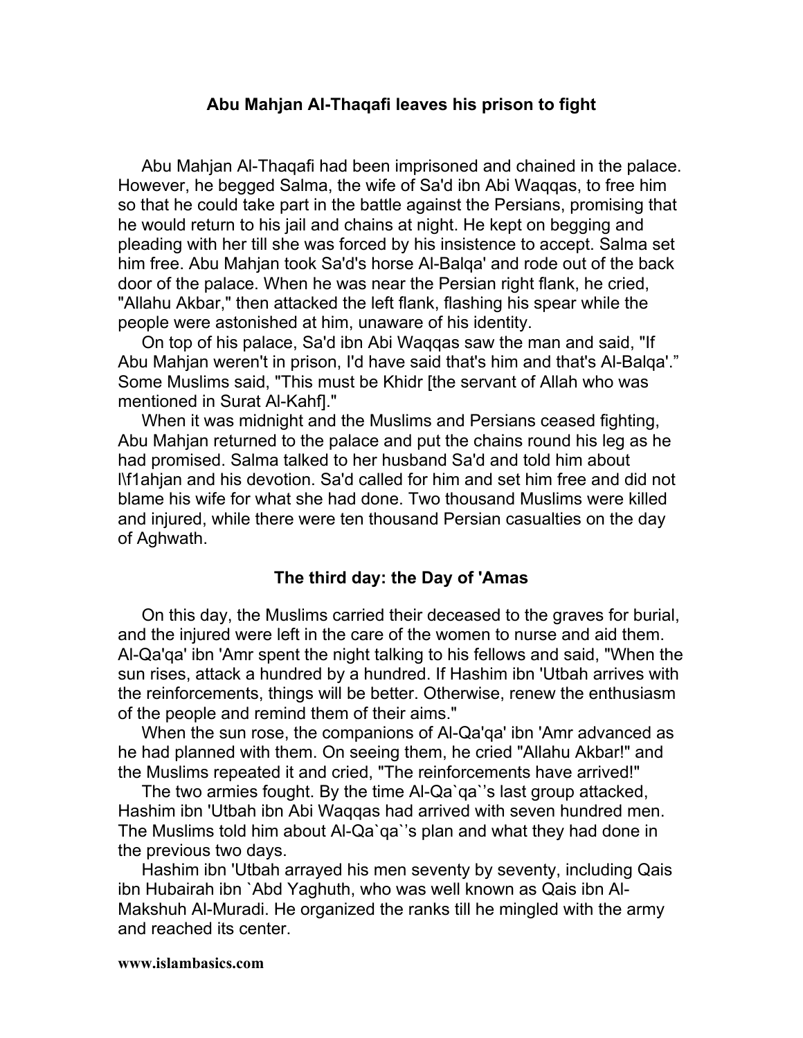## Abu Mahjan Al-Thaqafi leaves his prison to fight

Abu Mahjan Al-Thaqafi had been imprisoned and chained in the palace. However, he begged Salma, the wife of Sa'd ibn Abi Waqqas, to free him so that he could take part in the battle against the Persians, promising that he would return to his jail and chains at night. He kept on begging and pleading with her till she was forced by his insistence to accept. Salma set him free. Abu Mahjan took Sa'd's horse Al-Balqa' and rode out of the back door of the palace. When he was near the Persian right flank, he cried, "Allahu Akbar," then attacked the left flank, flashing his spear while the people were astonished at him, unaware of his identity.

On top of his palace, Sa'd ibn Abi Waqqas saw the man and said, "If Abu Mahjan weren't in prison, I'd have said that's him and that's Al-Balqa'." Some Muslims said, "This must be Khidr [the servant of Allah who was mentioned in Surat Al-Kahf]."

When it was midnight and the Muslims and Persians ceased fighting, Abu Mahjan returned to the palace and put the chains round his leg as he had promised. Salma talked to her husband Sa'd and told him about l\f1ahjan and his devotion. Sa'd called for him and set him free and did not blame his wife for what she had done. Two thousand Muslims were killed and injured, while there were ten thousand Persian casualties on the day of Aghwath.

## The third day: the Day of 'Amas

On this day, the Muslims carried their deceased to the graves for burial, and the injured were left in the care of the women to nurse and aid them. Al-Qa'qa' ibn 'Amr spent the night talking to his fellows and said, "When the sun rises, attack a hundred by a hundred. If Hashim ibn 'Utbah arrives with the reinforcements, things will be better. Otherwise, renew the enthusiasm of the people and remind them of their aims."

When the sun rose, the companions of Al-Qa'qa' ibn 'Amr advanced as he had planned with them. On seeing them, he cried "Allahu Akbar!" and the Muslims repeated it and cried, "The reinforcements have arrived!"

The two armies fought. By the time Al-Qa`qa`'s last group attacked, Hashim ibn 'Utbah ibn Abi Waqqas had arrived with seven hundred men. The Muslims told him about Al-Qa`qa`'s plan and what they had done in the previous two days.

Hashim ibn 'Utbah arrayed his men seventy by seventy, including Qais ibn Hubairah ibn `Abd Yaghuth, who was well known as Qais ibn Al-Makshuh Al-Muradi. He organized the ranks till he mingled with the army and reached its center.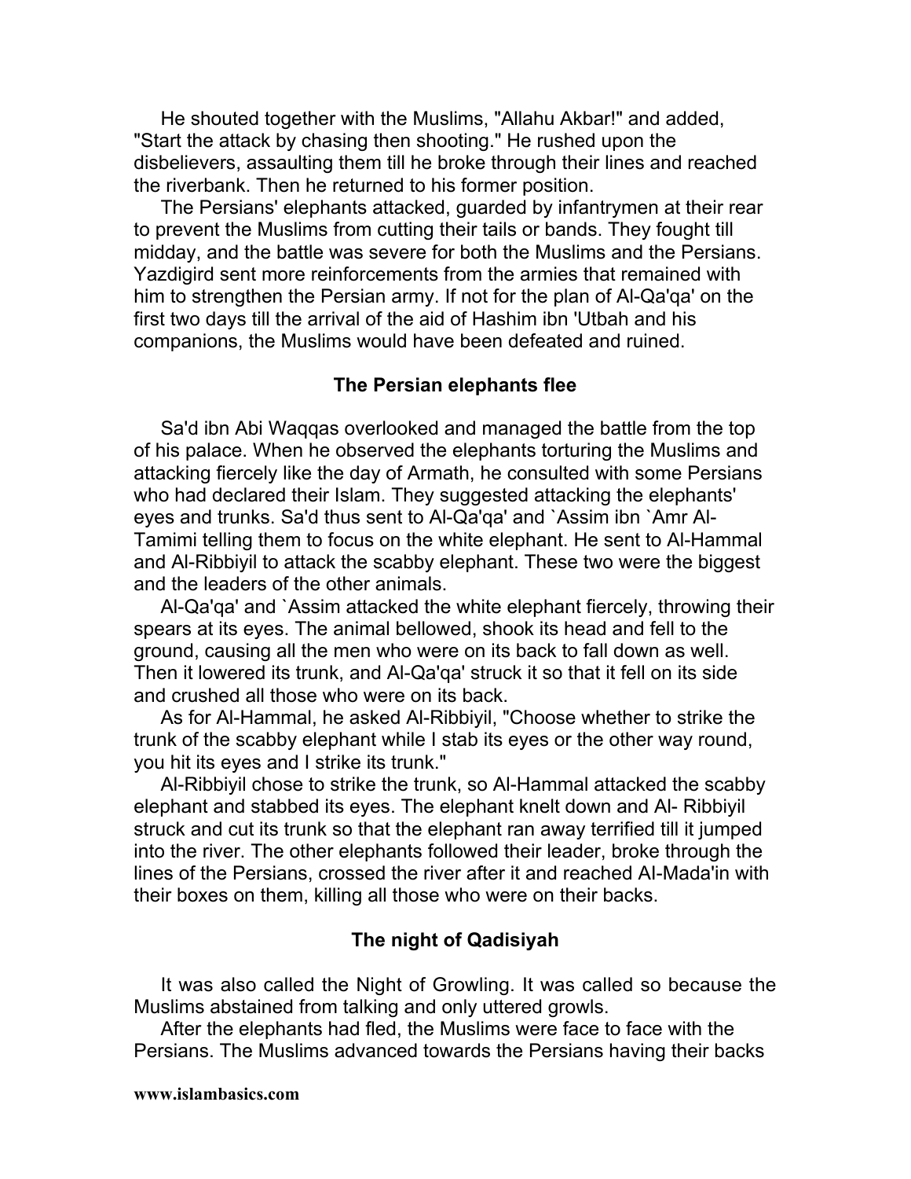He shouted together with the Muslims, "Allahu Akbar!" and added, "Start the attack by chasing then shooting." He rushed upon the disbelievers, assaulting them till he broke through their lines and reached the riverbank. Then he returned to his former position.

The Persians' elephants attacked, guarded by infantrymen at their rear to prevent the Muslims from cutting their tails or bands. They fought till midday, and the battle was severe for both the Muslims and the Persians. Yazdigird sent more reinforcements from the armies that remained with him to strengthen the Persian army. If not for the plan of Al-Qa'qa' on the first two days till the arrival of the aid of Hashim ibn 'Utbah and his companions, the Muslims would have been defeated and ruined.

### The Persian elephants flee

Sa'd ibn Abi Waqqas overlooked and managed the battle from the top of his palace. When he observed the elephants torturing the Muslims and attacking fiercely like the day of Armath, he consulted with some Persians who had declared their Islam. They suggested attacking the elephants' eyes and trunks. Sa'd thus sent to Al-Qa'qa' and `Assim ibn `Amr Al-Tamimi telling them to focus on the white elephant. He sent to Al-Hammal and Al-Ribbiyil to attack the scabby elephant. These two were the biggest and the leaders of the other animals.

Al-Qa'qa' and `Assim attacked the white elephant fiercely, throwing their spears at its eyes. The animal bellowed, shook its head and fell to the ground, causing all the men who were on its back to fall down as well. Then it lowered its trunk, and Al-Qa'qa' struck it so that it fell on its side and crushed all those who were on its back.

As for Al-Hammal, he asked Al-Ribbiyil, "Choose whether to strike the trunk of the scabby elephant while I stab its eyes or the other way round, you hit its eyes and I strike its trunk."

Al-Ribbiyil chose to strike the trunk, so Al-Hammal attacked the scabby elephant and stabbed its eyes. The elephant knelt down and Al- Ribbiyil struck and cut its trunk so that the elephant ran away terrified till it jumped into the river. The other elephants followed their leader, broke through the lines of the Persians, crossed the river after it and reached Al-Mada'in with their boxes on them, killing all those who were on their backs.

### The night of Qadisiyah

It was also called the Night of Growling. It was called so because the Muslims abstained from talking and only uttered growls.

After the elephants had fled, the Muslims were face to face with the Persians. The Muslims advanced towards the Persians having their backs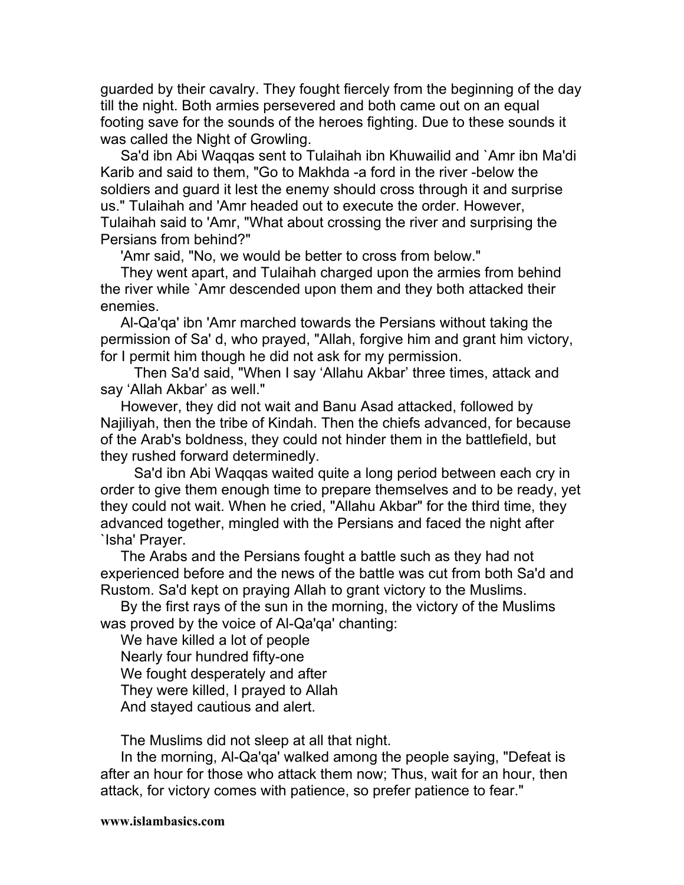guarded by their cavalry. They fought fiercely from the beginning of the day till the night. Both armies persevered and both came out on an equal footing save for the sounds of the heroes fighting. Due to these sounds it was called the Night of Growling.

Sa'd ibn Abi Waqqas sent to Tulaihah ibn Khuwailid and `Amr ibn Ma'di Karib and said to them, "Go to Makhda -a ford in the river -below the soldiers and guard it lest the enemy should cross through it and surprise us." Tulaihah and 'Amr headed out to execute the order. However, Tulaihah said to 'Amr, "What about crossing the river and surprising the Persians from behind?"

'Amr said, "No, we would be better to cross from below."

They went apart, and Tulaihah charged upon the armies from behind the river while `Amr descended upon them and they both attacked their enemies.

Al-Qa'qa' ibn 'Amr marched towards the Persians without taking the permission of Sa' d, who prayed, "Allah, forgive him and grant him victory, for I permit him though he did not ask for my permission.

Then Sa'd said, "When I say 'Allahu Akbar' three times, attack and say 'Allah Akbar' as well."

However, they did not wait and Banu Asad attacked, followed by Najiliyah, then the tribe of Kindah. Then the chiefs advanced, for because of the Arab's boldness, they could not hinder them in the battlefield, but they rushed forward determinedly.

Sa'd ibn Abi Waqqas waited quite a long period between each cry in order to give them enough time to prepare themselves and to be ready, yet they could not wait. When he cried, "Allahu Akbar" for the third time, they advanced together, mingled with the Persians and faced the night after `Isha' Prayer.

The Arabs and the Persians fought a battle such as they had not experienced before and the news of the battle was cut from both Sa'd and Rustom. Sa'd kept on praying Allah to grant victory to the Muslims.

By the first rays of the sun in the morning, the victory of the Muslims was proved by the voice of Al-Qa'qa' chanting:

We have killed a lot of people  
Nearly four hundred fifty-one  
We fought desperately and after  
They were killed, I prayed to Allah  
And stayed cautious and alert.

The Muslims did not sleep at all that night.

In the morning, Al-Qa'qa' walked among the people saying, "Defeat is after an hour for those who attack them now; Thus, wait for an hour, then attack, for victory comes with patience, so prefer patience to fear."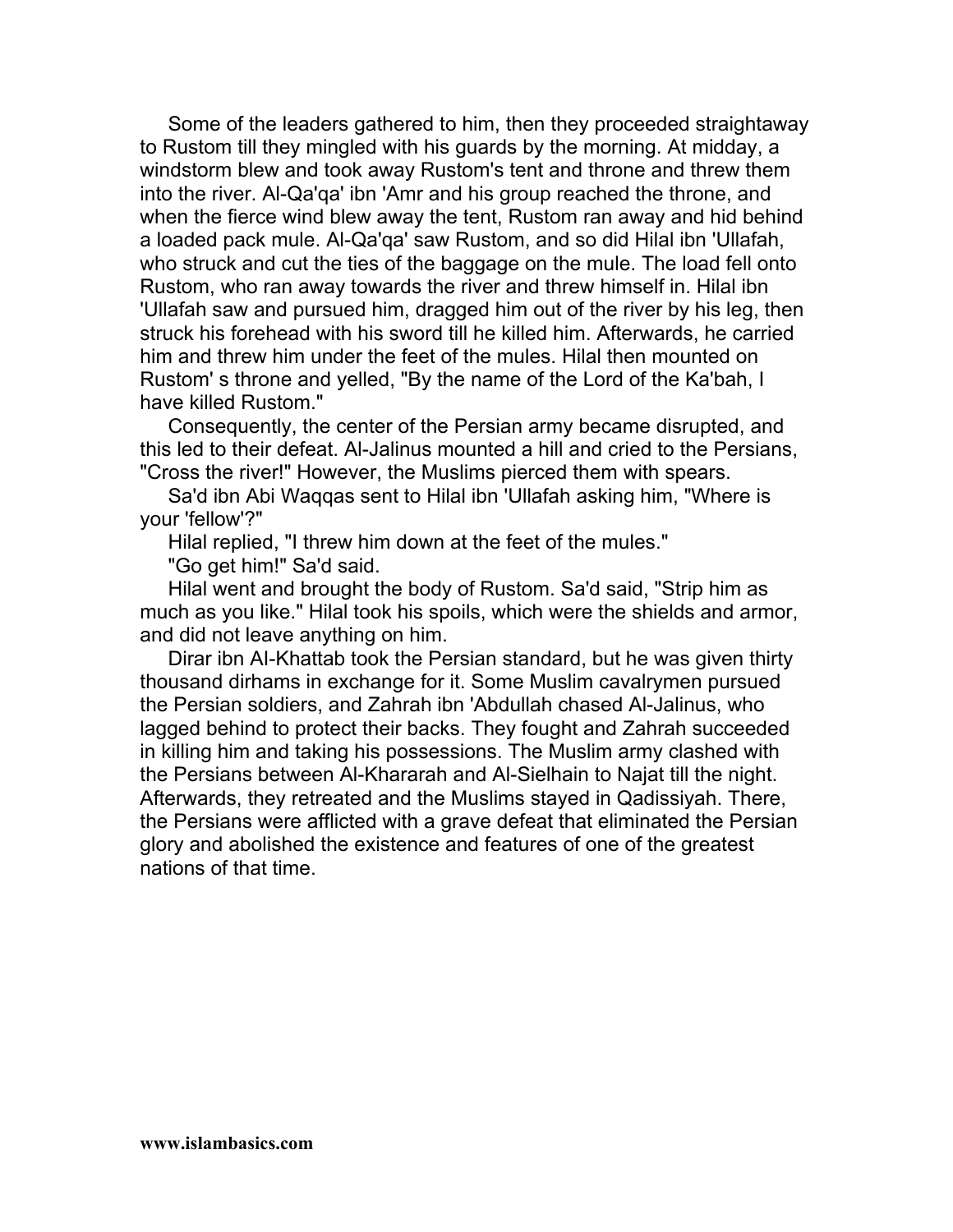Some of the leaders gathered to him, then they proceeded straightaway to Rustom till they mingled with his guards by the morning. At midday, a windstorm blew and took away Rustom's tent and throne and threw them into the river. Al-Qa'qa' ibn 'Amr and his group reached the throne, and when the fierce wind blew away the tent, Rustom ran away and hid behind a loaded pack mule. Al-Qa'qa' saw Rustom, and so did Hilal ibn 'Ullafah, who struck and cut the ties of the baggage on the mule. The load fell onto Rustom, who ran away towards the river and threw himself in. Hilal ibn 'Ullafah saw and pursued him, dragged him out of the river by his leg, then struck his forehead with his sword till he killed him. Afterwards, he carried him and threw him under the feet of the mules. Hilal then mounted on Rustom' s throne and yelled, "By the name of the Lord of the Ka'bah, I have killed Rustom."

Consequently, the center of the Persian army became disrupted, and this led to their defeat. Al-Jalinus mounted a hill and cried to the Persians, "Cross the river!" However, the Muslims pierced them with spears.

Sa'd ibn Abi Waqqas sent to Hilal ibn 'Ullafah asking him, "Where is your 'fellow'?"

Hilal replied, "I threw him down at the feet of the mules."

"Go get him!" Sa'd said.

Hilal went and brought the body of Rustom. Sa'd said, "Strip him as much as you like." Hilal took his spoils, which were the shields and armor, and did not leave anything on him.

Dirar ibn Al-Khattab took the Persian standard, but he was given thirty thousand dirhams in exchange for it. Some Muslim cavalrymen pursued the Persian soldiers, and Zahrah ibn 'Abdullah chased Al-Jalinus, who lagged behind to protect their backs. They fought and Zahrah succeeded in killing him and taking his possessions. The Muslim army clashed with the Persians between Al-Khararah and Al-Sielhain to Najat till the night. Afterwards, they retreated and the Muslims stayed in Qadissiyah. There, the Persians were afflicted with a grave defeat that eliminated the Persian glory and abolished the existence and features of one of the greatest nations of that time.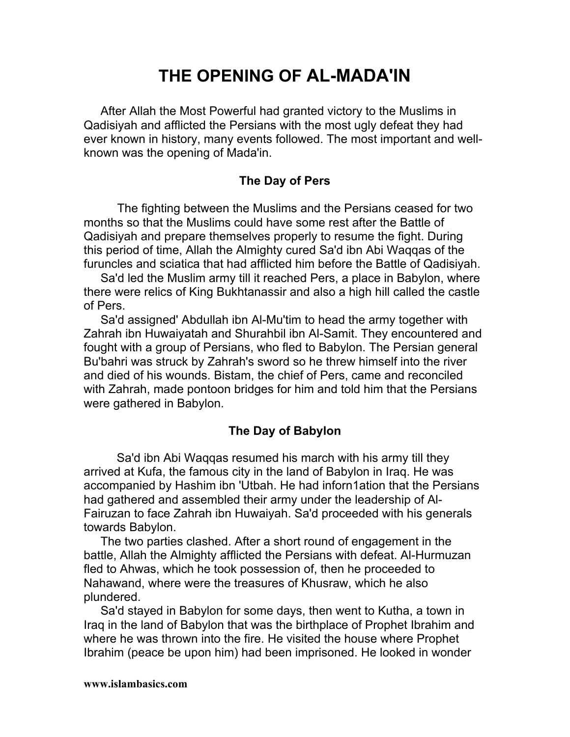# THE OPENING OF AL-MADA'IN

After Allah the Most Powerful had granted victory to the Muslims in Qadisiyah and afflicted the Persians with the most ugly defeat they had ever known in history, many events followed. The most important and well-known was the opening of Mada'in.

### The Day of Pers

The fighting between the Muslims and the Persians ceased for two months so that the Muslims could have some rest after the Battle of Qadisiyah and prepare themselves properly to resume the fight. During this period of time, Allah the Almighty cured Sa'd ibn Abi Waqqas of the furuncles and sciatica that had afflicted him before the Battle of Qadisiyah.

Sa'd led the Muslim army till it reached Pers, a place in Babylon, where there were relics of King Bukhtanassir and also a high hill called the castle of Pers.

Sa'd assigned' Abdullah ibn Al-Mu'tim to head the army together with Zahrah ibn Huwaiyatah and Shurahbil ibn Al-Samit. They encountered and fought with a group of Persians, who fled to Babylon. The Persian general Bu'bahri was struck by Zahrah's sword so he threw himself into the river and died of his wounds. Bistam, the chief of Pers, came and reconciled with Zahrah, made pontoon bridges for him and told him that the Persians were gathered in Babylon.

### The Day of Babylon

Sa'd ibn Abi Waqqas resumed his march with his army till they arrived at Kufa, the famous city in the land of Babylon in Iraq. He was accompanied by Hashim ibn 'Utbah. He had inforn1ation that the Persians had gathered and assembled their army under the leadership of Al-Fairuzan to face Zahrah ibn Huwaiyah. Sa'd proceeded with his generals towards Babylon.

The two parties clashed. After a short round of engagement in the battle, Allah the Almighty afflicted the Persians with defeat. Al-Hurmuzan fled to Ahwas, which he took possession of, then he proceeded to Nahawand, where were the treasures of Khusraw, which he also plundered.

Sa'd stayed in Babylon for some days, then went to Kutha, a town in Iraq in the land of Babylon that was the birthplace of Prophet Ibrahim and where he was thrown into the fire. He visited the house where Prophet Ibrahim (peace be upon him) had been imprisoned. He looked in wonder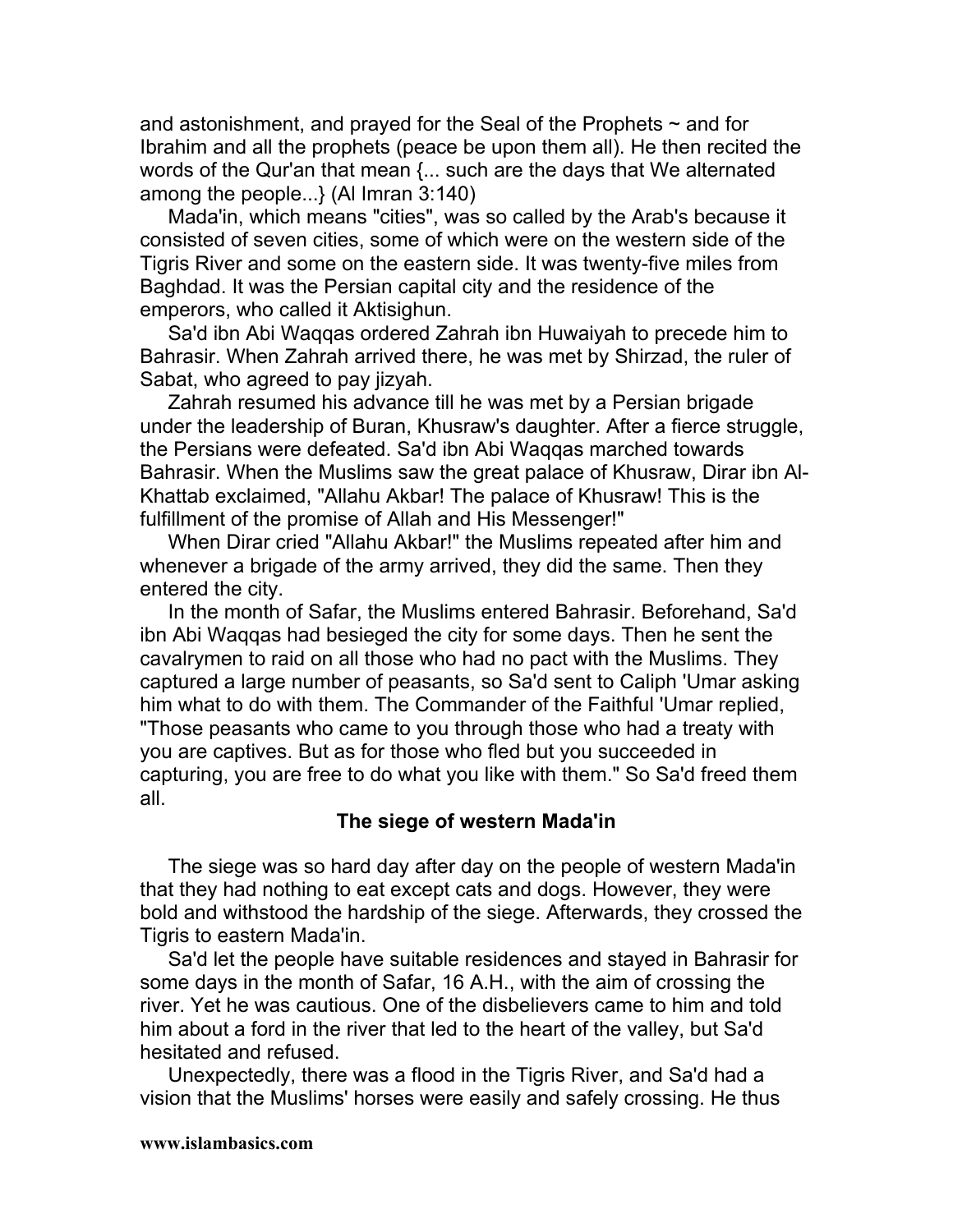and astonishment, and prayed for the Seal of the Prophets ~ and for Ibrahim and all the prophets (peace be upon them all). He then recited the words of the Qur'an that mean {... such are the days that We alternated among the people...} (Al Imran 3:140)

Mada'in, which means "cities", was so called by the Arab's because it consisted of seven cities, some of which were on the western side of the Tigris River and some on the eastern side. It was twenty-five miles from Baghdad. It was the Persian capital city and the residence of the emperors, who called it Aktisighun.

Sa'd ibn Abi Waqqas ordered Zahrah ibn Huwaiyah to precede him to Bahrasir. When Zahrah arrived there, he was met by Shirzad, the ruler of Sabat, who agreed to pay jizyah.

Zahrah resumed his advance till he was met by a Persian brigade under the leadership of Buran, Khusraw's daughter. After a fierce struggle, the Persians were defeated. Sa'd ibn Abi Waqqas marched towards Bahrasir. When the Muslims saw the great palace of Khusraw, Dirar ibn Al-Khattab exclaimed, "Allahu Akbar! The palace of Khusraw! This is the fulfillment of the promise of Allah and His Messenger!"

When Dirar cried "Allahu Akbar!" the Muslims repeated after him and whenever a brigade of the army arrived, they did the same. Then they entered the city.

In the month of Safar, the Muslims entered Bahrasir. Beforehand, Sa'd ibn Abi Waqqas had besieged the city for some days. Then he sent the cavalrymen to raid on all those who had no pact with the Muslims. They captured a large number of peasants, so Sa'd sent to Caliph 'Umar asking him what to do with them. The Commander of the Faithful 'Umar replied, "Those peasants who came to you through those who had a treaty with you are captives. But as for those who fled but you succeeded in capturing, you are free to do what you like with them." So Sa'd freed them all.

### The siege of western Mada'in

The siege was so hard day after day on the people of western Mada'in that they had nothing to eat except cats and dogs. However, they were bold and withstood the hardship of the siege. Afterwards, they crossed the Tigris to eastern Mada'in.

Sa'd let the people have suitable residences and stayed in Bahrasir for some days in the month of Safar, 16 A.H., with the aim of crossing the river. Yet he was cautious. One of the disbelievers came to him and told him about a ford in the river that led to the heart of the valley, but Sa'd hesitated and refused.

Unexpectedly, there was a flood in the Tigris River, and Sa'd had a vision that the Muslims' horses were easily and safely crossing. He thus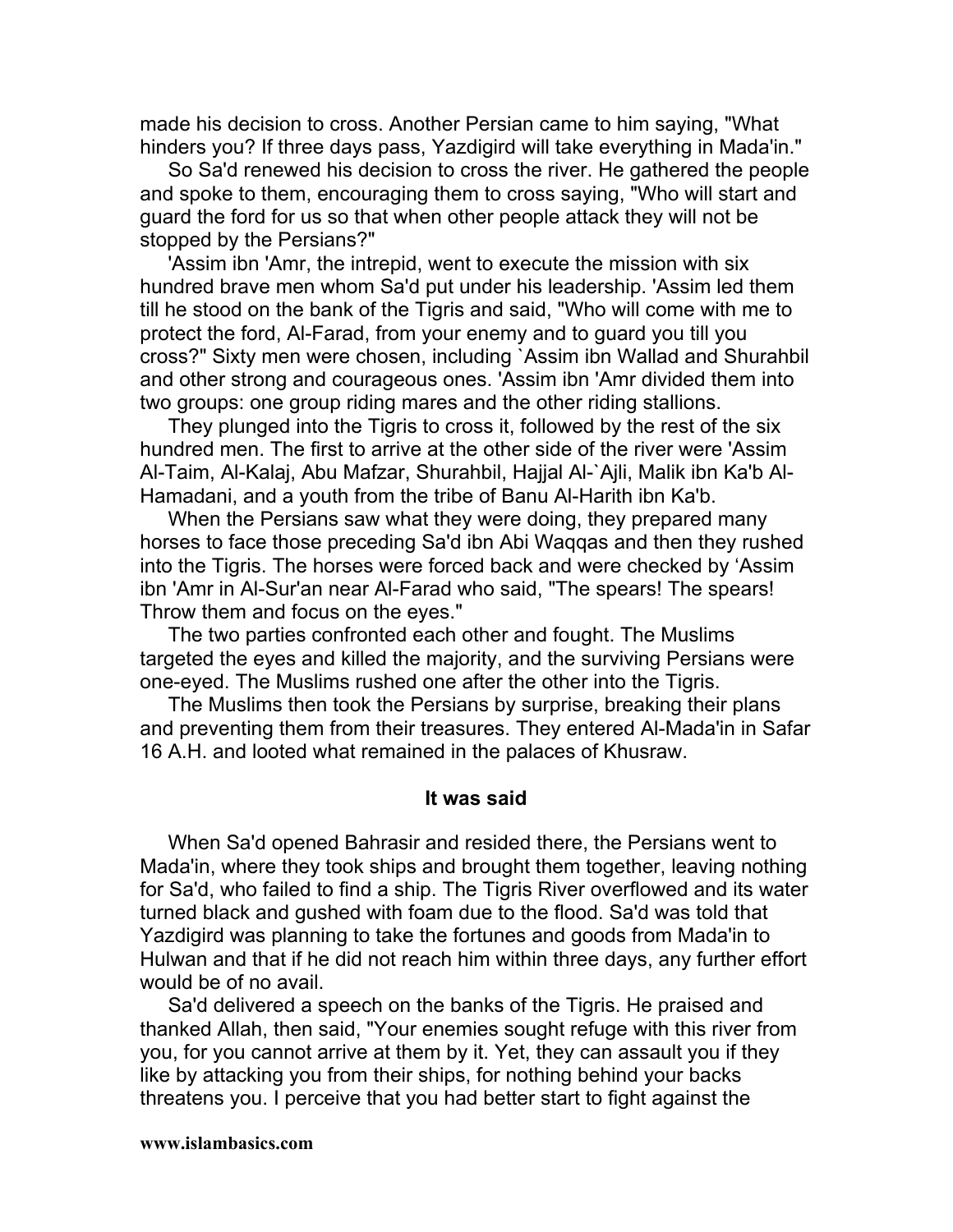made his decision to cross. Another Persian came to him saying, "What hinders you? If three days pass, Yazdigird will take everything in Mada'in."

So Sa'd renewed his decision to cross the river. He gathered the people and spoke to them, encouraging them to cross saying, "Who will start and guard the ford for us so that when other people attack they will not be stopped by the Persians?"

'Assim ibn 'Amr, the intrepid, went to execute the mission with six hundred brave men whom Sa'd put under his leadership. 'Assim led them till he stood on the bank of the Tigris and said, "Who will come with me to protect the ford, Al-Farad, from your enemy and to guard you till you cross?" Sixty men were chosen, including `Assim ibn Wallad and Shurahbil and other strong and courageous ones. 'Assim ibn 'Amr divided them into two groups: one group riding mares and the other riding stallions.

They plunged into the Tigris to cross it, followed by the rest of the six hundred men. The first to arrive at the other side of the river were 'Assim Al-Taim, Al-Kalaj, Abu Mafzar, Shurahbil, Hajjal Al-`Ajli, Malik ibn Ka'b Al-Hamadani, and a youth from the tribe of Banu Al-Harith ibn Ka'b.

When the Persians saw what they were doing, they prepared many horses to face those preceding Sa'd ibn Abi Waqqas and then they rushed into the Tigris. The horses were forced back and were checked by 'Assim ibn 'Amr in Al-Sur'an near Al-Farad who said, "The spears! The spears! Throw them and focus on the eyes."

The two parties confronted each other and fought. The Muslims targeted the eyes and killed the majority, and the surviving Persians were one-eyed. The Muslims rushed one after the other into the Tigris.

The Muslims then took the Persians by surprise, breaking their plans and preventing them from their treasures. They entered Al-Mada'in in Safar 16 A.H. and looted what remained in the palaces of Khusraw.

### It was said

When Sa'd opened Bahrasir and resided there, the Persians went to Mada'in, where they took ships and brought them together, leaving nothing for Sa'd, who failed to find a ship. The Tigris River overflowed and its water turned black and gushed with foam due to the flood. Sa'd was told that Yazdigird was planning to take the fortunes and goods from Mada'in to Hulwan and that if he did not reach him within three days, any further effort would be of no avail.

Sa'd delivered a speech on the banks of the Tigris. He praised and thanked Allah, then said, "Your enemies sought refuge with this river from you, for you cannot arrive at them by it. Yet, they can assault you if they like by attacking you from their ships, for nothing behind your backs threatens you. I perceive that you had better start to fight against the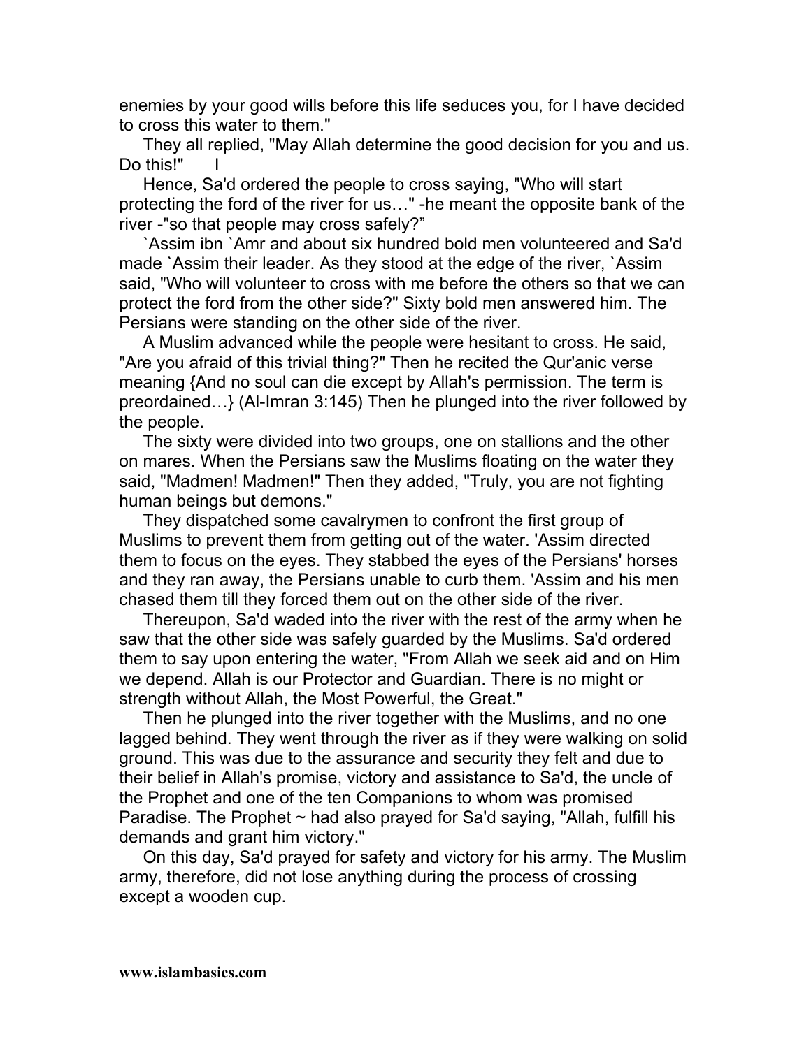enemies by your good wills before this life seduces you, for I have decided to cross this water to them."

They all replied, "May Allah determine the good decision for you and us. Do this!" I

Hence, Sa'd ordered the people to cross saying, "Who will start protecting the ford of the river for us…" -he meant the opposite bank of the river -"so that people may cross safely?"

`Assim ibn `Amr and about six hundred bold men volunteered and Sa'd made `Assim their leader. As they stood at the edge of the river, `Assim said, "Who will volunteer to cross with me before the others so that we can protect the ford from the other side?" Sixty bold men answered him. The Persians were standing on the other side of the river.

A Muslim advanced while the people were hesitant to cross. He said, "Are you afraid of this trivial thing?" Then he recited the Qur'anic verse meaning {And no soul can die except by Allah's permission. The term is preordained…} (Al-Imran 3:145) Then he plunged into the river followed by the people.

The sixty were divided into two groups, one on stallions and the other on mares. When the Persians saw the Muslims floating on the water they said, "Madmen! Madmen!" Then they added, "Truly, you are not fighting human beings but demons."

They dispatched some cavalrymen to confront the first group of Muslims to prevent them from getting out of the water. 'Assim directed them to focus on the eyes. They stabbed the eyes of the Persians' horses and they ran away, the Persians unable to curb them. 'Assim and his men chased them till they forced them out on the other side of the river.

Thereupon, Sa'd waded into the river with the rest of the army when he saw that the other side was safely guarded by the Muslims. Sa'd ordered them to say upon entering the water, "From Allah we seek aid and on Him we depend. Allah is our Protector and Guardian. There is no might or strength without Allah, the Most Powerful, the Great."

Then he plunged into the river together with the Muslims, and no one lagged behind. They went through the river as if they were walking on solid ground. This was due to the assurance and security they felt and due to their belief in Allah's promise, victory and assistance to Sa'd, the uncle of the Prophet and one of the ten Companions to whom was promised Paradise. The Prophet ~ had also prayed for Sa'd saying, "Allah, fulfill his demands and grant him victory."

On this day, Sa'd prayed for safety and victory for his army. The Muslim army, therefore, did not lose anything during the process of crossing except a wooden cup.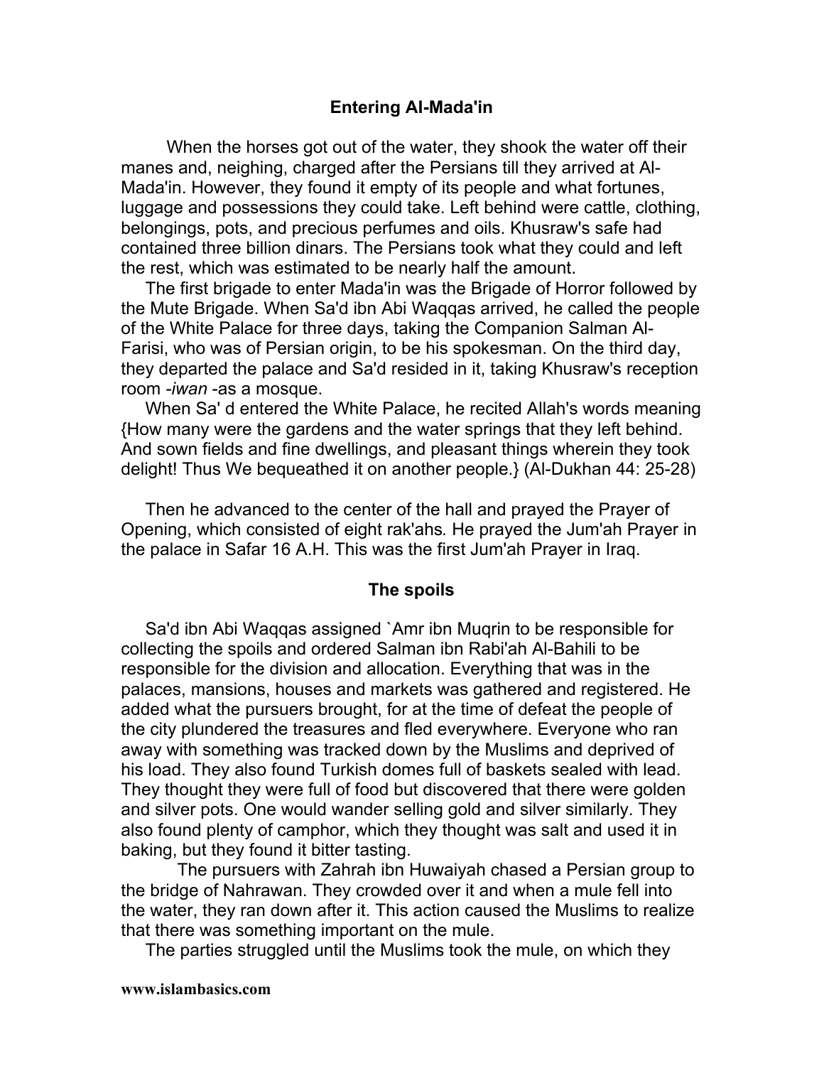## Entering Al-Mada'in

When the horses got out of the water, they shook the water off their manes and, neighing, charged after the Persians till they arrived at Al-Mada'in. However, they found it empty of its people and what fortunes, luggage and possessions they could take. Left behind were cattle, clothing, belongings, pots, and precious perfumes and oils. Khusraw's safe had contained three billion dinars. The Persians took what they could and left the rest, which was estimated to be nearly half the amount.

The first brigade to enter Mada'in was the Brigade of Horror followed by the Mute Brigade. When Sa'd ibn Abi Waqqas arrived, he called the people of the White Palace for three days, taking the Companion Salman Al-Farisi, who was of Persian origin, to be his spokesman. On the third day, they departed the palace and Sa'd resided in it, taking Khusraw's reception room -*iwan* -as a mosque.

When Sa' d entered the White Palace, he recited Allah's words meaning {How many were the gardens and the water springs that they left behind. And sown fields and fine dwellings, and pleasant things wherein they took delight! Thus We bequeathed it on another people.} (Al-Dukhan 44: 25-28)

Then he advanced to the center of the hall and prayed the Prayer of Opening, which consisted of eight rak'ahs. He prayed the Jum'ah Prayer in the palace in Safar 16 A.H. This was the first Jum'ah Prayer in Iraq.

## The spoils

Sa'd ibn Abi Waqqas assigned `Amr ibn Muqrin to be responsible for collecting the spoils and ordered Salman ibn Rabi'ah Al-Bahili to be responsible for the division and allocation. Everything that was in the palaces, mansions, houses and markets was gathered and registered. He added what the pursuers brought, for at the time of defeat the people of the city plundered the treasures and fled everywhere. Everyone who ran away with something was tracked down by the Muslims and deprived of his load. They also found Turkish domes full of baskets sealed with lead. They thought they were full of food but discovered that there were golden and silver pots. One would wander selling gold and silver similarly. They also found plenty of camphor, which they thought was salt and used it in baking, but they found it bitter tasting.

The pursuers with Zahrah ibn Huwaiyah chased a Persian group to the bridge of Nahrawan. They crowded over it and when a mule fell into the water, they ran down after it. This action caused the Muslims to realize that there was something important on the mule.

The parties struggled until the Muslims took the mule, on which they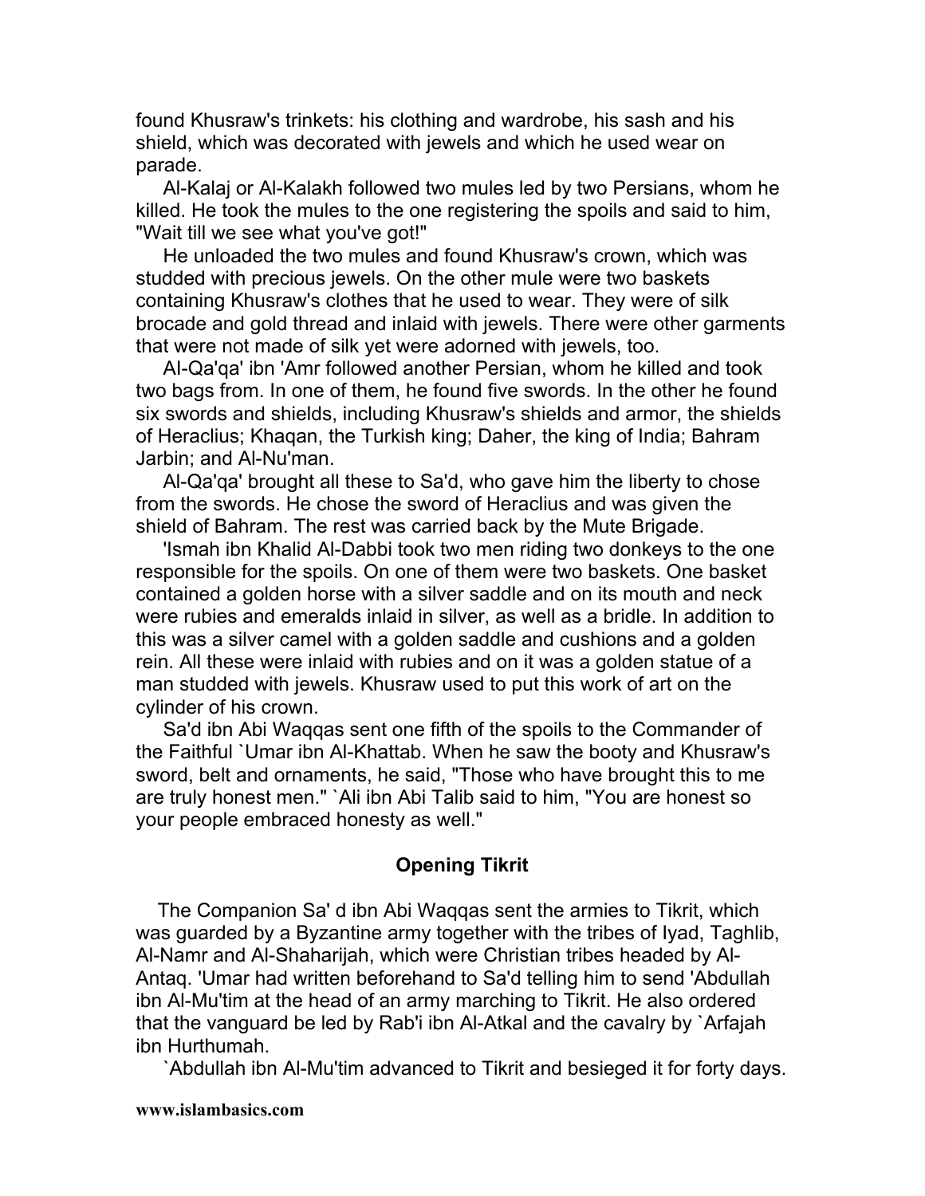found Khusraw's trinkets: his clothing and wardrobe, his sash and his shield, which was decorated with jewels and which he used wear on parade.

Al-Kalaj or Al-Kalakh followed two mules led by two Persians, whom he killed. He took the mules to the one registering the spoils and said to him, "Wait till we see what you've got!"

He unloaded the two mules and found Khusraw's crown, which was studded with precious jewels. On the other mule were two baskets containing Khusraw's clothes that he used to wear. They were of silk brocade and gold thread and inlaid with jewels. There were other garments that were not made of silk yet were adorned with jewels, too.

Al-Qa'qa' ibn 'Amr followed another Persian, whom he killed and took two bags from. In one of them, he found five swords. In the other he found six swords and shields, including Khusraw's shields and armor, the shields of Heraclius; Khaqan, the Turkish king; Daher, the king of India; Bahram Jarbin; and Al-Nu'man.

Al-Qa'qa' brought all these to Sa'd, who gave him the liberty to chose from the swords. He chose the sword of Heraclius and was given the shield of Bahram. The rest was carried back by the Mute Brigade.

'Ismah ibn Khalid Al-Dabbi took two men riding two donkeys to the one responsible for the spoils. On one of them were two baskets. One basket contained a golden horse with a silver saddle and on its mouth and neck were rubies and emeralds inlaid in silver, as well as a bridle. In addition to this was a silver camel with a golden saddle and cushions and a golden rein. All these were inlaid with rubies and on it was a golden statue of a man studded with jewels. Khusraw used to put this work of art on the cylinder of his crown.

Sa'd ibn Abi Waqqas sent one fifth of the spoils to the Commander of the Faithful `Umar ibn Al-Khattab. When he saw the booty and Khusraw's sword, belt and ornaments, he said, "Those who have brought this to me are truly honest men." `Ali ibn Abi Talib said to him, "You are honest so your people embraced honesty as well."

### Opening Tikrit

The Companion Sa' d ibn Abi Waqqas sent the armies to Tikrit, which was guarded by a Byzantine army together with the tribes of Iyad, Taghlib, Al-Namr and Al-Shaharijah, which were Christian tribes headed by Al-Antaq. 'Umar had written beforehand to Sa'd telling him to send 'Abdullah ibn Al-Mu'tim at the head of an army marching to Tikrit. He also ordered that the vanguard be led by Rab'i ibn Al-Atkal and the cavalry by `Arfajah ibn Hurthumah.

`Abdullah ibn Al-Mu'tim advanced to Tikrit and besieged it for forty days.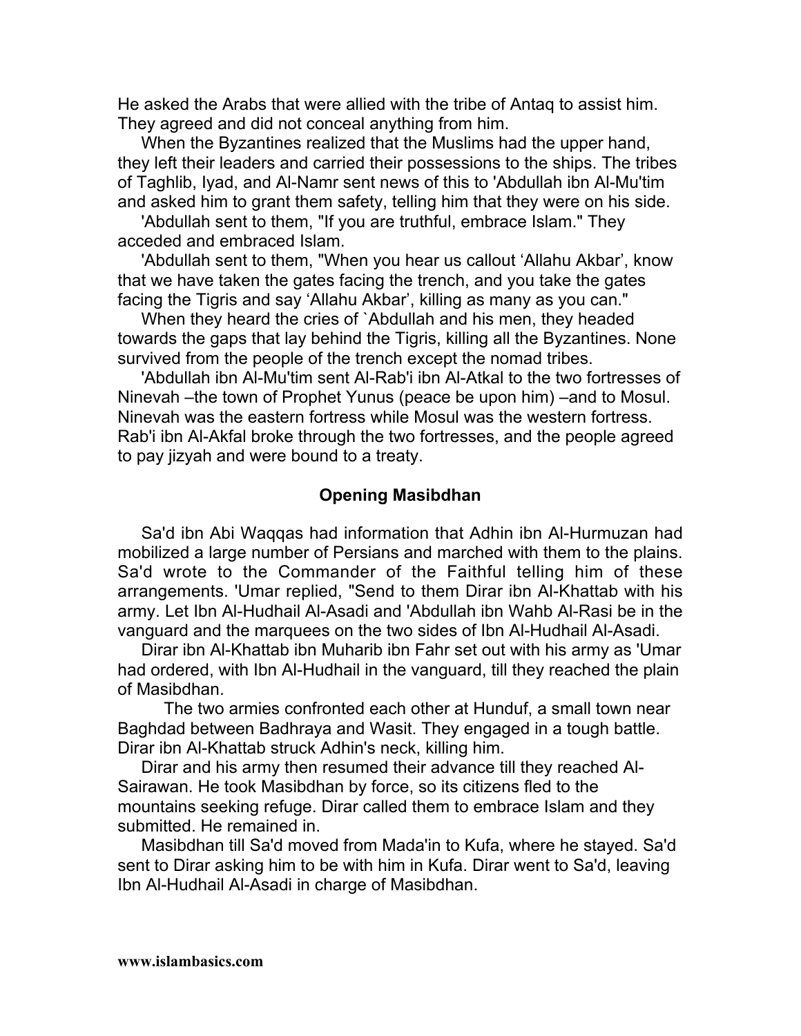He asked the Arabs that were allied with the tribe of Antaq to assist him. They agreed and did not conceal anything from him.

When the Byzantines realized that the Muslims had the upper hand, they left their leaders and carried their possessions to the ships. The tribes of Taghlib, Iyad, and Al-Namr sent news of this to 'Abdullah ibn Al-Mu'tim and asked him to grant them safety, telling him that they were on his side.

'Abdullah sent to them, "If you are truthful, embrace Islam." They acceded and embraced Islam.

'Abdullah sent to them, "When you hear us callout ‘Allahu Akbar’, know that we have taken the gates facing the trench, and you take the gates facing the Tigris and say ‘Allahu Akbar’, killing as many as you can."

When they heard the cries of `Abdullah and his men, they headed towards the gaps that lay behind the Tigris, killing all the Byzantines. None survived from the people of the trench except the nomad tribes.

'Abdullah ibn Al-Mu'tim sent Al-Rab'i ibn Al-Atkal to the two fortresses of Ninevah –the town of Prophet Yunus (peace be upon him) –and to Mosul. Ninevah was the eastern fortress while Mosul was the western fortress. Rab'i ibn Al-Akfal broke through the two fortresses, and the people agreed to pay jizyah and were bound to a treaty.

### Opening Masibdhan

Sa'd ibn Abi Waqqas had information that Adhin ibn Al-Hurmuzan had mobilized a large number of Persians and marched with them to the plains. Sa'd wrote to the Commander of the Faithful telling him of these arrangements. 'Umar replied, "Send to them Dirar ibn Al-Khattab with his army. Let Ibn Al-Hudhail Al-Asadi and 'Abdullah ibn Wahb Al-Rasi be in the vanguard and the marquees on the two sides of Ibn Al-Hudhail Al-Asadi.

Dirar ibn Al-Khattab ibn Muharib ibn Fahr set out with his army as 'Umar had ordered, with Ibn Al-Hudhail in the vanguard, till they reached the plain of Masibdhan.

The two armies confronted each other at Hunduf, a small town near Baghdad between Badhraya and Wasit. They engaged in a tough battle. Dirar ibn Al-Khattab struck Adhin's neck, killing him.

Dirar and his army then resumed their advance till they reached Al-Sairawan. He took Masibdhan by force, so its citizens fled to the mountains seeking refuge. Dirar called them to embrace Islam and they submitted. He remained in.

Masibdhan till Sa'd moved from Mada'in to Kufa, where he stayed. Sa'd sent to Dirar asking him to be with him in Kufa. Dirar went to Sa'd, leaving Ibn Al-Hudhail Al-Asadi in charge of Masibdhan.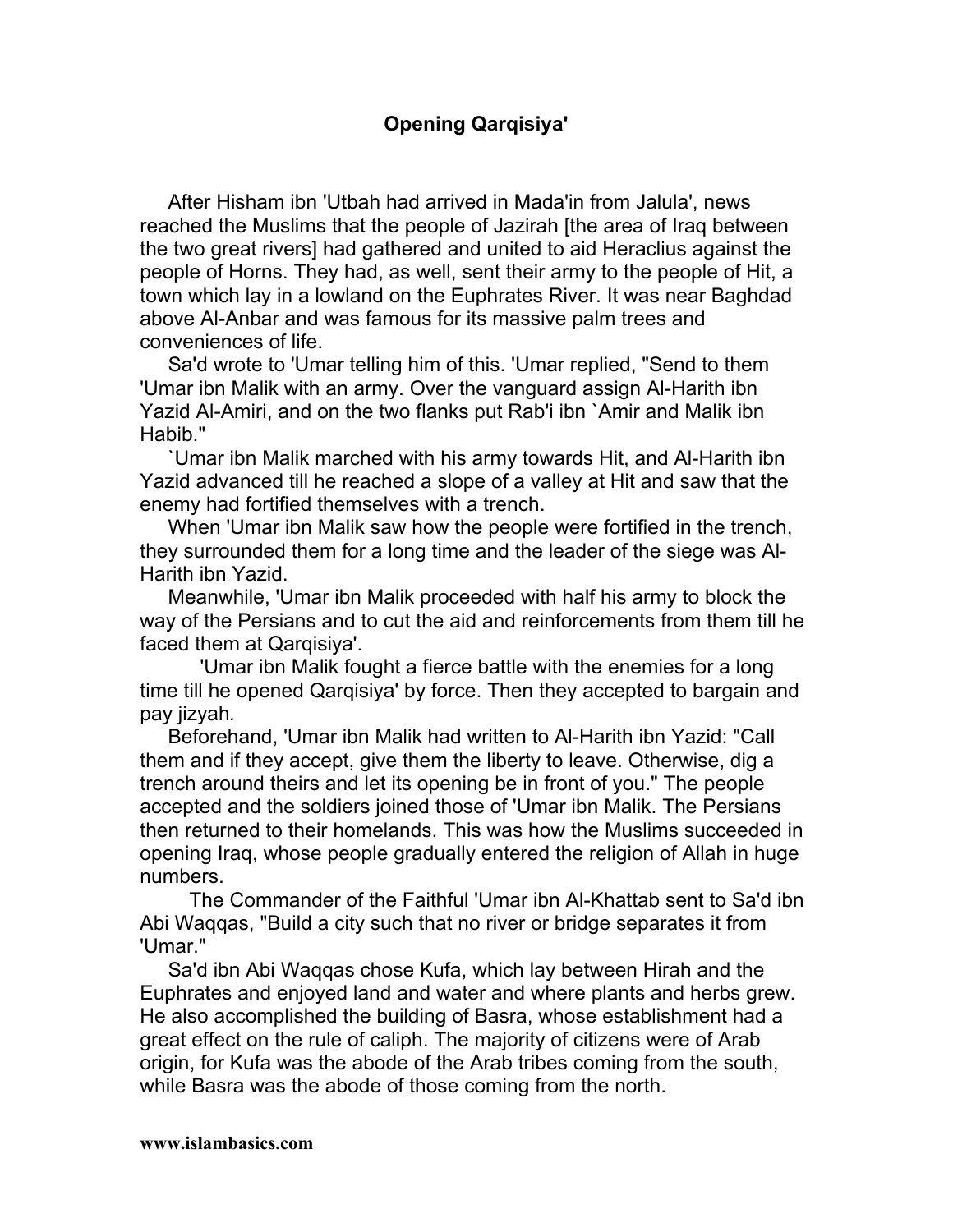# Opening Qarqisiya'

After Hisham ibn 'Utbah had arrived in Mada'in from Jalula', news reached the Muslims that the people of Jazirah [the area of Iraq between the two great rivers] had gathered and united to aid Heraclius against the people of Horns. They had, as well, sent their army to the people of Hit, a town which lay in a lowland on the Euphrates River. It was near Baghdad above Al-Anbar and was famous for its massive palm trees and conveniences of life.

Sa'd wrote to 'Umar telling him of this. 'Umar replied, "Send to them 'Umar ibn Malik with an army. Over the vanguard assign Al-Harith ibn Yazid Al-Amiri, and on the two flanks put Rab'i ibn `Amir and Malik ibn Habib."

`Umar ibn Malik marched with his army towards Hit, and Al-Harith ibn Yazid advanced till he reached a slope of a valley at Hit and saw that the enemy had fortified themselves with a trench.

When 'Umar ibn Malik saw how the people were fortified in the trench, they surrounded them for a long time and the leader of the siege was Al-Harith ibn Yazid.

Meanwhile, 'Umar ibn Malik proceeded with half his army to block the way of the Persians and to cut the aid and reinforcements from them till he faced them at Qarqisiya'.

'Umar ibn Malik fought a fierce battle with the enemies for a long time till he opened Qarqisiya' by force. Then they accepted to bargain and pay jizyah.

Beforehand, 'Umar ibn Malik had written to Al-Harith ibn Yazid: "Call them and if they accept, give them the liberty to leave. Otherwise, dig a trench around theirs and let its opening be in front of you." The people accepted and the soldiers joined those of 'Umar ibn Malik. The Persians then returned to their homelands. This was how the Muslims succeeded in opening Iraq, whose people gradually entered the religion of Allah in huge numbers.

The Commander of the Faithful 'Umar ibn Al-Khattab sent to Sa'd ibn Abi Waqqas, "Build a city such that no river or bridge separates it from 'Umar."

Sa'd ibn Abi Waqqas chose Kufa, which lay between Hirah and the Euphrates and enjoyed land and water and where plants and herbs grew. He also accomplished the building of Basra, whose establishment had a great effect on the rule of caliph. The majority of citizens were of Arab origin, for Kufa was the abode of the Arab tribes coming from the south, while Basra was the abode of those coming from the north.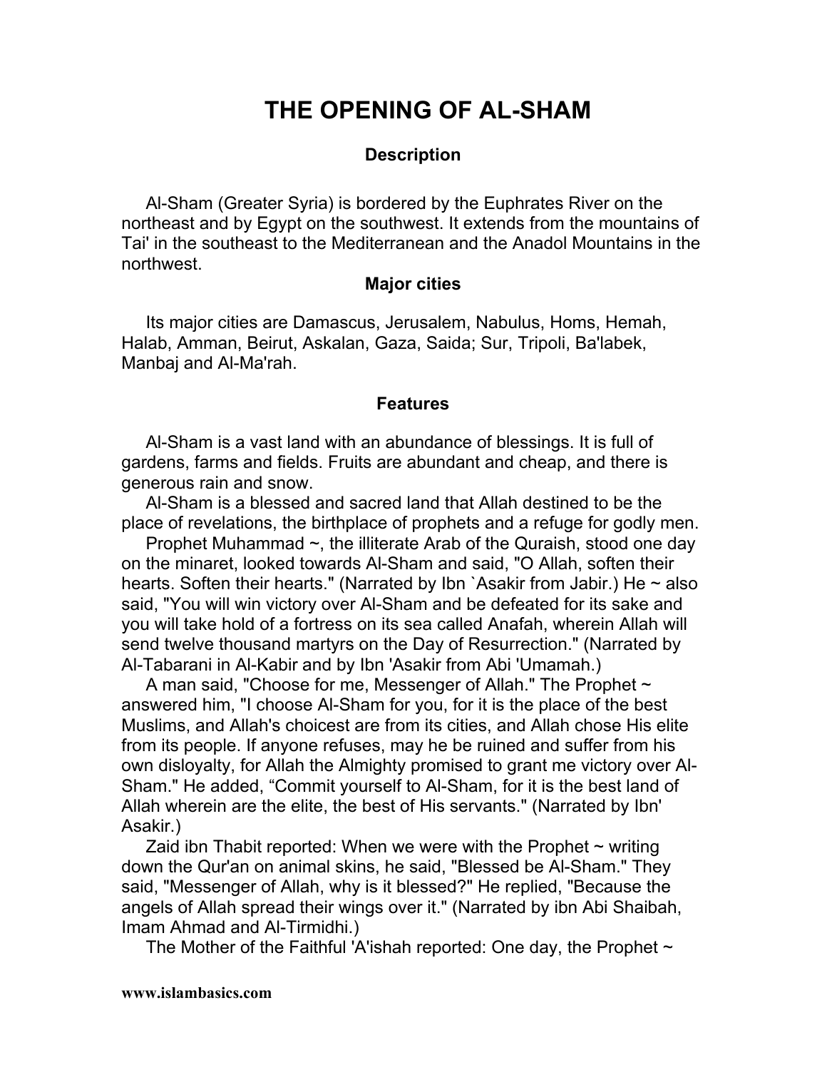# THE OPENING OF AL-SHAM

### Description

Al-Sham (Greater Syria) is bordered by the Euphrates River on the northeast and by Egypt on the southwest. It extends from the mountains of Tai' in the southeast to the Mediterranean and the Anadol Mountains in the northwest.

### Major cities

Its major cities are Damascus, Jerusalem, Nabulus, Homs, Hemah, Halab, Amman, Beirut, Askalan, Gaza, Saida; Sur, Tripoli, Ba'labek, Manbaj and Al-Ma'rah.

### Features

Al-Sham is a vast land with an abundance of blessings. It is full of gardens, farms and fields. Fruits are abundant and cheap, and there is generous rain and snow.

Al-Sham is a blessed and sacred land that Allah destined to be the place of revelations, the birthplace of prophets and a refuge for godly men.

Prophet Muhammad ~, the illiterate Arab of the Quraish, stood one day on the minaret, looked towards Al-Sham and said, "O Allah, soften their hearts. Soften their hearts." (Narrated by Ibn `Asakir from Jabir.) He ~ also said, "You will win victory over Al-Sham and be defeated for its sake and you will take hold of a fortress on its sea called Anafah, wherein Allah will send twelve thousand martyrs on the Day of Resurrection." (Narrated by Al-Tabarani in Al-Kabir and by Ibn 'Asakir from Abi 'Umamah.)

A man said, "Choose for me, Messenger of Allah." The Prophet ~ answered him, "I choose Al-Sham for you, for it is the place of the best Muslims, and Allah's choicest are from its cities, and Allah chose His elite from its people. If anyone refuses, may he be ruined and suffer from his own disloyalty, for Allah the Almighty promised to grant me victory over Al-Sham." He added, "Commit yourself to Al-Sham, for it is the best land of Allah wherein are the elite, the best of His servants." (Narrated by Ibn' Asakir.)

Zaid ibn Thabit reported: When we were with the Prophet ~ writing down the Qur'an on animal skins, he said, "Blessed be Al-Sham." They said, "Messenger of Allah, why is it blessed?" He replied, "Because the angels of Allah spread their wings over it." (Narrated by ibn Abi Shaibah, Imam Ahmad and Al-Tirmidhi.)

The Mother of the Faithful 'A'ishah reported: One day, the Prophet ~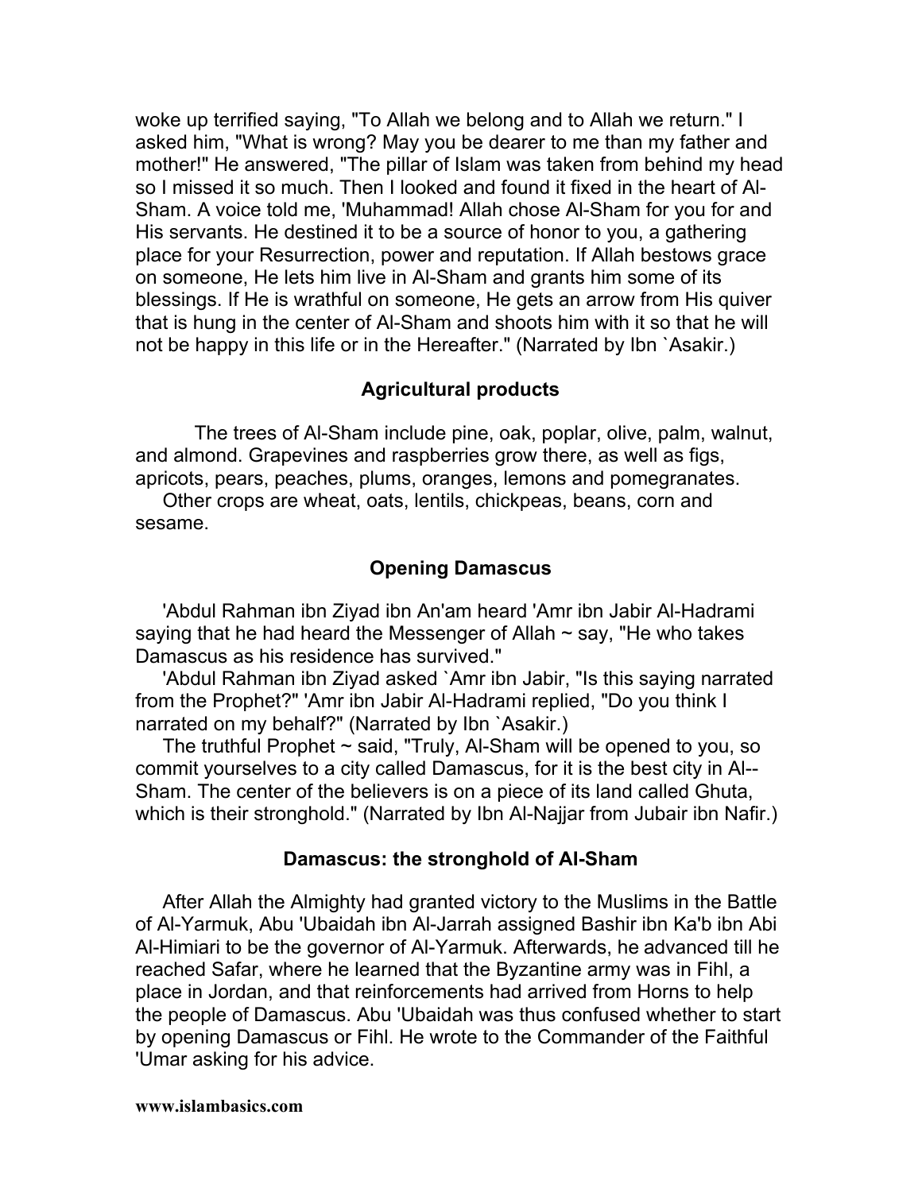woke up terrified saying, "To Allah we belong and to Allah we return." I asked him, "What is wrong? May you be dearer to me than my father and mother!" He answered, "The pillar of Islam was taken from behind my head so I missed it so much. Then I looked and found it fixed in the heart of Al-Sham. A voice told me, 'Muhammad! Allah chose Al-Sham for you for and His servants. He destined it to be a source of honor to you, a gathering place for your Resurrection, power and reputation. If Allah bestows grace on someone, He lets him live in Al-Sham and grants him some of its blessings. If He is wrathful on someone, He gets an arrow from His quiver that is hung in the center of Al-Sham and shoots him with it so that he will not be happy in this life or in the Hereafter." (Narrated by Ibn `Asakir.)

### Agricultural products

The trees of Al-Sham include pine, oak, poplar, olive, palm, walnut, and almond. Grapevines and raspberries grow there, as well as figs, apricots, pears, peaches, plums, oranges, lemons and pomegranates.

Other crops are wheat, oats, lentils, chickpeas, beans, corn and sesame.

### Opening Damascus

'Abdul Rahman ibn Ziyad ibn An'am heard 'Amr ibn Jabir Al-Hadrami saying that he had heard the Messenger of Allah ~ say, "He who takes Damascus as his residence has survived."

'Abdul Rahman ibn Ziyad asked `Amr ibn Jabir, "Is this saying narrated from the Prophet?" 'Amr ibn Jabir Al-Hadrami replied, "Do you think I narrated on my behalf?" (Narrated by Ibn `Asakir.)

The truthful Prophet ~ said, "Truly, Al-Sham will be opened to you, so commit yourselves to a city called Damascus, for it is the best city in Al--Sham. The center of the believers is on a piece of its land called Ghuta, which is their stronghold." (Narrated by Ibn Al-Najjar from Jubair ibn Nafir.)

### Damascus: the stronghold of Al-Sham

After Allah the Almighty had granted victory to the Muslims in the Battle of Al-Yarmuk, Abu 'Ubaidah ibn Al-Jarrah assigned Bashir ibn Ka'b ibn Abi Al-Himiari to be the governor of Al-Yarmuk. Afterwards, he advanced till he reached Safar, where he learned that the Byzantine army was in Fihl, a place in Jordan, and that reinforcements had arrived from Horns to help the people of Damascus. Abu 'Ubaidah was thus confused whether to start by opening Damascus or Fihl. He wrote to the Commander of the Faithful 'Umar asking for his advice.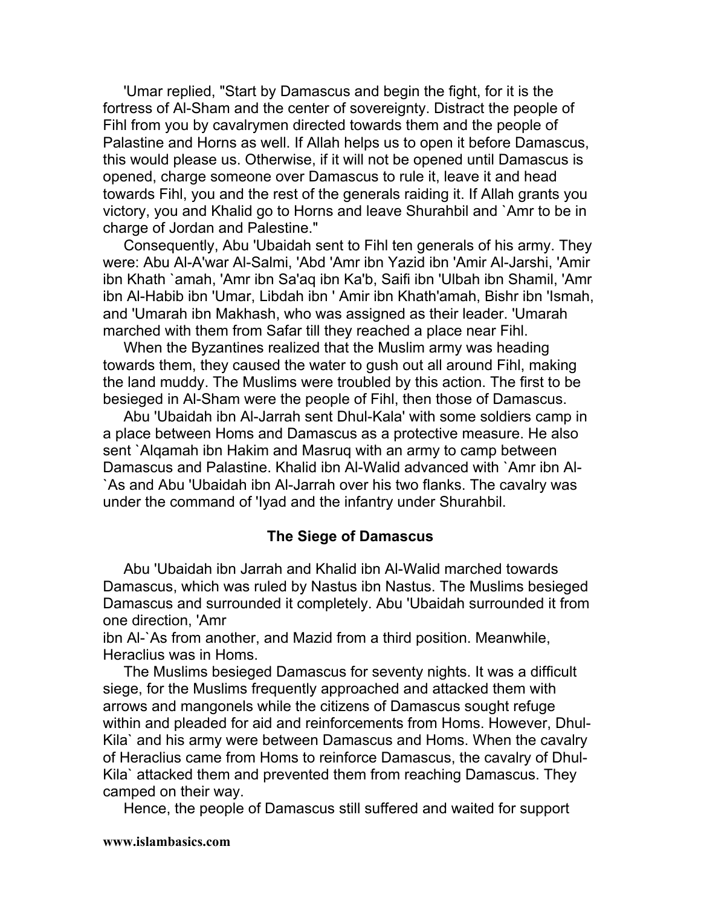'Umar replied, "Start by Damascus and begin the fight, for it is the fortress of Al-Sham and the center of sovereignty. Distract the people of Fihl from you by cavalrymen directed towards them and the people of Palastine and Horns as well. If Allah helps us to open it before Damascus, this would please us. Otherwise, if it will not be opened until Damascus is opened, charge someone over Damascus to rule it, leave it and head towards Fihl, you and the rest of the generals raiding it. If Allah grants you victory, you and Khalid go to Horns and leave Shurahbil and `Amr to be in charge of Jordan and Palestine."

Consequently, Abu 'Ubaidah sent to Fihl ten generals of his army. They were: Abu Al-A'war Al-Salmi, 'Abd 'Amr ibn Yazid ibn 'Amir Al-Jarshi, 'Amir ibn Khath `amah, 'Amr ibn Sa'aq ibn Ka'b, Saifi ibn 'Ulbah ibn Shamil, 'Amr ibn Al-Habib ibn 'Umar, Libdah ibn ' Amir ibn Khath'amah, Bishr ibn 'Ismah, and 'Umarah ibn Makhash, who was assigned as their leader. 'Umarah marched with them from Safar till they reached a place near Fihl.

When the Byzantines realized that the Muslim army was heading towards them, they caused the water to gush out all around Fihl, making the land muddy. The Muslims were troubled by this action. The first to be besieged in Al-Sham were the people of Fihl, then those of Damascus.

Abu 'Ubaidah ibn Al-Jarrah sent Dhul-Kala' with some soldiers camp in a place between Homs and Damascus as a protective measure. He also sent `Alqamah ibn Hakim and Masruq with an army to camp between Damascus and Palastine. Khalid ibn Al-Walid advanced with `Amr ibn Al-`As and Abu 'Ubaidah ibn Al-Jarrah over his two flanks. The cavalry was under the command of 'Iyad and the infantry under Shurahbil.

### The Siege of Damascus

Abu 'Ubaidah ibn Jarrah and Khalid ibn Al-Walid marched towards Damascus, which was ruled by Nastus ibn Nastus. The Muslims besieged Damascus and surrounded it completely. Abu 'Ubaidah surrounded it from one direction, 'Amr ibn Al-`As from another, and Mazid from a third position. Meanwhile, Heraclius was in Homs.

The Muslims besieged Damascus for seventy nights. It was a difficult siege, for the Muslims frequently approached and attacked them with arrows and mangonels while the citizens of Damascus sought refuge within and pleaded for aid and reinforcements from Homs. However, Dhul-Kila` and his army were between Damascus and Homs. When the cavalry of Heraclius came from Homs to reinforce Damascus, the cavalry of Dhul-Kila` attacked them and prevented them from reaching Damascus. They camped on their way.

Hence, the people of Damascus still suffered and waited for support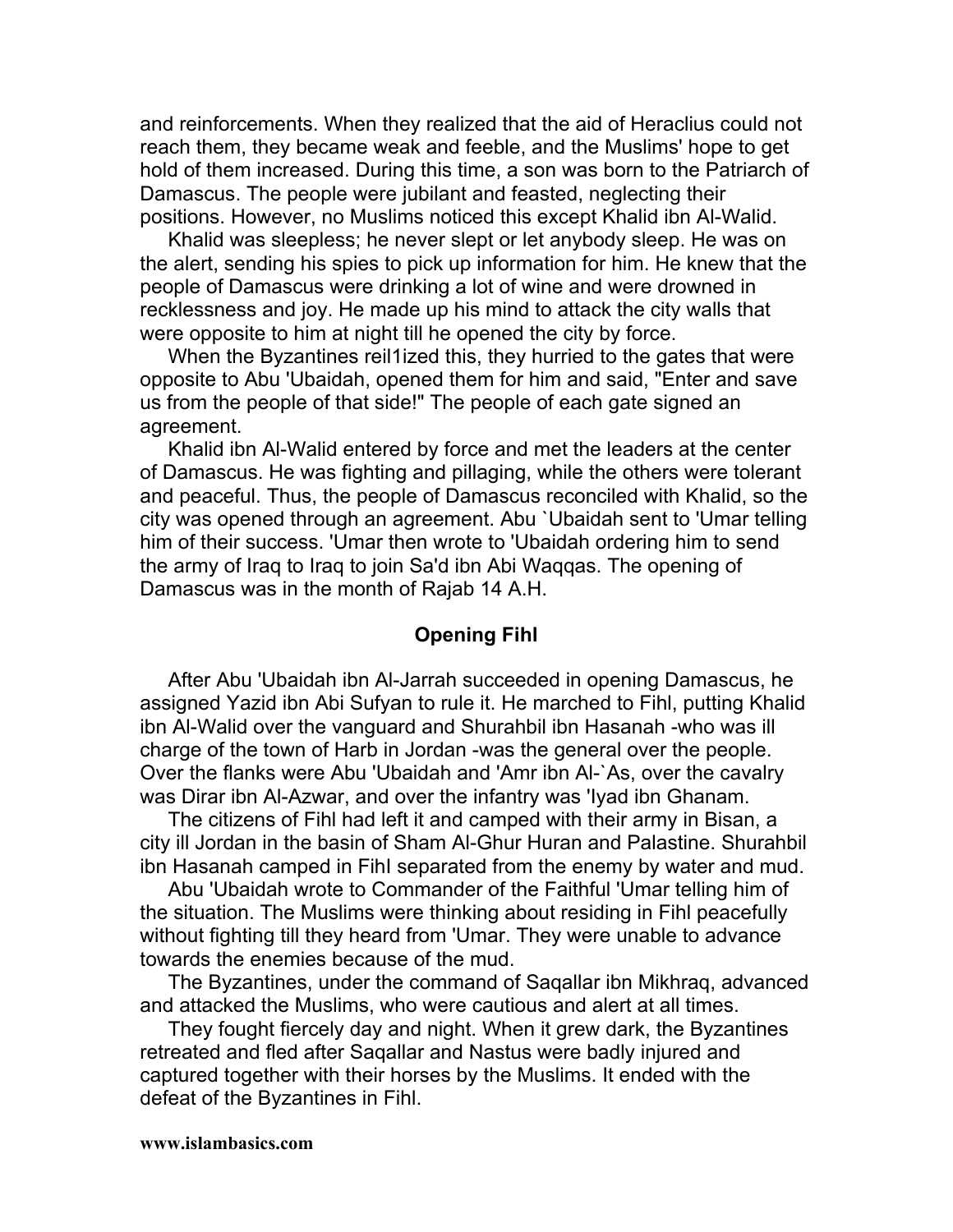and reinforcements. When they realized that the aid of Heraclius could not reach them, they became weak and feeble, and the Muslims' hope to get hold of them increased. During this time, a son was born to the Patriarch of Damascus. The people were jubilant and feasted, neglecting their positions. However, no Muslims noticed this except Khalid ibn Al-Walid.

Khalid was sleepless; he never slept or let anybody sleep. He was on the alert, sending his spies to pick up information for him. He knew that the people of Damascus were drinking a lot of wine and were drowned in recklessness and joy. He made up his mind to attack the city walls that were opposite to him at night till he opened the city by force.

When the Byzantines reil1ized this, they hurried to the gates that were opposite to Abu 'Ubaidah, opened them for him and said, "Enter and save us from the people of that side!" The people of each gate signed an agreement.

Khalid ibn Al-Walid entered by force and met the leaders at the center of Damascus. He was fighting and pillaging, while the others were tolerant and peaceful. Thus, the people of Damascus reconciled with Khalid, so the city was opened through an agreement. Abu `Ubaidah sent to 'Umar telling him of their success. 'Umar then wrote to 'Ubaidah ordering him to send the army of Iraq to Iraq to join Sa'd ibn Abi Waqqas. The opening of Damascus was in the month of Rajab 14 A.H.

## Opening Fihl

After Abu 'Ubaidah ibn Al-Jarrah succeeded in opening Damascus, he assigned Yazid ibn Abi Sufyan to rule it. He marched to Fihl, putting Khalid ibn Al-Walid over the vanguard and Shurahbil ibn Hasanah -who was ill charge of the town of Harb in Jordan -was the general over the people. Over the flanks were Abu 'Ubaidah and 'Amr ibn Al-`As, over the cavalry was Dirar ibn Al-Azwar, and over the infantry was 'Iyad ibn Ghanam.

The citizens of Fihl had left it and camped with their army in Bisan, a city ill Jordan in the basin of Sham Al-Ghur Huran and Palastine. Shurahbil ibn Hasanah camped in Fihl separated from the enemy by water and mud.

Abu 'Ubaidah wrote to Commander of the Faithful 'Umar telling him of the situation. The Muslims were thinking about residing in Fihl peacefully without fighting till they heard from 'Umar. They were unable to advance towards the enemies because of the mud.

The Byzantines, under the command of Saqallar ibn Mikhraq, advanced and attacked the Muslims, who were cautious and alert at all times.

They fought fiercely day and night. When it grew dark, the Byzantines retreated and fled after Saqallar and Nastus were badly injured and captured together with their horses by the Muslims. It ended with the defeat of the Byzantines in Fihl.

**www.islambasics.com**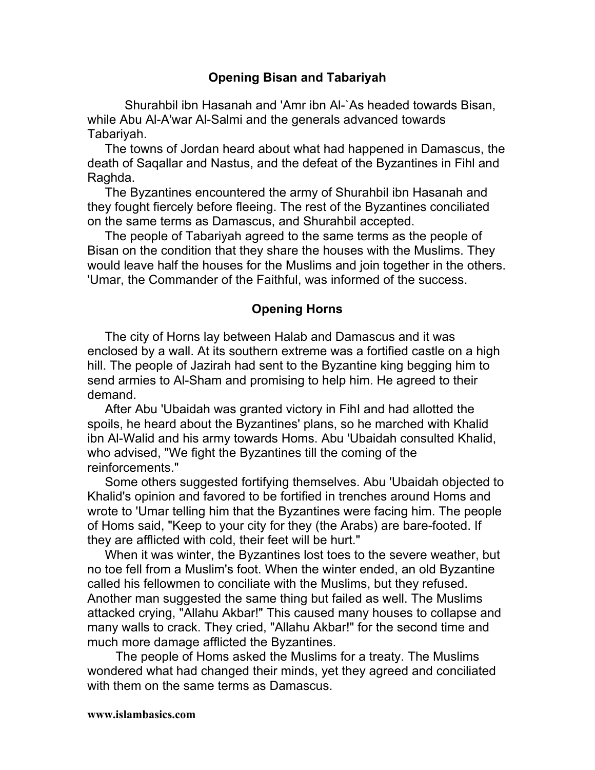## Opening Bisan and Tabariyah

Shurahbil ibn Hasanah and 'Amr ibn Al-`As headed towards Bisan, while Abu Al-A'war Al-Salmi and the generals advanced towards Tabariyah.

The towns of Jordan heard about what had happened in Damascus, the death of Saqallar and Nastus, and the defeat of the Byzantines in Fihl and Raghda.

The Byzantines encountered the army of Shurahbil ibn Hasanah and they fought fiercely before fleeing. The rest of the Byzantines conciliated on the same terms as Damascus, and Shurahbil accepted.

The people of Tabariyah agreed to the same terms as the people of Bisan on the condition that they share the houses with the Muslims. They would leave half the houses for the Muslims and join together in the others. 'Umar, the Commander of the Faithful, was informed of the success.

## Opening Horns

The city of Horns lay between Halab and Damascus and it was enclosed by a wall. At its southern extreme was a fortified castle on a high hill. The people of Jazirah had sent to the Byzantine king begging him to send armies to Al-Sham and promising to help him. He agreed to their demand.

After Abu 'Ubaidah was granted victory in Fihl and had allotted the spoils, he heard about the Byzantines' plans, so he marched with Khalid ibn Al-Walid and his army towards Homs. Abu 'Ubaidah consulted Khalid, who advised, "We fight the Byzantines till the coming of the reinforcements."

Some others suggested fortifying themselves. Abu 'Ubaidah objected to Khalid's opinion and favored to be fortified in trenches around Homs and wrote to 'Umar telling him that the Byzantines were facing him. The people of Homs said, "Keep to your city for they (the Arabs) are bare-footed. If they are afflicted with cold, their feet will be hurt."

When it was winter, the Byzantines lost toes to the severe weather, but no toe fell from a Muslim's foot. When the winter ended, an old Byzantine called his fellowmen to conciliate with the Muslims, but they refused. Another man suggested the same thing but failed as well. The Muslims attacked crying, "Allahu Akbar!" This caused many houses to collapse and many walls to crack. They cried, "Allahu Akbar!" for the second time and much more damage afflicted the Byzantines.

The people of Homs asked the Muslims for a treaty. The Muslims wondered what had changed their minds, yet they agreed and conciliated with them on the same terms as Damascus.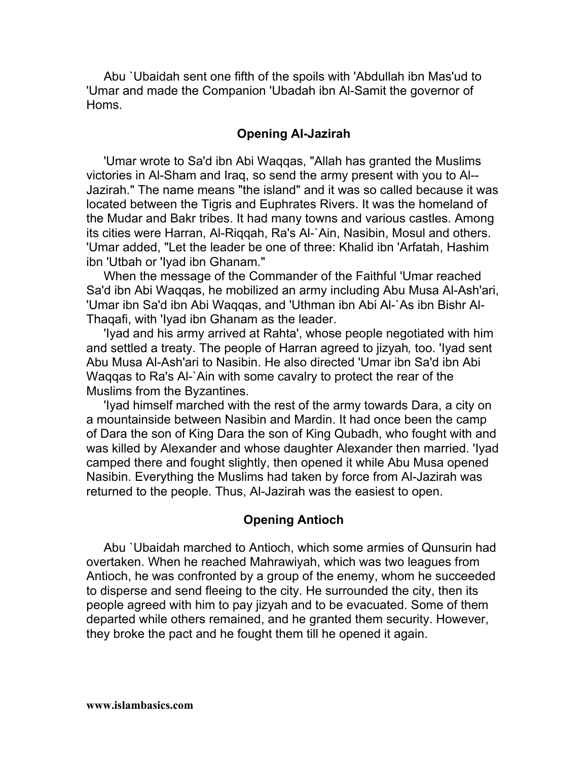Abu `Ubaidah sent one fifth of the spoils with 'Abdullah ibn Mas'ud to 'Umar and made the Companion 'Ubadah ibn Al-Samit the governor of Homs.

## Opening Al-Jazirah

'Umar wrote to Sa'd ibn Abi Waqqas, "Allah has granted the Muslims victories in Al-Sham and Iraq, so send the army present with you to Al--Jazirah." The name means "the island" and it was so called because it was located between the Tigris and Euphrates Rivers. It was the homeland of the Mudar and Bakr tribes. It had many towns and various castles. Among its cities were Harran, Al-Riqqah, Ra's Al-`Ain, Nasibin, Mosul and others. 'Umar added, "Let the leader be one of three: Khalid ibn 'Arfatah, Hashim ibn 'Utbah or 'Iyad ibn Ghanam."

When the message of the Commander of the Faithful 'Umar reached Sa'd ibn Abi Waqqas, he mobilized an army including Abu Musa Al-Ash'ari, 'Umar ibn Sa'd ibn Abi Waqqas, and 'Uthman ibn Abi Al-`As ibn Bishr Al-Thaqafi, with 'Iyad ibn Ghanam as the leader.

'Iyad and his army arrived at Rahta', whose people negotiated with him and settled a treaty. The people of Harran agreed to jizyah*,* too. 'Iyad sent Abu Musa Al-Ash'ari to Nasibin. He also directed 'Umar ibn Sa'd ibn Abi Waqqas to Ra's Al-`Ain with some cavalry to protect the rear of the Muslims from the Byzantines.

'Iyad himself marched with the rest of the army towards Dara, a city on a mountainside between Nasibin and Mardin. It had once been the camp of Dara the son of King Dara the son of King Qubadh, who fought with and was killed by Alexander and whose daughter Alexander then married. 'Iyad camped there and fought slightly, then opened it while Abu Musa opened Nasibin. Everything the Muslims had taken by force from Al-Jazirah was returned to the people. Thus, Al-Jazirah was the easiest to open.

## Opening Antioch

Abu `Ubaidah marched to Antioch, which some armies of Qunsurin had overtaken. When he reached Mahrawiyah, which was two leagues from Antioch, he was confronted by a group of the enemy, whom he succeeded to disperse and send fleeing to the city. He surrounded the city, then its people agreed with him to pay jizyah and to be evacuated. Some of them departed while others remained, and he granted them security. However, they broke the pact and he fought them till he opened it again.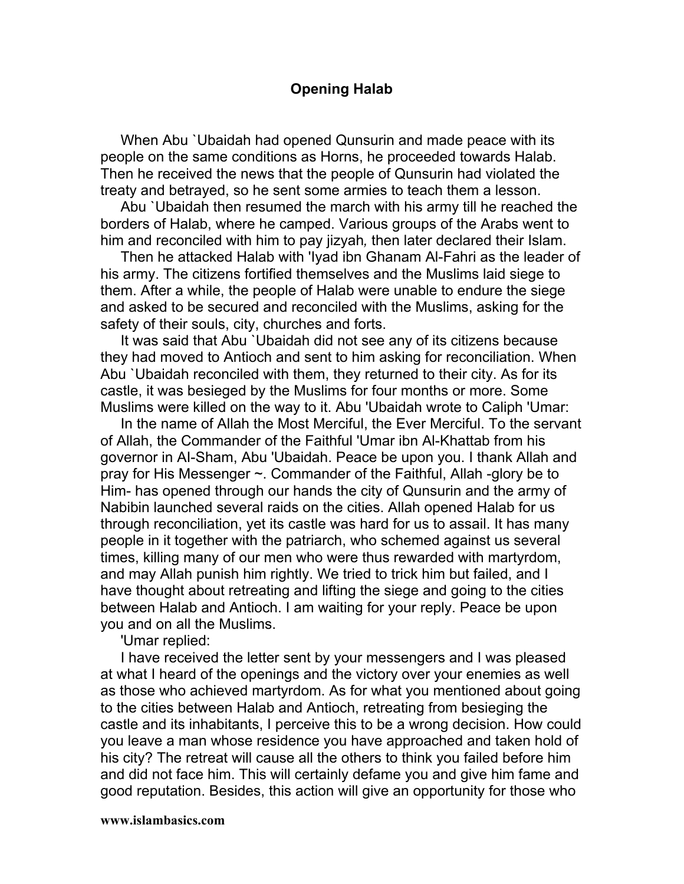## Opening Halab

When Abu `Ubaidah had opened Qunsurin and made peace with its people on the same conditions as Horns, he proceeded towards Halab. Then he received the news that the people of Qunsurin had violated the treaty and betrayed, so he sent some armies to teach them a lesson.

Abu `Ubaidah then resumed the march with his army till he reached the borders of Halab, where he camped. Various groups of the Arabs went to him and reconciled with him to pay jizyah*,* then later declared their Islam.

Then he attacked Halab with 'Iyad ibn Ghanam Al-Fahri as the leader of his army. The citizens fortified themselves and the Muslims laid siege to them. After a while, the people of Halab were unable to endure the siege and asked to be secured and reconciled with the Muslims, asking for the safety of their souls, city, churches and forts.

It was said that Abu `Ubaidah did not see any of its citizens because they had moved to Antioch and sent to him asking for reconciliation. When Abu `Ubaidah reconciled with them, they returned to their city. As for its castle, it was besieged by the Muslims for four months or more. Some Muslims were killed on the way to it. Abu 'Ubaidah wrote to Caliph 'Umar:

In the name of Allah the Most Merciful, the Ever Merciful. To the servant of Allah, the Commander of the Faithful 'Umar ibn Al-Khattab from his governor in Al-Sham, Abu 'Ubaidah. Peace be upon you. I thank Allah and pray for His Messenger ~. Commander of the Faithful, Allah -glory be to Him- has opened through our hands the city of Qunsurin and the army of Nabibin launched several raids on the cities. Allah opened Halab for us through reconciliation, yet its castle was hard for us to assail. It has many people in it together with the patriarch, who schemed against us several times, killing many of our men who were thus rewarded with martyrdom, and may Allah punish him rightly. We tried to trick him but failed, and I have thought about retreating and lifting the siege and going to the cities between Halab and Antioch. I am waiting for your reply. Peace be upon you and on all the Muslims.

'Umar replied:

I have received the letter sent by your messengers and I was pleased at what I heard of the openings and the victory over your enemies as well as those who achieved martyrdom. As for what you mentioned about going to the cities between Halab and Antioch, retreating from besieging the castle and its inhabitants, I perceive this to be a wrong decision. How could you leave a man whose residence you have approached and taken hold of his city? The retreat will cause all the others to think you failed before him and did not face him. This will certainly defame you and give him fame and good reputation. Besides, this action will give an opportunity for those who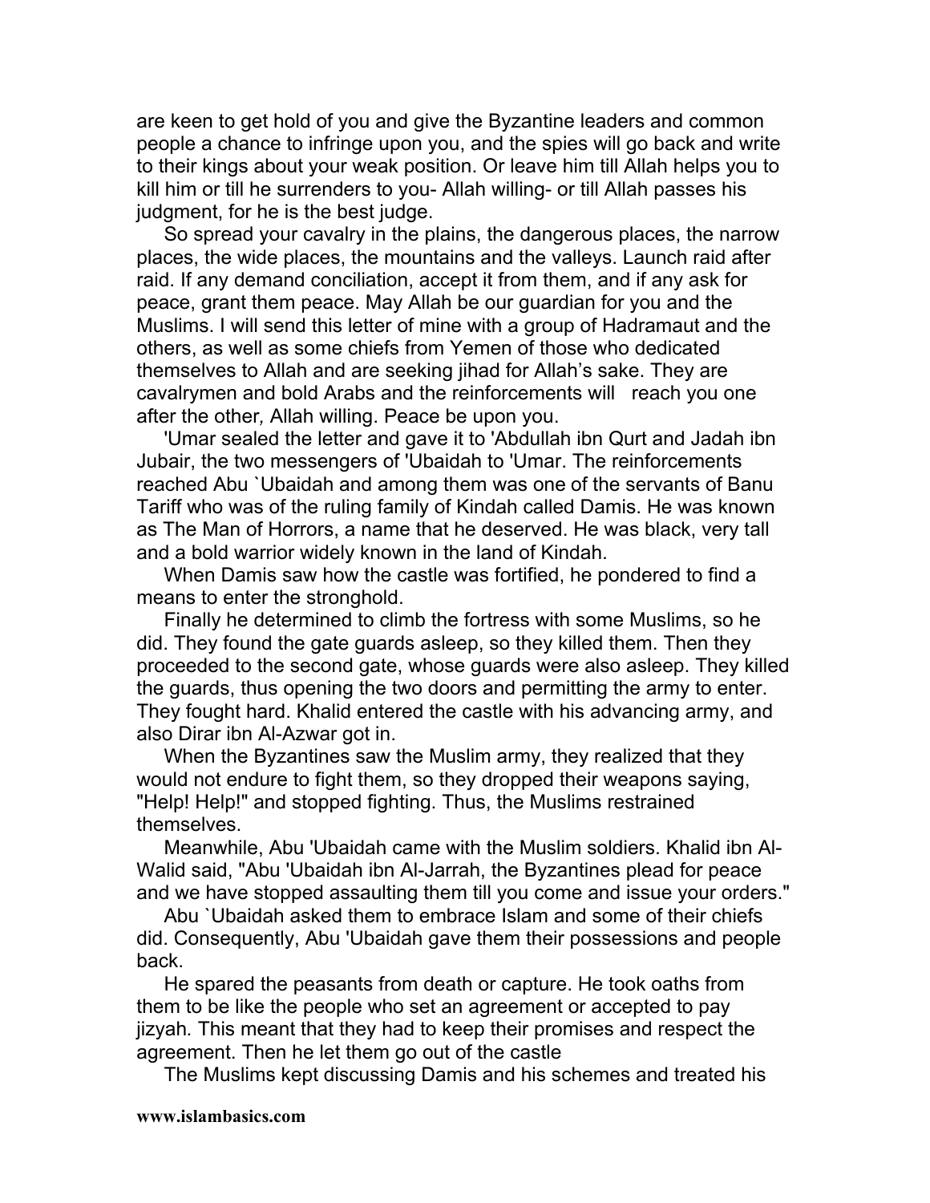are keen to get hold of you and give the Byzantine leaders and common people a chance to infringe upon you, and the spies will go back and write to their kings about your weak position. Or leave him till Allah helps you to kill him or till he surrenders to you- Allah willing- or till Allah passes his judgment, for he is the best judge.

So spread your cavalry in the plains, the dangerous places, the narrow places, the wide places, the mountains and the valleys. Launch raid after raid. If any demand conciliation, accept it from them, and if any ask for peace, grant them peace. May Allah be our guardian for you and the Muslims. I will send this letter of mine with a group of Hadramaut and the others, as well as some chiefs from Yemen of those who dedicated themselves to Allah and are seeking jihad for Allah's sake. They are cavalrymen and bold Arabs and the reinforcements will reach you one after the other*,* Allah willing. Peace be upon you.

'Umar sealed the letter and gave it to 'Abdullah ibn Qurt and Jadah ibn Jubair, the two messengers of 'Ubaidah to 'Umar. The reinforcements reached Abu `Ubaidah and among them was one of the servants of Banu Tariff who was of the ruling family of Kindah called Damis. He was known as The Man of Horrors, a name that he deserved. He was black, very tall and a bold warrior widely known in the land of Kindah.

When Damis saw how the castle was fortified, he pondered to find a means to enter the stronghold.

Finally he determined to climb the fortress with some Muslims, so he did. They found the gate guards asleep, so they killed them. Then they proceeded to the second gate, whose guards were also asleep. They killed the guards, thus opening the two doors and permitting the army to enter. They fought hard. Khalid entered the castle with his advancing army, and also Dirar ibn Al-Azwar got in.

When the Byzantines saw the Muslim army, they realized that they would not endure to fight them, so they dropped their weapons saying, "Help! Help!" and stopped fighting. Thus, the Muslims restrained themselves.

Meanwhile, Abu 'Ubaidah came with the Muslim soldiers. Khalid ibn Al-Walid said, "Abu 'Ubaidah ibn Al-Jarrah, the Byzantines plead for peace and we have stopped assaulting them till you come and issue your orders."

Abu `Ubaidah asked them to embrace Islam and some of their chiefs did. Consequently, Abu 'Ubaidah gave them their possessions and people back.

He spared the peasants from death or capture. He took oaths from them to be like the people who set an agreement or accepted to pay jizyah*.* This meant that they had to keep their promises and respect the agreement. Then he let them go out of the castle

The Muslims kept discussing Damis and his schemes and treated his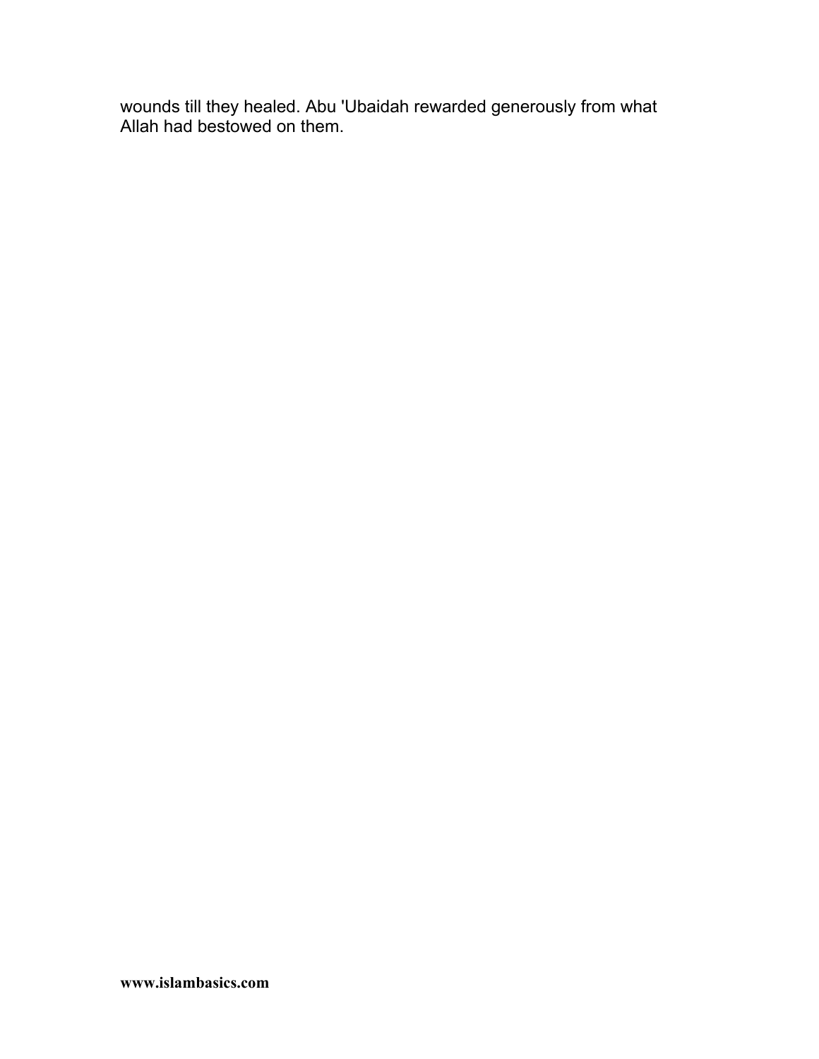wounds till they healed. Abu 'Ubaidah rewarded generously from what Allah had bestowed on them.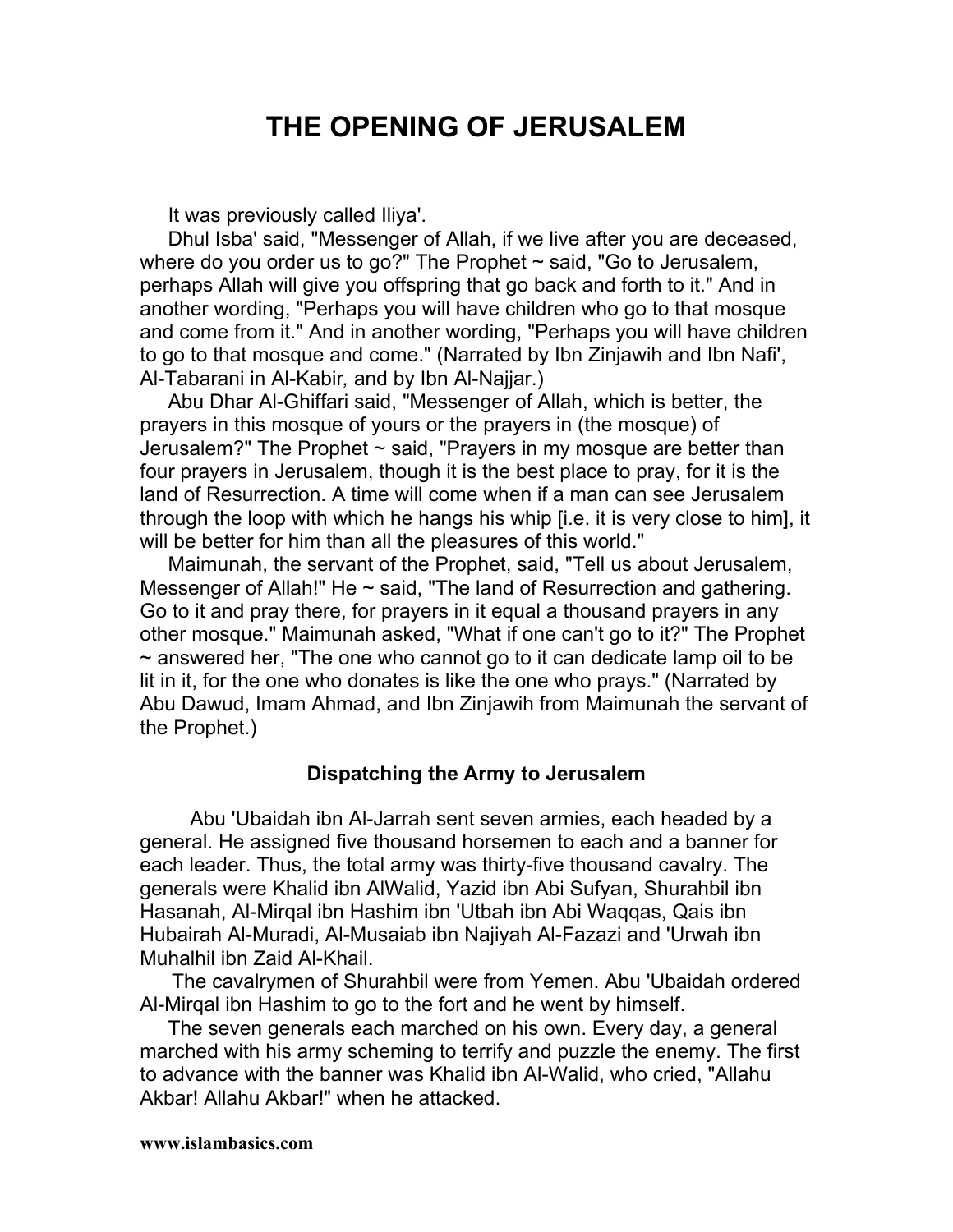# THE OPENING OF JERUSALEM

It was previously called Iliya'.

Dhul Isba' said, "Messenger of Allah, if we live after you are deceased, where do you order us to go?" The Prophet ~ said, "Go to Jerusalem, perhaps Allah will give you offspring that go back and forth to it." And in another wording, "Perhaps you will have children who go to that mosque and come from it." And in another wording, "Perhaps you will have children to go to that mosque and come." (Narrated by Ibn Zinjawih and Ibn Nafi', Al-Tabarani in *Al-Kabir,* and by Ibn Al-Najjar.)

Abu Dhar Al-Ghiffari said, "Messenger of Allah, which is better, the prayers in this mosque of yours or the prayers in (the mosque) of Jerusalem?" The Prophet ~ said, "Prayers in my mosque are better than four prayers in Jerusalem, though it is the best place to pray, for it is the land of Resurrection. A time will come when if a man can see Jerusalem through the loop with which he hangs his whip [i.e. it is very close to him], it will be better for him than all the pleasures of this world."

Maimunah, the servant of the Prophet, said, "Tell us about Jerusalem, Messenger of Allah!" He ~ said, "The land of Resurrection and gathering. Go to it and pray there, for prayers in it equal a thousand prayers in any other mosque." Maimunah asked, "What if one can't go to it?" The Prophet ~ answered her, "The one who cannot go to it can dedicate lamp oil to be lit in it, for the one who donates is like the one who prays." (Narrated by Abu Dawud, Imam Ahmad, and Ibn Zinjawih from Maimunah the servant of the Prophet.)

### Dispatching the Army to Jerusalem

Abu 'Ubaidah ibn Al-Jarrah sent seven armies, each headed by a general. He assigned five thousand horsemen to each and a banner for each leader. Thus, the total army was thirty-five thousand cavalry. The generals were Khalid ibn AlWalid, Yazid ibn Abi Sufyan, Shurahbil ibn Hasanah, Al-Mirqal ibn Hashim ibn 'Utbah ibn Abi Waqqas, Qais ibn Hubairah Al-Muradi, Al-Musaiab ibn Najiyah Al-Fazazi and 'Urwah ibn Muhalhil ibn Zaid Al-Khail.

The cavalrymen of Shurahbil were from Yemen. Abu 'Ubaidah ordered Al-Mirqal ibn Hashim to go to the fort and he went by himself.

The seven generals each marched on his own. Every day, a general marched with his army scheming to terrify and puzzle the enemy. The first to advance with the banner was Khalid ibn Al-Walid, who cried, "Allahu Akbar! Allahu Akbar!" when he attacked.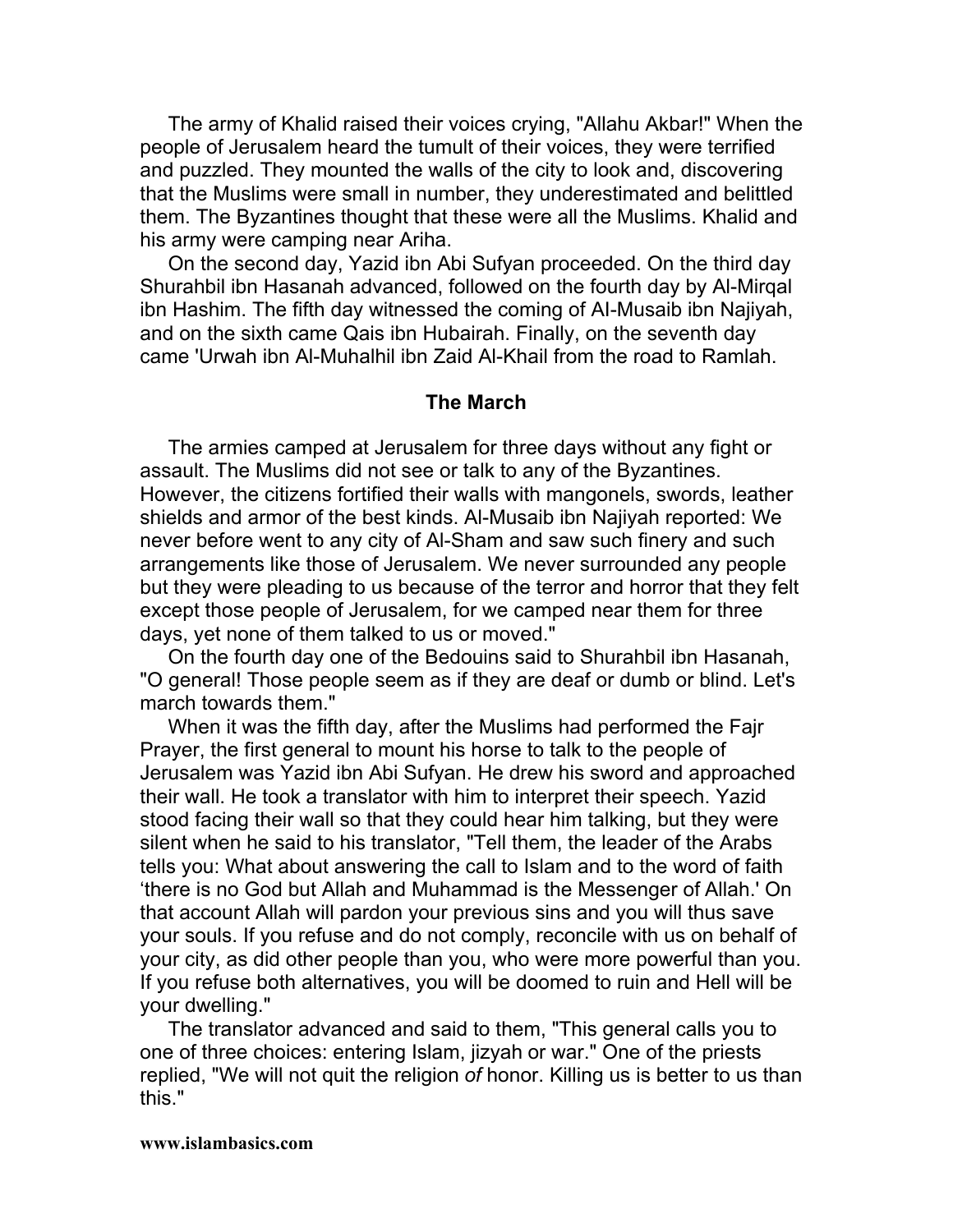The army of Khalid raised their voices crying, "Allahu Akbar!" When the people of Jerusalem heard the tumult of their voices, they were terrified and puzzled. They mounted the walls of the city to look and, discovering that the Muslims were small in number, they underestimated and belittled them. The Byzantines thought that these were all the Muslims. Khalid and his army were camping near Ariha.

On the second day, Yazid ibn Abi Sufyan proceeded. On the third day Shurahbil ibn Hasanah advanced, followed on the fourth day by Al-Mirqal ibn Hashim. The fifth day witnessed the coming of Al-Musaib ibn Najiyah, and on the sixth came Qais ibn Hubairah. Finally, on the seventh day came 'Urwah ibn Al-Muhalhil ibn Zaid Al-Khail from the road to Ramlah.

### The March

The armies camped at Jerusalem for three days without any fight or assault. The Muslims did not see or talk to any of the Byzantines. However, the citizens fortified their walls with mangonels, swords, leather shields and armor of the best kinds. Al-Musaib ibn Najiyah reported: We never before went to any city of Al-Sham and saw such finery and such arrangements like those of Jerusalem. We never surrounded any people but they were pleading to us because of the terror and horror that they felt except those people of Jerusalem, for we camped near them for three days, yet none of them talked to us or moved."

On the fourth day one of the Bedouins said to Shurahbil ibn Hasanah, "O general! Those people seem as if they are deaf or dumb or blind. Let's march towards them."

When it was the fifth day, after the Muslims had performed the Fajr Prayer, the first general to mount his horse to talk to the people of Jerusalem was Yazid ibn Abi Sufyan. He drew his sword and approached their wall. He took a translator with him to interpret their speech. Yazid stood facing their wall so that they could hear him talking, but they were silent when he said to his translator, "Tell them, the leader of the Arabs tells you: What about answering the call to Islam and to the word of faith 'there is no God but Allah and Muhammad is the Messenger of Allah.' On that account Allah will pardon your previous sins and you will thus save your souls. If you refuse and do not comply, reconcile with us on behalf of your city, as did other people than you, who were more powerful than you. If you refuse both alternatives, you will be doomed to ruin and Hell will be your dwelling."

The translator advanced and said to them, "This general calls you to one of three choices: entering Islam, jizyah or war." One of the priests replied, "We will not quit the religion *of* honor. Killing us is better to us than this."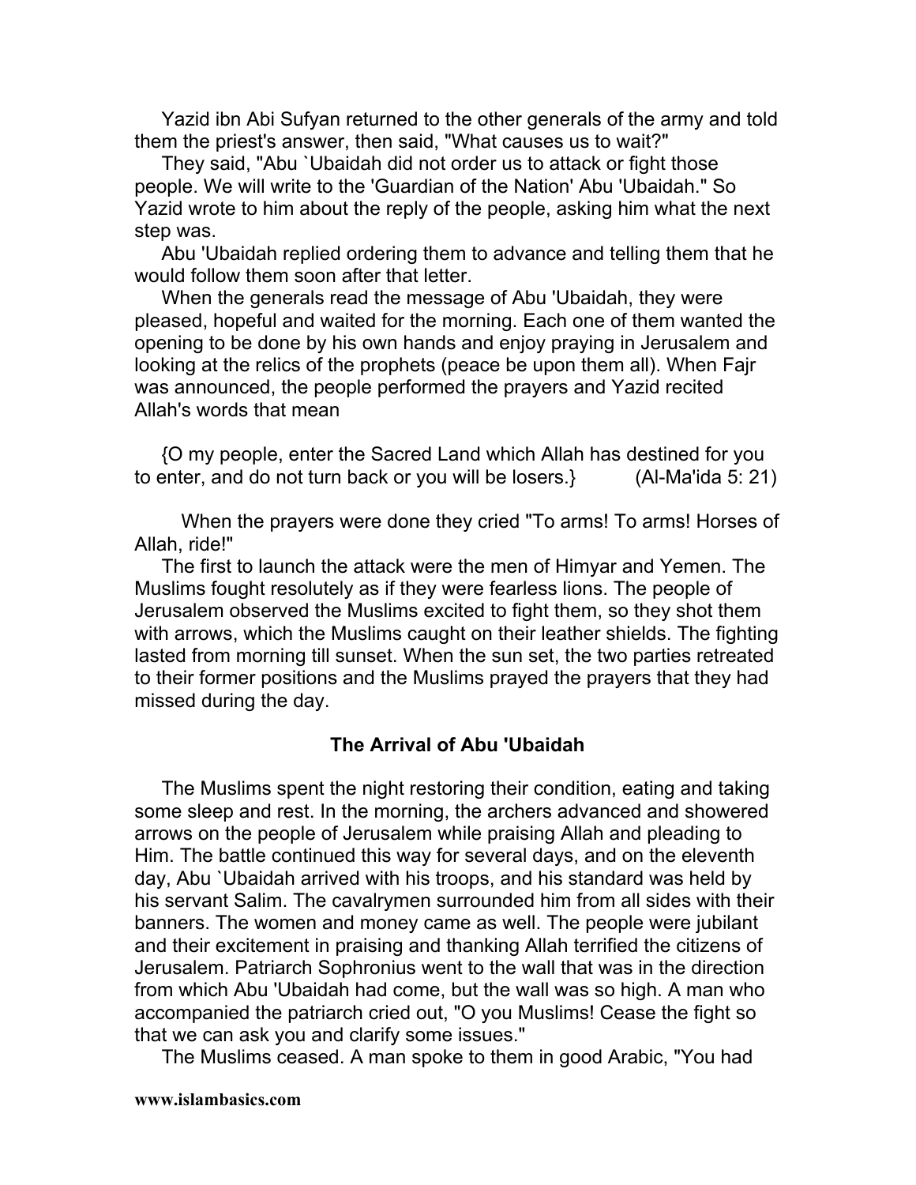Yazid ibn Abi Sufyan returned to the other generals of the army and told them the priest's answer, then said, "What causes us to wait?"

They said, "Abu `Ubaidah did not order us to attack or fight those people. We will write to the 'Guardian of the Nation' Abu 'Ubaidah." So Yazid wrote to him about the reply of the people, asking him what the next step was.

Abu 'Ubaidah replied ordering them to advance and telling them that he would follow them soon after that letter.

When the generals read the message of Abu 'Ubaidah, they were pleased, hopeful and waited for the morning. Each one of them wanted the opening to be done by his own hands and enjoy praying in Jerusalem and looking at the relics of the prophets (peace be upon them all). When Fajr was announced, the people performed the prayers and Yazid recited Allah's words that mean

{O my people, enter the Sacred Land which Allah has destined for you to enter, and do not turn back or you will be losers.} (Al-Ma'ida 5: 21)

When the prayers were done they cried "To arms! To arms! Horses of Allah, ride!"

The first to launch the attack were the men of Himyar and Yemen. The Muslims fought resolutely as if they were fearless lions. The people of Jerusalem observed the Muslims excited to fight them, so they shot them with arrows, which the Muslims caught on their leather shields. The fighting lasted from morning till sunset. When the sun set, the two parties retreated to their former positions and the Muslims prayed the prayers that they had missed during the day.

### The Arrival of Abu 'Ubaidah

The Muslims spent the night restoring their condition, eating and taking some sleep and rest. In the morning, the archers advanced and showered arrows on the people of Jerusalem while praising Allah and pleading to Him. The battle continued this way for several days, and on the eleventh day, Abu `Ubaidah arrived with his troops, and his standard was held by his servant Salim. The cavalrymen surrounded him from all sides with their banners. The women and money came as well. The people were jubilant and their excitement in praising and thanking Allah terrified the citizens of Jerusalem. Patriarch Sophronius went to the wall that was in the direction from which Abu 'Ubaidah had come, but the wall was so high. A man who accompanied the patriarch cried out, "O you Muslims! Cease the fight so that we can ask you and clarify some issues."

The Muslims ceased. A man spoke to them in good Arabic, "You had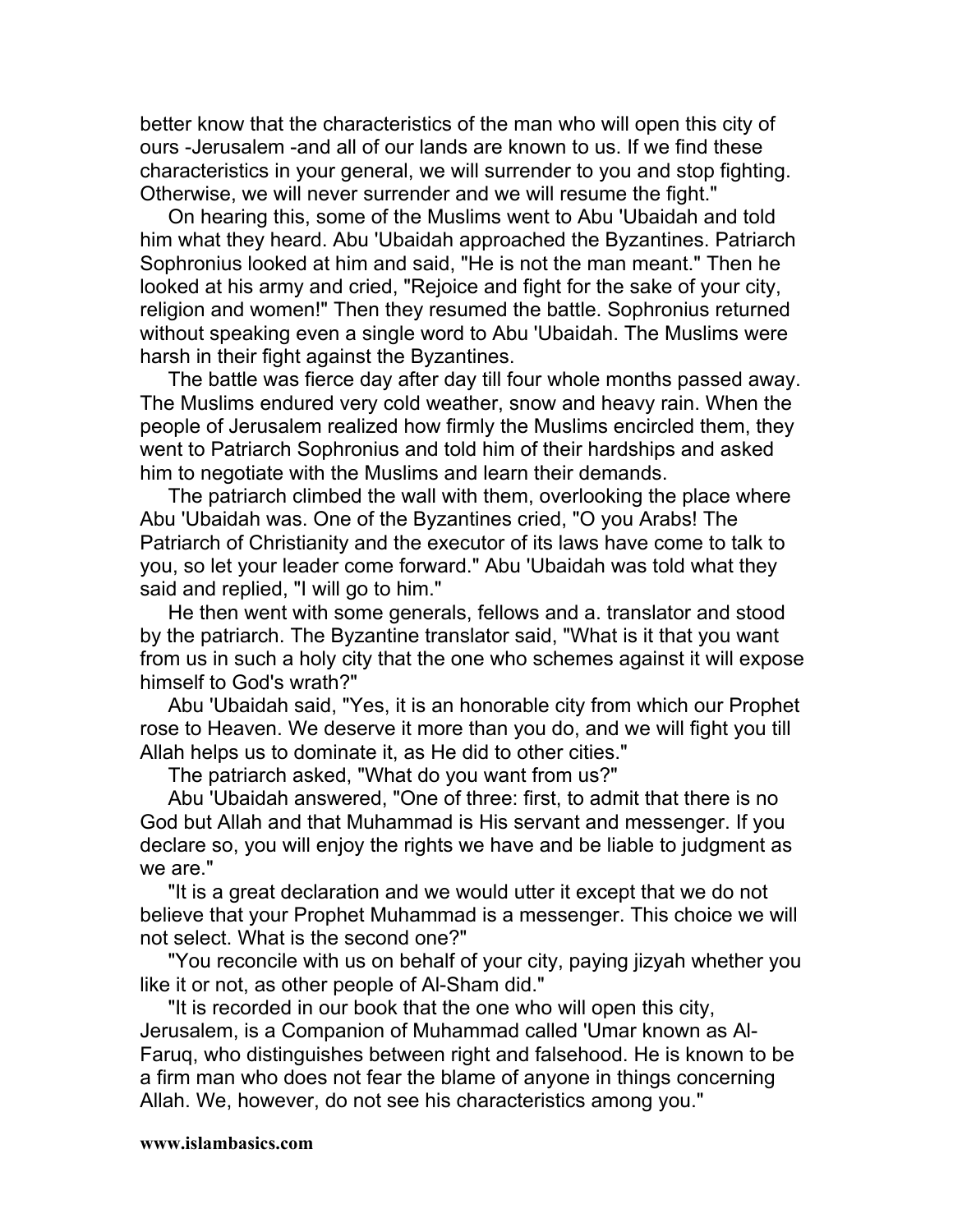better know that the characteristics of the man who will open this city of ours -Jerusalem -and all of our lands are known to us. If we find these characteristics in your general, we will surrender to you and stop fighting. Otherwise, we will never surrender and we will resume the fight."

On hearing this, some of the Muslims went to Abu 'Ubaidah and told him what they heard. Abu 'Ubaidah approached the Byzantines. Patriarch Sophronius looked at him and said, "He is not the man meant." Then he looked at his army and cried, "Rejoice and fight for the sake of your city, religion and women!" Then they resumed the battle. Sophronius returned without speaking even a single word to Abu 'Ubaidah. The Muslims were harsh in their fight against the Byzantines.

The battle was fierce day after day till four whole months passed away. The Muslims endured very cold weather, snow and heavy rain. When the people of Jerusalem realized how firmly the Muslims encircled them, they went to Patriarch Sophronius and told him of their hardships and asked him to negotiate with the Muslims and learn their demands.

The patriarch climbed the wall with them, overlooking the place where Abu 'Ubaidah was. One of the Byzantines cried, "O you Arabs! The Patriarch of Christianity and the executor of its laws have come to talk to you, so let your leader come forward." Abu 'Ubaidah was told what they said and replied, "I will go to him."

He then went with some generals, fellows and a. translator and stood by the patriarch. The Byzantine translator said, "What is it that you want from us in such a holy city that the one who schemes against it will expose himself to God's wrath?"

Abu 'Ubaidah said, "Yes, it is an honorable city from which our Prophet rose to Heaven. We deserve it more than you do, and we will fight you till Allah helps us to dominate it, as He did to other cities."

The patriarch asked, "What do you want from us?"

Abu 'Ubaidah answered, "One of three: first, to admit that there is no God but Allah and that Muhammad is His servant and messenger. If you declare so, you will enjoy the rights we have and be liable to judgment as we are."

"It is a great declaration and we would utter it except that we do not believe that your Prophet Muhammad is a messenger. This choice we will not select. What is the second one?"

"You reconcile with us on behalf of your city, paying jizyah whether you like it or not, as other people of Al-Sham did."

"It is recorded in our book that the one who will open this city, Jerusalem, is a Companion of Muhammad called 'Umar known as Al-Faruq, who distinguishes between right and falsehood. He is known to be a firm man who does not fear the blame of anyone in things concerning Allah. We, however, do not see his characteristics among you."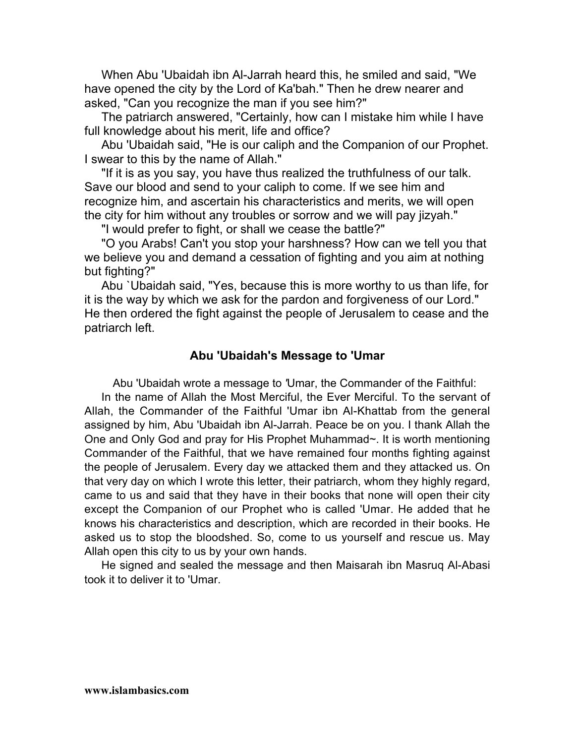When Abu 'Ubaidah ibn Al-Jarrah heard this, he smiled and said, "We have opened the city by the Lord of Ka'bah." Then he drew nearer and asked, "Can you recognize the man if you see him?"

The patriarch answered, "Certainly, how can I mistake him while I have full knowledge about his merit, life and office?

Abu 'Ubaidah said, "He is our caliph and the Companion of our Prophet. I swear to this by the name of Allah."

"If it is as you say, you have thus realized the truthfulness of our talk. Save our blood and send to your caliph to come. If we see him and recognize him, and ascertain his characteristics and merits, we will open the city for him without any troubles or sorrow and we will pay jizyah."

"I would prefer to fight, or shall we cease the battle?"

"O you Arabs! Can't you stop your harshness? How can we tell you that we believe you and demand a cessation of fighting and you aim at nothing but fighting?"

Abu `Ubaidah said, "Yes, because this is more worthy to us than life, for it is the way by which we ask for the pardon and forgiveness of our Lord." He then ordered the fight against the people of Jerusalem to cease and the patriarch left.

### Abu 'Ubaidah's Message to 'Umar

Abu 'Ubaidah wrote a message to 'Umar, the Commander of the Faithful:

In the name of Allah the Most Merciful, the Ever Merciful. To the servant of Allah, the Commander of the Faithful 'Umar ibn Al-Khattab from the general assigned by him, Abu 'Ubaidah ibn Al-Jarrah. Peace be on you. I thank Allah the One and Only God and pray for His Prophet Muhammad~. It is worth mentioning Commander of the Faithful, that we have remained four months fighting against the people of Jerusalem. Every day we attacked them and they attacked us. On that very day on which I wrote this letter, their patriarch, whom they highly regard, came to us and said that they have in their books that none will open their city except the Companion of our Prophet who is called 'Umar. He added that he knows his characteristics and description, which are recorded in their books. He asked us to stop the bloodshed. So, come to us yourself and rescue us. May Allah open this city to us by your own hands.

He signed and sealed the message and then Maisarah ibn Masruq Al-Abasi took it to deliver it to 'Umar.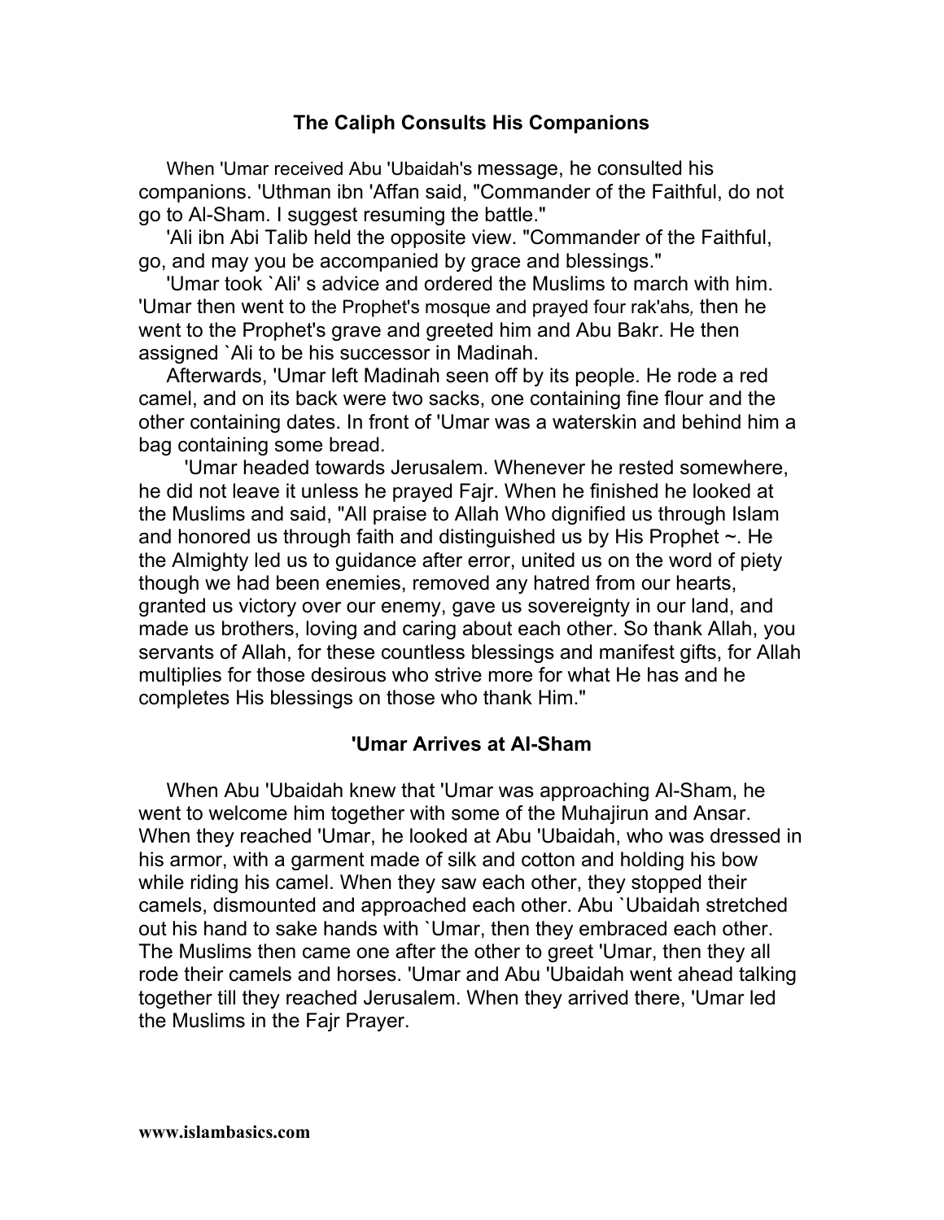## The Caliph Consults His Companions

When 'Umar received Abu 'Ubaidah's message, he consulted his companions. 'Uthman ibn 'Affan said, "Commander of the Faithful, do not go to Al-Sham. I suggest resuming the battle."

'Ali ibn Abi Talib held the opposite view. "Commander of the Faithful, go, and may you be accompanied by grace and blessings."

'Umar took `Ali' s advice and ordered the Muslims to march with him. 'Umar then went to the Prophet's mosque and prayed four rak'ahs, then he went to the Prophet's grave and greeted him and Abu Bakr. He then assigned `Ali to be his successor in Madinah.

Afterwards, 'Umar left Madinah seen off by its people. He rode a red camel, and on its back were two sacks, one containing fine flour and the other containing dates. In front of 'Umar was a waterskin and behind him a bag containing some bread.

'Umar headed towards Jerusalem. Whenever he rested somewhere, he did not leave it unless he prayed Fajr. When he finished he looked at the Muslims and said, "All praise to Allah Who dignified us through Islam and honored us through faith and distinguished us by His Prophet ~. He the Almighty led us to guidance after error, united us on the word of piety though we had been enemies, removed any hatred from our hearts, granted us victory over our enemy, gave us sovereignty in our land, and made us brothers, loving and caring about each other. So thank Allah, you servants of Allah, for these countless blessings and manifest gifts, for Allah multiplies for those desirous who strive more for what He has and he completes His blessings on those who thank Him."

## 'Umar Arrives at Al-Sham

When Abu 'Ubaidah knew that 'Umar was approaching Al-Sham, he went to welcome him together with some of the Muhajirun and Ansar. When they reached 'Umar, he looked at Abu 'Ubaidah, who was dressed in his armor, with a garment made of silk and cotton and holding his bow while riding his camel. When they saw each other, they stopped their camels, dismounted and approached each other. Abu `Ubaidah stretched out his hand to sake hands with `Umar, then they embraced each other. The Muslims then came one after the other to greet 'Umar, then they all rode their camels and horses. 'Umar and Abu 'Ubaidah went ahead talking together till they reached Jerusalem. When they arrived there, 'Umar led the Muslims in the Fajr Prayer.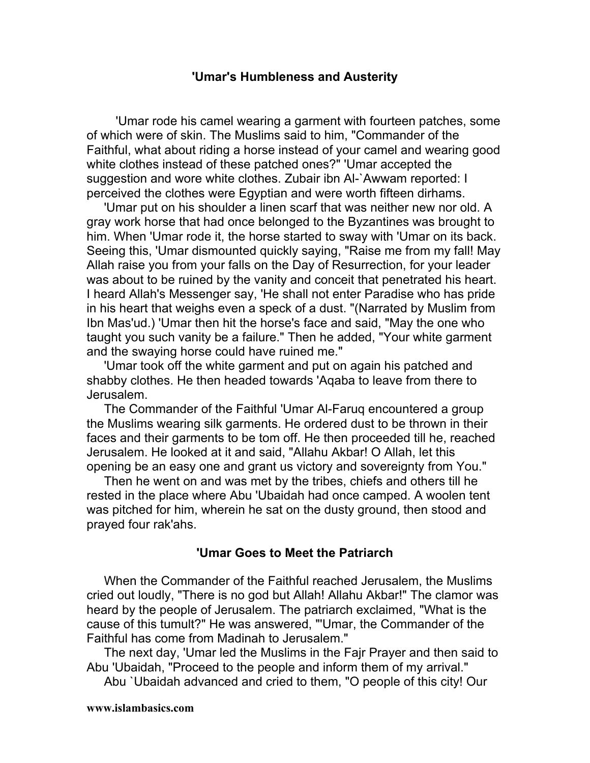## 'Umar's Humbleness and Austerity

'Umar rode his camel wearing a garment with fourteen patches, some of which were of skin. The Muslims said to him, "Commander of the Faithful, what about riding a horse instead of your camel and wearing good white clothes instead of these patched ones?" 'Umar accepted the suggestion and wore white clothes. Zubair ibn Al-`Awwam reported: I perceived the clothes were Egyptian and were worth fifteen dirhams.

'Umar put on his shoulder a linen scarf that was neither new nor old. A gray work horse that had once belonged to the Byzantines was brought to him. When 'Umar rode it, the horse started to sway with 'Umar on its back. Seeing this, 'Umar dismounted quickly saying, "Raise me from my fall! May Allah raise you from your falls on the Day of Resurrection, for your leader was about to be ruined by the vanity and conceit that penetrated his heart. I heard Allah's Messenger say, 'He shall not enter Paradise who has pride in his heart that weighs even a speck of a dust. "(Narrated by Muslim from Ibn Mas'ud.) 'Umar then hit the horse's face and said, "May the one who taught you such vanity be a failure." Then he added, "Your white garment and the swaying horse could have ruined me."

'Umar took off the white garment and put on again his patched and shabby clothes. He then headed towards 'Aqaba to leave from there to Jerusalem.

The Commander of the Faithful 'Umar Al-Faruq encountered a group the Muslims wearing silk garments. He ordered dust to be thrown in their faces and their garments to be tom off. He then proceeded till he, reached Jerusalem. He looked at it and said, "Allahu Akbar! O Allah, let this opening be an easy one and grant us victory and sovereignty from You."

Then he went on and was met by the tribes, chiefs and others till he rested in the place where Abu 'Ubaidah had once camped. A woolen tent was pitched for him, wherein he sat on the dusty ground, then stood and prayed four rak'ahs.

## 'Umar Goes to Meet the Patriarch

When the Commander of the Faithful reached Jerusalem, the Muslims cried out loudly, "There is no god but Allah! Allahu Akbar!" The clamor was heard by the people of Jerusalem. The patriarch exclaimed, "What is the cause of this tumult?" He was answered, "'Umar, the Commander of the Faithful has come from Madinah to Jerusalem."

The next day, 'Umar led the Muslims in the Fajr Prayer and then said to Abu 'Ubaidah, "Proceed to the people and inform them of my arrival."

Abu `Ubaidah advanced and cried to them, "O people of this city! Our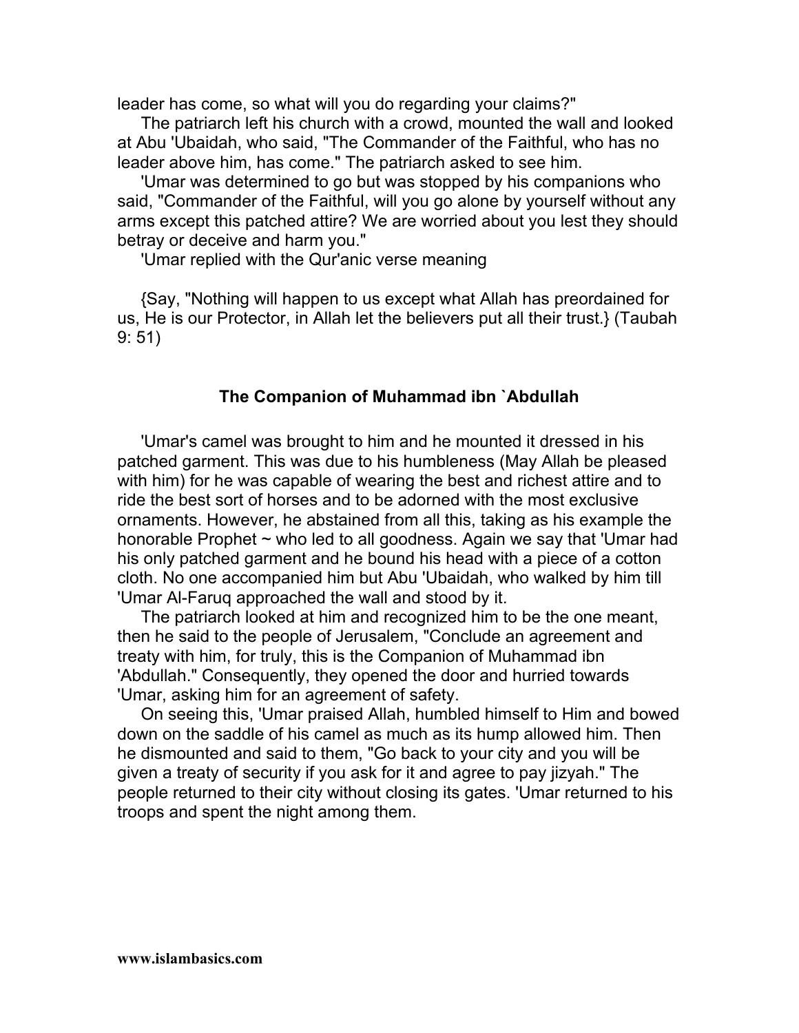leader has come, so what will you do regarding your claims?"

The patriarch left his church with a crowd, mounted the wall and looked at Abu 'Ubaidah, who said, "The Commander of the Faithful, who has no leader above him, has come." The patriarch asked to see him.

'Umar was determined to go but was stopped by his companions who said, "Commander of the Faithful, will you go alone by yourself without any arms except this patched attire? We are worried about you lest they should betray or deceive and harm you."

'Umar replied with the Qur'anic verse meaning

{Say, "Nothing will happen to us except what Allah has preordained for us, He is our Protector, in Allah let the believers put all their trust.} (Taubah 9: 51)

### The Companion of Muhammad ibn `Abdullah

'Umar's camel was brought to him and he mounted it dressed in his patched garment. This was due to his humbleness (May Allah be pleased with him) for he was capable of wearing the best and richest attire and to ride the best sort of horses and to be adorned with the most exclusive ornaments. However, he abstained from all this, taking as his example the honorable Prophet ~ who led to all goodness. Again we say that 'Umar had his only patched garment and he bound his head with a piece of a cotton cloth. No one accompanied him but Abu 'Ubaidah, who walked by him till 'Umar Al-Faruq approached the wall and stood by it.

The patriarch looked at him and recognized him to be the one meant, then he said to the people of Jerusalem, "Conclude an agreement and treaty with him, for truly, this is the Companion of Muhammad ibn 'Abdullah." Consequently, they opened the door and hurried towards 'Umar, asking him for an agreement of safety.

On seeing this, 'Umar praised Allah, humbled himself to Him and bowed down on the saddle of his camel as much as its hump allowed him. Then he dismounted and said to them, "Go back to your city and you will be given a treaty of security if you ask for it and agree to pay jizyah." The people returned to their city without closing its gates. 'Umar returned to his troops and spent the night among them.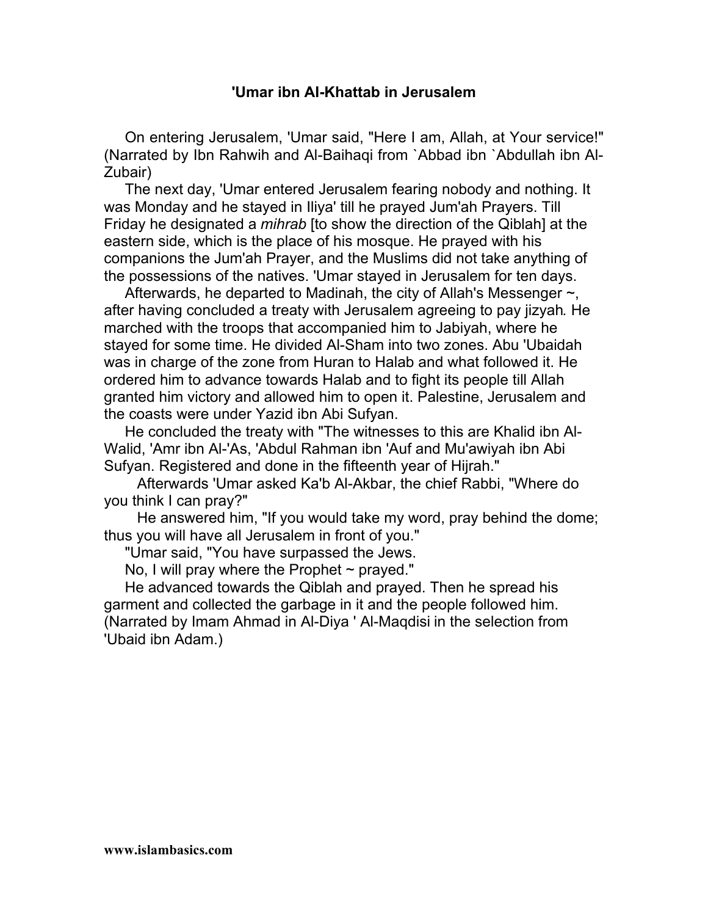# 'Umar ibn Al-Khattab in Jerusalem

On entering Jerusalem, 'Umar said, "Here I am, Allah, at Your service!" (Narrated by Ibn Rahwih and Al-Baihaqi from `Abbad ibn `Abdullah ibn Al-Zubair)

The next day, 'Umar entered Jerusalem fearing nobody and nothing. It was Monday and he stayed in Iliya' till he prayed Jum'ah Prayers. Till Friday he designated a *mihrab* [to show the direction of the Qiblah] at the eastern side, which is the place of his mosque. He prayed with his companions the Jum'ah Prayer, and the Muslims did not take anything of the possessions of the natives. 'Umar stayed in Jerusalem for ten days.

Afterwards, he departed to Madinah, the city of Allah's Messenger ~, after having concluded a treaty with Jerusalem agreeing to pay jizyah. He marched with the troops that accompanied him to Jabiyah, where he stayed for some time. He divided Al-Sham into two zones. Abu 'Ubaidah was in charge of the zone from Huran to Halab and what followed it. He ordered him to advance towards Halab and to fight its people till Allah granted him victory and allowed him to open it. Palestine, Jerusalem and the coasts were under Yazid ibn Abi Sufyan.

He concluded the treaty with "The witnesses to this are Khalid ibn Al-Walid, 'Amr ibn Al-'As, 'Abdul Rahman ibn 'Auf and Mu'awiyah ibn Abi Sufyan. Registered and done in the fifteenth year of Hijrah."

Afterwards 'Umar asked Ka'b Al-Akbar, the chief Rabbi, "Where do you think I can pray?"

He answered him, "If you would take my word, pray behind the dome; thus you will have all Jerusalem in front of you."

"Umar said, "You have surpassed the Jews.

No, I will pray where the Prophet ~ prayed."

He advanced towards the Qiblah and prayed. Then he spread his garment and collected the garbage in it and the people followed him. (Narrated by Imam Ahmad in Al-Diya ' Al-Maqdisi in the selection from 'Ubaid ibn Adam.)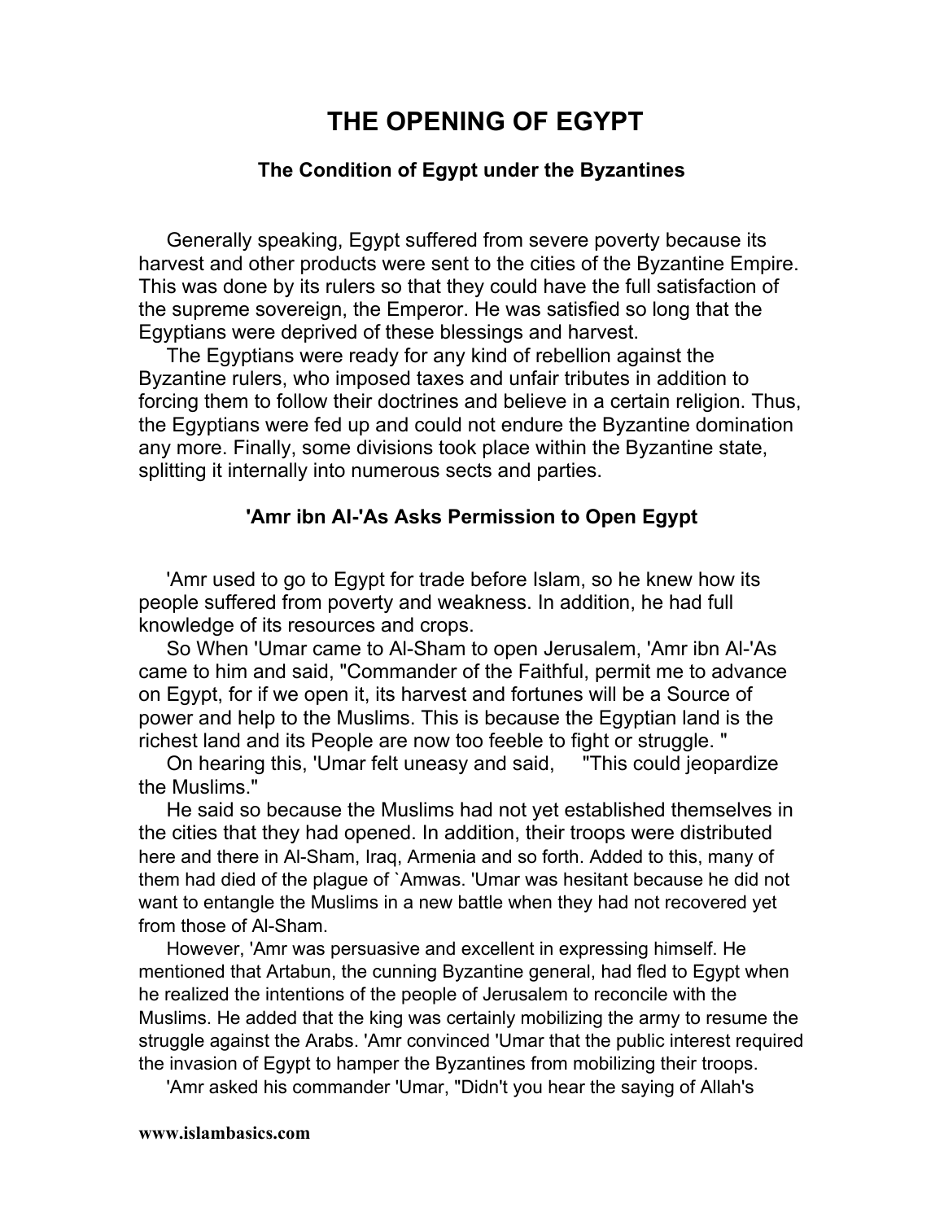# THE OPENING OF EGYPT

### The Condition of Egypt under the Byzantines

Generally speaking, Egypt suffered from severe poverty because its harvest and other products were sent to the cities of the Byzantine Empire. This was done by its rulers so that they could have the full satisfaction of the supreme sovereign, the Emperor. He was satisfied so long that the Egyptians were deprived of these blessings and harvest.

The Egyptians were ready for any kind of rebellion against the Byzantine rulers, who imposed taxes and unfair tributes in addition to forcing them to follow their doctrines and believe in a certain religion. Thus, the Egyptians were fed up and could not endure the Byzantine domination any more. Finally, some divisions took place within the Byzantine state, splitting it internally into numerous sects and parties.

### 'Amr ibn Al-'As Asks Permission to Open Egypt

'Amr used to go to Egypt for trade before Islam, so he knew how its people suffered from poverty and weakness. In addition, he had full knowledge of its resources and crops.

So When 'Umar came to Al-Sham to open Jerusalem, 'Amr ibn Al-'As came to him and said, "Commander of the Faithful, permit me to advance on Egypt, for if we open it, its harvest and fortunes will be a Source of power and help to the Muslims. This is because the Egyptian land is the richest land and its People are now too feeble to fight or struggle. "

On hearing this, 'Umar felt uneasy and said, "This could jeopardize the Muslims."

He said so because the Muslims had not yet established themselves in the cities that they had opened. In addition, their troops were distributed here and there in Al-Sham, Iraq, Armenia and so forth. Added to this, many of them had died of the plague of `Amwas. 'Umar was hesitant because he did not want to entangle the Muslims in a new battle when they had not recovered yet from those of Al-Sham.

However, 'Amr was persuasive and excellent in expressing himself. He mentioned that Artabun, the cunning Byzantine general, had fled to Egypt when he realized the intentions of the people of Jerusalem to reconcile with the Muslims. He added that the king was certainly mobilizing the army to resume the struggle against the Arabs. 'Amr convinced 'Umar that the public interest required the invasion of Egypt to hamper the Byzantines from mobilizing their troops.

'Amr asked his commander 'Umar, "Didn't you hear the saying of Allah's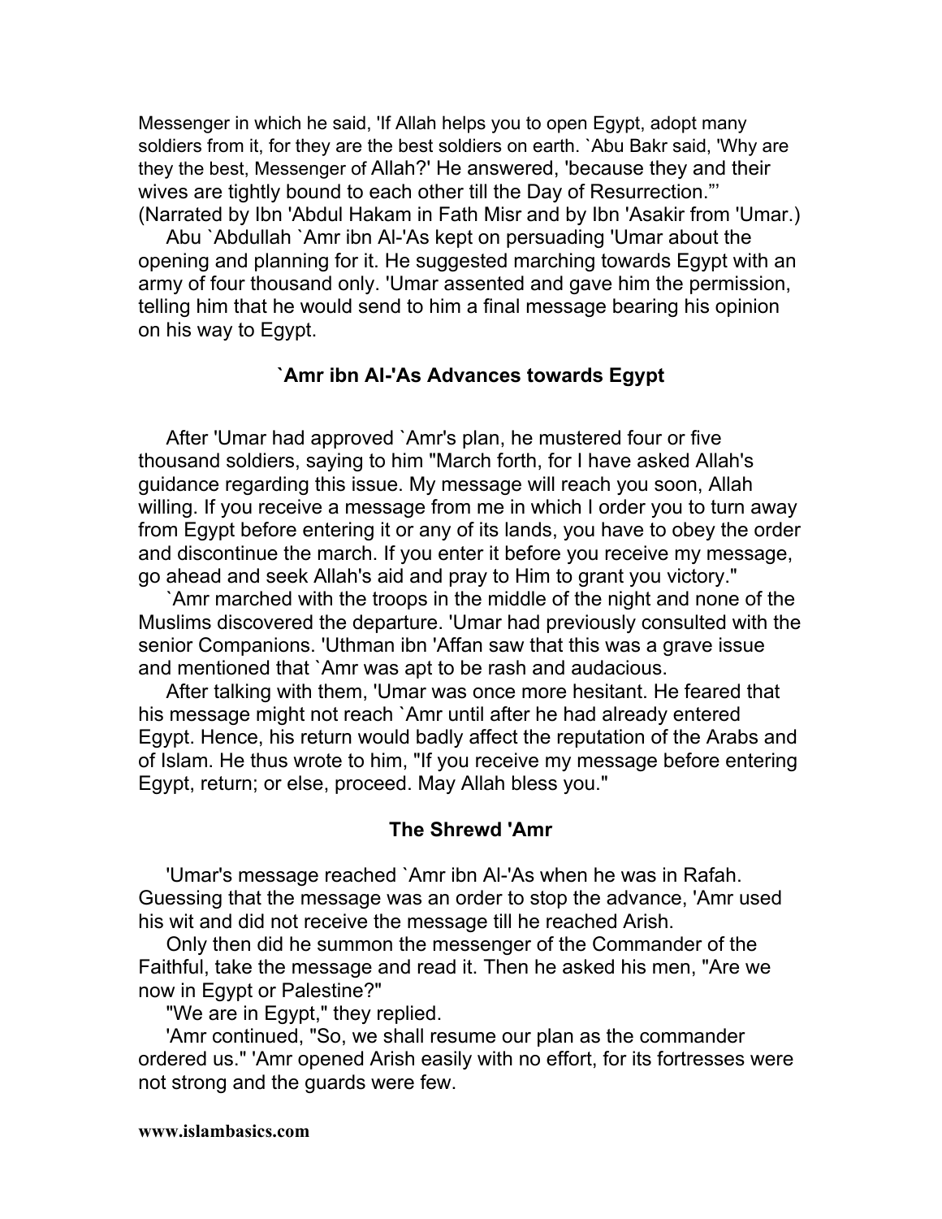Messenger in which he said, 'If Allah helps you to open Egypt, adopt many soldiers from it, for they are the best soldiers on earth. `Abu Bakr said, 'Why are they the best, Messenger of Allah?' He answered, 'because they and their wives are tightly bound to each other till the Day of Resurrection."' (Narrated by Ibn 'Abdul Hakam in Fath Misr and by Ibn 'Asakir from 'Umar.)

Abu `Abdullah `Amr ibn Al-'As kept on persuading 'Umar about the opening and planning for it. He suggested marching towards Egypt with an army of four thousand only. 'Umar assented and gave him the permission, telling him that he would send to him a final message bearing his opinion on his way to Egypt.

### `Amr ibn Al-'As Advances towards Egypt

After 'Umar had approved `Amr's plan, he mustered four or five thousand soldiers, saying to him "March forth, for I have asked Allah's guidance regarding this issue. My message will reach you soon, Allah willing. If you receive a message from me in which I order you to turn away from Egypt before entering it or any of its lands, you have to obey the order and discontinue the march. If you enter it before you receive my message, go ahead and seek Allah's aid and pray to Him to grant you victory."

`Amr marched with the troops in the middle of the night and none of the Muslims discovered the departure. 'Umar had previously consulted with the senior Companions. 'Uthman ibn 'Affan saw that this was a grave issue and mentioned that `Amr was apt to be rash and audacious.

After talking with them, 'Umar was once more hesitant. He feared that his message might not reach `Amr until after he had already entered Egypt. Hence, his return would badly affect the reputation of the Arabs and of Islam. He thus wrote to him, "If you receive my message before entering Egypt, return; or else, proceed. May Allah bless you."

### The Shrewd 'Amr

'Umar's message reached `Amr ibn Al-'As when he was in Rafah. Guessing that the message was an order to stop the advance, 'Amr used his wit and did not receive the message till he reached Arish.

Only then did he summon the messenger of the Commander of the Faithful, take the message and read it. Then he asked his men, "Are we now in Egypt or Palestine?"

"We are in Egypt," they replied.

'Amr continued, "So, we shall resume our plan as the commander ordered us." 'Amr opened Arish easily with no effort, for its fortresses were not strong and the guards were few.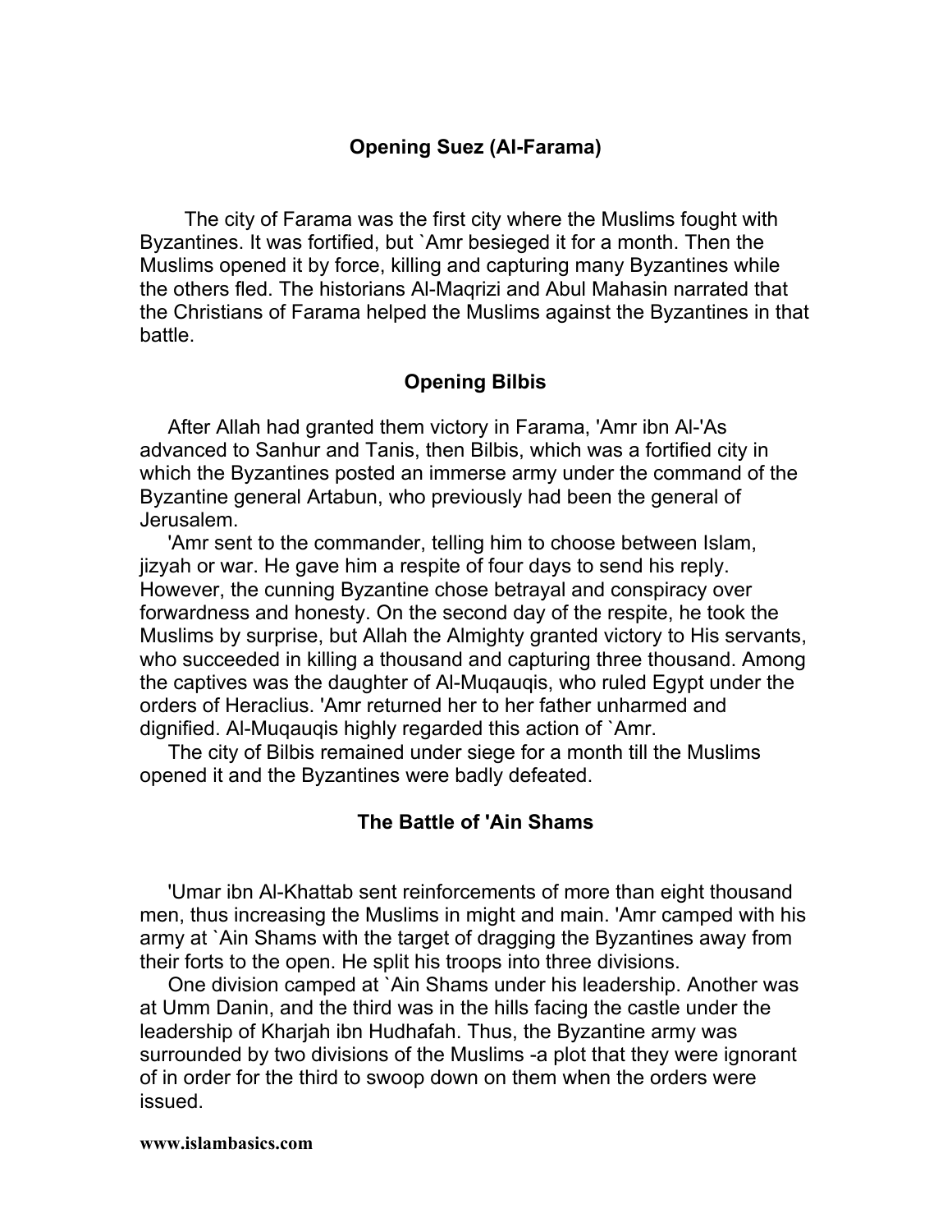## Opening Suez (Al-Farama)

The city of Farama was the first city where the Muslims fought with Byzantines. It was fortified, but `Amr besieged it for a month. Then the Muslims opened it by force, killing and capturing many Byzantines while the others fled. The historians Al-Maqrizi and Abul Mahasin narrated that the Christians of Farama helped the Muslims against the Byzantines in that battle.

## Opening Bilbis

After Allah had granted them victory in Farama, 'Amr ibn Al-'As advanced to Sanhur and Tanis, then Bilbis, which was a fortified city in which the Byzantines posted an immerse army under the command of the Byzantine general Artabun, who previously had been the general of Jerusalem.

'Amr sent to the commander, telling him to choose between Islam, jizyah or war. He gave him a respite of four days to send his reply. However, the cunning Byzantine chose betrayal and conspiracy over forwardness and honesty. On the second day of the respite, he took the Muslims by surprise, but Allah the Almighty granted victory to His servants, who succeeded in killing a thousand and capturing three thousand. Among the captives was the daughter of Al-Muquauqis, who ruled Egypt under the orders of Heraclius. 'Amr returned her to her father unharmed and dignified. Al-Muqauqis highly regarded this action of `Amr.

The city of Bilbis remained under siege for a month till the Muslims opened it and the Byzantines were badly defeated.

## The Battle of 'Ain Shams

'Umar ibn Al-Khattab sent reinforcements of more than eight thousand men, thus increasing the Muslims in might and main. 'Amr camped with his army at `Ain Shams with the target of dragging the Byzantines away from their forts to the open. He split his troops into three divisions.

One division camped at `Ain Shams under his leadership. Another was at Umm Danin, and the third was in the hills facing the castle under the leadership of Kharjah ibn Hudhafah. Thus, the Byzantine army was surrounded by two divisions of the Muslims -a plot that they were ignorant of in order for the third to swoop down on them when the orders were issued.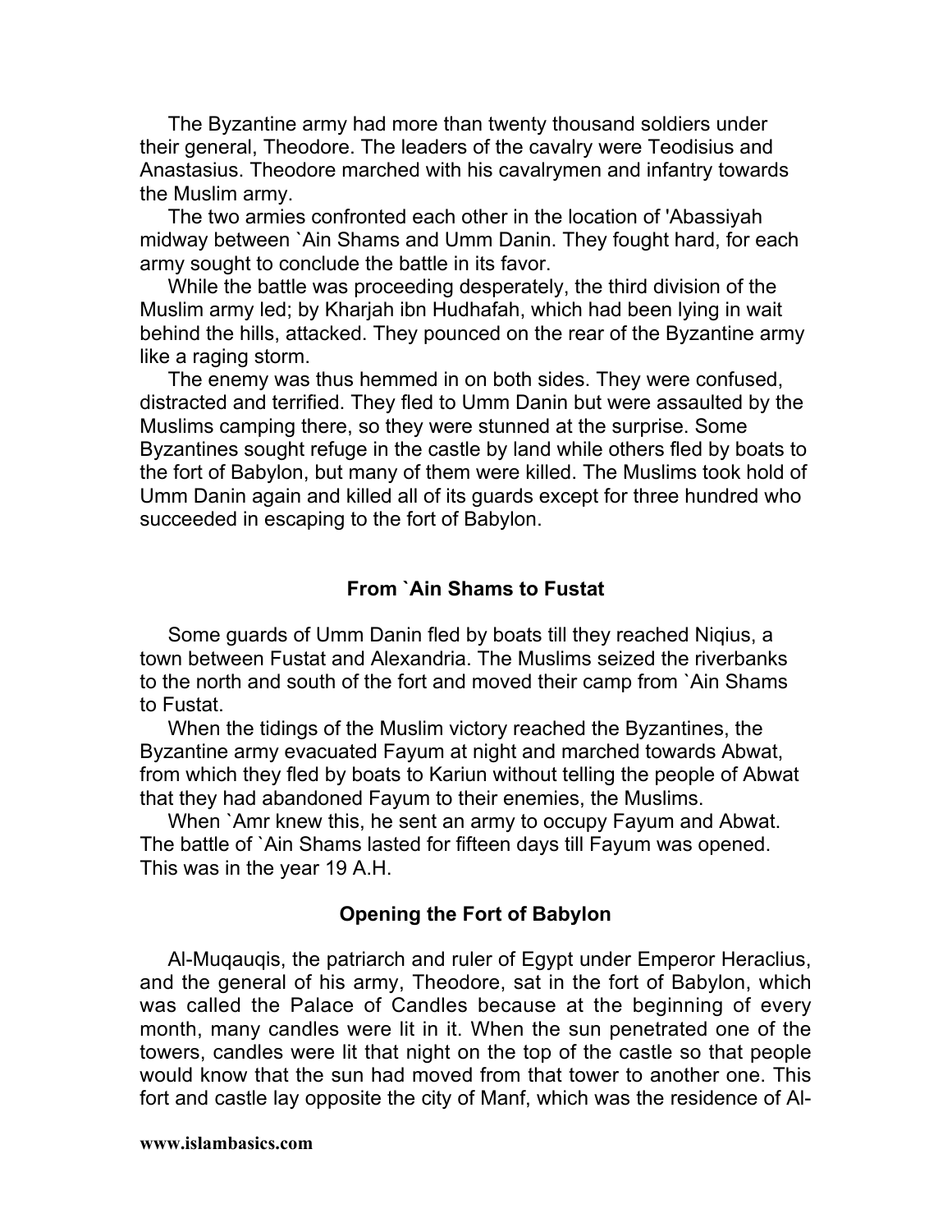The Byzantine army had more than twenty thousand soldiers under their general, Theodore. The leaders of the cavalry were Teodisius and Anastasius. Theodore marched with his cavalrymen and infantry towards the Muslim army.

The two armies confronted each other in the location of 'Abassiyah midway between `Ain Shams and Umm Danin. They fought hard, for each army sought to conclude the battle in its favor.

While the battle was proceeding desperately, the third division of the Muslim army led; by Kharjah ibn Hudhafah, which had been lying in wait behind the hills, attacked. They pounced on the rear of the Byzantine army like a raging storm.

The enemy was thus hemmed in on both sides. They were confused, distracted and terrified. They fled to Umm Danin but were assaulted by the Muslims camping there, so they were stunned at the surprise. Some Byzantines sought refuge in the castle by land while others fled by boats to the fort of Babylon, but many of them were killed. The Muslims took hold of Umm Danin again and killed all of its guards except for three hundred who succeeded in escaping to the fort of Babylon.

### From `Ain Shams to Fustat

Some guards of Umm Danin fled by boats till they reached Niqius, a town between Fustat and Alexandria. The Muslims seized the riverbanks to the north and south of the fort and moved their camp from `Ain Shams to Fustat.

When the tidings of the Muslim victory reached the Byzantines, the Byzantine army evacuated Fayum at night and marched towards Abwat, from which they fled by boats to Kariun without telling the people of Abwat that they had abandoned Fayum to their enemies, the Muslims.

When `Amr knew this, he sent an army to occupy Fayum and Abwat. The battle of `Ain Shams lasted for fifteen days till Fayum was opened. This was in the year 19 A.H.

### Opening the Fort of Babylon

Al-Muqauqis, the patriarch and ruler of Egypt under Emperor Heraclius, and the general of his army, Theodore, sat in the fort of Babylon, which was called the Palace of Candles because at the beginning of every month, many candles were lit in it. When the sun penetrated one of the towers, candles were lit that night on the top of the castle so that people would know that the sun had moved from that tower to another one. This fort and castle lay opposite the city of Manf, which was the residence of Al-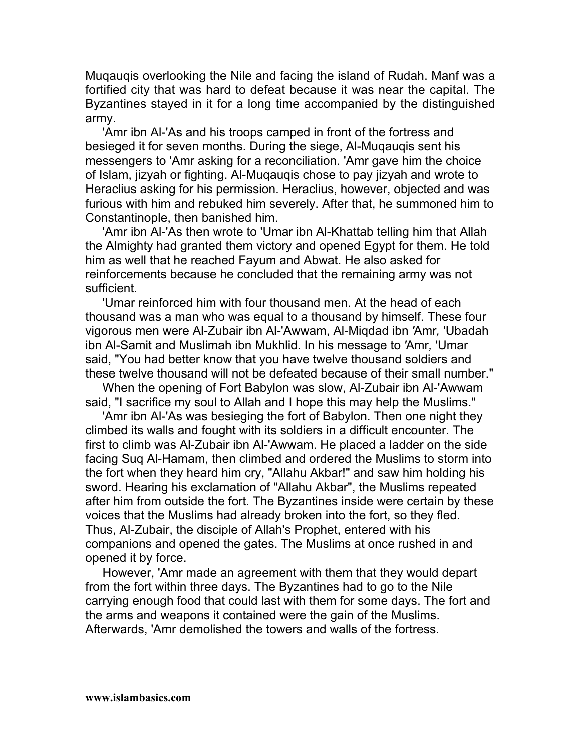Muqauqis overlooking the Nile and facing the island of Rudah. Manf was a fortified city that was hard to defeat because it was near the capital. The Byzantines stayed in it for a long time accompanied by the distinguished army.

'Amr ibn Al-'As and his troops camped in front of the fortress and besieged it for seven months. During the siege, Al-Muqauqis sent his messengers to 'Amr asking for a reconciliation. 'Amr gave him the choice of Islam, jizyah or fighting. Al-Muqauqis chose to pay jizyah and wrote to Heraclius asking for his permission. Heraclius, however, objected and was furious with him and rebuked him severely. After that, he summoned him to Constantinople, then banished him.

'Amr ibn Al-'As then wrote to 'Umar ibn Al-Khattab telling him that Allah the Almighty had granted them victory and opened Egypt for them. He told him as well that he reached Fayum and Abwat. He also asked for reinforcements because he concluded that the remaining army was not sufficient.

'Umar reinforced him with four thousand men. At the head of each thousand was a man who was equal to a thousand by himself. These four vigorous men were Al-Zubair ibn Al-'Awwam, Al-Miqdad ibn 'Amr, 'Ubadah ibn Al-Samit and Muslimah ibn Mukhlid. In his message to 'Amr, 'Umar said, "You had better know that you have twelve thousand soldiers and these twelve thousand will not be defeated because of their small number."

When the opening of Fort Babylon was slow, Al-Zubair ibn Al-'Awwam said, "I sacrifice my soul to Allah and I hope this may help the Muslims."

'Amr ibn Al-'As was besieging the fort of Babylon. Then one night they climbed its walls and fought with its soldiers in a difficult encounter. The first to climb was Al-Zubair ibn Al-'Awwam. He placed a ladder on the side facing Suq Al-Hamam, then climbed and ordered the Muslims to storm into the fort when they heard him cry, "Allahu Akbar!" and saw him holding his sword. Hearing his exclamation of "Allahu Akbar", the Muslims repeated after him from outside the fort. The Byzantines inside were certain by these voices that the Muslims had already broken into the fort, so they fled. Thus, Al-Zubair, the disciple of Allah's Prophet, entered with his companions and opened the gates. The Muslims at once rushed in and opened it by force.

However, 'Amr made an agreement with them that they would depart from the fort within three days. The Byzantines had to go to the Nile carrying enough food that could last with them for some days. The fort and the arms and weapons it contained were the gain of the Muslims. Afterwards, 'Amr demolished the towers and walls of the fortress.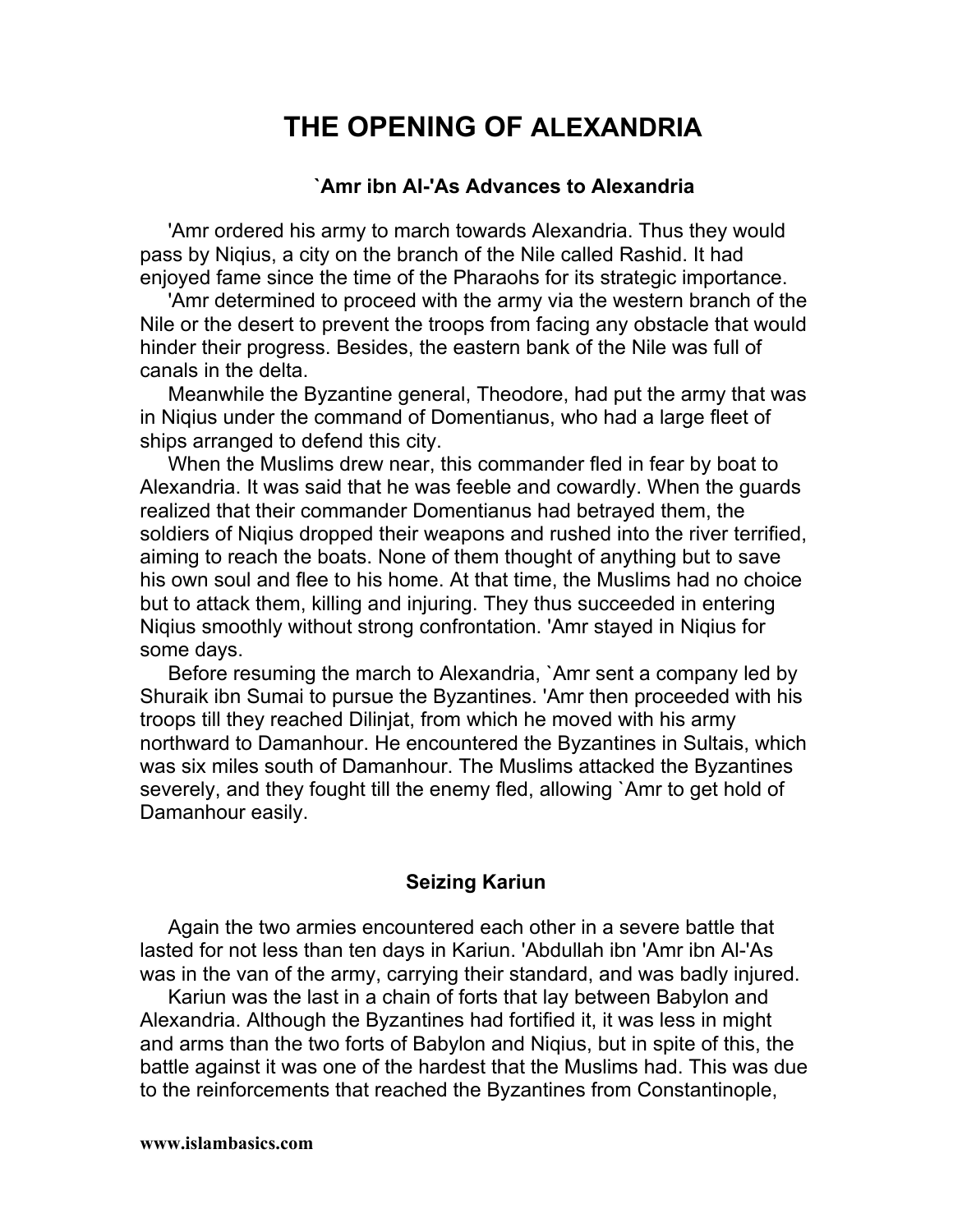# THE OPENING OF ALEXANDRIA

### `Amr ibn Al-'As Advances to Alexandria

'Amr ordered his army to march towards Alexandria. Thus they would pass by Niqius, a city on the branch of the Nile called Rashid. It had enjoyed fame since the time of the Pharaohs for its strategic importance.

'Amr determined to proceed with the army via the western branch of the Nile or the desert to prevent the troops from facing any obstacle that would hinder their progress. Besides, the eastern bank of the Nile was full of canals in the delta.

Meanwhile the Byzantine general, Theodore, had put the army that was in Niqius under the command of Domentianus, who had a large fleet of ships arranged to defend this city.

When the Muslims drew near, this commander fled in fear by boat to Alexandria. It was said that he was feeble and cowardly. When the guards realized that their commander Domentianus had betrayed them, the soldiers of Niqius dropped their weapons and rushed into the river terrified, aiming to reach the boats. None of them thought of anything but to save his own soul and flee to his home. At that time, the Muslims had no choice but to attack them, killing and injuring. They thus succeeded in entering Niqius smoothly without strong confrontation. 'Amr stayed in Niqius for some days.

Before resuming the march to Alexandria, `Amr sent a company led by Shuraik ibn Sumai to pursue the Byzantines. 'Amr then proceeded with his troops till they reached Dilinjat, from which he moved with his army northward to Damanhour. He encountered the Byzantines in Sultais, which was six miles south of Damanhour. The Muslims attacked the Byzantines severely, and they fought till the enemy fled, allowing `Amr to get hold of Damanhour easily.

### Seizing Kariun

Again the two armies encountered each other in a severe battle that lasted for not less than ten days in Kariun. 'Abdullah ibn 'Amr ibn Al-'As was in the van of the army, carrying their standard, and was badly injured.

Kariun was the last in a chain of forts that lay between Babylon and Alexandria. Although the Byzantines had fortified it, it was less in might and arms than the two forts of Babylon and Niqius, but in spite of this, the battle against it was one of the hardest that the Muslims had. This was due to the reinforcements that reached the Byzantines from Constantinople,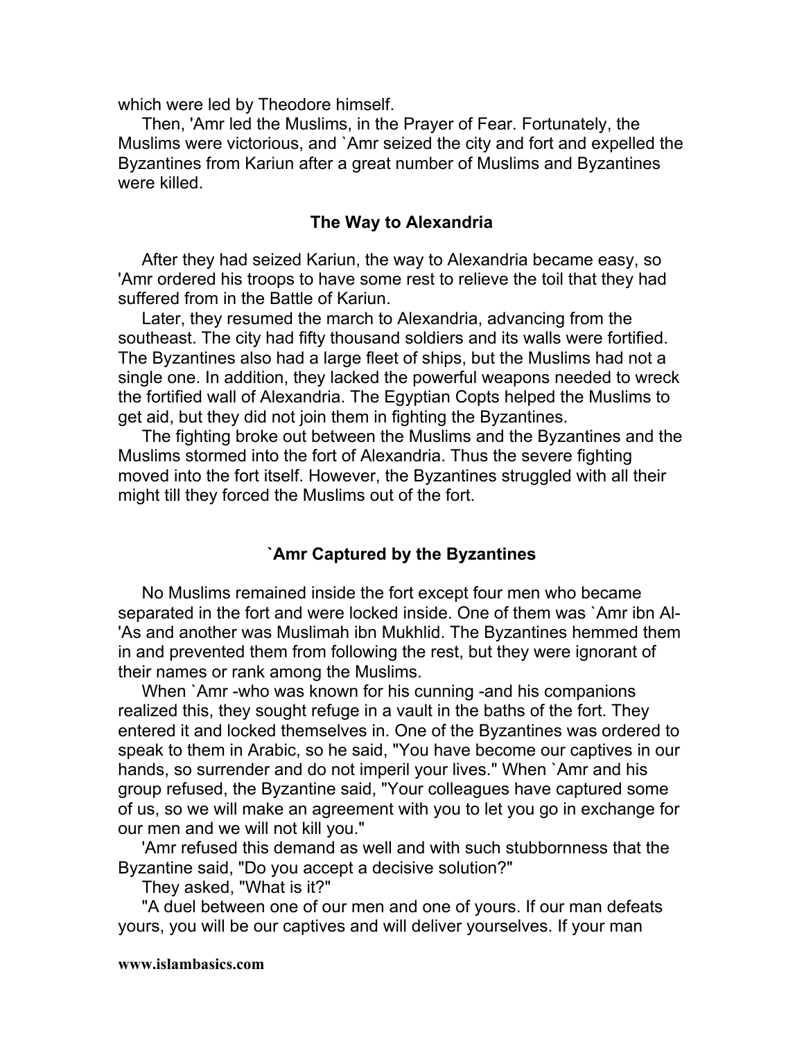which were led by Theodore himself.

Then, 'Amr led the Muslims, in the Prayer of Fear. Fortunately, the Muslims were victorious, and `Amr seized the city and fort and expelled the Byzantines from Kariun after a great number of Muslims and Byzantines were killed.

### The Way to Alexandria

After they had seized Kariun, the way to Alexandria became easy, so 'Amr ordered his troops to have some rest to relieve the toil that they had suffered from in the Battle of Kariun.

Later, they resumed the march to Alexandria, advancing from the southeast. The city had fifty thousand soldiers and its walls were fortified. The Byzantines also had a large fleet of ships, but the Muslims had not a single one. In addition, they lacked the powerful weapons needed to wreck the fortified wall of Alexandria. The Egyptian Copts helped the Muslims to get aid, but they did not join them in fighting the Byzantines.

The fighting broke out between the Muslims and the Byzantines and the Muslims stormed into the fort of Alexandria. Thus the severe fighting moved into the fort itself. However, the Byzantines struggled with all their might till they forced the Muslims out of the fort.

### `Amr Captured by the Byzantines

No Muslims remained inside the fort except four men who became separated in the fort and were locked inside. One of them was `Amr ibn Al-'As and another was Muslimah ibn Mukhlid. The Byzantines hemmed them in and prevented them from following the rest, but they were ignorant of their names or rank among the Muslims.

When `Amr -who was known for his cunning -and his companions realized this, they sought refuge in a vault in the baths of the fort. They entered it and locked themselves in. One of the Byzantines was ordered to speak to them in Arabic, so he said, "You have become our captives in our hands, so surrender and do not imperil your lives." When `Amr and his group refused, the Byzantine said, "Your colleagues have captured some of us, so we will make an agreement with you to let you go in exchange for our men and we will not kill you."

'Amr refused this demand as well and with such stubbornness that the Byzantine said, "Do you accept a decisive solution?"

They asked, "What is it?"

"A duel between one of our men and one of yours. If our man defeats yours, you will be our captives and will deliver yourselves. If your man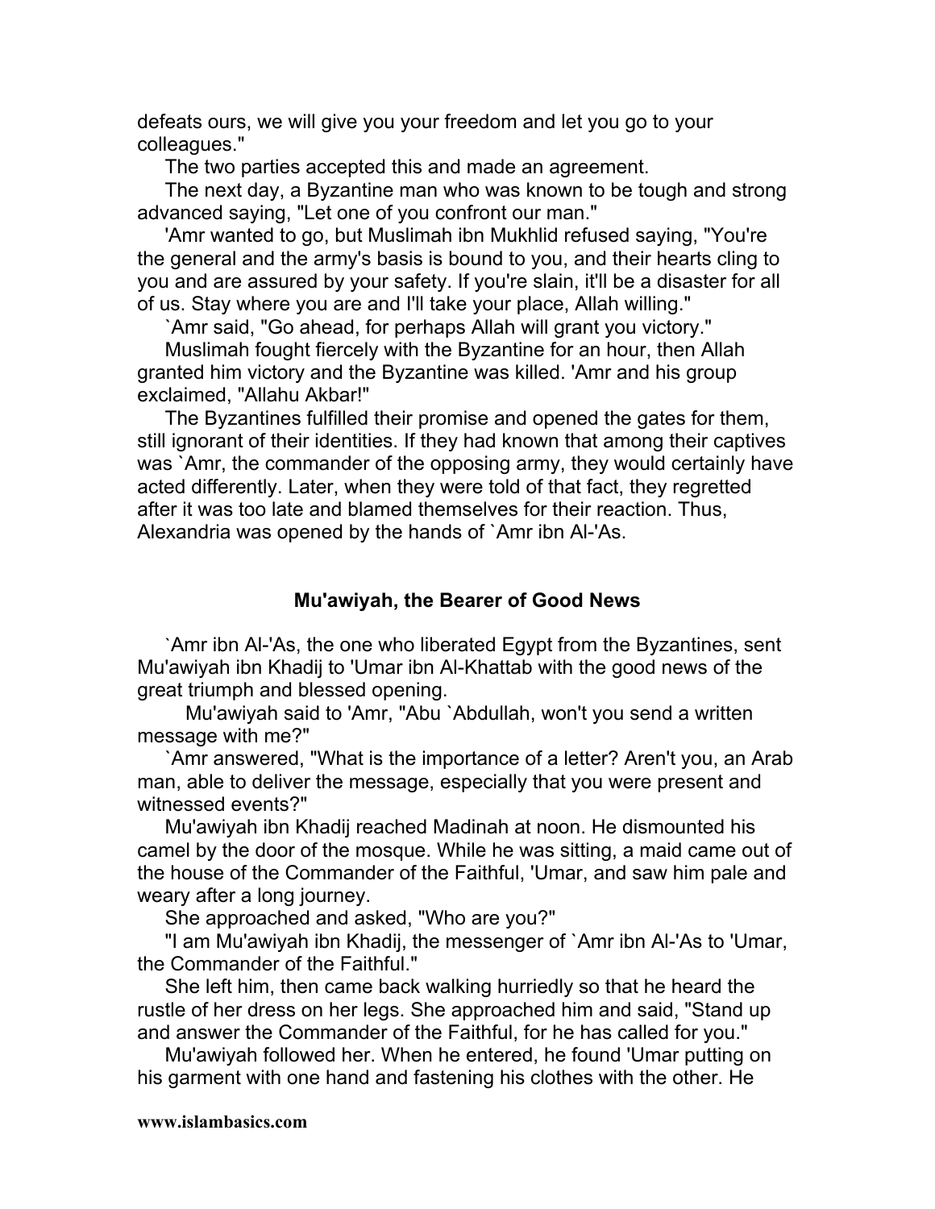defeats ours, we will give you your freedom and let you go to your colleagues."

The two parties accepted this and made an agreement.

The next day, a Byzantine man who was known to be tough and strong advanced saying, "Let one of you confront our man."

'Amr wanted to go, but Muslimah ibn Mukhlid refused saying, "You're the general and the army's basis is bound to you, and their hearts cling to you and are assured by your safety. If you're slain, it'll be a disaster for all of us. Stay where you are and I'll take your place, Allah willing."

`Amr said, "Go ahead, for perhaps Allah will grant you victory."

Muslimah fought fiercely with the Byzantine for an hour, then Allah granted him victory and the Byzantine was killed. 'Amr and his group exclaimed, "Allahu Akbar!"

The Byzantines fulfilled their promise and opened the gates for them, still ignorant of their identities. If they had known that among their captives was `Amr, the commander of the opposing army, they would certainly have acted differently. Later, when they were told of that fact, they regretted after it was too late and blamed themselves for their reaction. Thus, Alexandria was opened by the hands of `Amr ibn Al-'As.

## Mu'awiyah, the Bearer of Good News

`Amr ibn Al-'As, the one who liberated Egypt from the Byzantines, sent Mu'awiyah ibn Khadij to 'Umar ibn Al-Khattab with the good news of the great triumph and blessed opening.

Mu'awiyah said to 'Amr, "Abu `Abdullah, won't you send a written message with me?"

`Amr answered, "What is the importance of a letter? Aren't you, an Arab man, able to deliver the message, especially that you were present and witnessed events?"

Mu'awiyah ibn Khadij reached Madinah at noon. He dismounted his camel by the door of the mosque. While he was sitting, a maid came out of the house of the Commander of the Faithful, 'Umar, and saw him pale and weary after a long journey.

She approached and asked, "Who are you?"

"I am Mu'awiyah ibn Khadij, the messenger of `Amr ibn Al-'As to 'Umar, the Commander of the Faithful."

She left him, then came back walking hurriedly so that he heard the rustle of her dress on her legs. She approached him and said, "Stand up and answer the Commander of the Faithful, for he has called for you."

Mu'awiyah followed her. When he entered, he found 'Umar putting on his garment with one hand and fastening his clothes with the other. He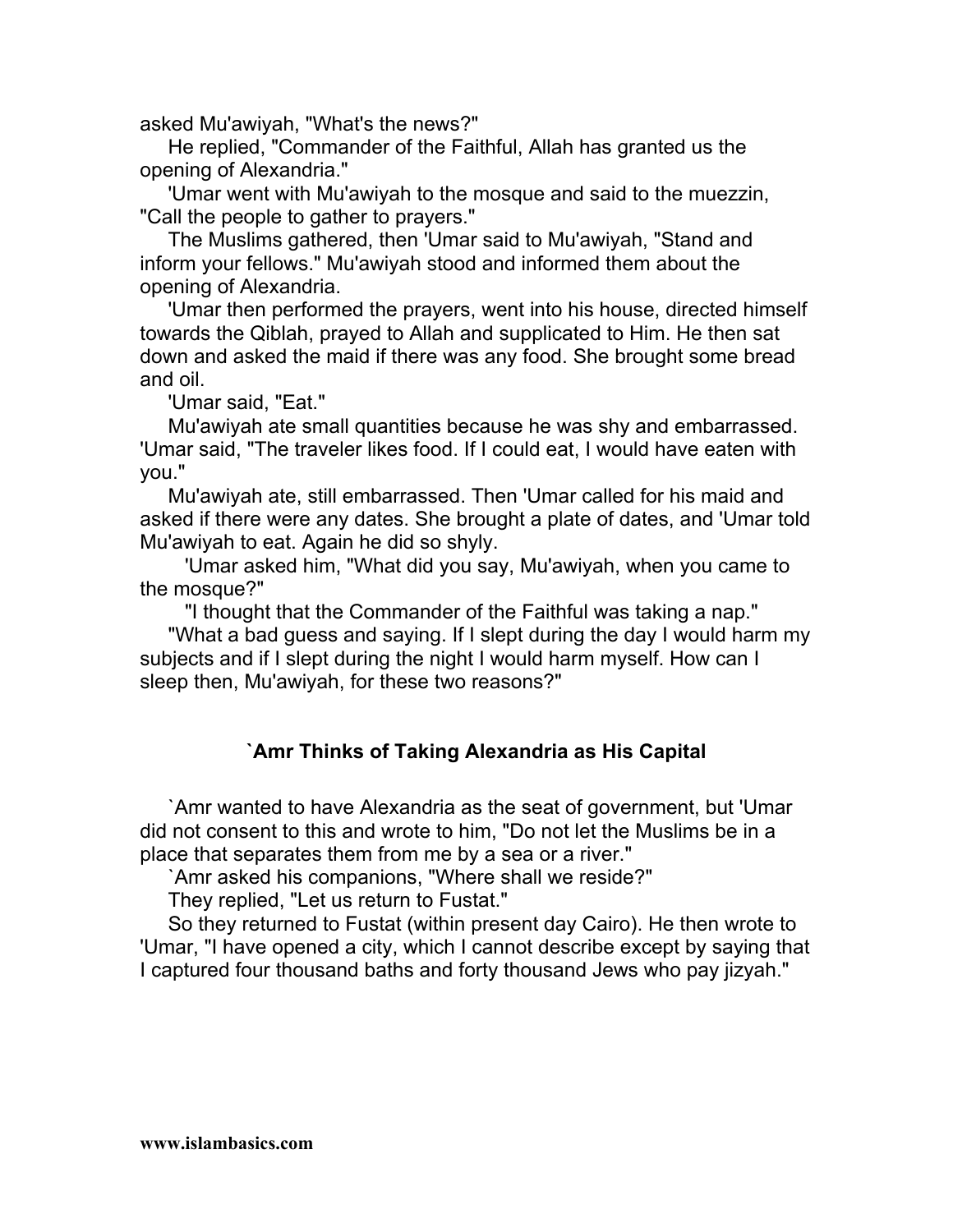asked Mu'awiyah, "What's the news?"

He replied, "Commander of the Faithful, Allah has granted us the opening of Alexandria."

'Umar went with Mu'awiyah to the mosque and said to the muezzin, "Call the people to gather to prayers."

The Muslims gathered, then 'Umar said to Mu'awiyah, "Stand and inform your fellows." Mu'awiyah stood and informed them about the opening of Alexandria.

'Umar then performed the prayers, went into his house, directed himself towards the Qiblah, prayed to Allah and supplicated to Him. He then sat down and asked the maid if there was any food. She brought some bread and oil.

'Umar said, "Eat."

Mu'awiyah ate small quantities because he was shy and embarrassed. 'Umar said, "The traveler likes food. If I could eat, I would have eaten with you."

Mu'awiyah ate, still embarrassed. Then 'Umar called for his maid and asked if there were any dates. She brought a plate of dates, and 'Umar told Mu'awiyah to eat. Again he did so shyly.

'Umar asked him, "What did you say, Mu'awiyah, when you came to the mosque?"

"I thought that the Commander of the Faithful was taking a nap."

"What a bad guess and saying. If I slept during the day I would harm my subjects and if I slept during the night I would harm myself. How can I sleep then, Mu'awiyah, for these two reasons?"

### `Amr Thinks of Taking Alexandria as His Capital

`Amr wanted to have Alexandria as the seat of government, but 'Umar did not consent to this and wrote to him, "Do not let the Muslims be in a place that separates them from me by a sea or a river."

`Amr asked his companions, "Where shall we reside?"

They replied, "Let us return to Fustat."

So they returned to Fustat (within present day Cairo). He then wrote to 'Umar, "I have opened a city, which I cannot describe except by saying that I captured four thousand baths and forty thousand Jews who pay jizyah."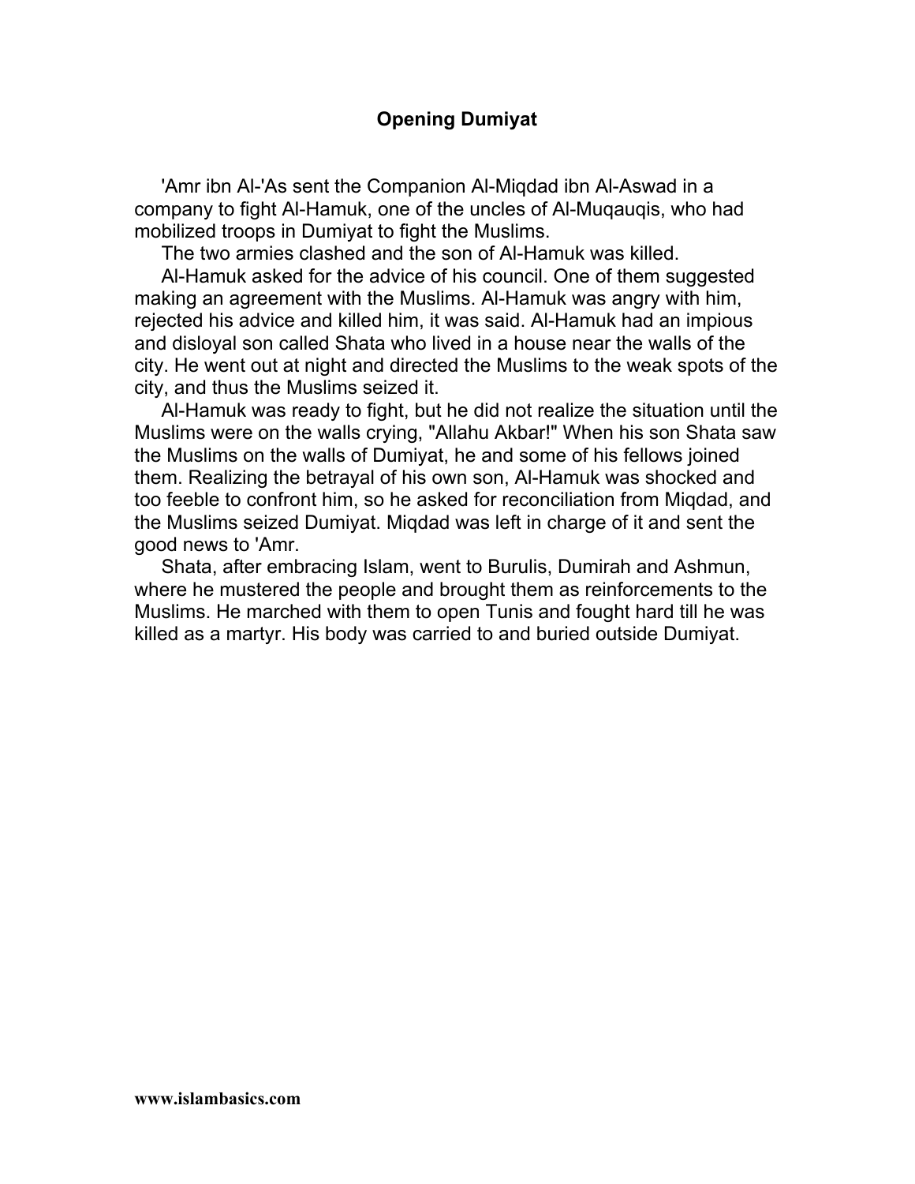## Opening Dumiyat

'Amr ibn Al-'As sent the Companion Al-Miqdad ibn Al-Aswad in a company to fight Al-Hamuk, one of the uncles of Al-Muqauqis, who had mobilized troops in Dumiyat to fight the Muslims.

The two armies clashed and the son of Al-Hamuk was killed.

Al-Hamuk asked for the advice of his council. One of them suggested making an agreement with the Muslims. Al-Hamuk was angry with him, rejected his advice and killed him, it was said. Al-Hamuk had an impious and disloyal son called Shata who lived in a house near the walls of the city. He went out at night and directed the Muslims to the weak spots of the city, and thus the Muslims seized it.

Al-Hamuk was ready to fight, but he did not realize the situation until the Muslims were on the walls crying, "Allahu Akbar!" When his son Shata saw the Muslims on the walls of Dumiyat, he and some of his fellows joined them. Realizing the betrayal of his own son, Al-Hamuk was shocked and too feeble to confront him, so he asked for reconciliation from Miqdad, and the Muslims seized Dumiyat. Miqdad was left in charge of it and sent the good news to 'Amr.

Shata, after embracing Islam, went to Burulis, Dumirah and Ashmun, where he mustered the people and brought them as reinforcements to the Muslims. He marched with them to open Tunis and fought hard till he was killed as a martyr. His body was carried to and buried outside Dumiyat.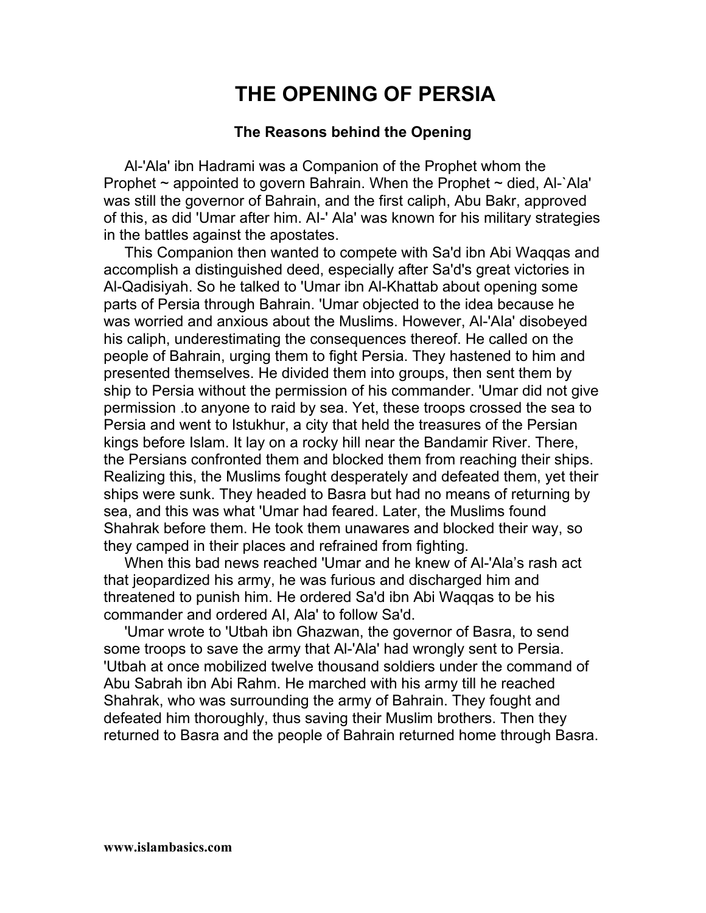# THE OPENING OF PERSIA

### The Reasons behind the Opening

Al-'Ala' ibn Hadrami was a Companion of the Prophet whom the Prophet ~ appointed to govern Bahrain. When the Prophet ~ died, Al-`Ala' was still the governor of Bahrain, and the first caliph, Abu Bakr, approved of this, as did 'Umar after him. AI-' Ala' was known for his military strategies in the battles against the apostates.

This Companion then wanted to compete with Sa'd ibn Abi Waqqas and accomplish a distinguished deed, especially after Sa'd's great victories in Al-Qadisiyah. So he talked to 'Umar ibn Al-Khattab about opening some parts of Persia through Bahrain. 'Umar objected to the idea because he was worried and anxious about the Muslims. However, Al-'Ala' disobeyed his caliph, underestimating the consequences thereof. He called on the people of Bahrain, urging them to fight Persia. They hastened to him and presented themselves. He divided them into groups, then sent them by ship to Persia without the permission of his commander. 'Umar did not give permission .to anyone to raid by sea. Yet, these troops crossed the sea to Persia and went to Istukhur, a city that held the treasures of the Persian kings before Islam. It lay on a rocky hill near the Bandamir River. There, the Persians confronted them and blocked them from reaching their ships. Realizing this, the Muslims fought desperately and defeated them, yet their ships were sunk. They headed to Basra but had no means of returning by sea, and this was what 'Umar had feared. Later, the Muslims found Shahrak before them. He took them unawares and blocked their way, so they camped in their places and refrained from fighting.

When this bad news reached 'Umar and he knew of Al-'Ala's rash act that jeopardized his army, he was furious and discharged him and threatened to punish him. He ordered Sa'd ibn Abi Waqqas to be his commander and ordered AI, Ala' to follow Sa'd.

'Umar wrote to 'Utbah ibn Ghazwan, the governor of Basra, to send some troops to save the army that Al-'Ala' had wrongly sent to Persia. 'Utbah at once mobilized twelve thousand soldiers under the command of Abu Sabrah ibn Abi Rahm. He marched with his army till he reached Shahrak, who was surrounding the army of Bahrain. They fought and defeated him thoroughly, thus saving their Muslim brothers. Then they returned to Basra and the people of Bahrain returned home through Basra.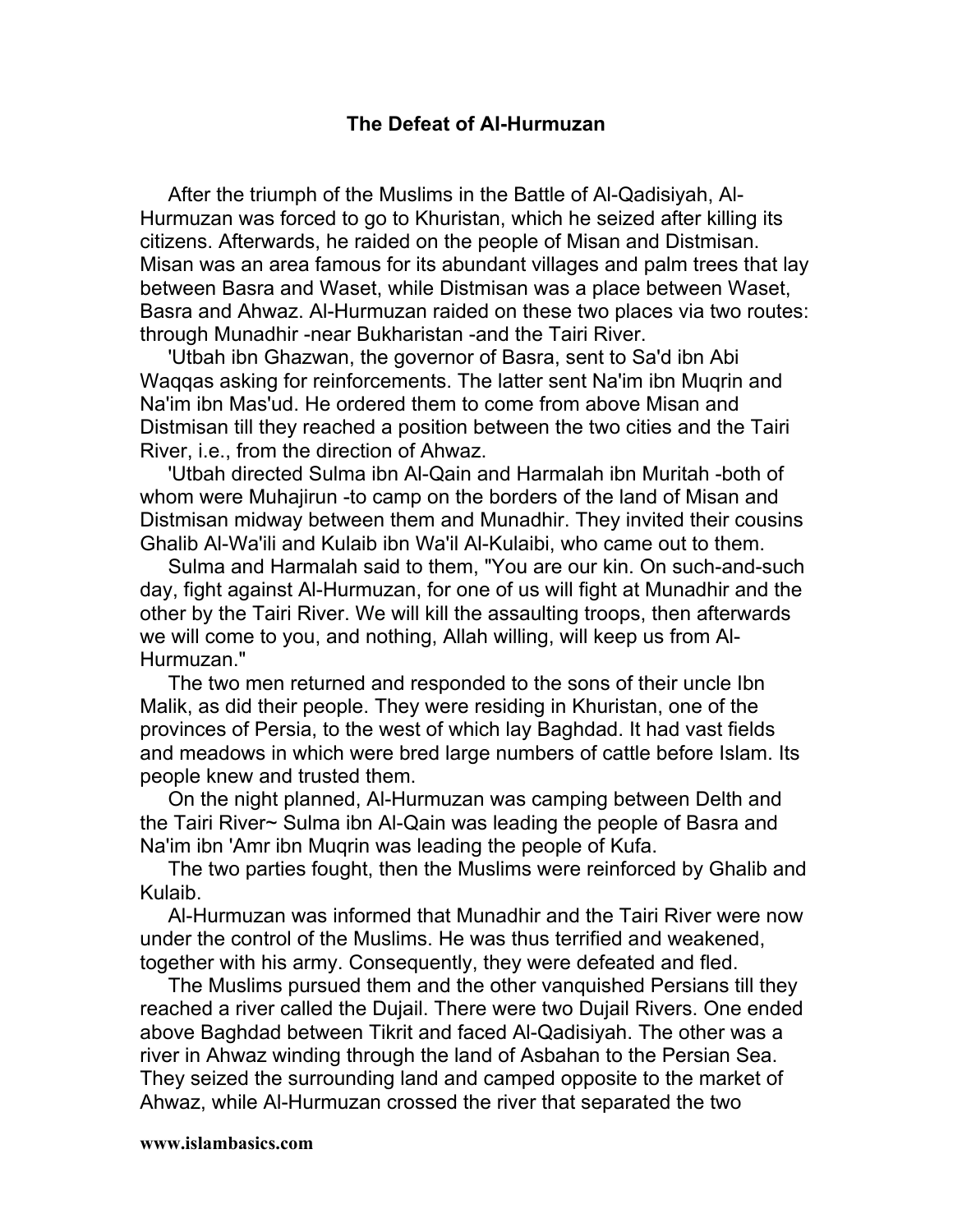## The Defeat of Al-Hurmuzan

After the triumph of the Muslims in the Battle of Al-Qadisiyah, Al-Hurmuzan was forced to go to Khuristan, which he seized after killing its citizens. Afterwards, he raided on the people of Misan and Distmisan. Misan was an area famous for its abundant villages and palm trees that lay between Basra and Waset, while Distmisan was a place between Waset, Basra and Ahwaz. Al-Hurmuzan raided on these two places via two routes: through Munadhir -near Bukharistan -and the Tairi River.

'Utbah ibn Ghazwan, the governor of Basra, sent to Sa'd ibn Abi Waqqas asking for reinforcements. The latter sent Na'im ibn Muqrin and Na'im ibn Mas'ud. He ordered them to come from above Misan and Distmisan till they reached a position between the two cities and the Tairi River, i.e., from the direction of Ahwaz.

'Utbah directed Sulma ibn Al-Qain and Harmalah ibn Muritah -both of whom were Muhajirun -to camp on the borders of the land of Misan and Distmisan midway between them and Munadhir. They invited their cousins Ghalib Al-Wa'ili and Kulaib ibn Wa'il Al-Kulaibi, who came out to them.

Sulma and Harmalah said to them, "You are our kin. On such-and-such day, fight against Al-Hurmuzan, for one of us will fight at Munadhir and the other by the Tairi River. We will kill the assaulting troops, then afterwards we will come to you, and nothing, Allah willing, will keep us from Al-Hurmuzan."

The two men returned and responded to the sons of their uncle Ibn Malik, as did their people. They were residing in Khuristan, one of the provinces of Persia, to the west of which lay Baghdad. It had vast fields and meadows in which were bred large numbers of cattle before Islam. Its people knew and trusted them.

On the night planned, Al-Hurmuzan was camping between Delth and the Tairi River~ Sulma ibn Al-Qain was leading the people of Basra and Na'im ibn 'Amr ibn Muqrin was leading the people of Kufa.

The two parties fought, then the Muslims were reinforced by Ghalib and Kulaib.

Al-Hurmuzan was informed that Munadhir and the Tairi River were now under the control of the Muslims. He was thus terrified and weakened, together with his army. Consequently, they were defeated and fled.

The Muslims pursued them and the other vanquished Persians till they reached a river called the Dujail. There were two Dujail Rivers. One ended above Baghdad between Tikrit and faced Al-Qadisiyah. The other was a river in Ahwaz winding through the land of Asbahan to the Persian Sea. They seized the surrounding land and camped opposite to the market of Ahwaz, while Al-Hurmuzan crossed the river that separated the two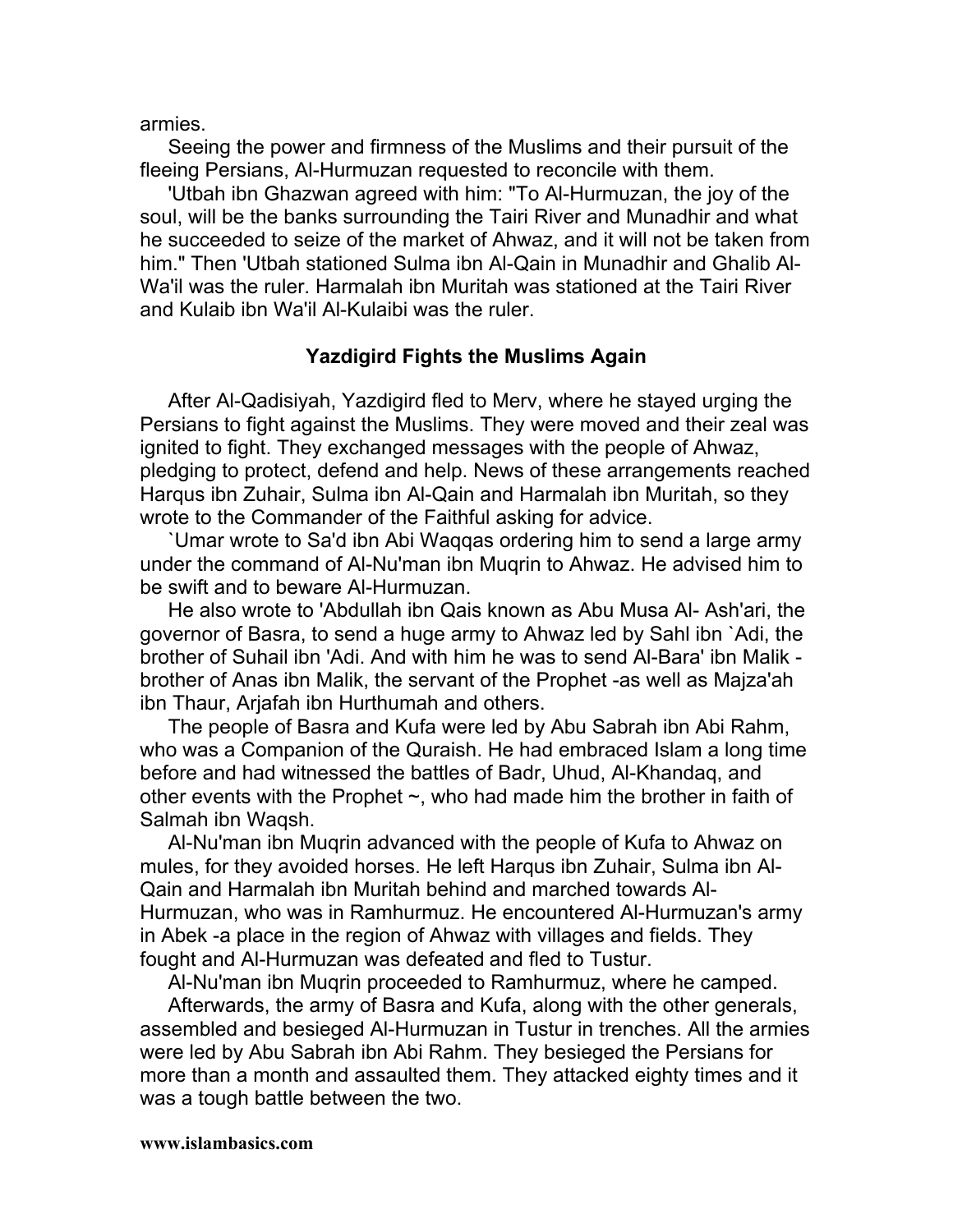armies.

Seeing the power and firmness of the Muslims and their pursuit of the fleeing Persians, Al-Hurmuzan requested to reconcile with them.

'Utbah ibn Ghazwan agreed with him: "To Al-Hurmuzan, the joy of the soul, will be the banks surrounding the Tairi River and Munadhir and what he succeeded to seize of the market of Ahwaz, and it will not be taken from him." Then 'Utbah stationed Sulma ibn Al-Qain in Munadhir and Ghalib Al-Wa'il was the ruler. Harmalah ibn Muritah was stationed at the Tairi River and Kulaib ibn Wa'il Al-Kulaibi was the ruler.

### Yazdigird Fights the Muslims Again

After Al-Qadisiyah, Yazdigird fled to Merv, where he stayed urging the Persians to fight against the Muslims. They were moved and their zeal was ignited to fight. They exchanged messages with the people of Ahwaz, pledging to protect, defend and help. News of these arrangements reached Harqus ibn Zuhair, Sulma ibn Al-Qain and Harmalah ibn Muritah, so they wrote to the Commander of the Faithful asking for advice.

`Umar wrote to Sa'd ibn Abi Waqqas ordering him to send a large army under the command of Al-Nu'man ibn Muqrin to Ahwaz. He advised him to be swift and to beware Al-Hurmuzan.

He also wrote to 'Abdullah ibn Qais known as Abu Musa Al- Ash'ari, the governor of Basra, to send a huge army to Ahwaz led by Sahl ibn `Adi, the brother of Suhail ibn 'Adi. And with him he was to send Al-Bara' ibn Malik - brother of Anas ibn Malik, the servant of the Prophet -as well as Majza'ah ibn Thaur, Arjafah ibn Hurthumah and others.

The people of Basra and Kufa were led by Abu Sabrah ibn Abi Rahm, who was a Companion of the Quraish. He had embraced Islam a long time before and had witnessed the battles of Badr, Uhud, Al-Khandaq, and other events with the Prophet ~, who had made him the brother in faith of Salmah ibn Waqsh.

Al-Nu'man ibn Muqrin advanced with the people of Kufa to Ahwaz on mules, for they avoided horses. He left Harqus ibn Zuhair, Sulma ibn Al-Qain and Harmalah ibn Muritah behind and marched towards Al-Hurmuzan, who was in Ramhurmuz. He encountered Al-Hurmuzan's army in Abek -a place in the region of Ahwaz with villages and fields. They fought and Al-Hurmuzan was defeated and fled to Tustur.

Al-Nu'man ibn Muqrin proceeded to Ramhurmuz, where he camped.

Afterwards, the army of Basra and Kufa, along with the other generals, assembled and besieged Al-Hurmuzan in Tustur in trenches. All the armies were led by Abu Sabrah ibn Abi Rahm. They besieged the Persians for more than a month and assaulted them. They attacked eighty times and it was a tough battle between the two.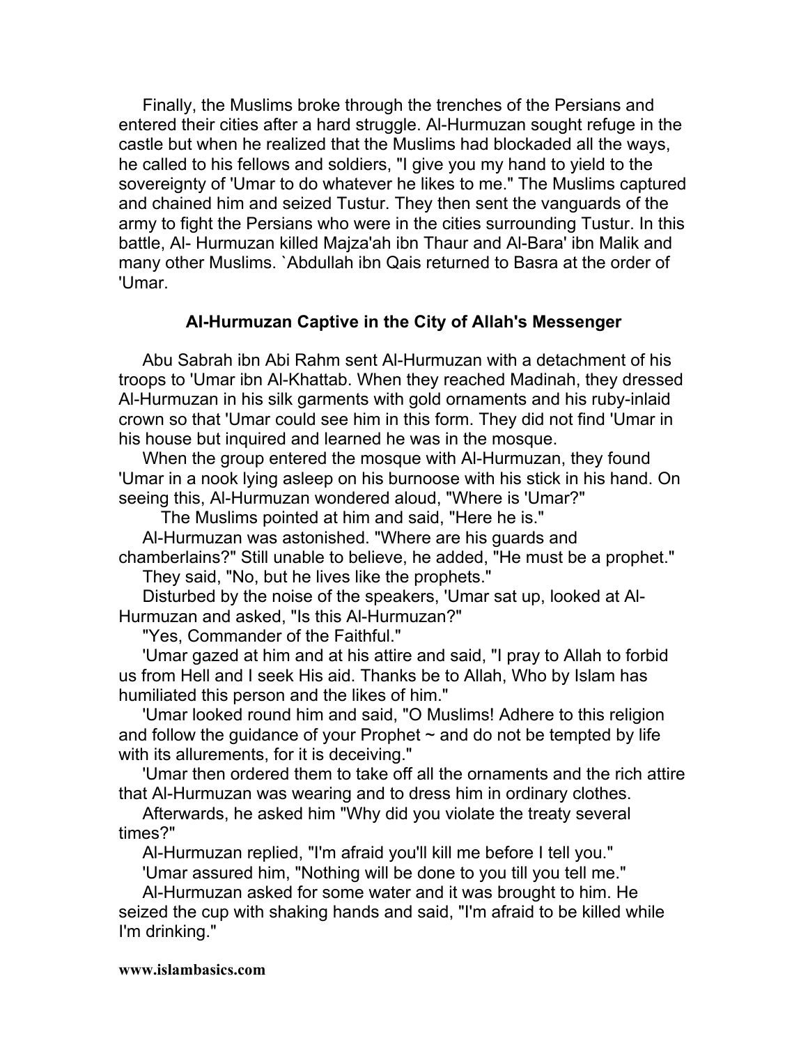Finally, the Muslims broke through the trenches of the Persians and entered their cities after a hard struggle. Al-Hurmuzan sought refuge in the castle but when he realized that the Muslims had blockaded all the ways, he called to his fellows and soldiers, "I give you my hand to yield to the sovereignty of 'Umar to do whatever he likes to me." The Muslims captured and chained him and seized Tustur. They then sent the vanguards of the army to fight the Persians who were in the cities surrounding Tustur. In this battle, Al- Hurmuzan killed Majza'ah ibn Thaur and Al-Bara' ibn Malik and many other Muslims. `Abdullah ibn Qais returned to Basra at the order of 'Umar.

### Al-Hurmuzan Captive in the City of Allah's Messenger

Abu Sabrah ibn Abi Rahm sent Al-Hurmuzan with a detachment of his troops to 'Umar ibn Al-Khattab. When they reached Madinah, they dressed Al-Hurmuzan in his silk garments with gold ornaments and his ruby-inlaid crown so that 'Umar could see him in this form. They did not find 'Umar in his house but inquired and learned he was in the mosque.

When the group entered the mosque with Al-Hurmuzan, they found 'Umar in a nook lying asleep on his burnoose with his stick in his hand. On seeing this, Al-Hurmuzan wondered aloud, "Where is 'Umar?"

The Muslims pointed at him and said, "Here he is."

Al-Hurmuzan was astonished. "Where are his guards and chamberlains?" Still unable to believe, he added, "He must be a prophet."

They said, "No, but he lives like the prophets."

Disturbed by the noise of the speakers, 'Umar sat up, looked at Al-Hurmuzan and asked, "Is this Al-Hurmuzan?"

"Yes, Commander of the Faithful."

'Umar gazed at him and at his attire and said, "I pray to Allah to forbid us from Hell and I seek His aid. Thanks be to Allah, Who by Islam has humiliated this person and the likes of him."

'Umar looked round him and said, "O Muslims! Adhere to this religion and follow the guidance of your Prophet ~ and do not be tempted by life with its allurements, for it is deceiving."

'Umar then ordered them to take off all the ornaments and the rich attire that Al-Hurmuzan was wearing and to dress him in ordinary clothes.

Afterwards, he asked him "Why did you violate the treaty several times?"

Al-Hurmuzan replied, "I'm afraid you'll kill me before I tell you."

'Umar assured him, "Nothing will be done to you till you tell me."

Al-Hurmuzan asked for some water and it was brought to him. He seized the cup with shaking hands and said, "I'm afraid to be killed while I'm drinking."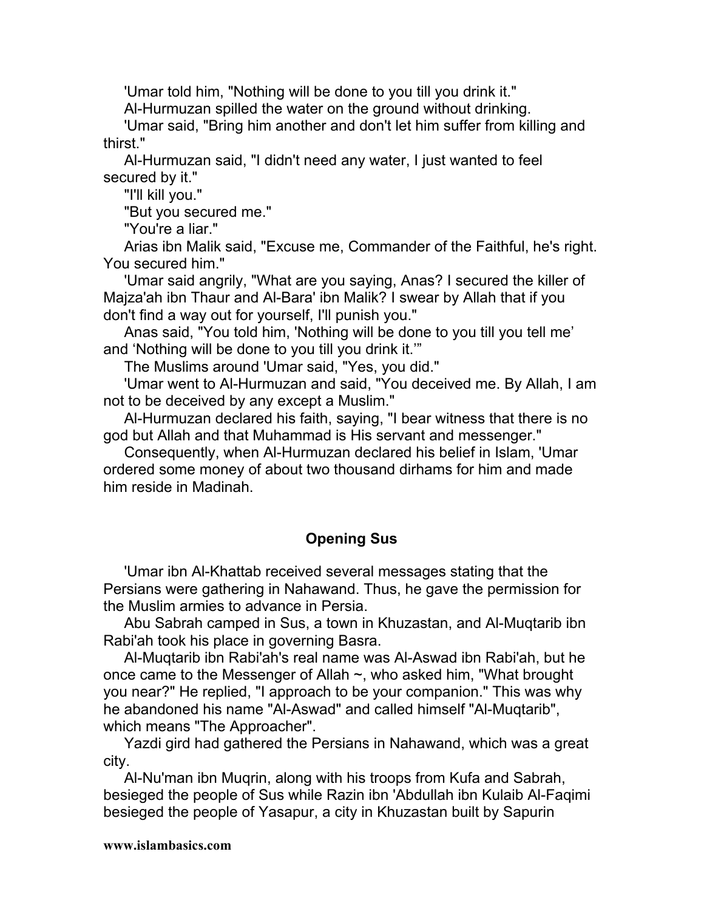'Umar told him, "Nothing will be done to you till you drink it."

Al-Hurmuzan spilled the water on the ground without drinking.

'Umar said, "Bring him another and don't let him suffer from killing and thirst."

Al-Hurmuzan said, "I didn't need any water, I just wanted to feel secured by it."

"I'll kill you."

"But you secured me."

"You're a liar."

Arias ibn Malik said, "Excuse me, Commander of the Faithful, he's right. You secured him."

'Umar said angrily, "What are you saying, Anas? I secured the killer of Majza'ah ibn Thaur and Al-Bara' ibn Malik? I swear by Allah that if you don't find a way out for yourself, I'll punish you."

Anas said, "You told him, 'Nothing will be done to you till you tell me' and 'Nothing will be done to you till you drink it.'"

The Muslims around 'Umar said, "Yes, you did."

'Umar went to Al-Hurmuzan and said, "You deceived me. By Allah, I am not to be deceived by any except a Muslim."

Al-Hurmuzan declared his faith, saying, "I bear witness that there is no god but Allah and that Muhammad is His servant and messenger."

Consequently, when Al-Hurmuzan declared his belief in Islam, 'Umar ordered some money of about two thousand dirhams for him and made him reside in Madinah.

### Opening Sus

'Umar ibn Al-Khattab received several messages stating that the Persians were gathering in Nahawand. Thus, he gave the permission for the Muslim armies to advance in Persia.

Abu Sabrah camped in Sus, a town in Khuzastan, and Al-Muqtarib ibn Rabi'ah took his place in governing Basra.

Al-Muqtarib ibn Rabi'ah's real name was Al-Aswad ibn Rabi'ah, but he once came to the Messenger of Allah ~, who asked him, "What brought you near?" He replied, "I approach to be your companion." This was why he abandoned his name "Al-Aswad" and called himself "Al-Muqtarib", which means "The Approacher".

Yazdi gird had gathered the Persians in Nahawand, which was a great city.

Al-Nu'man ibn Muqrin, along with his troops from Kufa and Sabrah, besieged the people of Sus while Razin ibn 'Abdullah ibn Kulaib Al-Faqimi besieged the people of Yasapur, a city in Khuzastan built by Sapurin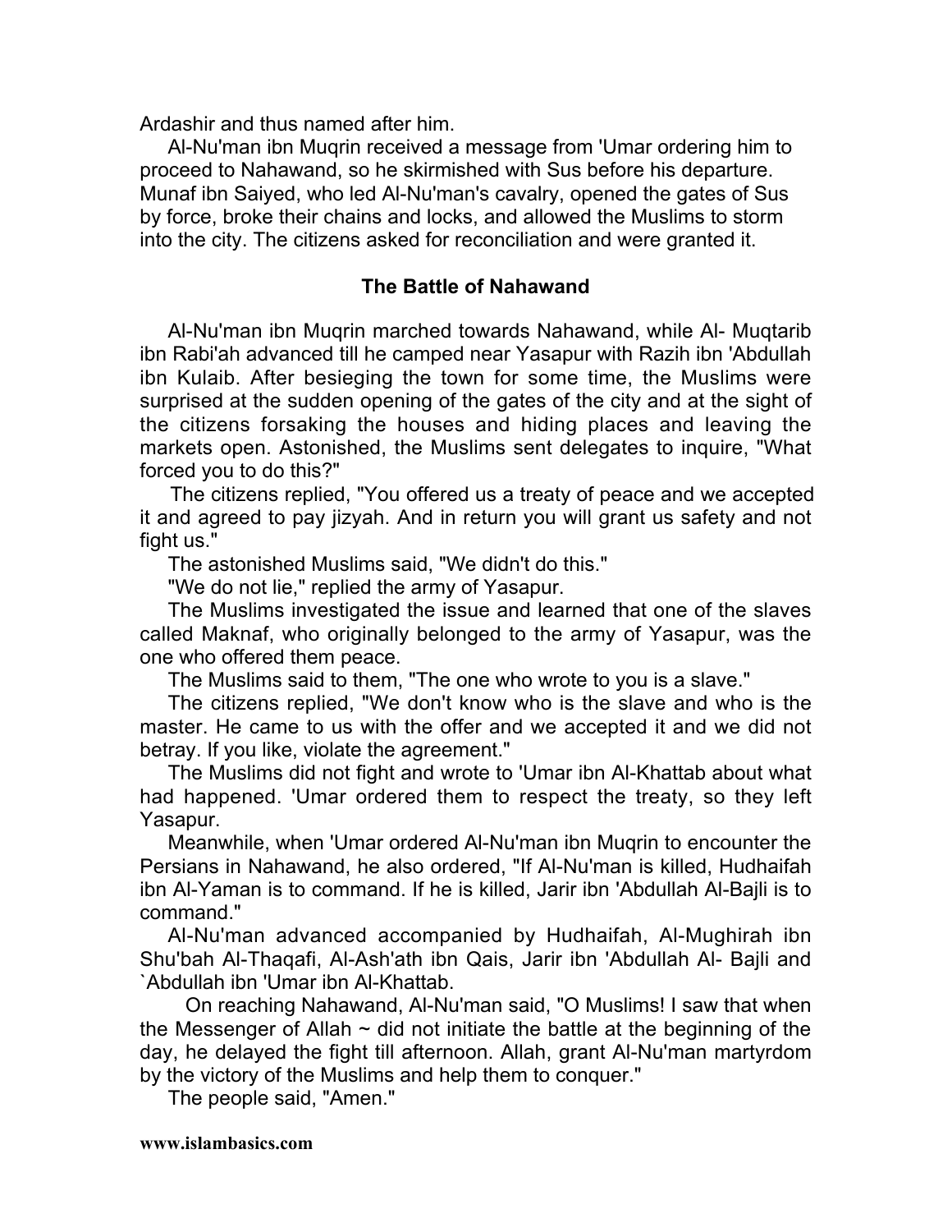Ardashir and thus named after him.

Al-Nu'man ibn Muqrin received a message from 'Umar ordering him to proceed to Nahawand, so he skirmished with Sus before his departure. Munaf ibn Saiyed, who led Al-Nu'man's cavalry, opened the gates of Sus by force, broke their chains and locks, and allowed the Muslims to storm into the city. The citizens asked for reconciliation and were granted it.

### The Battle of Nahawand

Al-Nu'man ibn Muqrin marched towards Nahawand, while Al- Muqtarib ibn Rabi'ah advanced till he camped near Yasapur with Razih ibn 'Abdullah ibn Kulaib. After besieging the town for some time, the Muslims were surprised at the sudden opening of the gates of the city and at the sight of the citizens forsaking the houses and hiding places and leaving the markets open. Astonished, the Muslims sent delegates to inquire, "What forced you to do this?"

The citizens replied, "You offered us a treaty of peace and we accepted it and agreed to pay jizyah. And in return you will grant us safety and not fight us."

The astonished Muslims said, "We didn't do this."

"We do not lie," replied the army of Yasapur.

The Muslims investigated the issue and learned that one of the slaves called Maknaf, who originally belonged to the army of Yasapur, was the one who offered them peace.

The Muslims said to them, "The one who wrote to you is a slave."

The citizens replied, "We don't know who is the slave and who is the master. He came to us with the offer and we accepted it and we did not betray. If you like, violate the agreement."

The Muslims did not fight and wrote to 'Umar ibn Al-Khattab about what had happened. 'Umar ordered them to respect the treaty, so they left Yasapur.

Meanwhile, when 'Umar ordered Al-Nu'man ibn Muqrin to encounter the Persians in Nahawand, he also ordered, "If Al-Nu'man is killed, Hudhaifah ibn Al-Yaman is to command. If he is killed, Jarir ibn 'Abdullah Al-Bajli is to command."

Al-Nu'man advanced accompanied by Hudhaifah, Al-Mughirah ibn Shu'bah Al-Thaqafi, Al-Ash'ath ibn Qais, Jarir ibn 'Abdullah Al- Bajli and `Abdullah ibn 'Umar ibn Al-Khattab.

On reaching Nahawand, Al-Nu'man said, "O Muslims! I saw that when the Messenger of Allah ~ did not initiate the battle at the beginning of the day, he delayed the fight till afternoon. Allah, grant Al-Nu'man martyrdom by the victory of the Muslims and help them to conquer."

The people said, "Amen."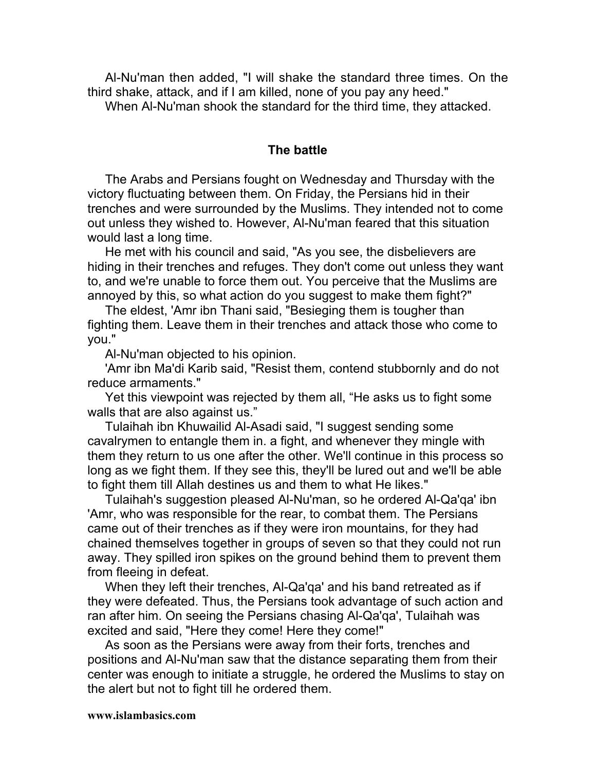Al-Nu'man then added, "I will shake the standard three times. On the third shake, attack, and if I am killed, none of you pay any heed."

When Al-Nu'man shook the standard for the third time, they attacked.

## The battle

The Arabs and Persians fought on Wednesday and Thursday with the victory fluctuating between them. On Friday, the Persians hid in their trenches and were surrounded by the Muslims. They intended not to come out unless they wished to. However, Al-Nu'man feared that this situation would last a long time.

He met with his council and said, "As you see, the disbelievers are hiding in their trenches and refuges. They don't come out unless they want to, and we're unable to force them out. You perceive that the Muslims are annoyed by this, so what action do you suggest to make them fight?"

The eldest, 'Amr ibn Thani said, "Besieging them is tougher than fighting them. Leave them in their trenches and attack those who come to you."

Al-Nu'man objected to his opinion.

'Amr ibn Ma'di Karib said, "Resist them, contend stubbornly and do not reduce armaments."

Yet this viewpoint was rejected by them all, "He asks us to fight some walls that are also against us."

Tulaihah ibn Khuwailid Al-Asadi said, "I suggest sending some cavalrymen to entangle them in. a fight, and whenever they mingle with them they return to us one after the other. We'll continue in this process so long as we fight them. If they see this, they'll be lured out and we'll be able to fight them till Allah destines us and them to what He likes."

Tulaihah's suggestion pleased Al-Nu'man, so he ordered Al-Qa'qa' ibn 'Amr, who was responsible for the rear, to combat them. The Persians came out of their trenches as if they were iron mountains, for they had chained themselves together in groups of seven so that they could not run away. They spilled iron spikes on the ground behind them to prevent them from fleeing in defeat.

When they left their trenches, Al-Qa'qa' and his band retreated as if they were defeated. Thus, the Persians took advantage of such action and ran after him. On seeing the Persians chasing Al-Qa'qa', Tulaihah was excited and said, "Here they come! Here they come!"

As soon as the Persians were away from their forts, trenches and positions and Al-Nu'man saw that the distance separating them from their center was enough to initiate a struggle, he ordered the Muslims to stay on the alert but not to fight till he ordered them.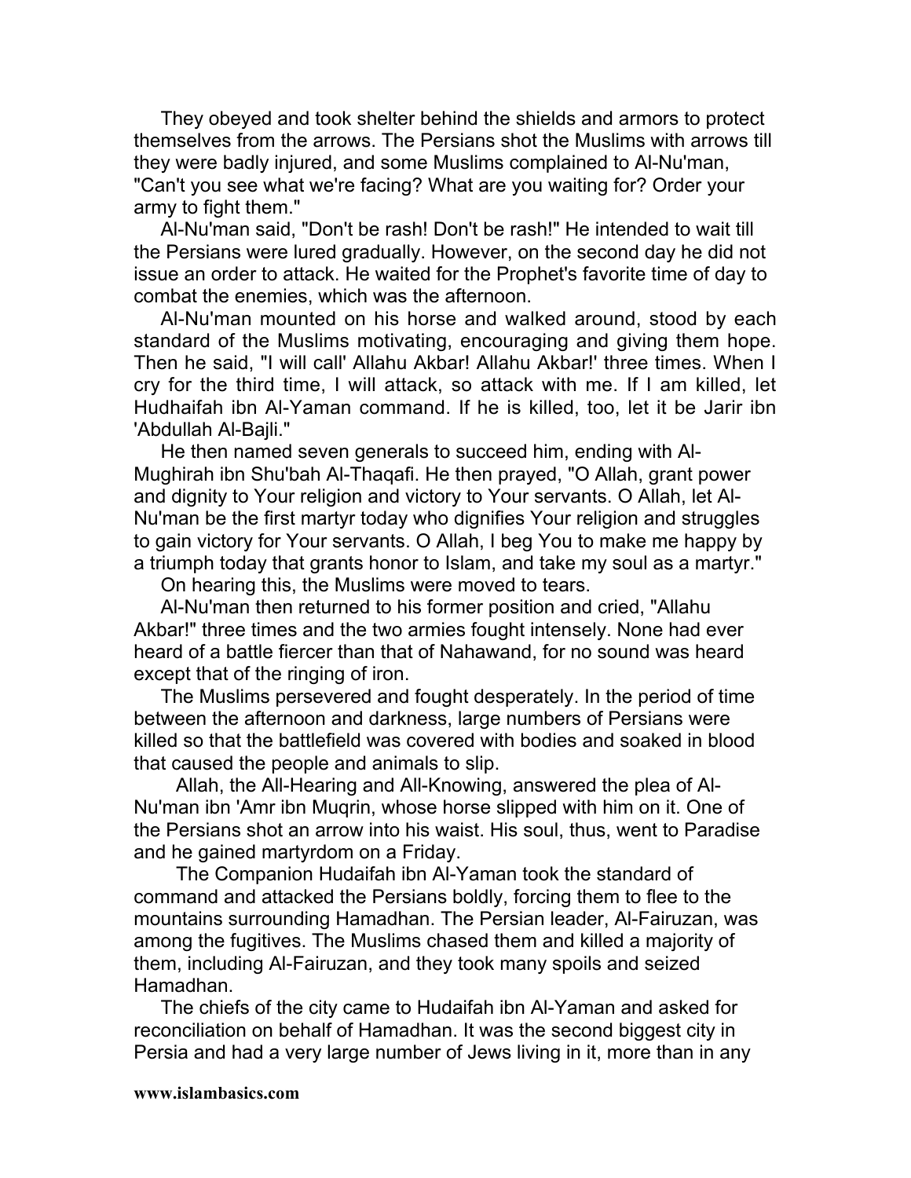They obeyed and took shelter behind the shields and armors to protect themselves from the arrows. The Persians shot the Muslims with arrows till they were badly injured, and some Muslims complained to Al-Nu'man, "Can't you see what we're facing? What are you waiting for? Order your army to fight them."

Al-Nu'man said, "Don't be rash! Don't be rash!" He intended to wait till the Persians were lured gradually. However, on the second day he did not issue an order to attack. He waited for the Prophet's favorite time of day to combat the enemies, which was the afternoon.

Al-Nu'man mounted on his horse and walked around, stood by each standard of the Muslims motivating, encouraging and giving them hope. Then he said, "I will call' Allahu Akbar! Allahu Akbar!' three times. When I cry for the third time, I will attack, so attack with me. If I am killed, let Hudhaifah ibn Al-Yaman command. If he is killed, too, let it be Jarir ibn 'Abdullah Al-Bajli."

He then named seven generals to succeed him, ending with Al-Mughirah ibn Shu'bah Al-Thaqafi. He then prayed, "O Allah, grant power and dignity to Your religion and victory to Your servants. O Allah, let Al-Nu'man be the first martyr today who dignifies Your religion and struggles to gain victory for Your servants. O Allah, I beg You to make me happy by a triumph today that grants honor to Islam, and take my soul as a martyr."

On hearing this, the Muslims were moved to tears.

Al-Nu'man then returned to his former position and cried, "Allahu Akbar!" three times and the two armies fought intensely. None had ever heard of a battle fiercer than that of Nahawand, for no sound was heard except that of the ringing of iron.

The Muslims persevered and fought desperately. In the period of time between the afternoon and darkness, large numbers of Persians were killed so that the battlefield was covered with bodies and soaked in blood that caused the people and animals to slip.

Allah, the All-Hearing and All-Knowing, answered the plea of Al-Nu'man ibn 'Amr ibn Muqrin, whose horse slipped with him on it. One of the Persians shot an arrow into his waist. His soul, thus, went to Paradise and he gained martyrdom on a Friday.

The Companion Hudaifah ibn Al-Yaman took the standard of command and attacked the Persians boldly, forcing them to flee to the mountains surrounding Hamadhan. The Persian leader, Al-Fairuzan, was among the fugitives. The Muslims chased them and killed a majority of them, including Al-Fairuzan, and they took many spoils and seized Hamadhan.

The chiefs of the city came to Hudaifah ibn Al-Yaman and asked for reconciliation on behalf of Hamadhan. It was the second biggest city in Persia and had a very large number of Jews living in it, more than in any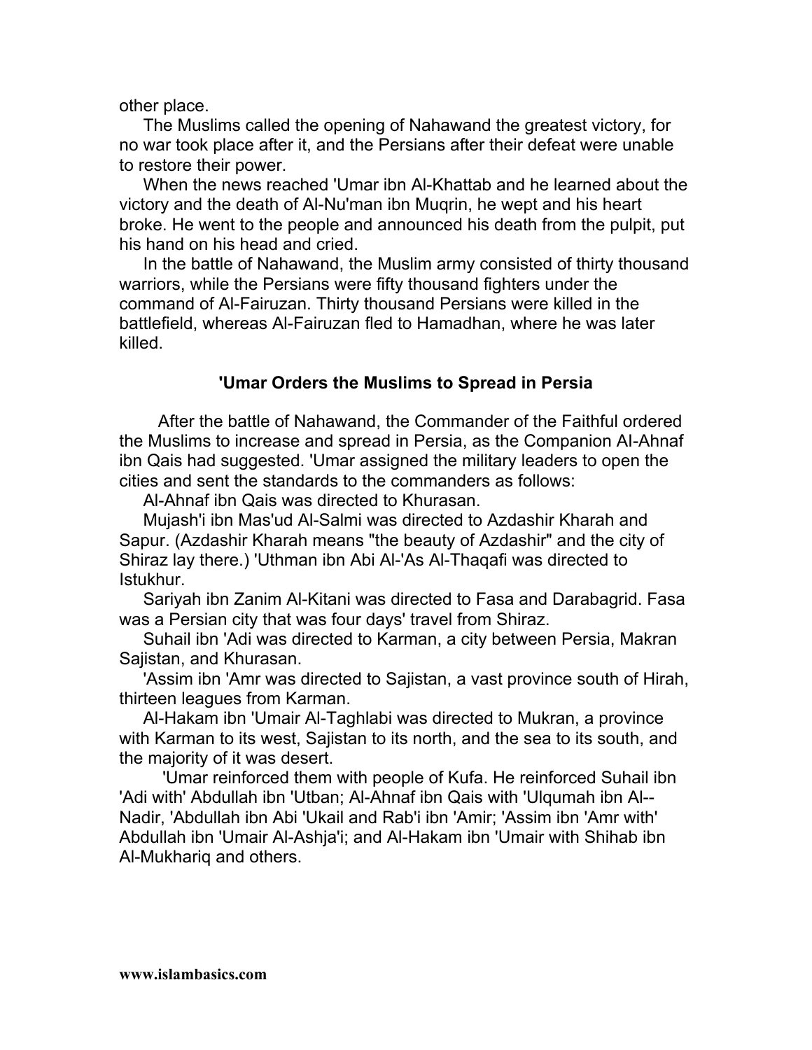other place.

The Muslims called the opening of Nahawand the greatest victory, for no war took place after it, and the Persians after their defeat were unable to restore their power.

When the news reached 'Umar ibn Al-Khattab and he learned about the victory and the death of Al-Nu'man ibn Muqrin, he wept and his heart broke. He went to the people and announced his death from the pulpit, put his hand on his head and cried.

In the battle of Nahawand, the Muslim army consisted of thirty thousand warriors, while the Persians were fifty thousand fighters under the command of Al-Fairuzan. Thirty thousand Persians were killed in the battlefield, whereas Al-Fairuzan fled to Hamadhan, where he was later killed.

### 'Umar Orders the Muslims to Spread in Persia

After the battle of Nahawand, the Commander of the Faithful ordered the Muslims to increase and spread in Persia, as the Companion Al-Ahnaf ibn Qais had suggested. 'Umar assigned the military leaders to open the cities and sent the standards to the commanders as follows:

Al-Ahnaf ibn Qais was directed to Khurasan.

Mujash'i ibn Mas'ud Al-Salmi was directed to Azdashir Kharah and Sapur. (Azdashir Kharah means "the beauty of Azdashir" and the city of Shiraz lay there.) 'Uthman ibn Abi Al-'As Al-Thaqafi was directed to Istukhur.

Sariyah ibn Zanim Al-Kitani was directed to Fasa and Darabagrid. Fasa was a Persian city that was four days' travel from Shiraz.

Suhail ibn 'Adi was directed to Karman, a city between Persia, Makran Sajistan, and Khurasan.

'Assim ibn 'Amr was directed to Sajistan, a vast province south of Hirah, thirteen leagues from Karman.

Al-Hakam ibn 'Umair Al-Taghlabi was directed to Mukran, a province with Karman to its west, Sajistan to its north, and the sea to its south, and the majority of it was desert.

'Umar reinforced them with people of Kufa. He reinforced Suhail ibn 'Adi with' Abdullah ibn 'Utban; Al-Ahnaf ibn Qais with 'Ulqumah ibn Al--Nadir, 'Abdullah ibn Abi 'Ukail and Rab'i ibn 'Amir; 'Assim ibn 'Amr with' Abdullah ibn 'Umair Al-Ashja'i; and Al-Hakam ibn 'Umair with Shihab ibn Al-Mukhariq and others.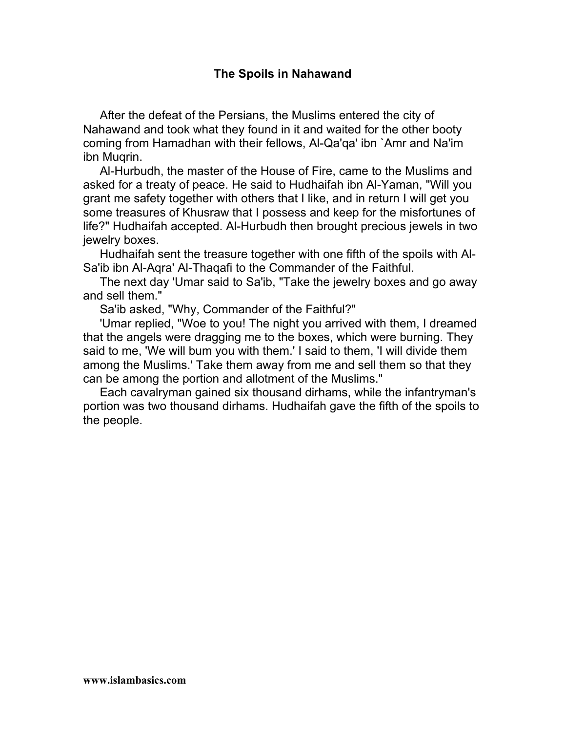## The Spoils in Nahawand

After the defeat of the Persians, the Muslims entered the city of Nahawand and took what they found in it and waited for the other booty coming from Hamadhan with their fellows, Al-Qa'qa' ibn `Amr and Na'im ibn Muqrin.

Al-Hurbudh, the master of the House of Fire, came to the Muslims and asked for a treaty of peace. He said to Hudhaifah ibn Al-Yaman, "Will you grant me safety together with others that I like, and in return I will get you some treasures of Khusraw that I possess and keep for the misfortunes of life?" Hudhaifah accepted. Al-Hurbudh then brought precious jewels in two jewelry boxes.

Hudhaifah sent the treasure together with one fifth of the spoils with Al-Sa'ib ibn Al-Aqra' Al-Thaqafi to the Commander of the Faithful.

The next day 'Umar said to Sa'ib, "Take the jewelry boxes and go away and sell them."

Sa'ib asked, "Why, Commander of the Faithful?"

'Umar replied, "Woe to you! The night you arrived with them, I dreamed that the angels were dragging me to the boxes, which were burning. They said to me, 'We will bum you with them.' I said to them, 'I will divide them among the Muslims.' Take them away from me and sell them so that they can be among the portion and allotment of the Muslims."

Each cavalryman gained six thousand dirhams, while the infantryman's portion was two thousand dirhams. Hudhaifah gave the fifth of the spoils to the people.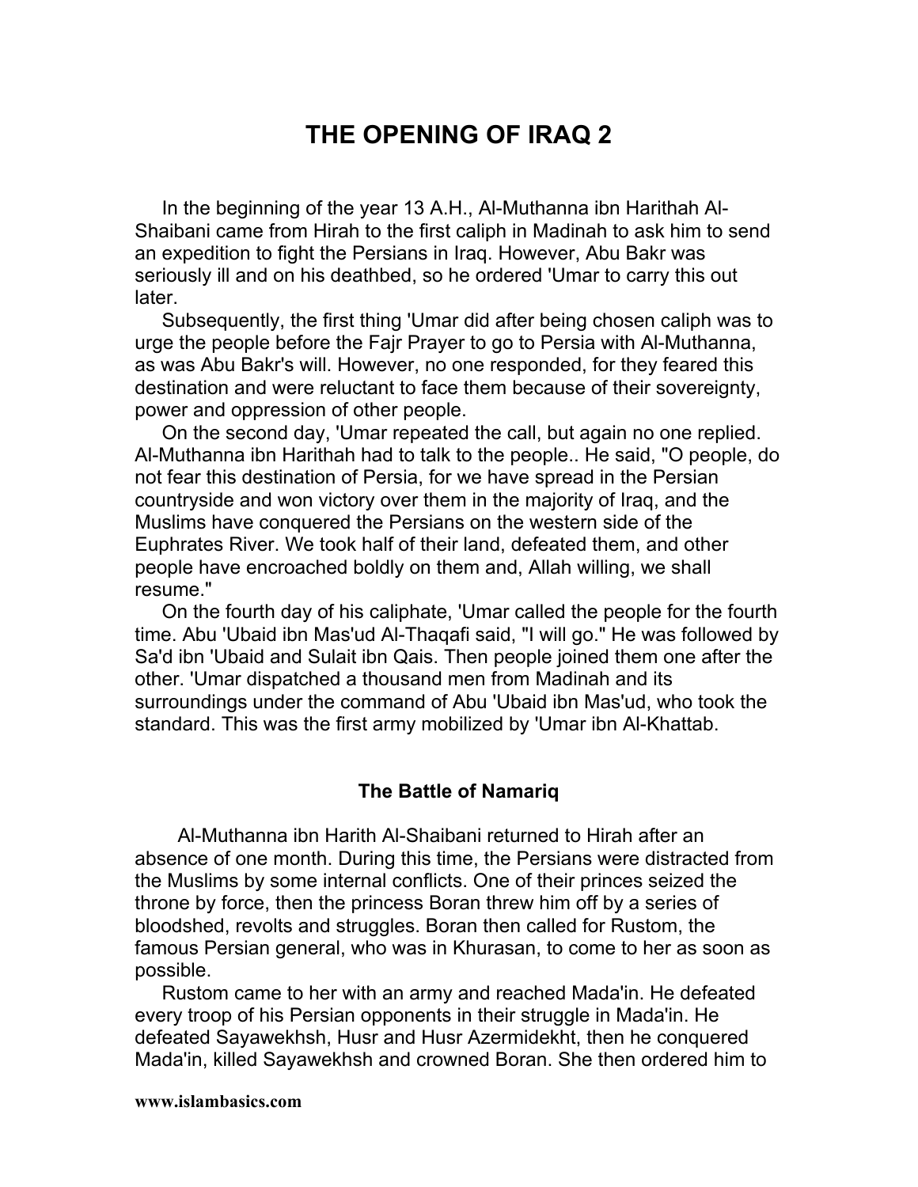# THE OPENING OF IRAQ 2

In the beginning of the year 13 A.H., Al-Muthanna ibn Harithah Al-Shaibani came from Hirah to the first caliph in Madinah to ask him to send an expedition to fight the Persians in Iraq. However, Abu Bakr was seriously ill and on his deathbed, so he ordered 'Umar to carry this out later.

Subsequently, the first thing 'Umar did after being chosen caliph was to urge the people before the Fajr Prayer to go to Persia with Al-Muthanna, as was Abu Bakr's will. However, no one responded, for they feared this destination and were reluctant to face them because of their sovereignty, power and oppression of other people.

On the second day, 'Umar repeated the call, but again no one replied. Al-Muthanna ibn Harithah had to talk to the people.. He said, "O people, do not fear this destination of Persia, for we have spread in the Persian countryside and won victory over them in the majority of Iraq, and the Muslims have conquered the Persians on the western side of the Euphrates River. We took half of their land, defeated them, and other people have encroached boldly on them and, Allah willing, we shall resume."

On the fourth day of his caliphate, 'Umar called the people for the fourth time. Abu 'Ubaid ibn Mas'ud Al-Thaqafi said, "I will go." He was followed by Sa'd ibn 'Ubaid and Sulait ibn Qais. Then people joined them one after the other. 'Umar dispatched a thousand men from Madinah and its surroundings under the command of Abu 'Ubaid ibn Mas'ud, who took the standard. This was the first army mobilized by 'Umar ibn Al-Khattab.

### The Battle of Namariq

Al-Muthanna ibn Harith Al-Shaibani returned to Hirah after an absence of one month. During this time, the Persians were distracted from the Muslims by some internal conflicts. One of their princes seized the throne by force, then the princess Boran threw him off by a series of bloodshed, revolts and struggles. Boran then called for Rustom, the famous Persian general, who was in Khurasan, to come to her as soon as possible.

Rustom came to her with an army and reached Mada'in. He defeated every troop of his Persian opponents in their struggle in Mada'in. He defeated Sayawekhsh, Husr and Husr Azermidekht, then he conquered Mada'in, killed Sayawekhsh and crowned Boran. She then ordered him to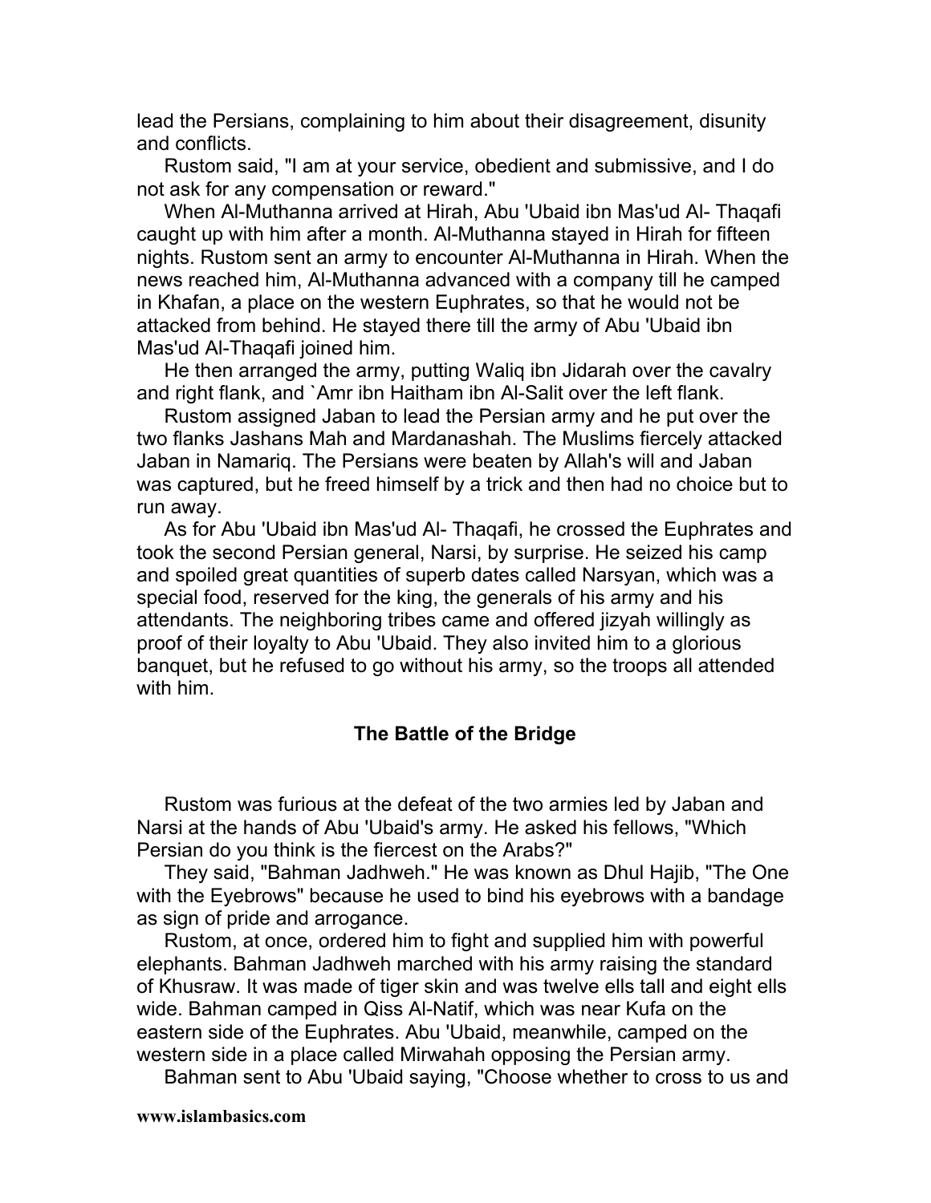lead the Persians, complaining to him about their disagreement, disunity and conflicts.

Rustom said, "I am at your service, obedient and submissive, and I do not ask for any compensation or reward."

When Al-Muthanna arrived at Hirah, Abu 'Ubaid ibn Mas'ud Al- Thaqafi caught up with him after a month. Al-Muthanna stayed in Hirah for fifteen nights. Rustom sent an army to encounter Al-Muthanna in Hirah. When the news reached him, Al-Muthanna advanced with a company till he camped in Khafan, a place on the western Euphrates, so that he would not be attacked from behind. He stayed there till the army of Abu 'Ubaid ibn Mas'ud Al-Thaqafi joined him.

He then arranged the army, putting Waliq ibn Jidarah over the cavalry and right flank, and `Amr ibn Haitham ibn Al-Salit over the left flank.

Rustom assigned Jaban to lead the Persian army and he put over the two flanks Jashans Mah and Mardanashah. The Muslims fiercely attacked Jaban in Namariq. The Persians were beaten by Allah's will and Jaban was captured, but he freed himself by a trick and then had no choice but to run away.

As for Abu 'Ubaid ibn Mas'ud Al- Thaqafi, he crossed the Euphrates and took the second Persian general, Narsi, by surprise. He seized his camp and spoiled great quantities of superb dates called Narsyan, which was a special food, reserved for the king, the generals of his army and his attendants. The neighboring tribes came and offered jizyah willingly as proof of their loyalty to Abu 'Ubaid. They also invited him to a glorious banquet, but he refused to go without his army, so the troops all attended with him.

## The Battle of the Bridge

Rustom was furious at the defeat of the two armies led by Jaban and Narsi at the hands of Abu 'Ubaid's army. He asked his fellows, "Which Persian do you think is the fiercest on the Arabs?"

They said, "Bahman Jadhweh." He was known as Dhul Hajib, "The One with the Eyebrows" because he used to bind his eyebrows with a bandage as sign of pride and arrogance.

Rustom, at once, ordered him to fight and supplied him with powerful elephants. Bahman Jadhweh marched with his army raising the standard of Khusraw. It was made of tiger skin and was twelve ells tall and eight ells wide. Bahman camped in Qiss Al-Natif, which was near Kufa on the eastern side of the Euphrates. Abu 'Ubaid, meanwhile, camped on the western side in a place called Mirwahah opposing the Persian army.

Bahman sent to Abu 'Ubaid saying, "Choose whether to cross to us and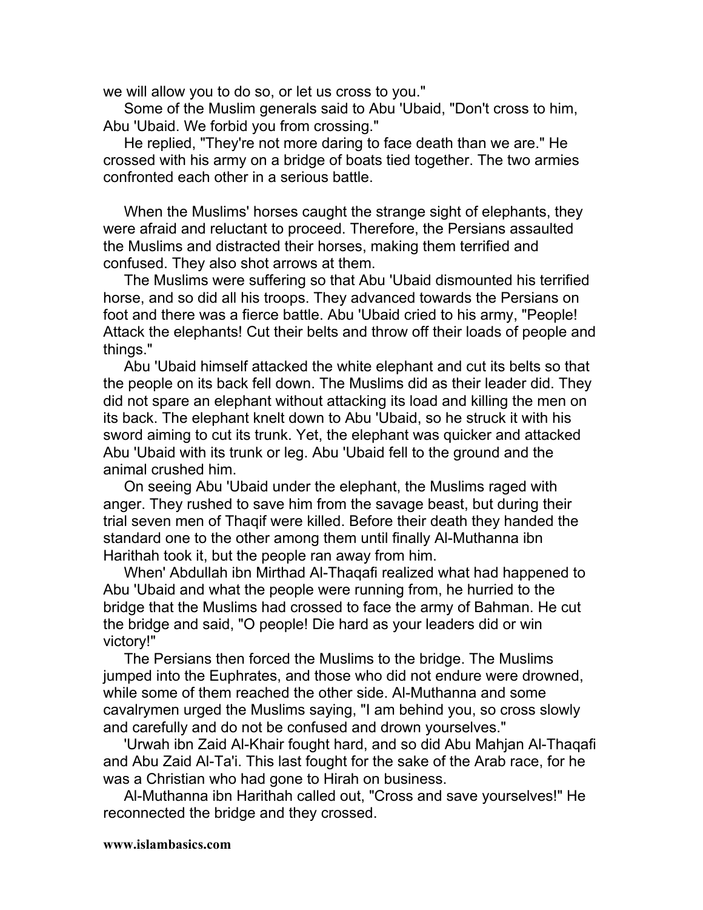we will allow you to do so, or let us cross to you."

Some of the Muslim generals said to Abu 'Ubaid, "Don't cross to him, Abu 'Ubaid. We forbid you from crossing."

He replied, "They're not more daring to face death than we are." He crossed with his army on a bridge of boats tied together. The two armies confronted each other in a serious battle.

When the Muslims' horses caught the strange sight of elephants, they were afraid and reluctant to proceed. Therefore, the Persians assaulted the Muslims and distracted their horses, making them terrified and confused. They also shot arrows at them.

The Muslims were suffering so that Abu 'Ubaid dismounted his terrified horse, and so did all his troops. They advanced towards the Persians on foot and there was a fierce battle. Abu 'Ubaid cried to his army, "People! Attack the elephants! Cut their belts and throw off their loads of people and things."

Abu 'Ubaid himself attacked the white elephant and cut its belts so that the people on its back fell down. The Muslims did as their leader did. They did not spare an elephant without attacking its load and killing the men on its back. The elephant knelt down to Abu 'Ubaid, so he struck it with his sword aiming to cut its trunk. Yet, the elephant was quicker and attacked Abu 'Ubaid with its trunk or leg. Abu 'Ubaid fell to the ground and the animal crushed him.

On seeing Abu 'Ubaid under the elephant, the Muslims raged with anger. They rushed to save him from the savage beast, but during their trial seven men of Thaqif were killed. Before their death they handed the standard one to the other among them until finally Al-Muthanna ibn Harithah took it, but the people ran away from him.

When' Abdullah ibn Mirthad Al-Thaqafi realized what had happened to Abu 'Ubaid and what the people were running from, he hurried to the bridge that the Muslims had crossed to face the army of Bahman. He cut the bridge and said, "O people! Die hard as your leaders did or win victory!"

The Persians then forced the Muslims to the bridge. The Muslims jumped into the Euphrates, and those who did not endure were drowned, while some of them reached the other side. Al-Muthanna and some cavalrymen urged the Muslims saying, "I am behind you, so cross slowly and carefully and do not be confused and drown yourselves."

'Urwah ibn Zaid Al-Khair fought hard, and so did Abu Mahjan Al-Thaqafi and Abu Zaid Al-Ta'i. This last fought for the sake of the Arab race, for he was a Christian who had gone to Hirah on business.

Al-Muthanna ibn Harithah called out, "Cross and save yourselves!" He reconnected the bridge and they crossed.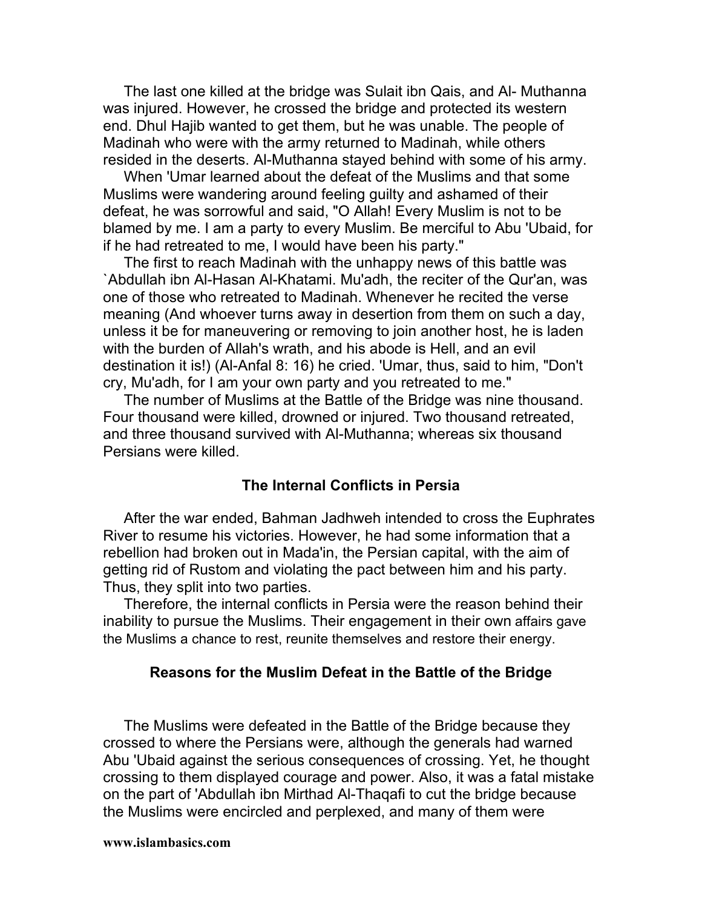The last one killed at the bridge was Sulait ibn Qais, and Al- Muthanna was injured. However, he crossed the bridge and protected its western end. Dhul Hajib wanted to get them, but he was unable. The people of Madinah who were with the army returned to Madinah, while others resided in the deserts. Al-Muthanna stayed behind with some of his army.

When 'Umar learned about the defeat of the Muslims and that some Muslims were wandering around feeling guilty and ashamed of their defeat, he was sorrowful and said, "O Allah! Every Muslim is not to be blamed by me. I am a party to every Muslim. Be merciful to Abu 'Ubaid, for if he had retreated to me, I would have been his party."

The first to reach Madinah with the unhappy news of this battle was `Abdullah ibn Al-Hasan Al-Khatami. Mu'adh, the reciter of the Qur'an, was one of those who retreated to Madinah. Whenever he recited the verse meaning (And whoever turns away in desertion from them on such a day, unless it be for maneuvering or removing to join another host, he is laden with the burden of Allah's wrath, and his abode is Hell, and an evil destination it is!) (Al-Anfal 8: 16) he cried. 'Umar, thus, said to him, "Don't cry, Mu'adh, for I am your own party and you retreated to me."

The number of Muslims at the Battle of the Bridge was nine thousand. Four thousand were killed, drowned or injured. Two thousand retreated, and three thousand survived with Al-Muthanna; whereas six thousand Persians were killed.

### The Internal Conflicts in Persia

After the war ended, Bahman Jadhweh intended to cross the Euphrates River to resume his victories. However, he had some information that a rebellion had broken out in Mada'in, the Persian capital, with the aim of getting rid of Rustom and violating the pact between him and his party. Thus, they split into two parties.

Therefore, the internal conflicts in Persia were the reason behind their inability to pursue the Muslims. Their engagement in their own affairs gave the Muslims a chance to rest, reunite themselves and restore their energy.

### Reasons for the Muslim Defeat in the Battle of the Bridge

The Muslims were defeated in the Battle of the Bridge because they crossed to where the Persians were, although the generals had warned Abu 'Ubaid against the serious consequences of crossing. Yet, he thought crossing to them displayed courage and power. Also, it was a fatal mistake on the part of 'Abdullah ibn Mirthad Al-Thaqafi to cut the bridge because the Muslims were encircled and perplexed, and many of them were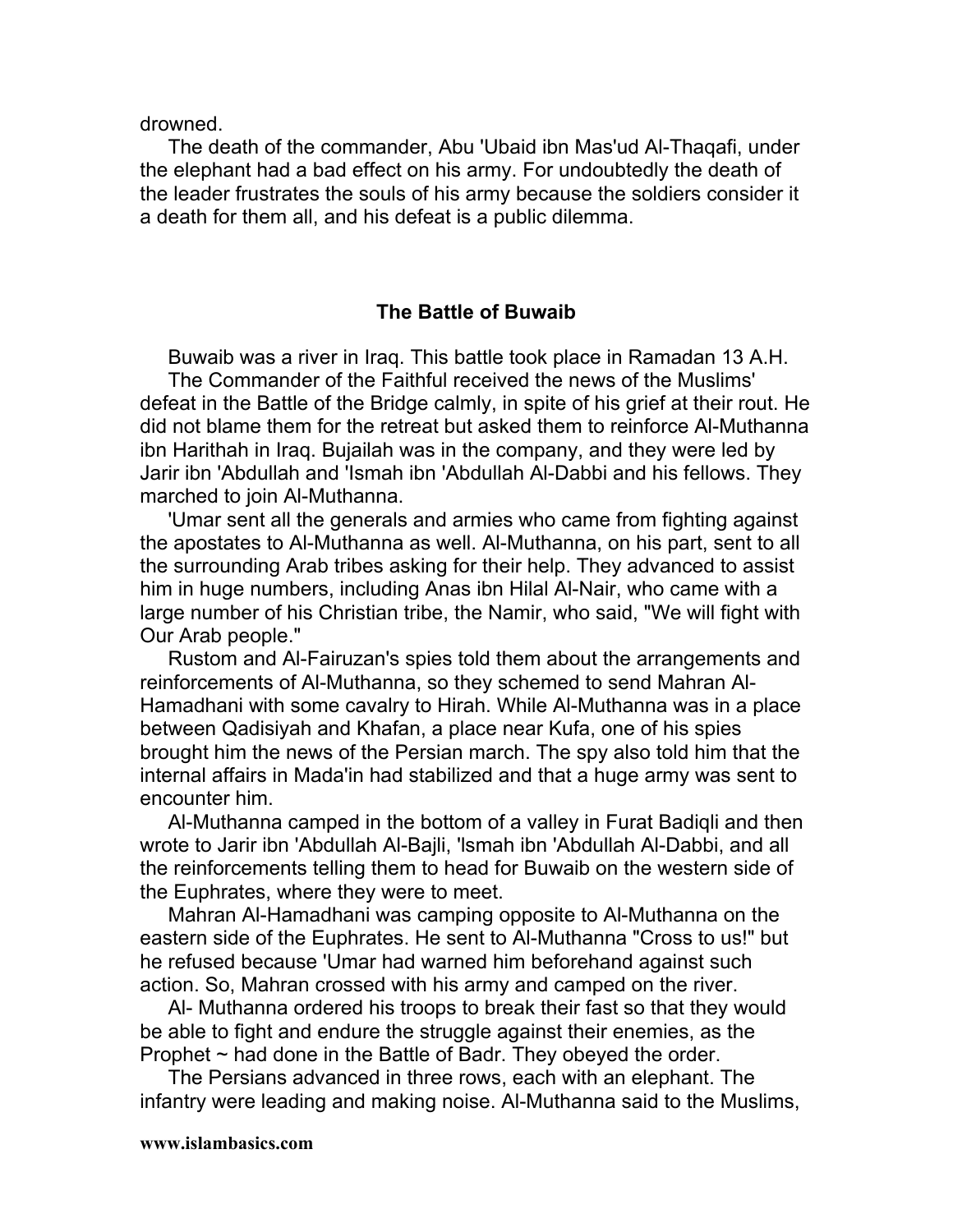drowned.

The death of the commander, Abu 'Ubaid ibn Mas'ud Al-Thaqafi, under the elephant had a bad effect on his army. For undoubtedly the death of the leader frustrates the souls of his army because the soldiers consider it a death for them all, and his defeat is a public dilemma.

## The Battle of Buwaib

Buwaib was a river in Iraq. This battle took place in Ramadan 13 A.H.

The Commander of the Faithful received the news of the Muslims' defeat in the Battle of the Bridge calmly, in spite of his grief at their rout. He did not blame them for the retreat but asked them to reinforce Al-Muthanna ibn Harithah in Iraq. Bujailah was in the company, and they were led by Jarir ibn 'Abdullah and 'Ismah ibn 'Abdullah Al-Dabbi and his fellows. They marched to join Al-Muthanna.

'Umar sent all the generals and armies who came from fighting against the apostates to Al-Muthanna as well. Al-Muthanna, on his part, sent to all the surrounding Arab tribes asking for their help. They advanced to assist him in huge numbers, including Anas ibn Hilal Al-Nair, who came with a large number of his Christian tribe, the Namir, who said, "We will fight with Our Arab people."

Rustom and Al-Fairuzan's spies told them about the arrangements and reinforcements of Al-Muthanna, so they schemed to send Mahran Al-Hamadhani with some cavalry to Hirah. While Al-Muthanna was in a place between Qadisiyah and Khafan, a place near Kufa, one of his spies brought him the news of the Persian march. The spy also told him that the internal affairs in Mada'in had stabilized and that a huge army was sent to encounter him.

Al-Muthanna camped in the bottom of a valley in Furat Badiqli and then wrote to Jarir ibn 'Abdullah Al-Bajli, 'Ismah ibn 'Abdullah Al-Dabbi, and all the reinforcements telling them to head for Buwaib on the western side of the Euphrates, where they were to meet.

Mahran Al-Hamadhani was camping opposite to Al-Muthanna on the eastern side of the Euphrates. He sent to Al-Muthanna "Cross to us!" but he refused because 'Umar had warned him beforehand against such action. So, Mahran crossed with his army and camped on the river.

Al- Muthanna ordered his troops to break their fast so that they would be able to fight and endure the struggle against their enemies, as the Prophet ~ had done in the Battle of Badr. They obeyed the order.

The Persians advanced in three rows, each with an elephant. The infantry were leading and making noise. Al-Muthanna said to the Muslims,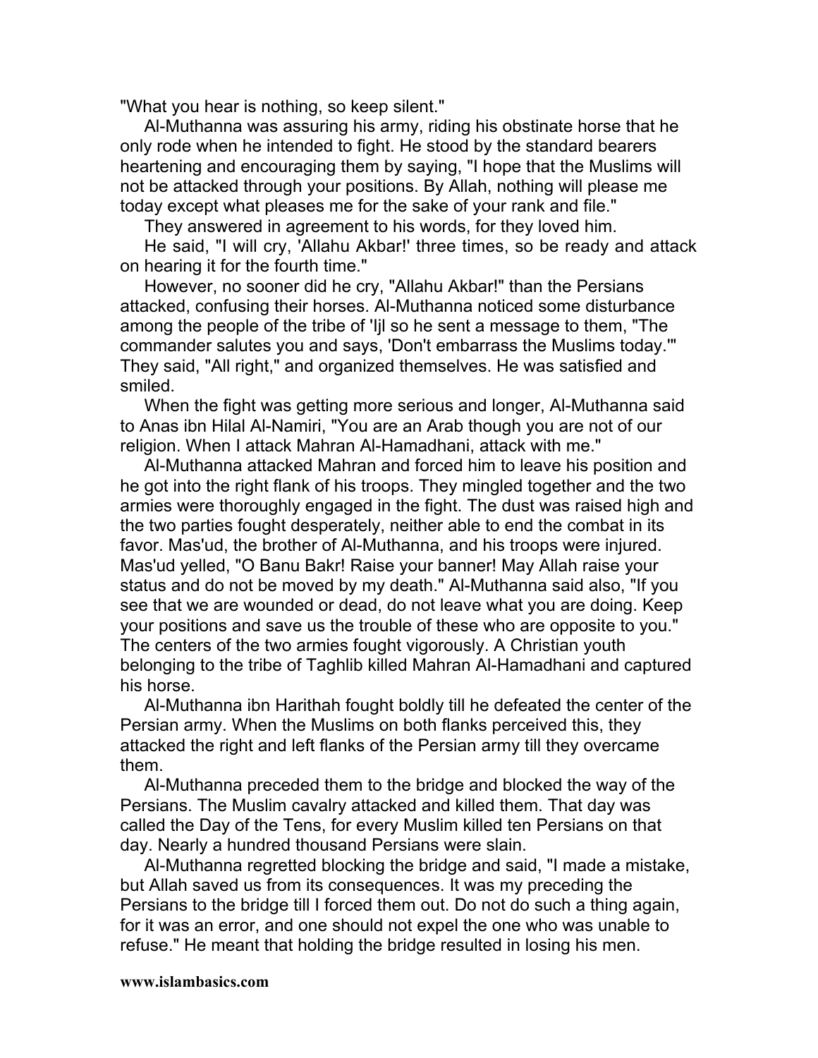"What you hear is nothing, so keep silent."

Al-Muthanna was assuring his army, riding his obstinate horse that he only rode when he intended to fight. He stood by the standard bearers heartening and encouraging them by saying, "I hope that the Muslims will not be attacked through your positions. By Allah, nothing will please me today except what pleases me for the sake of your rank and file."

They answered in agreement to his words, for they loved him.

He said, "I will cry, 'Allahu Akbar!' three times, so be ready and attack on hearing it for the fourth time."

However, no sooner did he cry, "Allahu Akbar!" than the Persians attacked, confusing their horses. Al-Muthanna noticed some disturbance among the people of the tribe of 'Ijl so he sent a message to them, "The commander salutes you and says, 'Don't embarrass the Muslims today.'" They said, "All right," and organized themselves. He was satisfied and smiled.

When the fight was getting more serious and longer, Al-Muthanna said to Anas ibn Hilal Al-Namiri, "You are an Arab though you are not of our religion. When I attack Mahran Al-Hamadhani, attack with me."

Al-Muthanna attacked Mahran and forced him to leave his position and he got into the right flank of his troops. They mingled together and the two armies were thoroughly engaged in the fight. The dust was raised high and the two parties fought desperately, neither able to end the combat in its favor. Mas'ud, the brother of Al-Muthanna, and his troops were injured. Mas'ud yelled, "O Banu Bakr! Raise your banner! May Allah raise your status and do not be moved by my death." Al-Muthanna said also, "If you see that we are wounded or dead, do not leave what you are doing. Keep your positions and save us the trouble of these who are opposite to you." The centers of the two armies fought vigorously. A Christian youth belonging to the tribe of Taghlib killed Mahran Al-Hamadhani and captured his horse.

Al-Muthanna ibn Harithah fought boldly till he defeated the center of the Persian army. When the Muslims on both flanks perceived this, they attacked the right and left flanks of the Persian army till they overcame them.

Al-Muthanna preceded them to the bridge and blocked the way of the Persians. The Muslim cavalry attacked and killed them. That day was called the Day of the Tens, for every Muslim killed ten Persians on that day. Nearly a hundred thousand Persians were slain.

Al-Muthanna regretted blocking the bridge and said, "I made a mistake, but Allah saved us from its consequences. It was my preceding the Persians to the bridge till I forced them out. Do not do such a thing again, for it was an error, and one should not expel the one who was unable to refuse." He meant that holding the bridge resulted in losing his men.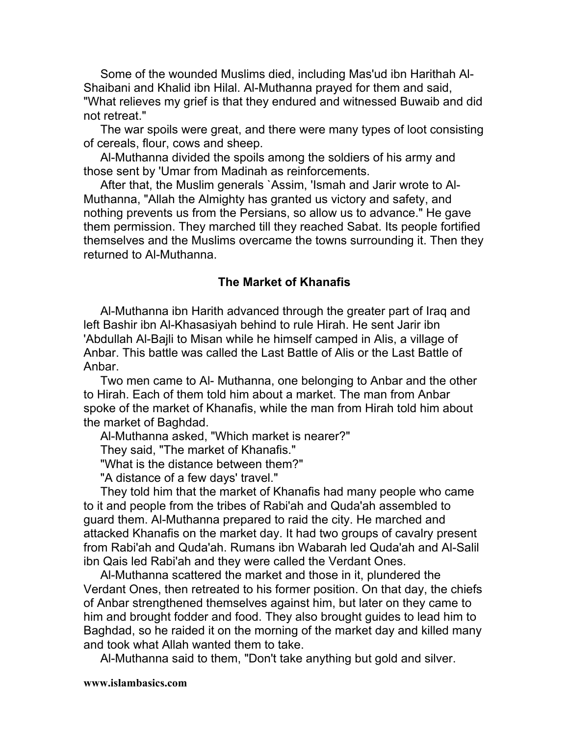Some of the wounded Muslims died, including Mas'ud ibn Harithah Al-Shaibani and Khalid ibn Hilal. Al-Muthanna prayed for them and said, "What relieves my grief is that they endured and witnessed Buwaib and did not retreat."

The war spoils were great, and there were many types of loot consisting of cereals, flour, cows and sheep.

Al-Muthanna divided the spoils among the soldiers of his army and those sent by 'Umar from Madinah as reinforcements.

After that, the Muslim generals `Assim, 'Ismah and Jarir wrote to Al-Muthanna, "Allah the Almighty has granted us victory and safety, and nothing prevents us from the Persians, so allow us to advance." He gave them permission. They marched till they reached Sabat. Its people fortified themselves and the Muslims overcame the towns surrounding it. Then they returned to Al-Muthanna.

### The Market of Khanafis

Al-Muthanna ibn Harith advanced through the greater part of Iraq and left Bashir ibn Al-Khasasiyah behind to rule Hirah. He sent Jarir ibn 'Abdullah Al-Bajli to Misan while he himself camped in Alis, a village of Anbar. This battle was called the Last Battle of Alis or the Last Battle of Anbar.

Two men came to Al- Muthanna, one belonging to Anbar and the other to Hirah. Each of them told him about a market. The man from Anbar spoke of the market of Khanafis, while the man from Hirah told him about the market of Baghdad.

Al-Muthanna asked, "Which market is nearer?"

They said, "The market of Khanafis."

"What is the distance between them?"

"A distance of a few days' travel."

They told him that the market of Khanafis had many people who came to it and people from the tribes of Rabi'ah and Quda'ah assembled to guard them. Al-Muthanna prepared to raid the city. He marched and attacked Khanafis on the market day. It had two groups of cavalry present from Rabi'ah and Quda'ah. Rumans ibn Wabarah led Quda'ah and Al-Salil ibn Qais led Rabi'ah and they were called the Verdant Ones.

Al-Muthanna scattered the market and those in it, plundered the Verdant Ones, then retreated to his former position. On that day, the chiefs of Anbar strengthened themselves against him, but later on they came to him and brought fodder and food. They also brought guides to lead him to Baghdad, so he raided it on the morning of the market day and killed many and took what Allah wanted them to take.

Al-Muthanna said to them, "Don't take anything but gold and silver.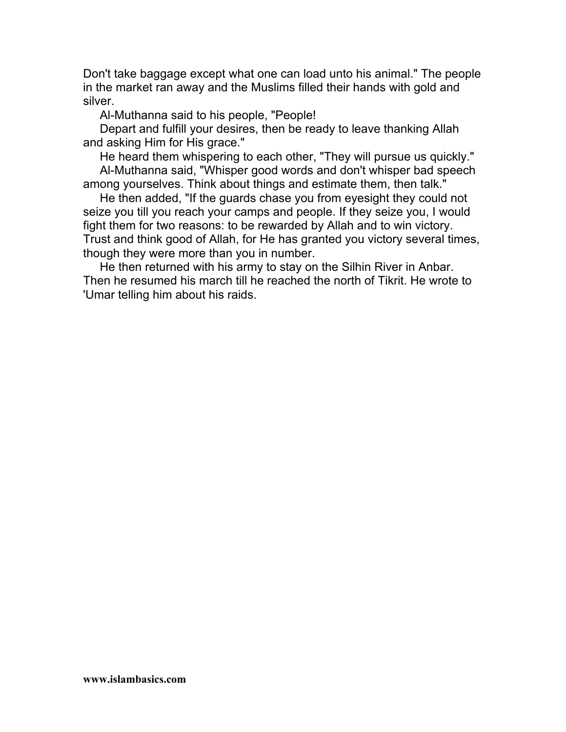Don't take baggage except what one can load unto his animal." The people in the market ran away and the Muslims filled their hands with gold and silver.

Al-Muthanna said to his people, "People!

Depart and fulfill your desires, then be ready to leave thanking Allah and asking Him for His grace."

He heard them whispering to each other, "They will pursue us quickly."

Al-Muthanna said, "Whisper good words and don't whisper bad speech among yourselves. Think about things and estimate them, then talk."

He then added, "If the guards chase you from eyesight they could not seize you till you reach your camps and people. If they seize you, I would fight them for two reasons: to be rewarded by Allah and to win victory. Trust and think good of Allah, for He has granted you victory several times, though they were more than you in number.

He then returned with his army to stay on the Silhin River in Anbar. Then he resumed his march till he reached the north of Tikrit. He wrote to 'Umar telling him about his raids.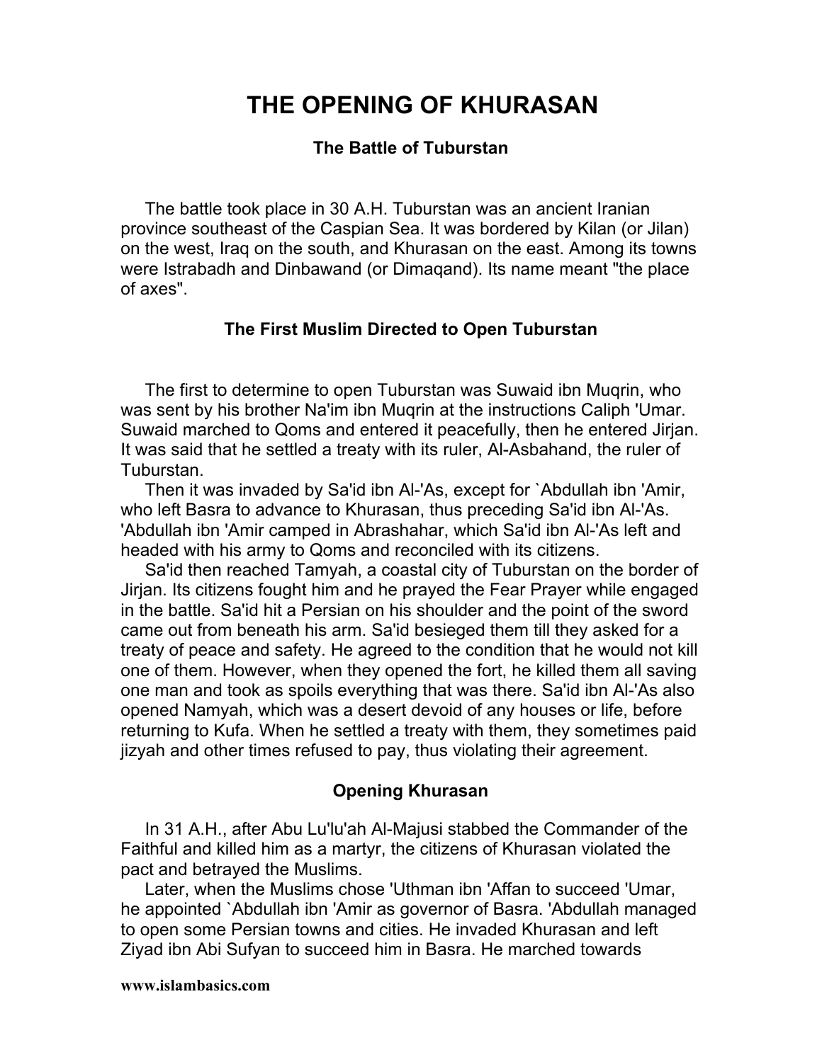# THE OPENING OF KHURASAN

### The Battle of Tuburstan

The battle took place in 30 A.H. Tuburstan was an ancient Iranian province southeast of the Caspian Sea. It was bordered by Kilan (or Jilan) on the west, Iraq on the south, and Khurasan on the east. Among its towns were Istrabadh and Dinbawand (or Dimaqand). Its name meant "the place of axes".

### The First Muslim Directed to Open Tuburstan

The first to determine to open Tuburstan was Suwaid ibn Muqrin, who was sent by his brother Na'im ibn Muqrin at the instructions Caliph 'Umar. Suwaid marched to Qoms and entered it peacefully, then he entered Jirjan. It was said that he settled a treaty with its ruler, Al-Asbahand, the ruler of Tuburstan.

Then it was invaded by Sa'id ibn Al-'As, except for `Abdullah ibn 'Amir, who left Basra to advance to Khurasan, thus preceding Sa'id ibn Al-'As. 'Abdullah ibn 'Amir camped in Abrashahar, which Sa'id ibn Al-'As left and headed with his army to Qoms and reconciled with its citizens.

Sa'id then reached Tamyah, a coastal city of Tuburstan on the border of Jirjan. Its citizens fought him and he prayed the Fear Prayer while engaged in the battle. Sa'id hit a Persian on his shoulder and the point of the sword came out from beneath his arm. Sa'id besieged them till they asked for a treaty of peace and safety. He agreed to the condition that he would not kill one of them. However, when they opened the fort, he killed them all saving one man and took as spoils everything that was there. Sa'id ibn Al-'As also opened Namyah, which was a desert devoid of any houses or life, before returning to Kufa. When he settled a treaty with them, they sometimes paid jizyah and other times refused to pay, thus violating their agreement.

### Opening Khurasan

In 31 A.H., after Abu Lu'lu'ah Al-Majusi stabbed the Commander of the Faithful and killed him as a martyr, the citizens of Khurasan violated the pact and betrayed the Muslims.

Later, when the Muslims chose 'Uthman ibn 'Affan to succeed 'Umar, he appointed `Abdullah ibn 'Amir as governor of Basra. 'Abdullah managed to open some Persian towns and cities. He invaded Khurasan and left Ziyad ibn Abi Sufyan to succeed him in Basra. He marched towards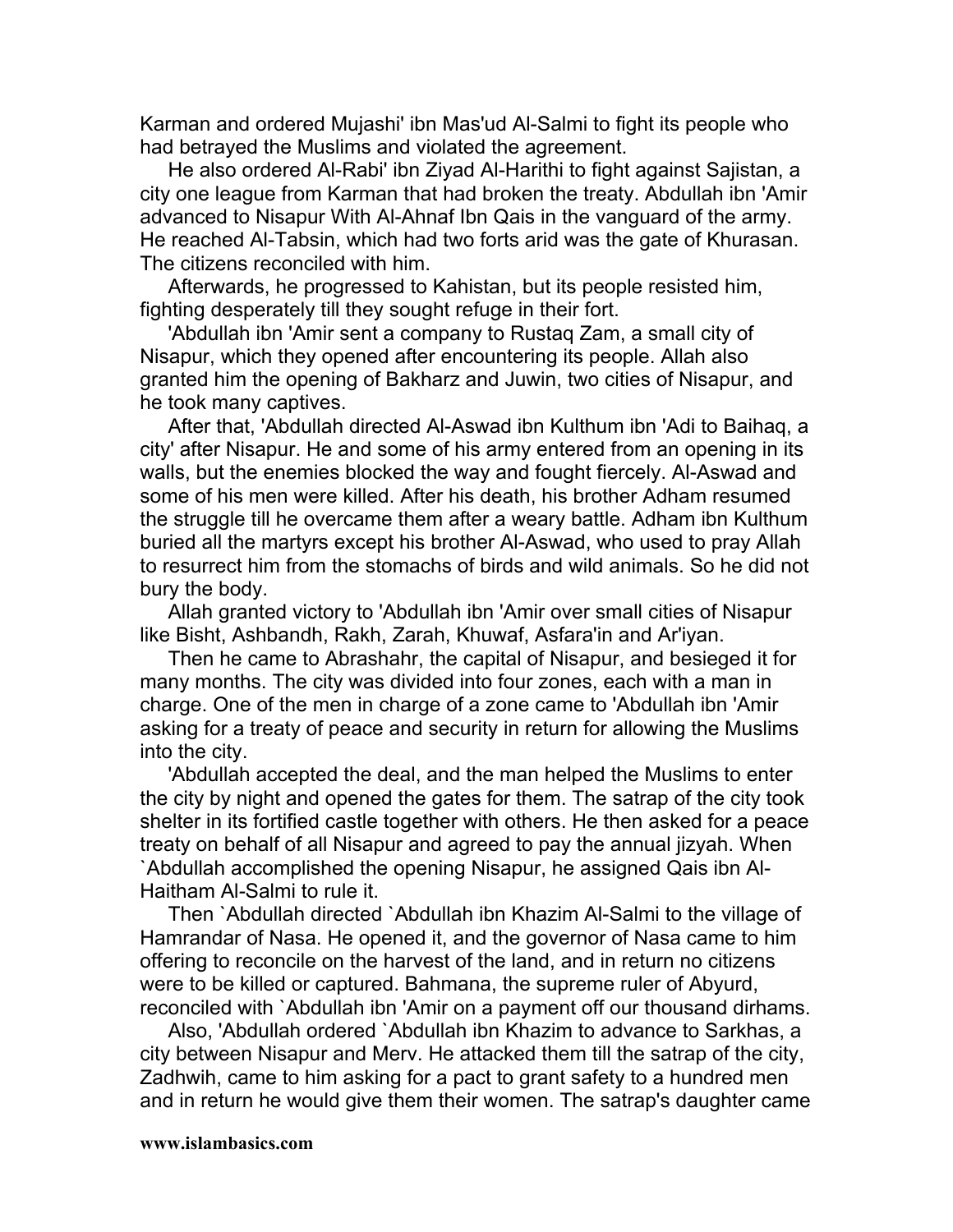Karman and ordered Mujashi' ibn Mas'ud Al-Salmi to fight its people who had betrayed the Muslims and violated the agreement.

He also ordered Al-Rabi' ibn Ziyad Al-Harithi to fight against Sajistan, a city one league from Karman that had broken the treaty. Abdullah ibn 'Amir advanced to Nisapur With Al-Ahnaf Ibn Qais in the vanguard of the army. He reached Al-Tabsin, which had two forts arid was the gate of Khurasan. The citizens reconciled with him.

Afterwards, he progressed to Kahistan, but its people resisted him, fighting desperately till they sought refuge in their fort.

'Abdullah ibn 'Amir sent a company to Rustaq Zam, a small city of Nisapur, which they opened after encountering its people. Allah also granted him the opening of Bakharz and Juwin, two cities of Nisapur, and he took many captives.

After that, 'Abdullah directed Al-Aswad ibn Kulthum ibn 'Adi to Baihaq, a city' after Nisapur. He and some of his army entered from an opening in its walls, but the enemies blocked the way and fought fiercely. Al-Aswad and some of his men were killed. After his death, his brother Adham resumed the struggle till he overcame them after a weary battle. Adham ibn Kulthum buried all the martyrs except his brother Al-Aswad, who used to pray Allah to resurrect him from the stomachs of birds and wild animals. So he did not bury the body.

Allah granted victory to 'Abdullah ibn 'Amir over small cities of Nisapur like Bisht, Ashbandh, Rakh, Zarah, Khuwaf, Asfara'in and Ar'iyan.

Then he came to Abrashahr, the capital of Nisapur, and besieged it for many months. The city was divided into four zones, each with a man in charge. One of the men in charge of a zone came to 'Abdullah ibn 'Amir asking for a treaty of peace and security in return for allowing the Muslims into the city.

'Abdullah accepted the deal, and the man helped the Muslims to enter the city by night and opened the gates for them. The satrap of the city took shelter in its fortified castle together with others. He then asked for a peace treaty on behalf of all Nisapur and agreed to pay the annual jizyah. When `Abdullah accomplished the opening Nisapur, he assigned Qais ibn Al-Haitham Al-Salmi to rule it.

Then `Abdullah directed `Abdullah ibn Khazim Al-Salmi to the village of Hamrandar of Nasa. He opened it, and the governor of Nasa came to him offering to reconcile on the harvest of the land, and in return no citizens were to be killed or captured. Bahmana, the supreme ruler of Abyurd, reconciled with `Abdullah ibn 'Amir on a payment off our thousand dirhams.

Also, 'Abdullah ordered `Abdullah ibn Khazim to advance to Sarkhas, a city between Nisapur and Merv. He attacked them till the satrap of the city, Zadhwih, came to him asking for a pact to grant safety to a hundred men and in return he would give them their women. The satrap's daughter came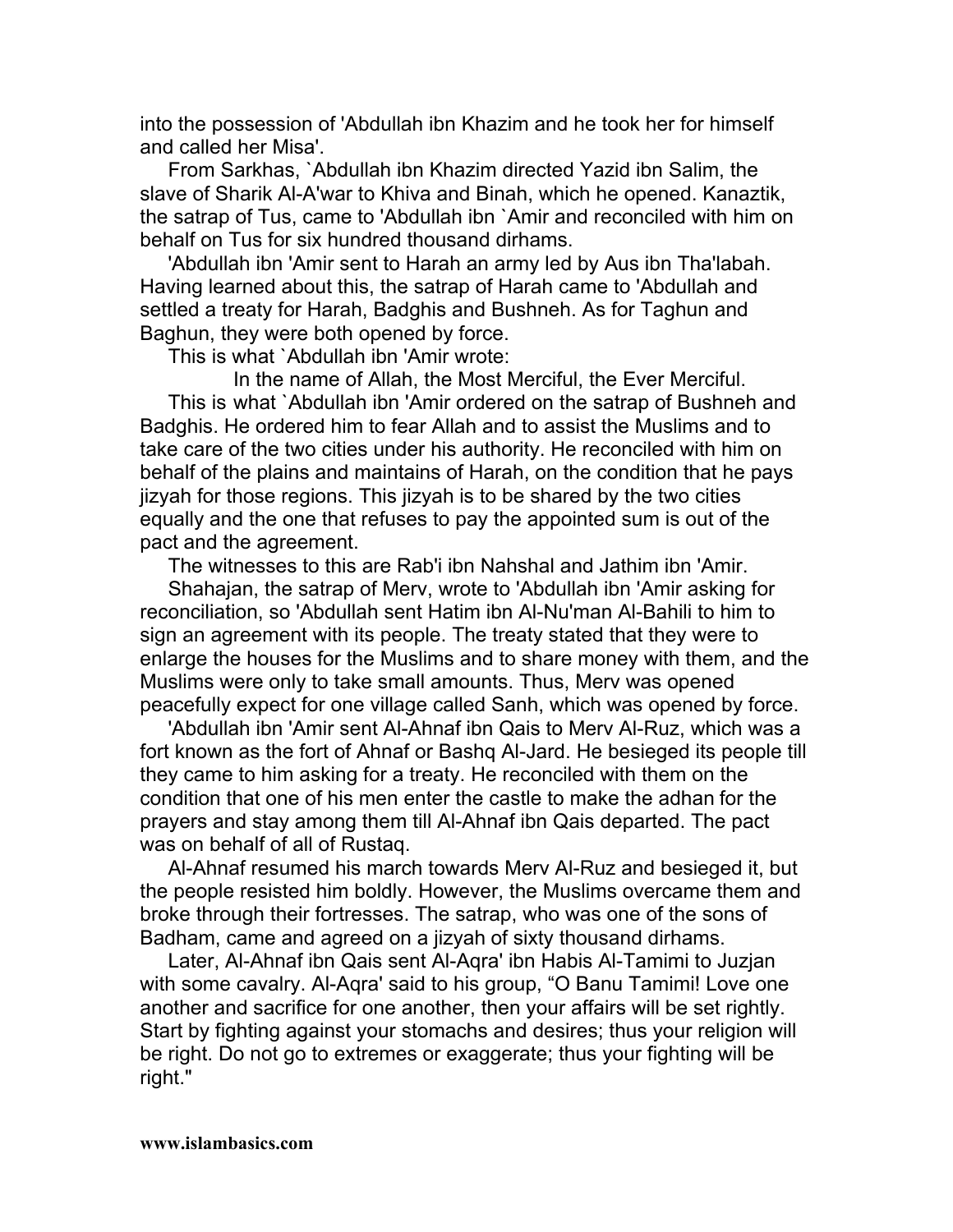into the possession of 'Abdullah ibn Khazim and he took her for himself and called her Misa'.

From Sarkhas, `Abdullah ibn Khazim directed Yazid ibn Salim, the slave of Sharik Al-A'war to Khiva and Binah, which he opened. Kanaztik, the satrap of Tus, came to 'Abdullah ibn `Amir and reconciled with him on behalf on Tus for six hundred thousand dirhams.

'Abdullah ibn 'Amir sent to Harah an army led by Aus ibn Tha'labah. Having learned about this, the satrap of Harah came to 'Abdullah and settled a treaty for Harah, Badghis and Bushneh. As for Taghun and Baghun, they were both opened by force.

This is what `Abdullah ibn 'Amir wrote:

In the name of Allah, the Most Merciful, the Ever Merciful.

This is what `Abdullah ibn 'Amir ordered on the satrap of Bushneh and Badghis. He ordered him to fear Allah and to assist the Muslims and to take care of the two cities under his authority. He reconciled with him on behalf of the plains and maintains of Harah, on the condition that he pays jizyah for those regions. This jizyah is to be shared by the two cities equally and the one that refuses to pay the appointed sum is out of the pact and the agreement.

The witnesses to this are Rab'i ibn Nahshal and Jathim ibn 'Amir.

Shahajan, the satrap of Merv, wrote to 'Abdullah ibn 'Amir asking for reconciliation, so 'Abdullah sent Hatim ibn Al-Nu'man Al-Bahili to him to sign an agreement with its people. The treaty stated that they were to enlarge the houses for the Muslims and to share money with them, and the Muslims were only to take small amounts. Thus, Merv was opened peacefully expect for one village called Sanh, which was opened by force.

'Abdullah ibn 'Amir sent Al-Ahnaf ibn Qais to Merv Al-Ruz, which was a fort known as the fort of Ahnaf or Bashq Al-Jard. He besieged its people till they came to him asking for a treaty. He reconciled with them on the condition that one of his men enter the castle to make the adhan for the prayers and stay among them till Al-Ahnaf ibn Qais departed. The pact was on behalf of all of Rustaq.

Al-Ahnaf resumed his march towards Merv Al-Ruz and besieged it, but the people resisted him boldly. However, the Muslims overcame them and broke through their fortresses. The satrap, who was one of the sons of Badham, came and agreed on a jizyah of sixty thousand dirhams.

Later, Al-Ahnaf ibn Qais sent Al-Aqra' ibn Habis Al-Tamimi to Juzjan with some cavalry. Al-Aqra' said to his group, "O Banu Tamimi! Love one another and sacrifice for one another, then your affairs will be set rightly. Start by fighting against your stomachs and desires; thus your religion will be right. Do not go to extremes or exaggerate; thus your fighting will be right."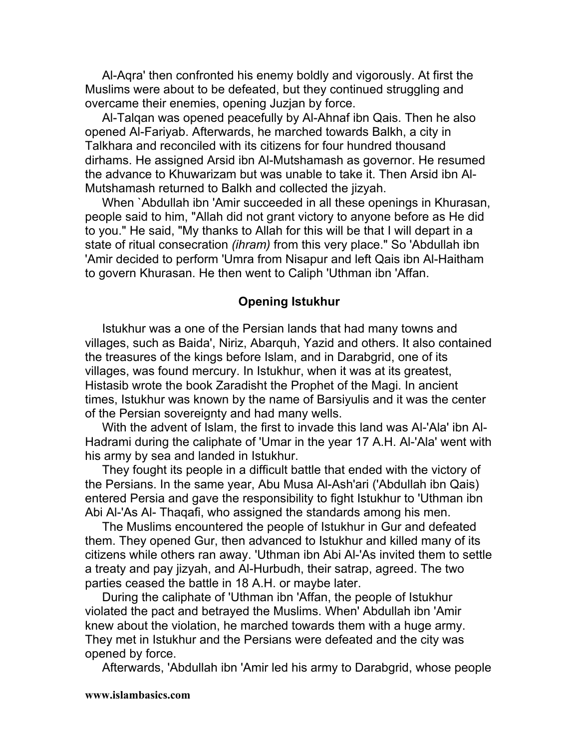Al-Aqra' then confronted his enemy boldly and vigorously. At first the Muslims were about to be defeated, but they continued struggling and overcame their enemies, opening Juzjan by force.

Al-Talqan was opened peacefully by Al-Ahnaf ibn Qais. Then he also opened Al-Fariyab. Afterwards, he marched towards Balkh, a city in Talkhara and reconciled with its citizens for four hundred thousand dirhams. He assigned Arsid ibn Al-Mutshamash as governor. He resumed the advance to Khuwarizam but was unable to take it. Then Arsid ibn Al-Mutshamash returned to Balkh and collected the jizyah.

When `Abdullah ibn 'Amir succeeded in all these openings in Khurasan, people said to him, "Allah did not grant victory to anyone before as He did to you." He said, "My thanks to Allah for this will be that I will depart in a state of ritual consecration *(ihram)* from this very place." So 'Abdullah ibn 'Amir decided to perform 'Umra from Nisapur and left Qais ibn Al-Haitham to govern Khurasan. He then went to Caliph 'Uthman ibn 'Affan.

## Opening Istukhur

Istukhur was a one of the Persian lands that had many towns and villages, such as Baida', Niriz, Abarquh, Yazid and others. It also contained the treasures of the kings before Islam, and in Darabgrid, one of its villages, was found mercury. In Istukhur, when it was at its greatest, Histasib wrote the book Zaradisht the Prophet of the Magi. In ancient times, Istukhur was known by the name of Barsiyulis and it was the center of the Persian sovereignty and had many wells.

With the advent of Islam, the first to invade this land was Al-'Ala' ibn Al-Hadrami during the caliphate of 'Umar in the year 17 A.H. Al-'Ala' went with his army by sea and landed in Istukhur.

They fought its people in a difficult battle that ended with the victory of the Persians. In the same year, Abu Musa Al-Ash'ari ('Abdullah ibn Qais) entered Persia and gave the responsibility to fight Istukhur to 'Uthman ibn Abi Al-'As Al- Thaqafi, who assigned the standards among his men.

The Muslims encountered the people of Istukhur in Gur and defeated them. They opened Gur, then advanced to Istukhur and killed many of its citizens while others ran away. 'Uthman ibn Abi Al-'As invited them to settle a treaty and pay jizyah, and Al-Hurbudh, their satrap, agreed. The two parties ceased the battle in 18 A.H. or maybe later.

During the caliphate of 'Uthman ibn 'Affan, the people of Istukhur violated the pact and betrayed the Muslims. When' Abdullah ibn 'Amir knew about the violation, he marched towards them with a huge army. They met in Istukhur and the Persians were defeated and the city was opened by force.

Afterwards, 'Abdullah ibn 'Amir led his army to Darabgrid, whose people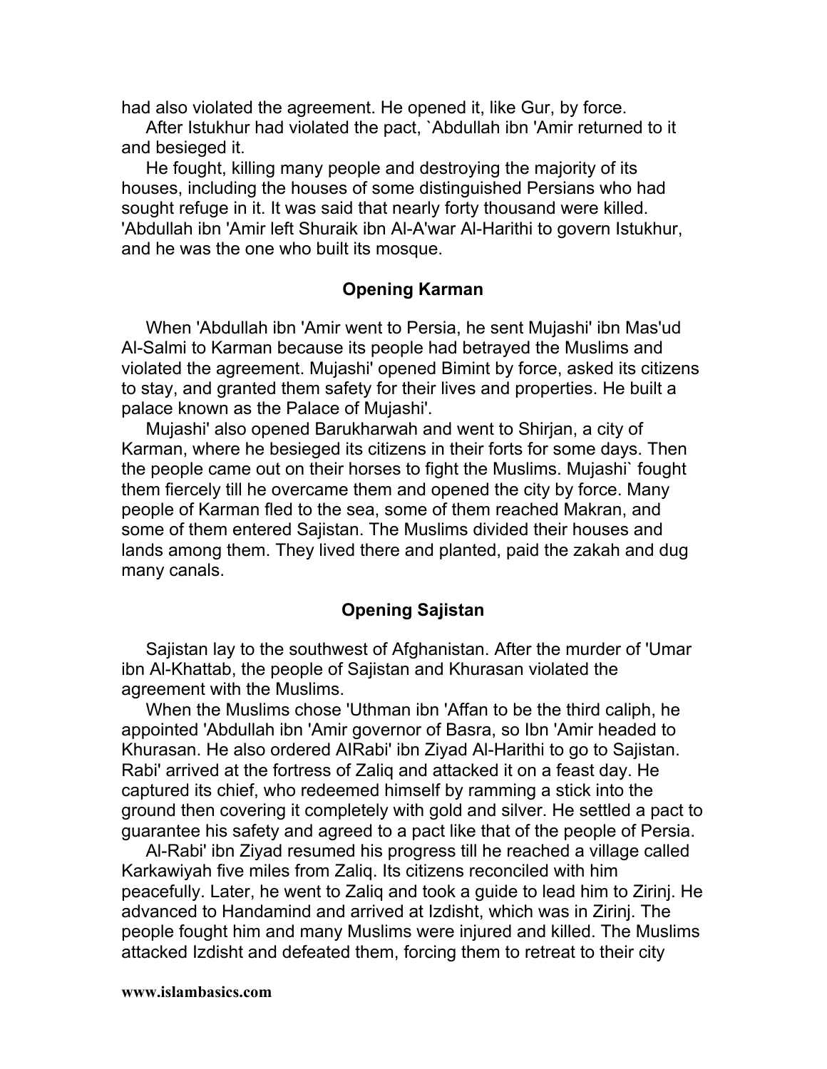had also violated the agreement. He opened it, like Gur, by force.

After Istukhur had violated the pact, `Abdullah ibn 'Amir returned to it and besieged it.

He fought, killing many people and destroying the majority of its houses, including the houses of some distinguished Persians who had sought refuge in it. It was said that nearly forty thousand were killed. 'Abdullah ibn 'Amir left Shuraik ibn Al-A'war Al-Harithi to govern Istukhur, and he was the one who built its mosque.

### Opening Karman

When 'Abdullah ibn 'Amir went to Persia, he sent Mujashi' ibn Mas'ud Al-Salmi to Karman because its people had betrayed the Muslims and violated the agreement. Mujashi' opened Bimint by force, asked its citizens to stay, and granted them safety for their lives and properties. He built a palace known as the Palace of Mujashi'.

Mujashi' also opened Barukharwah and went to Shirjan, a city of Karman, where he besieged its citizens in their forts for some days. Then the people came out on their horses to fight the Muslims. Mujashi` fought them fiercely till he overcame them and opened the city by force. Many people of Karman fled to the sea, some of them reached Makran, and some of them entered Sajistan. The Muslims divided their houses and lands among them. They lived there and planted, paid the zakah and dug many canals.

### Opening Sajistan

Sajistan lay to the southwest of Afghanistan. After the murder of 'Umar ibn Al-Khattab, the people of Sajistan and Khurasan violated the agreement with the Muslims.

When the Muslims chose 'Uthman ibn 'Affan to be the third caliph, he appointed 'Abdullah ibn 'Amir governor of Basra, so Ibn 'Amir headed to Khurasan. He also ordered AlRabi' ibn Ziyad Al-Harithi to go to Sajistan. Rabi' arrived at the fortress of Zaliq and attacked it on a feast day. He captured its chief, who redeemed himself by ramming a stick into the ground then covering it completely with gold and silver. He settled a pact to guarantee his safety and agreed to a pact like that of the people of Persia.

Al-Rabi' ibn Ziyad resumed his progress till he reached a village called Karkawiyah five miles from Zaliq. Its citizens reconciled with him peacefully. Later, he went to Zaliq and took a guide to lead him to Zirinj. He advanced to Handamind and arrived at Izdisht, which was in Zirinj. The people fought him and many Muslims were injured and killed. The Muslims attacked Izdisht and defeated them, forcing them to retreat to their city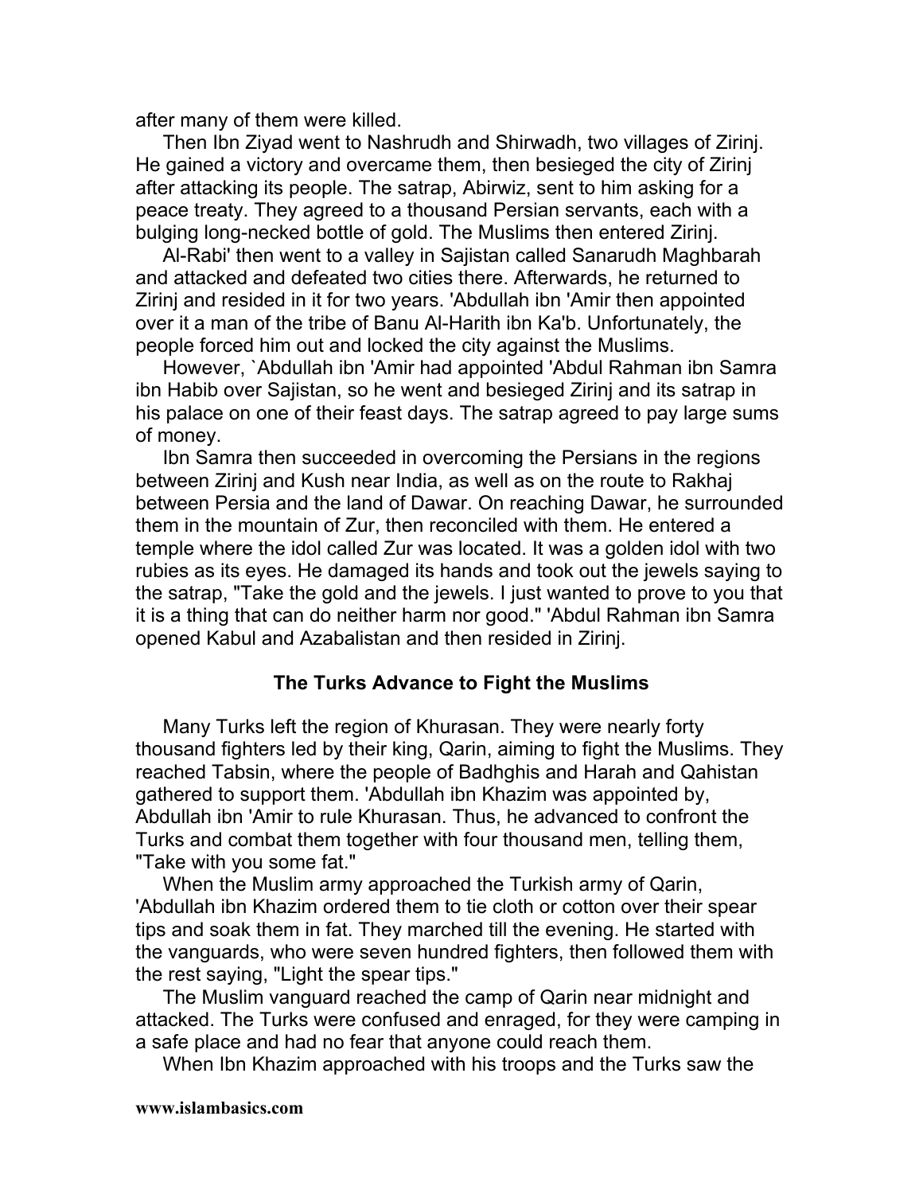after many of them were killed.

Then Ibn Ziyad went to Nashrudh and Shirwadh, two villages of Zirinj. He gained a victory and overcame them, then besieged the city of Zirinj after attacking its people. The satrap, Abirwiz, sent to him asking for a peace treaty. They agreed to a thousand Persian servants, each with a bulging long-necked bottle of gold. The Muslims then entered Zirinj.

Al-Rabi' then went to a valley in Sajistan called Sanarudh Maghbarah and attacked and defeated two cities there. Afterwards, he returned to Zirinj and resided in it for two years. 'Abdullah ibn 'Amir then appointed over it a man of the tribe of Banu Al-Harith ibn Ka'b. Unfortunately, the people forced him out and locked the city against the Muslims.

However, `Abdullah ibn 'Amir had appointed 'Abdul Rahman ibn Samra ibn Habib over Sajistan, so he went and besieged Zirinj and its satrap in his palace on one of their feast days. The satrap agreed to pay large sums of money.

Ibn Samra then succeeded in overcoming the Persians in the regions between Zirinj and Kush near India, as well as on the route to Rakhaj between Persia and the land of Dawar. On reaching Dawar, he surrounded them in the mountain of Zur, then reconciled with them. He entered a temple where the idol called Zur was located. It was a golden idol with two rubies as its eyes. He damaged its hands and took out the jewels saying to the satrap, "Take the gold and the jewels. I just wanted to prove to you that it is a thing that can do neither harm nor good." 'Abdul Rahman ibn Samra opened Kabul and Azabalistan and then resided in Zirinj.

### The Turks Advance to Fight the Muslims

Many Turks left the region of Khurasan. They were nearly forty thousand fighters led by their king, Qarin, aiming to fight the Muslims. They reached Tabsin, where the people of Badhghis and Harah and Qahistan gathered to support them. 'Abdullah ibn Khazim was appointed by, Abdullah ibn 'Amir to rule Khurasan. Thus, he advanced to confront the Turks and combat them together with four thousand men, telling them, "Take with you some fat."

When the Muslim army approached the Turkish army of Qarin, 'Abdullah ibn Khazim ordered them to tie cloth or cotton over their spear tips and soak them in fat. They marched till the evening. He started with the vanguards, who were seven hundred fighters, then followed them with the rest saying, "Light the spear tips."

The Muslim vanguard reached the camp of Qarin near midnight and attacked. The Turks were confused and enraged, for they were camping in a safe place and had no fear that anyone could reach them.

When Ibn Khazim approached with his troops and the Turks saw the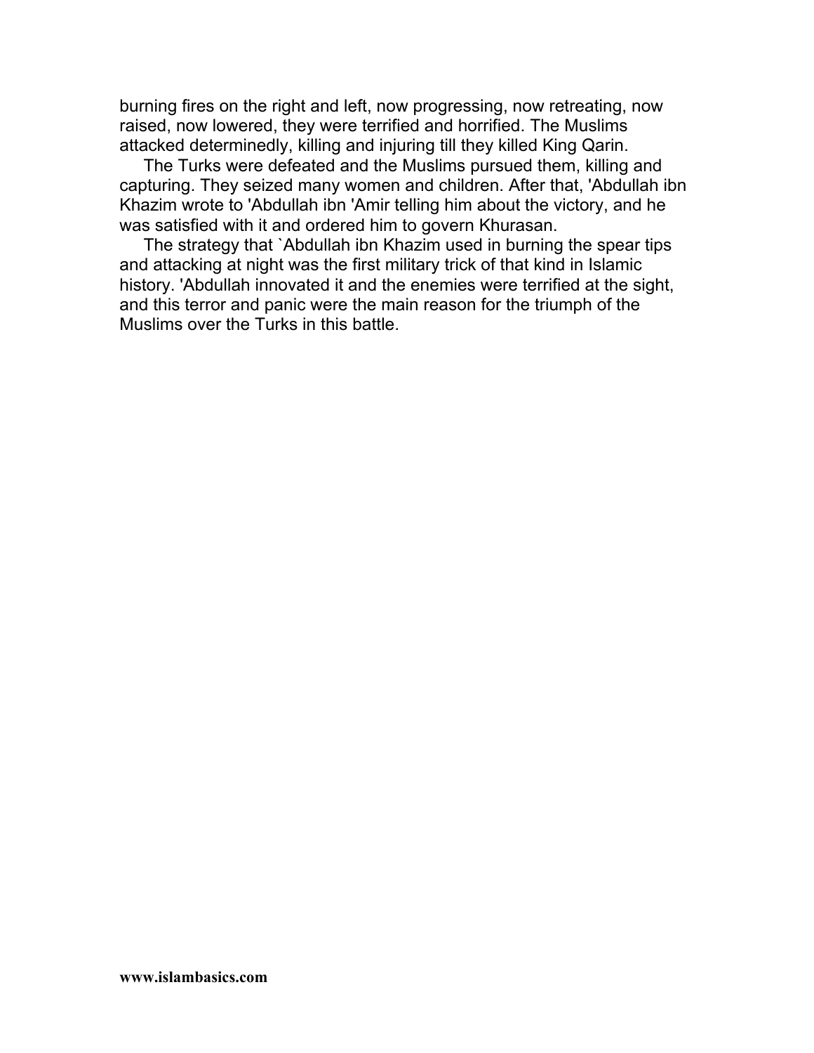burning fires on the right and left, now progressing, now retreating, now raised, now lowered, they were terrified and horrified. The Muslims attacked determinedly, killing and injuring till they killed King Qarin.

The Turks were defeated and the Muslims pursued them, killing and capturing. They seized many women and children. After that, 'Abdullah ibn Khazim wrote to 'Abdullah ibn 'Amir telling him about the victory, and he was satisfied with it and ordered him to govern Khurasan.

The strategy that `Abdullah ibn Khazim used in burning the spear tips and attacking at night was the first military trick of that kind in Islamic history. 'Abdullah innovated it and the enemies were terrified at the sight, and this terror and panic were the main reason for the triumph of the Muslims over the Turks in this battle.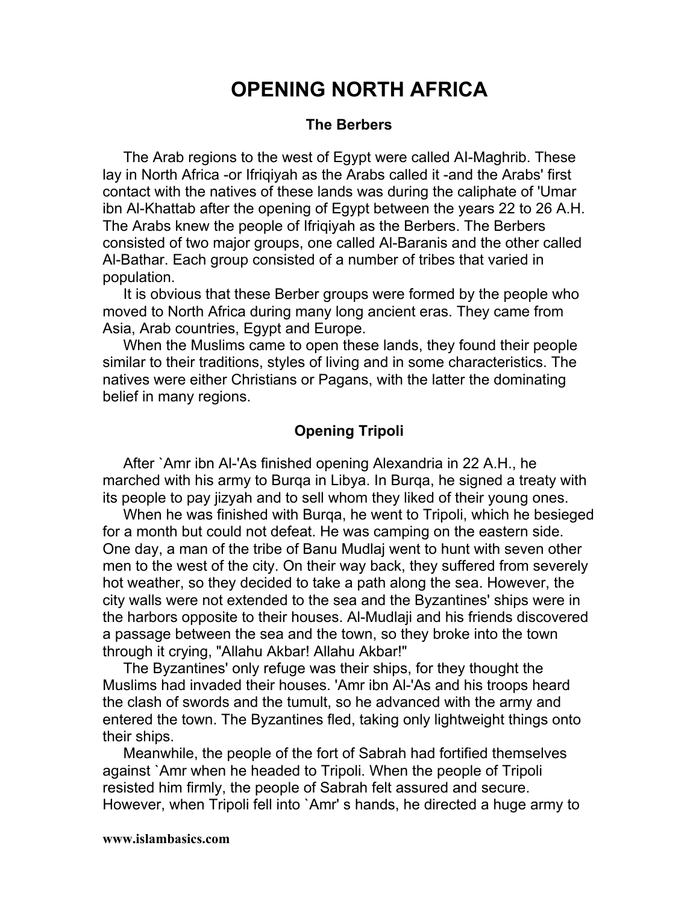# OPENING NORTH AFRICA

### The Berbers

The Arab regions to the west of Egypt were called Al-Maghrib. These lay in North Africa -or Ifriqiyah as the Arabs called it -and the Arabs' first contact with the natives of these lands was during the caliphate of 'Umar ibn Al-Khattab after the opening of Egypt between the years 22 to 26 A.H. The Arabs knew the people of Ifriqiyah as the Berbers. The Berbers consisted of two major groups, one called Al-Baranis and the other called Al-Bathar. Each group consisted of a number of tribes that varied in population.

It is obvious that these Berber groups were formed by the people who moved to North Africa during many long ancient eras. They came from Asia, Arab countries, Egypt and Europe.

When the Muslims came to open these lands, they found their people similar to their traditions, styles of living and in some characteristics. The natives were either Christians or Pagans, with the latter the dominating belief in many regions.

### Opening Tripoli

After `Amr ibn Al-'As finished opening Alexandria in 22 A.H., he marched with his army to Burqa in Libya. In Burqa, he signed a treaty with its people to pay jizyah and to sell whom they liked of their young ones.

When he was finished with Burqa, he went to Tripoli, which he besieged for a month but could not defeat. He was camping on the eastern side. One day, a man of the tribe of Banu Mudlaj went to hunt with seven other men to the west of the city. On their way back, they suffered from severely hot weather, so they decided to take a path along the sea. However, the city walls were not extended to the sea and the Byzantines' ships were in the harbors opposite to their houses. Al-Mudlaji and his friends discovered a passage between the sea and the town, so they broke into the town through it crying, "Allahu Akbar! Allahu Akbar!"

The Byzantines' only refuge was their ships, for they thought the Muslims had invaded their houses. 'Amr ibn Al-'As and his troops heard the clash of swords and the tumult, so he advanced with the army and entered the town. The Byzantines fled, taking only lightweight things onto their ships.

Meanwhile, the people of the fort of Sabrah had fortified themselves against `Amr when he headed to Tripoli. When the people of Tripoli resisted him firmly, the people of Sabrah felt assured and secure. However, when Tripoli fell into `Amr' s hands, he directed a huge army to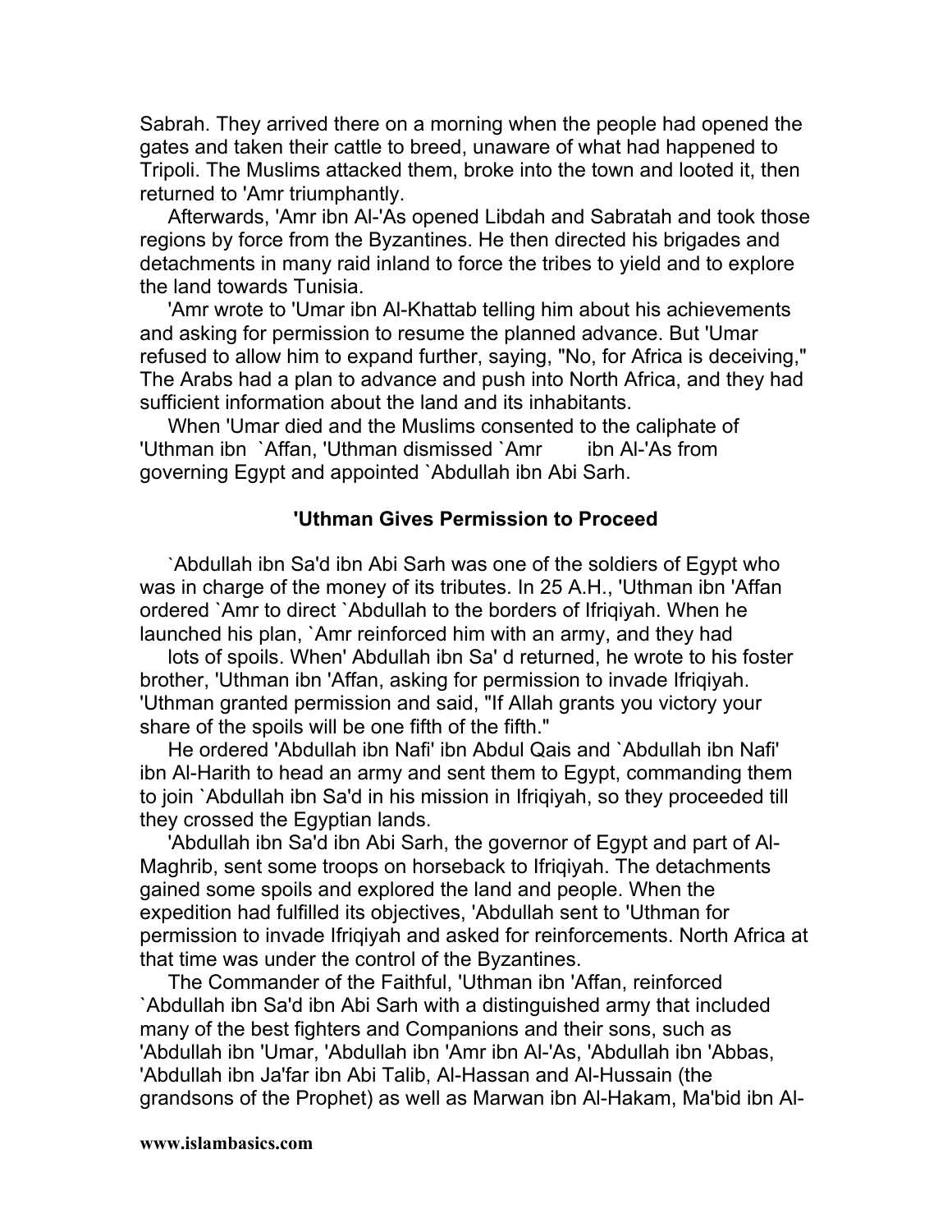Sabrah. They arrived there on a morning when the people had opened the gates and taken their cattle to breed, unaware of what had happened to Tripoli. The Muslims attacked them, broke into the town and looted it, then returned to 'Amr triumphantly.

Afterwards, 'Amr ibn Al-'As opened Libdah and Sabratah and took those regions by force from the Byzantines. He then directed his brigades and detachments in many raid inland to force the tribes to yield and to explore the land towards Tunisia.

'Amr wrote to 'Umar ibn Al-Khattab telling him about his achievements and asking for permission to resume the planned advance. But 'Umar refused to allow him to expand further, saying, "No, for Africa is deceiving," The Arabs had a plan to advance and push into North Africa, and they had sufficient information about the land and its inhabitants.

When 'Umar died and the Muslims consented to the caliphate of 'Uthman ibn `Affan, 'Uthman dismissed `Amr ibn Al-'As from governing Egypt and appointed `Abdullah ibn Abi Sarh.

### 'Uthman Gives Permission to Proceed

`Abdullah ibn Sa'd ibn Abi Sarh was one of the soldiers of Egypt who was in charge of the money of its tributes. In 25 A.H., 'Uthman ibn 'Affan ordered `Amr to direct `Abdullah to the borders of Ifriqiyah. When he launched his plan, `Amr reinforced him with an army, and they had lots of spoils. When' Abdullah ibn Sa' d returned, he wrote to his foster brother, 'Uthman ibn 'Affan, asking for permission to invade Ifriqiyah. 'Uthman granted permission and said, "If Allah grants you victory your share of the spoils will be one fifth of the fifth."

He ordered 'Abdullah ibn Nafi' ibn Abdul Qais and `Abdullah ibn Nafi' ibn Al-Harith to head an army and sent them to Egypt, commanding them to join `Abdullah ibn Sa'd in his mission in Ifriqiyah, so they proceeded till they crossed the Egyptian lands.

'Abdullah ibn Sa'd ibn Abi Sarh, the governor of Egypt and part of Al-Maghrib, sent some troops on horseback to Ifriqiyah. The detachments gained some spoils and explored the land and people. When the expedition had fulfilled its objectives, 'Abdullah sent to 'Uthman for permission to invade Ifriqiyah and asked for reinforcements. North Africa at that time was under the control of the Byzantines.

The Commander of the Faithful, 'Uthman ibn 'Affan, reinforced `Abdullah ibn Sa'd ibn Abi Sarh with a distinguished army that included many of the best fighters and Companions and their sons, such as 'Abdullah ibn 'Umar, 'Abdullah ibn 'Amr ibn Al-'As, 'Abdullah ibn 'Abbas, 'Abdullah ibn Ja'far ibn Abi Talib, Al-Hassan and Al-Hussain (the grandsons of the Prophet) as well as Marwan ibn Al-Hakam, Ma'bid ibn Al-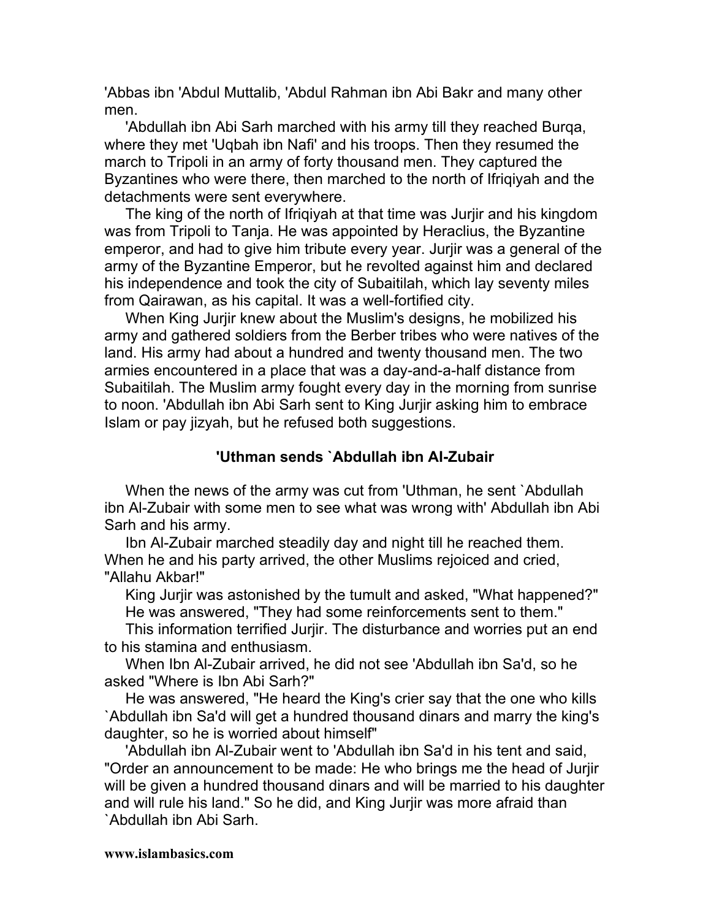'Abbas ibn 'Abdul Muttalib, 'Abdul Rahman ibn Abi Bakr and many other men.

'Abdullah ibn Abi Sarh marched with his army till they reached Burqa, where they met 'Uqbah ibn Nafi' and his troops. Then they resumed the march to Tripoli in an army of forty thousand men. They captured the Byzantines who were there, then marched to the north of Ifriqiyah and the detachments were sent everywhere.

The king of the north of Ifriqiyah at that time was Jurjir and his kingdom was from Tripoli to Tanja. He was appointed by Heraclius, the Byzantine emperor, and had to give him tribute every year. Jurjir was a general of the army of the Byzantine Emperor, but he revolted against him and declared his independence and took the city of Subaitilah, which lay seventy miles from Qairawan, as his capital. It was a well-fortified city.

When King Jurjir knew about the Muslim's designs, he mobilized his army and gathered soldiers from the Berber tribes who were natives of the land. His army had about a hundred and twenty thousand men. The two armies encountered in a place that was a day-and-a-half distance from Subaitilah. The Muslim army fought every day in the morning from sunrise to noon. 'Abdullah ibn Abi Sarh sent to King Jurjir asking him to embrace Islam or pay jizyah, but he refused both suggestions.

### 'Uthman sends `Abdullah ibn Al-Zubair

When the news of the army was cut from 'Uthman, he sent `Abdullah ibn Al-Zubair with some men to see what was wrong with' Abdullah ibn Abi Sarh and his army.

Ibn Al-Zubair marched steadily day and night till he reached them. When he and his party arrived, the other Muslims rejoiced and cried, "Allahu Akbar!"

King Jurjir was astonished by the tumult and asked, "What happened?"

He was answered, "They had some reinforcements sent to them."

This information terrified Jurjir. The disturbance and worries put an end to his stamina and enthusiasm.

When Ibn Al-Zubair arrived, he did not see 'Abdullah ibn Sa'd, so he asked "Where is Ibn Abi Sarh?"

He was answered, "He heard the King's crier say that the one who kills `Abdullah ibn Sa'd will get a hundred thousand dinars and marry the king's daughter, so he is worried about himself"

'Abdullah ibn Al-Zubair went to 'Abdullah ibn Sa'd in his tent and said, "Order an announcement to be made: He who brings me the head of Jurjir will be given a hundred thousand dinars and will be married to his daughter and will rule his land." So he did, and King Jurjir was more afraid than `Abdullah ibn Abi Sarh.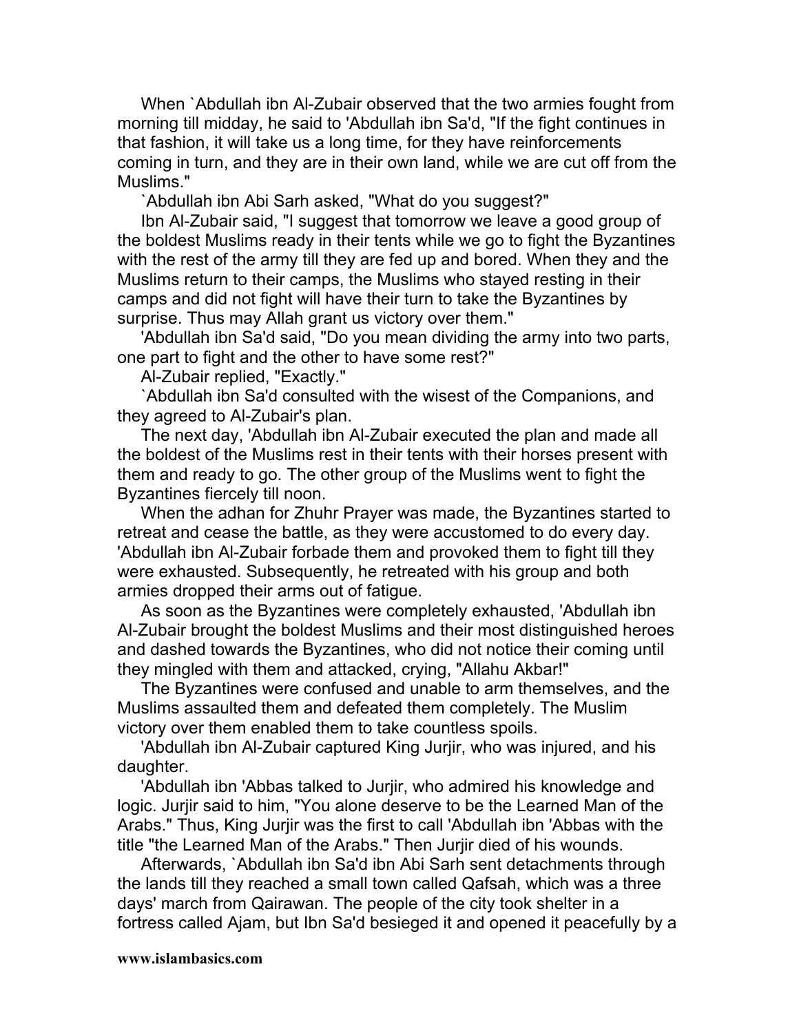When `Abdullah ibn Al-Zubair observed that the two armies fought from morning till midday, he said to 'Abdullah ibn Sa'd, "If the fight continues in that fashion, it will take us a long time, for they have reinforcements coming in turn, and they are in their own land, while we are cut off from the Muslims."

`Abdullah ibn Abi Sarh asked, "What do you suggest?"

Ibn Al-Zubair said, "I suggest that tomorrow we leave a good group of the boldest Muslims ready in their tents while we go to fight the Byzantines with the rest of the army till they are fed up and bored. When they and the Muslims return to their camps, the Muslims who stayed resting in their camps and did not fight will have their turn to take the Byzantines by surprise. Thus may Allah grant us victory over them."

'Abdullah ibn Sa'd said, "Do you mean dividing the army into two parts, one part to fight and the other to have some rest?"

Al-Zubair replied, "Exactly."

`Abdullah ibn Sa'd consulted with the wisest of the Companions, and they agreed to Al-Zubair's plan.

The next day, 'Abdullah ibn Al-Zubair executed the plan and made all the boldest of the Muslims rest in their tents with their horses present with them and ready to go. The other group of the Muslims went to fight the Byzantines fiercely till noon.

When the adhan for Zhuhr Prayer was made, the Byzantines started to retreat and cease the battle, as they were accustomed to do every day. 'Abdullah ibn Al-Zubair forbade them and provoked them to fight till they were exhausted. Subsequently, he retreated with his group and both armies dropped their arms out of fatigue.

As soon as the Byzantines were completely exhausted, 'Abdullah ibn Al-Zubair brought the boldest Muslims and their most distinguished heroes and dashed towards the Byzantines, who did not notice their coming until they mingled with them and attacked, crying, "Allahu Akbar!"

The Byzantines were confused and unable to arm themselves, and the Muslims assaulted them and defeated them completely. The Muslim victory over them enabled them to take countless spoils.

'Abdullah ibn Al-Zubair captured King Jurjir, who was injured, and his daughter.

'Abdullah ibn 'Abbas talked to Jurjir, who admired his knowledge and logic. Jurjir said to him, "You alone deserve to be the Learned Man of the Arabs." Thus, King Jurjir was the first to call 'Abdullah ibn 'Abbas with the title "the Learned Man of the Arabs." Then Jurjir died of his wounds.

Afterwards, `Abdullah ibn Sa'd ibn Abi Sarh sent detachments through the lands till they reached a small town called Qafsah, which was a three days' march from Qairawan. The people of the city took shelter in a fortress called Ajam, but Ibn Sa'd besieged it and opened it peacefully by a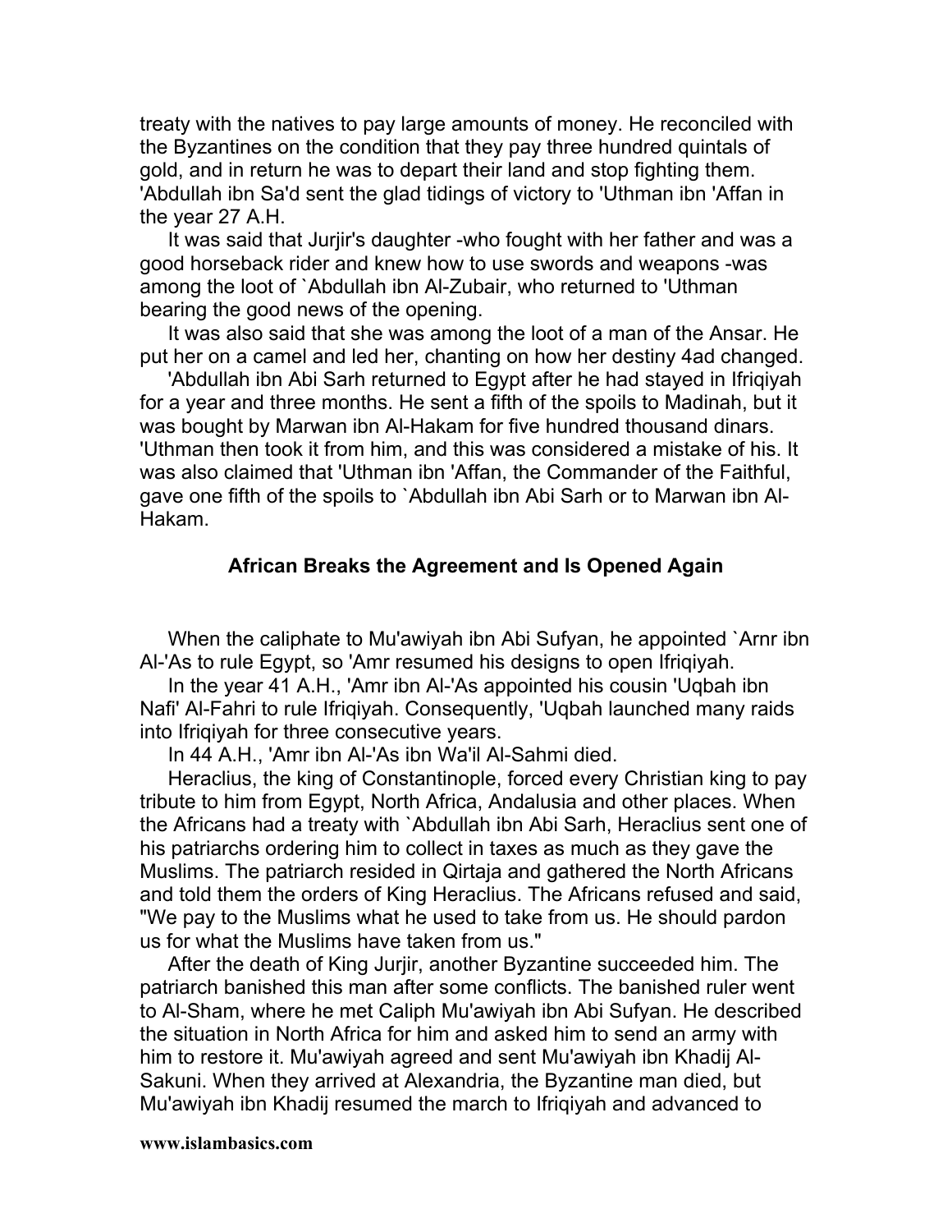treaty with the natives to pay large amounts of money. He reconciled with the Byzantines on the condition that they pay three hundred quintals of gold, and in return he was to depart their land and stop fighting them. 'Abdullah ibn Sa'd sent the glad tidings of victory to 'Uthman ibn 'Affan in the year 27 A.H.

It was said that Jurjir's daughter -who fought with her father and was a good horseback rider and knew how to use swords and weapons -was among the loot of `Abdullah ibn Al-Zubair, who returned to 'Uthman bearing the good news of the opening.

It was also said that she was among the loot of a man of the Ansar. He put her on a camel and led her, chanting on how her destiny 4ad changed.

'Abdullah ibn Abi Sarh returned to Egypt after he had stayed in Ifriqiyah for a year and three months. He sent a fifth of the spoils to Madinah, but it was bought by Marwan ibn Al-Hakam for five hundred thousand dinars. 'Uthman then took it from him, and this was considered a mistake of his. It was also claimed that 'Uthman ibn 'Affan, the Commander of the Faithful, gave one fifth of the spoils to `Abdullah ibn Abi Sarh or to Marwan ibn Al-Hakam.

### African Breaks the Agreement and Is Opened Again

When the caliphate to Mu'awiyah ibn Abi Sufyan, he appointed `Arnr ibn Al-'As to rule Egypt, so 'Amr resumed his designs to open Ifriqiyah.

In the year 41 A.H., 'Amr ibn Al-'As appointed his cousin 'Uqbah ibn Nafi' Al-Fahri to rule Ifriqiyah. Consequently, 'Uqbah launched many raids into Ifriqiyah for three consecutive years.

In 44 A.H., 'Amr ibn Al-'As ibn Wa'il Al-Sahmi died.

Heraclius, the king of Constantinople, forced every Christian king to pay tribute to him from Egypt, North Africa, Andalusia and other places. When the Africans had a treaty with `Abdullah ibn Abi Sarh, Heraclius sent one of his patriarchs ordering him to collect in taxes as much as they gave the Muslims. The patriarch resided in Qirtaja and gathered the North Africans and told them the orders of King Heraclius. The Africans refused and said, "We pay to the Muslims what he used to take from us. He should pardon us for what the Muslims have taken from us."

After the death of King Jurjir, another Byzantine succeeded him. The patriarch banished this man after some conflicts. The banished ruler went to Al-Sham, where he met Caliph Mu'awiyah ibn Abi Sufyan. He described the situation in North Africa for him and asked him to send an army with him to restore it. Mu'awiyah agreed and sent Mu'awiyah ibn Khadij Al-Sakuni. When they arrived at Alexandria, the Byzantine man died, but Mu'awiyah ibn Khadij resumed the march to Ifriqiyah and advanced to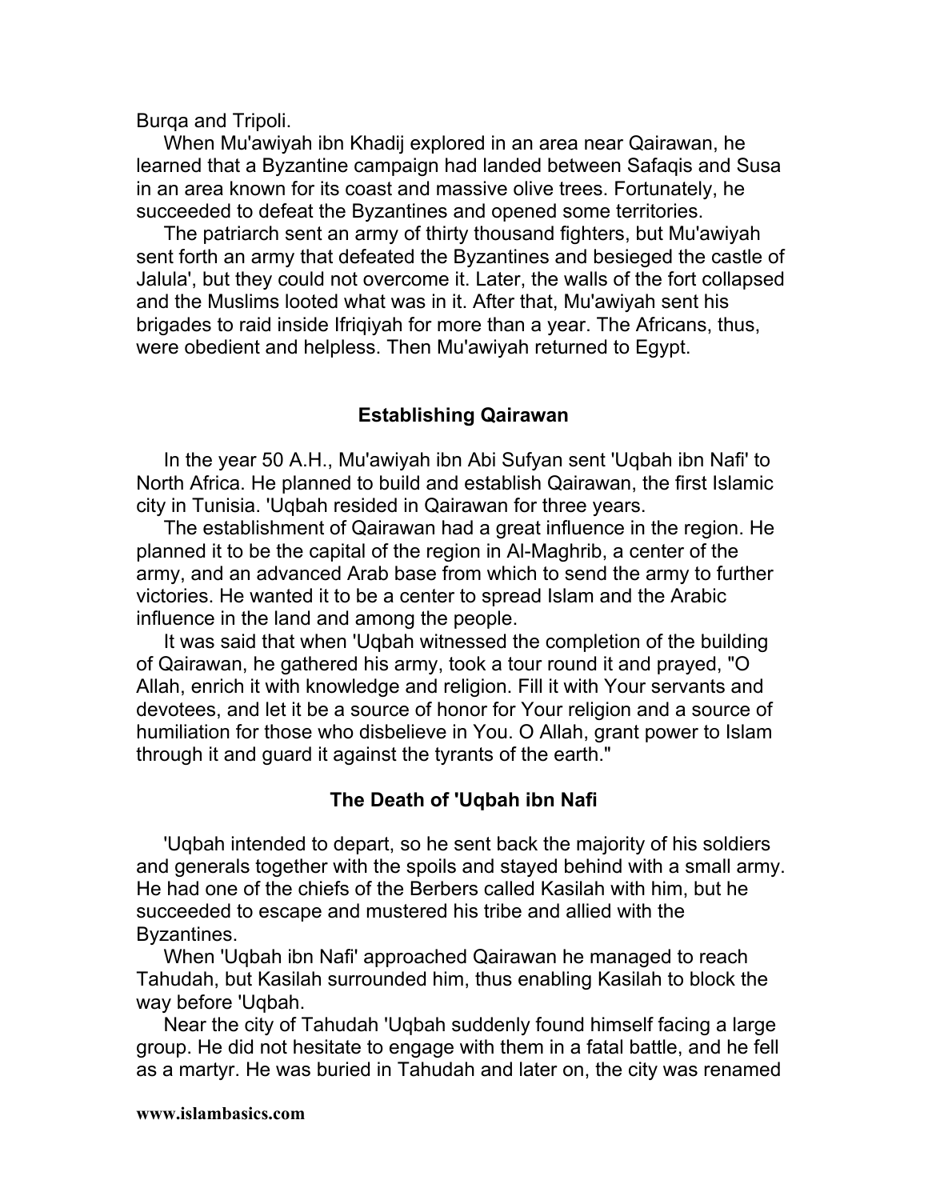Burqa and Tripoli.

When Mu'awiyah ibn Khadij explored in an area near Qairawan, he learned that a Byzantine campaign had landed between Safaqis and Susa in an area known for its coast and massive olive trees. Fortunately, he succeeded to defeat the Byzantines and opened some territories.

The patriarch sent an army of thirty thousand fighters, but Mu'awiyah sent forth an army that defeated the Byzantines and besieged the castle of Jalula', but they could not overcome it. Later, the walls of the fort collapsed and the Muslims looted what was in it. After that, Mu'awiyah sent his brigades to raid inside Ifriqiyah for more than a year. The Africans, thus, were obedient and helpless. Then Mu'awiyah returned to Egypt.

## Establishing Qairawan

In the year 50 A.H., Mu'awiyah ibn Abi Sufyan sent 'Uqbah ibn Nafi' to North Africa. He planned to build and establish Qairawan, the first Islamic city in Tunisia. 'Uqbah resided in Qairawan for three years.

The establishment of Qairawan had a great influence in the region. He planned it to be the capital of the region in Al-Maghrib, a center of the army, and an advanced Arab base from which to send the army to further victories. He wanted it to be a center to spread Islam and the Arabic influence in the land and among the people.

It was said that when 'Uqbah witnessed the completion of the building of Qairawan, he gathered his army, took a tour round it and prayed, "O Allah, enrich it with knowledge and religion. Fill it with Your servants and devotees, and let it be a source of honor for Your religion and a source of humiliation for those who disbelieve in You. O Allah, grant power to Islam through it and guard it against the tyrants of the earth."

## The Death of 'Uqbah ibn Nafi

'Uqbah intended to depart, so he sent back the majority of his soldiers and generals together with the spoils and stayed behind with a small army. He had one of the chiefs of the Berbers called Kasilah with him, but he succeeded to escape and mustered his tribe and allied with the Byzantines.

When 'Uqbah ibn Nafi' approached Qairawan he managed to reach Tahudah, but Kasilah surrounded him, thus enabling Kasilah to block the way before 'Uqbah.

Near the city of Tahudah 'Uqbah suddenly found himself facing a large group. He did not hesitate to engage with them in a fatal battle, and he fell as a martyr. He was buried in Tahudah and later on, the city was renamed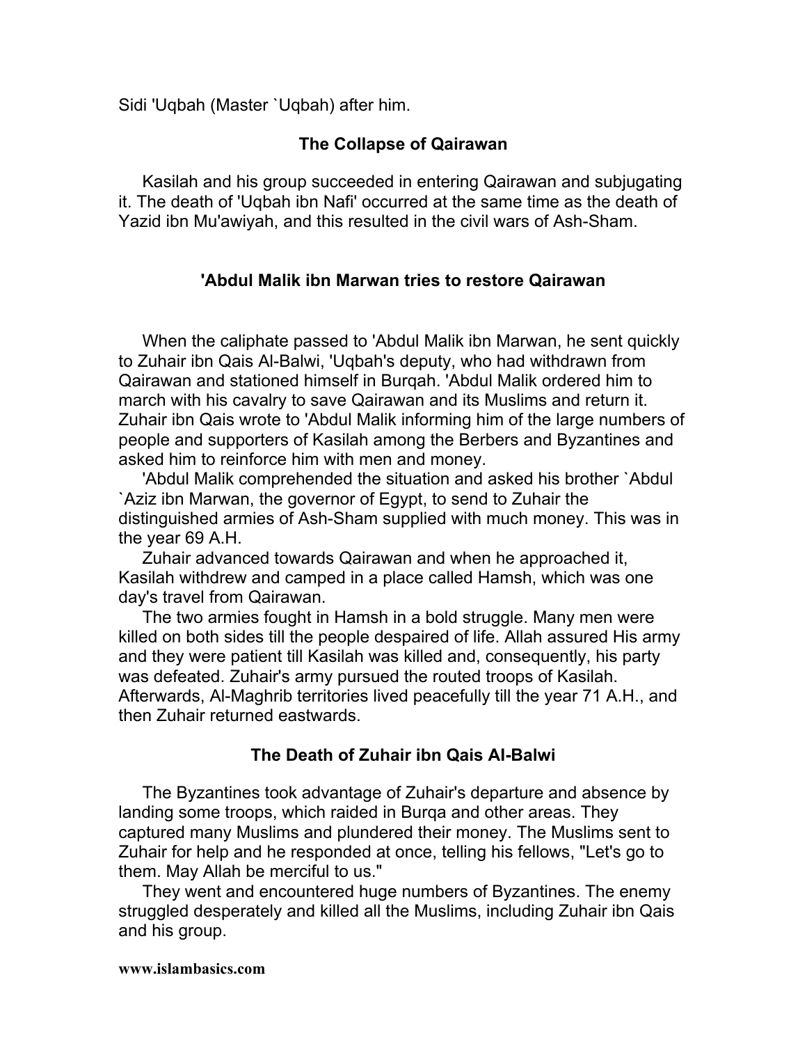Sidi 'Uqbah (Master `Uqbah) after him.

## The Collapse of Qairawan

Kasilah and his group succeeded in entering Qairawan and subjugating it. The death of 'Uqbah ibn Nafi' occurred at the same time as the death of Yazid ibn Mu'awiyah, and this resulted in the civil wars of Ash-Sham.

## 'Abdul Malik ibn Marwan tries to restore Qairawan

When the caliphate passed to 'Abdul Malik ibn Marwan, he sent quickly to Zuhair ibn Qais Al-Balwi, 'Uqbah's deputy, who had withdrawn from Qairawan and stationed himself in Burqah. 'Abdul Malik ordered him to march with his cavalry to save Qairawan and its Muslims and return it. Zuhair ibn Qais wrote to 'Abdul Malik informing him of the large numbers of people and supporters of Kasilah among the Berbers and Byzantines and asked him to reinforce him with men and money.

'Abdul Malik comprehended the situation and asked his brother `Abdul `Aziz ibn Marwan, the governor of Egypt, to send to Zuhair the distinguished armies of Ash-Sham supplied with much money. This was in the year 69 A.H.

Zuhair advanced towards Qairawan and when he approached it, Kasilah withdrew and camped in a place called Hamsh, which was one day's travel from Qairawan.

The two armies fought in Hamsh in a bold struggle. Many men were killed on both sides till the people despaired of life. Allah assured His army and they were patient till Kasilah was killed and, consequently, his party was defeated. Zuhair's army pursued the routed troops of Kasilah. Afterwards, Al-Maghrib territories lived peacefully till the year 71 A.H., and then Zuhair returned eastwards.

## The Death of Zuhair ibn Qais Al-Balwi

The Byzantines took advantage of Zuhair's departure and absence by landing some troops, which raided in Burqa and other areas. They captured many Muslims and plundered their money. The Muslims sent to Zuhair for help and he responded at once, telling his fellows, "Let's go to them. May Allah be merciful to us."

They went and encountered huge numbers of Byzantines. The enemy struggled desperately and killed all the Muslims, including Zuhair ibn Qais and his group.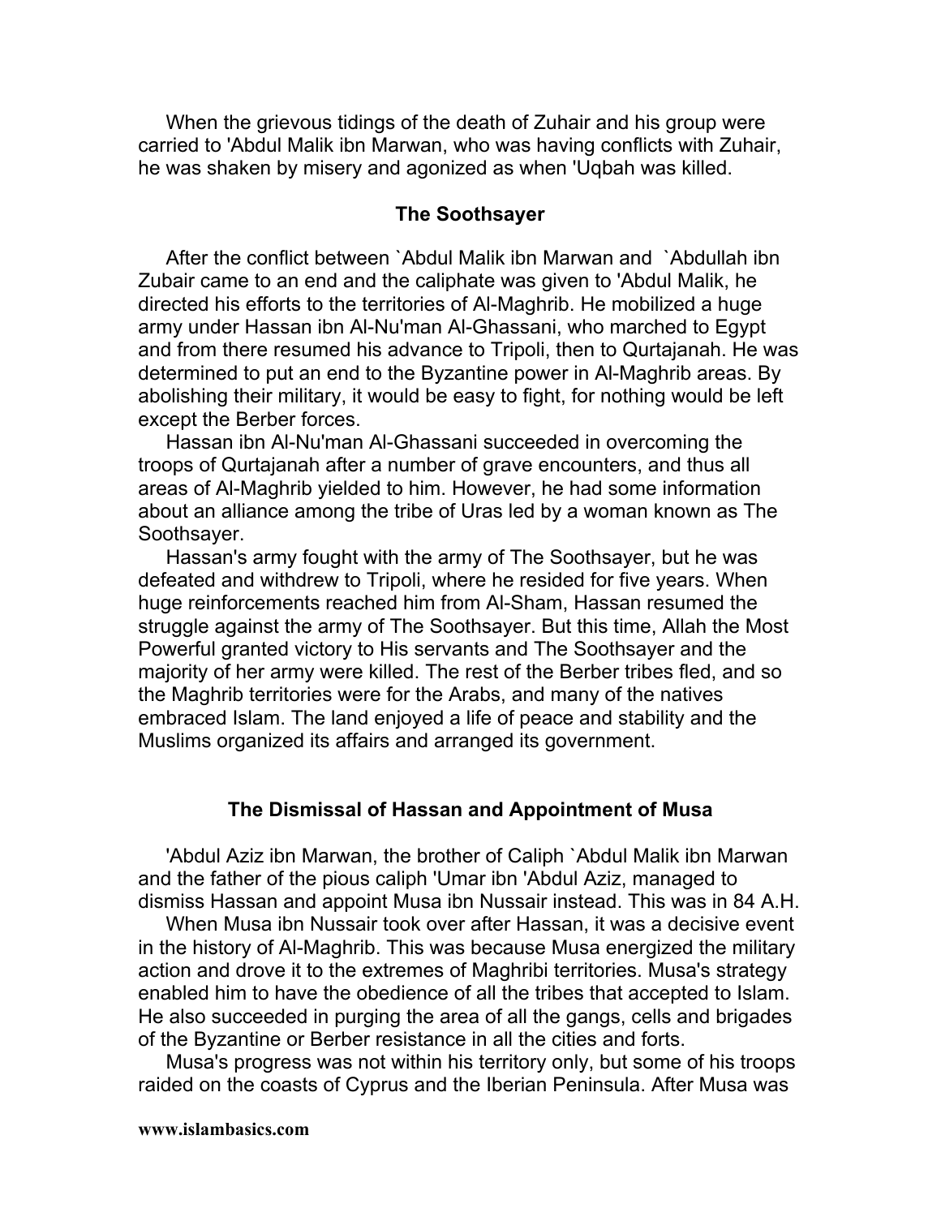When the grievous tidings of the death of Zuhair and his group were carried to 'Abdul Malik ibn Marwan, who was having conflicts with Zuhair, he was shaken by misery and agonized as when 'Uqbah was killed.

### The Soothsayer

After the conflict between `Abdul Malik ibn Marwan and `Abdullah ibn Zubair came to an end and the caliphate was given to 'Abdul Malik, he directed his efforts to the territories of Al-Maghrib. He mobilized a huge army under Hassan ibn Al-Nu'man Al-Ghassani, who marched to Egypt and from there resumed his advance to Tripoli, then to Qurtajanah. He was determined to put an end to the Byzantine power in Al-Maghrib areas. By abolishing their military, it would be easy to fight, for nothing would be left except the Berber forces.

Hassan ibn Al-Nu'man Al-Ghassani succeeded in overcoming the troops of Qurtajanah after a number of grave encounters, and thus all areas of Al-Maghrib yielded to him. However, he had some information about an alliance among the tribe of Uras led by a woman known as The Soothsayer.

Hassan's army fought with the army of The Soothsayer, but he was defeated and withdrew to Tripoli, where he resided for five years. When huge reinforcements reached him from Al-Sham, Hassan resumed the struggle against the army of The Soothsayer. But this time, Allah the Most Powerful granted victory to His servants and The Soothsayer and the majority of her army were killed. The rest of the Berber tribes fled, and so the Maghrib territories were for the Arabs, and many of the natives embraced Islam. The land enjoyed a life of peace and stability and the Muslims organized its affairs and arranged its government.

### The Dismissal of Hassan and Appointment of Musa

'Abdul Aziz ibn Marwan, the brother of Caliph `Abdul Malik ibn Marwan and the father of the pious caliph 'Umar ibn 'Abdul Aziz, managed to dismiss Hassan and appoint Musa ibn Nussair instead. This was in 84 A.H.

When Musa ibn Nussair took over after Hassan, it was a decisive event in the history of Al-Maghrib. This was because Musa energized the military action and drove it to the extremes of Maghribi territories. Musa's strategy enabled him to have the obedience of all the tribes that accepted to Islam. He also succeeded in purging the area of all the gangs, cells and brigades of the Byzantine or Berber resistance in all the cities and forts.

Musa's progress was not within his territory only, but some of his troops raided on the coasts of Cyprus and the Iberian Peninsula. After Musa was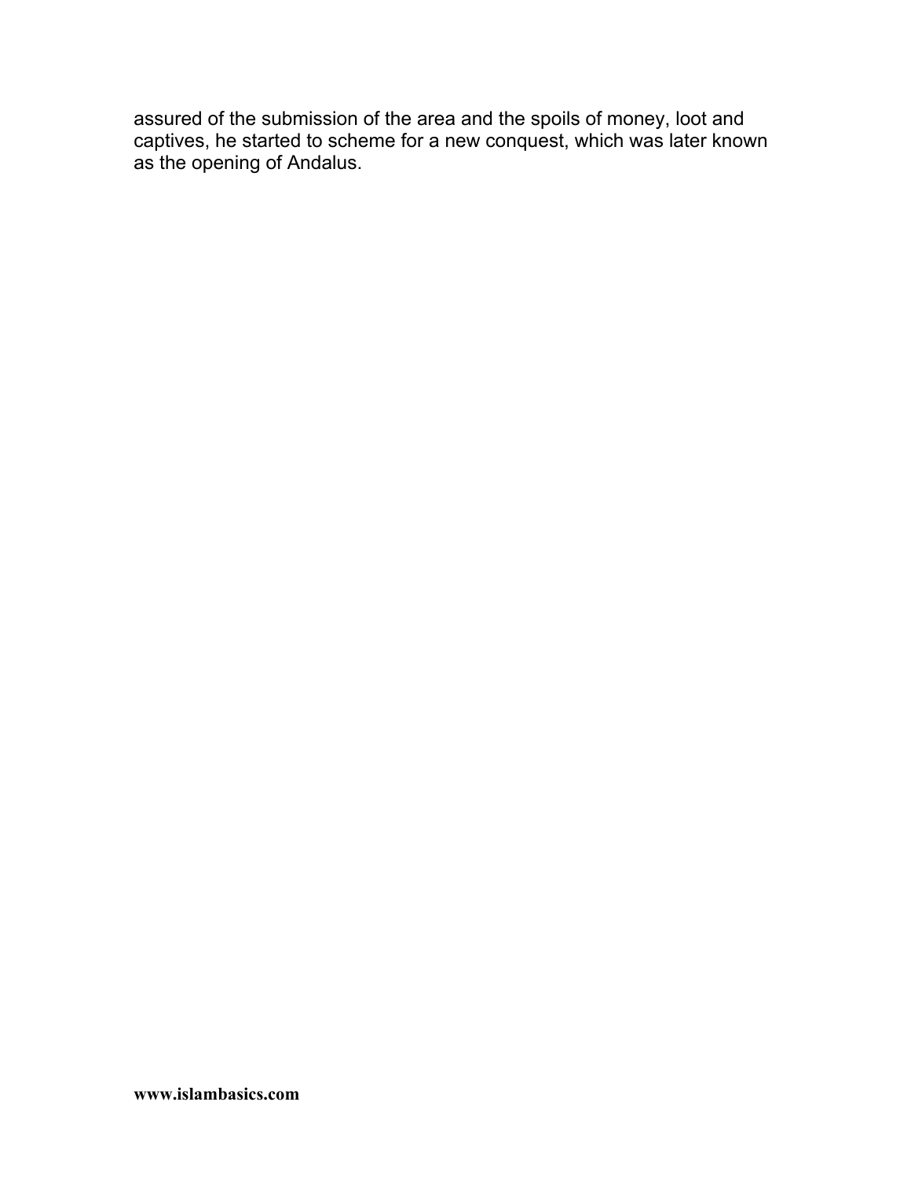assured of the submission of the area and the spoils of money, loot and captives, he started to scheme for a new conquest, which was later known as the opening of Andalus.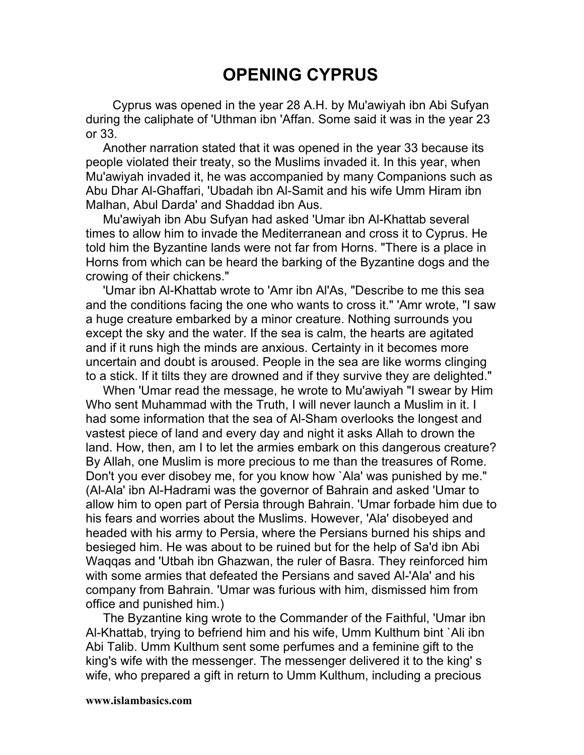# OPENING CYPRUS

Cyprus was opened in the year 28 A.H. by Mu'awiyah ibn Abi Sufyan during the caliphate of 'Uthman ibn 'Affan. Some said it was in the year 23 or 33.

Another narration stated that it was opened in the year 33 because its people violated their treaty, so the Muslims invaded it. In this year, when Mu'awiyah invaded it, he was accompanied by many Companions such as Abu Dhar Al-Ghaffari, 'Ubadah ibn Al-Samit and his wife Umm Hiram ibn Malhan, Abul Darda' and Shaddad ibn Aus.

Mu'awiyah ibn Abu Sufyan had asked 'Umar ibn Al-Khattab several times to allow him to invade the Mediterranean and cross it to Cyprus. He told him the Byzantine lands were not far from Horns. "There is a place in Horns from which can be heard the barking of the Byzantine dogs and the crowing of their chickens."

'Umar ibn Al-Khattab wrote to 'Amr ibn Al'As, "Describe to me this sea and the conditions facing the one who wants to cross it." 'Amr wrote, "I saw a huge creature embarked by a minor creature. Nothing surrounds you except the sky and the water. If the sea is calm, the hearts are agitated and if it runs high the minds are anxious. Certainty in it becomes more uncertain and doubt is aroused. People in the sea are like worms clinging to a stick. If it tilts they are drowned and if they survive they are delighted."

When 'Umar read the message, he wrote to Mu'awiyah "I swear by Him Who sent Muhammad with the Truth, I will never launch a Muslim in it. I had some information that the sea of Al-Sham overlooks the longest and vastest piece of land and every day and night it asks Allah to drown the land. How, then, am I to let the armies embark on this dangerous creature? By Allah, one Muslim is more precious to me than the treasures of Rome. Don't you ever disobey me, for you know how `Ala' was punished by me." (Al-Ala' ibn Al-Hadrami was the governor of Bahrain and asked 'Umar to allow him to open part of Persia through Bahrain. 'Umar forbade him due to his fears and worries about the Muslims. However, 'Ala' disobeyed and headed with his army to Persia, where the Persians burned his ships and besieged him. He was about to be ruined but for the help of Sa'd ibn Abi Waqqas and 'Utbah ibn Ghazwan, the ruler of Basra. They reinforced him with some armies that defeated the Persians and saved Al-'Ala' and his company from Bahrain. 'Umar was furious with him, dismissed him from office and punished him.)

The Byzantine king wrote to the Commander of the Faithful, 'Umar ibn Al-Khattab, trying to befriend him and his wife, Umm Kulthum bint `Ali ibn Abi Talib. Umm Kulthum sent some perfumes and a feminine gift to the king's wife with the messenger. The messenger delivered it to the king' s wife, who prepared a gift in return to Umm Kulthum, including a precious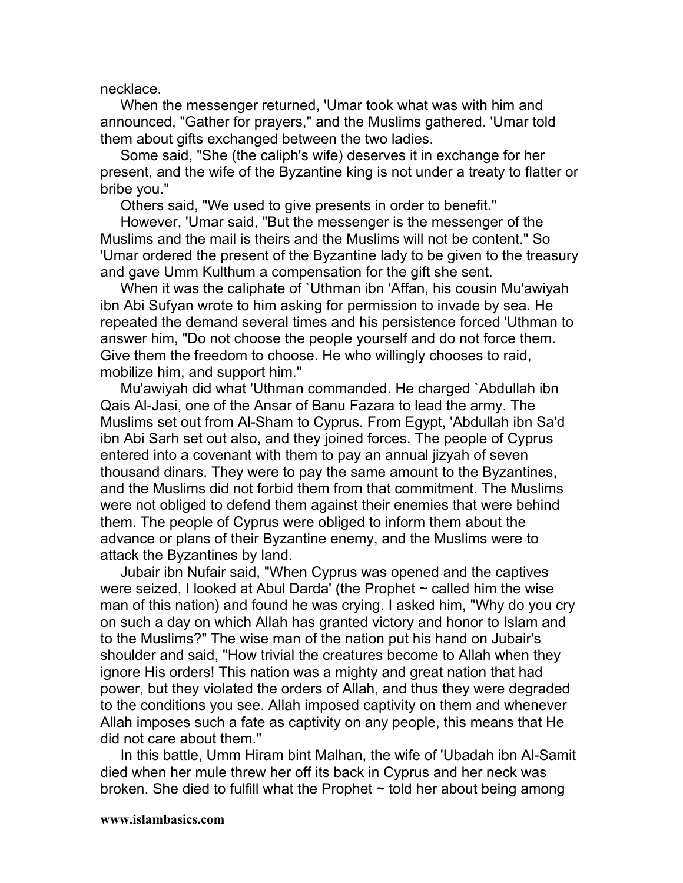necklace.

When the messenger returned, 'Umar took what was with him and announced, "Gather for prayers," and the Muslims gathered. 'Umar told them about gifts exchanged between the two ladies.

Some said, "She (the caliph's wife) deserves it in exchange for her present, and the wife of the Byzantine king is not under a treaty to flatter or bribe you."

Others said, "We used to give presents in order to benefit."

However, 'Umar said, "But the messenger is the messenger of the Muslims and the mail is theirs and the Muslims will not be content." So 'Umar ordered the present of the Byzantine lady to be given to the treasury and gave Umm Kulthum a compensation for the gift she sent.

When it was the caliphate of `Uthman ibn 'Affan, his cousin Mu'awiyah ibn Abi Sufyan wrote to him asking for permission to invade by sea. He repeated the demand several times and his persistence forced 'Uthman to answer him, "Do not choose the people yourself and do not force them. Give them the freedom to choose. He who willingly chooses to raid, mobilize him, and support him."

Mu'awiyah did what 'Uthman commanded. He charged `Abdullah ibn Qais Al-Jasi, one of the Ansar of Banu Fazara to lead the army. The Muslims set out from Al-Sham to Cyprus. From Egypt, 'Abdullah ibn Sa'd ibn Abi Sarh set out also, and they joined forces. The people of Cyprus entered into a covenant with them to pay an annual jizyah of seven thousand dinars. They were to pay the same amount to the Byzantines, and the Muslims did not forbid them from that commitment. The Muslims were not obliged to defend them against their enemies that were behind them. The people of Cyprus were obliged to inform them about the advance or plans of their Byzantine enemy, and the Muslims were to attack the Byzantines by land.

Jubair ibn Nufair said, "When Cyprus was opened and the captives were seized, I looked at Abul Darda' (the Prophet ~ called him the wise man of this nation) and found he was crying. I asked him, "Why do you cry on such a day on which Allah has granted victory and honor to Islam and to the Muslims?" The wise man of the nation put his hand on Jubair's shoulder and said, "How trivial the creatures become to Allah when they ignore His orders! This nation was a mighty and great nation that had power, but they violated the orders of Allah, and thus they were degraded to the conditions you see. Allah imposed captivity on them and whenever Allah imposes such a fate as captivity on any people, this means that He did not care about them."

In this battle, Umm Hiram bint Malhan, the wife of 'Ubadah ibn Al-Samit died when her mule threw her off its back in Cyprus and her neck was broken. She died to fulfill what the Prophet ~ told her about being among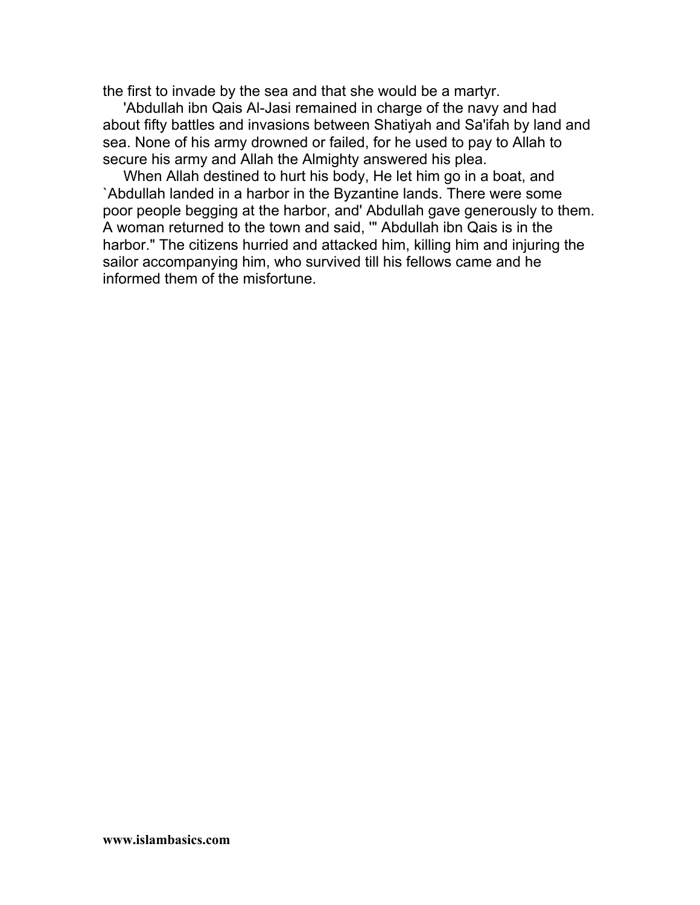the first to invade by the sea and that she would be a martyr.

'Abdullah ibn Qais Al-Jasi remained in charge of the navy and had about fifty battles and invasions between Shatiyah and Sa'ifah by land and sea. None of his army drowned or failed, for he used to pay to Allah to secure his army and Allah the Almighty answered his plea.

When Allah destined to hurt his body, He let him go in a boat, and `Abdullah landed in a harbor in the Byzantine lands. There were some poor people begging at the harbor, and' Abdullah gave generously to them. A woman returned to the town and said, '" Abdullah ibn Qais is in the harbor." The citizens hurried and attacked him, killing him and injuring the sailor accompanying him, who survived till his fellows came and he informed them of the misfortune.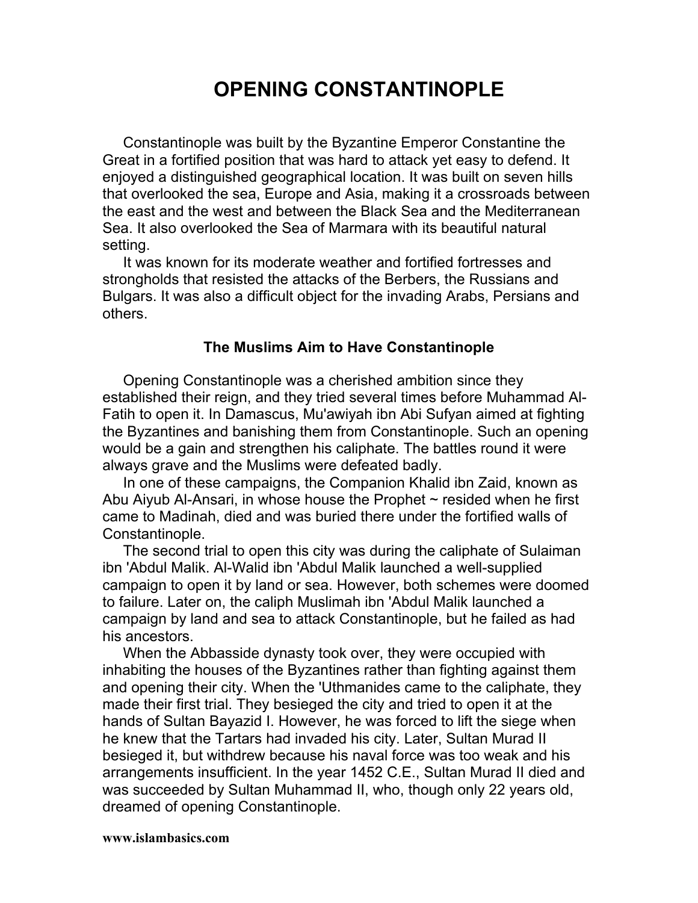# OPENING CONSTANTINOPLE

Constantinople was built by the Byzantine Emperor Constantine the Great in a fortified position that was hard to attack yet easy to defend. It enjoyed a distinguished geographical location. It was built on seven hills that overlooked the sea, Europe and Asia, making it a crossroads between the east and the west and between the Black Sea and the Mediterranean Sea. It also overlooked the Sea of Marmara with its beautiful natural setting.

It was known for its moderate weather and fortified fortresses and strongholds that resisted the attacks of the Berbers, the Russians and Bulgars. It was also a difficult object for the invading Arabs, Persians and others.

### The Muslims Aim to Have Constantinople

Opening Constantinople was a cherished ambition since they established their reign, and they tried several times before Muhammad Al-Fatih to open it. In Damascus, Mu'awiyah ibn Abi Sufyan aimed at fighting the Byzantines and banishing them from Constantinople. Such an opening would be a gain and strengthen his caliphate. The battles round it were always grave and the Muslims were defeated badly.

In one of these campaigns, the Companion Khalid ibn Zaid, known as Abu Aiyub Al-Ansari, in whose house the Prophet ~ resided when he first came to Madinah, died and was buried there under the fortified walls of Constantinople.

The second trial to open this city was during the caliphate of Sulaiman ibn 'Abdul Malik. Al-Walid ibn 'Abdul Malik launched a well-supplied campaign to open it by land or sea. However, both schemes were doomed to failure. Later on, the caliph Muslimah ibn 'Abdul Malik launched a campaign by land and sea to attack Constantinople, but he failed as had his ancestors.

When the Abbasside dynasty took over, they were occupied with inhabiting the houses of the Byzantines rather than fighting against them and opening their city. When the 'Uthmanides came to the caliphate, they made their first trial. They besieged the city and tried to open it at the hands of Sultan Bayazid I. However, he was forced to lift the siege when he knew that the Tartars had invaded his city. Later, Sultan Murad II besieged it, but withdrew because his naval force was too weak and his arrangements insufficient. In the year 1452 C.E., Sultan Murad II died and was succeeded by Sultan Muhammad II, who, though only 22 years old, dreamed of opening Constantinople.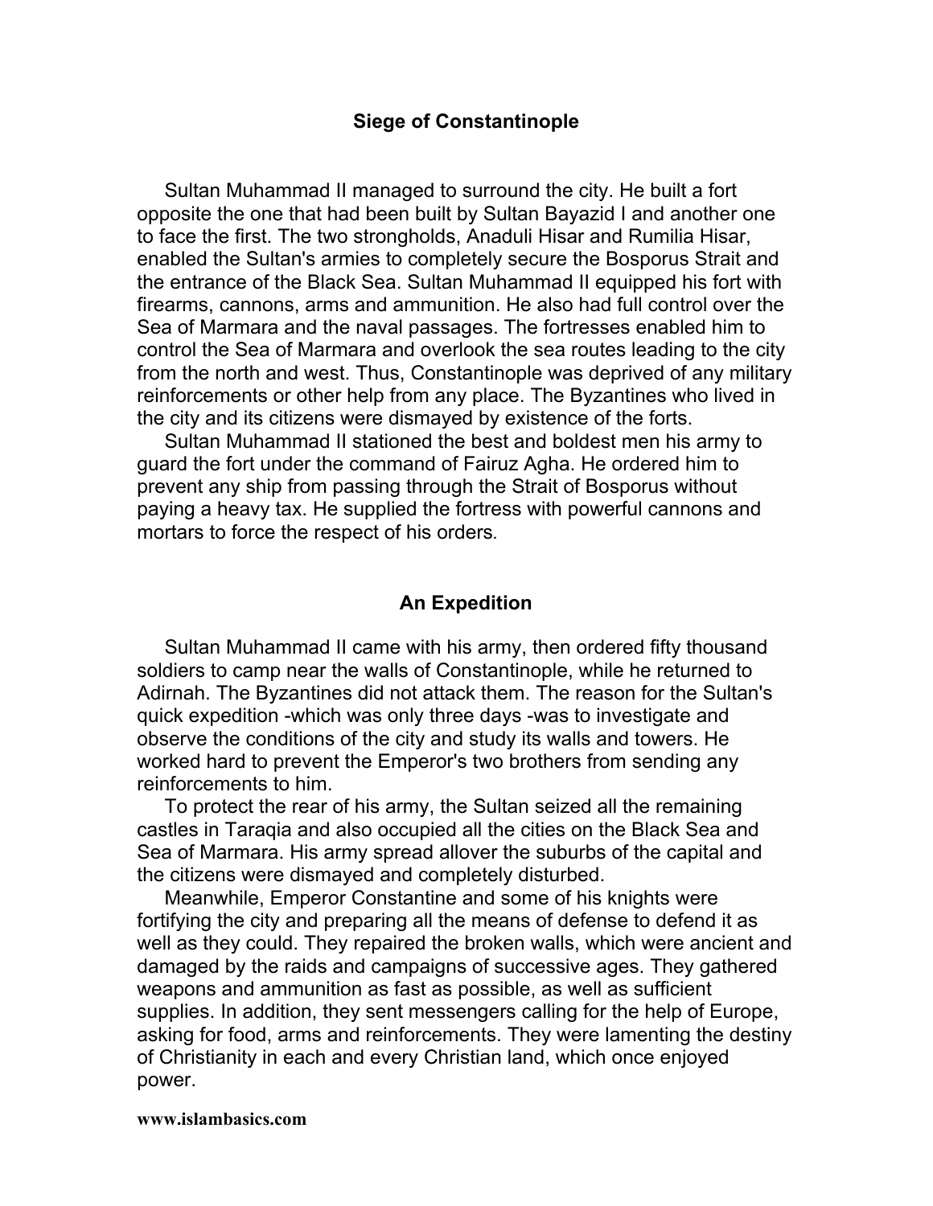## Siege of Constantinople

Sultan Muhammad II managed to surround the city. He built a fort opposite the one that had been built by Sultan Bayazid I and another one to face the first. The two strongholds, Anaduli Hisar and Rumilia Hisar, enabled the Sultan's armies to completely secure the Bosporus Strait and the entrance of the Black Sea. Sultan Muhammad II equipped his fort with firearms, cannons, arms and ammunition. He also had full control over the Sea of Marmara and the naval passages. The fortresses enabled him to control the Sea of Marmara and overlook the sea routes leading to the city from the north and west. Thus, Constantinople was deprived of any military reinforcements or other help from any place. The Byzantines who lived in the city and its citizens were dismayed by existence of the forts.

Sultan Muhammad II stationed the best and boldest men his army to guard the fort under the command of Fairuz Agha. He ordered him to prevent any ship from passing through the Strait of Bosporus without paying a heavy tax. He supplied the fortress with powerful cannons and mortars to force the respect of his orders.

## An Expedition

Sultan Muhammad II came with his army, then ordered fifty thousand soldiers to camp near the walls of Constantinople, while he returned to Adirnah. The Byzantines did not attack them. The reason for the Sultan's quick expedition -which was only three days -was to investigate and observe the conditions of the city and study its walls and towers. He worked hard to prevent the Emperor's two brothers from sending any reinforcements to him.

To protect the rear of his army, the Sultan seized all the remaining castles in Taraqia and also occupied all the cities on the Black Sea and Sea of Marmara. His army spread allover the suburbs of the capital and the citizens were dismayed and completely disturbed.

Meanwhile, Emperor Constantine and some of his knights were fortifying the city and preparing all the means of defense to defend it as well as they could. They repaired the broken walls, which were ancient and damaged by the raids and campaigns of successive ages. They gathered weapons and ammunition as fast as possible, as well as sufficient supplies. In addition, they sent messengers calling for the help of Europe, asking for food, arms and reinforcements. They were lamenting the destiny of Christianity in each and every Christian land, which once enjoyed power.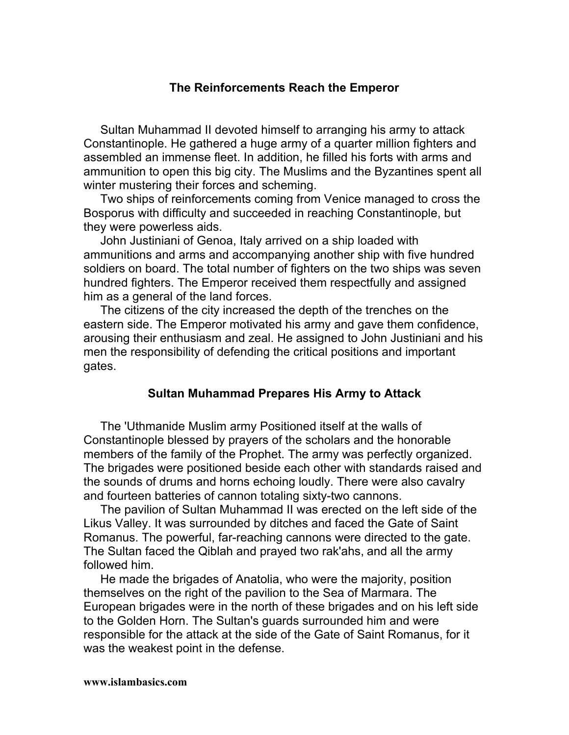## The Reinforcements Reach the Emperor

Sultan Muhammad II devoted himself to arranging his army to attack Constantinople. He gathered a huge army of a quarter million fighters and assembled an immense fleet. In addition, he filled his forts with arms and ammunition to open this big city. The Muslims and the Byzantines spent all winter mustering their forces and scheming.

Two ships of reinforcements coming from Venice managed to cross the Bosporus with difficulty and succeeded in reaching Constantinople, but they were powerless aids.

John Justiniani of Genoa, Italy arrived on a ship loaded with ammunitions and arms and accompanying another ship with five hundred soldiers on board. The total number of fighters on the two ships was seven hundred fighters. The Emperor received them respectfully and assigned him as a general of the land forces.

The citizens of the city increased the depth of the trenches on the eastern side. The Emperor motivated his army and gave them confidence, arousing their enthusiasm and zeal. He assigned to John Justiniani and his men the responsibility of defending the critical positions and important gates.

## Sultan Muhammad Prepares His Army to Attack

The 'Uthmanide Muslim army Positioned itself at the walls of Constantinople blessed by prayers of the scholars and the honorable members of the family of the Prophet. The army was perfectly organized. The brigades were positioned beside each other with standards raised and the sounds of drums and horns echoing loudly. There were also cavalry and fourteen batteries of cannon totaling sixty-two cannons.

The pavilion of Sultan Muhammad II was erected on the left side of the Likus Valley. It was surrounded by ditches and faced the Gate of Saint Romanus. The powerful, far-reaching cannons were directed to the gate. The Sultan faced the Qiblah and prayed two rak'ahs, and all the army followed him.

He made the brigades of Anatolia, who were the majority, position themselves on the right of the pavilion to the Sea of Marmara. The European brigades were in the north of these brigades and on his left side to the Golden Horn. The Sultan's guards surrounded him and were responsible for the attack at the side of the Gate of Saint Romanus, for it was the weakest point in the defense.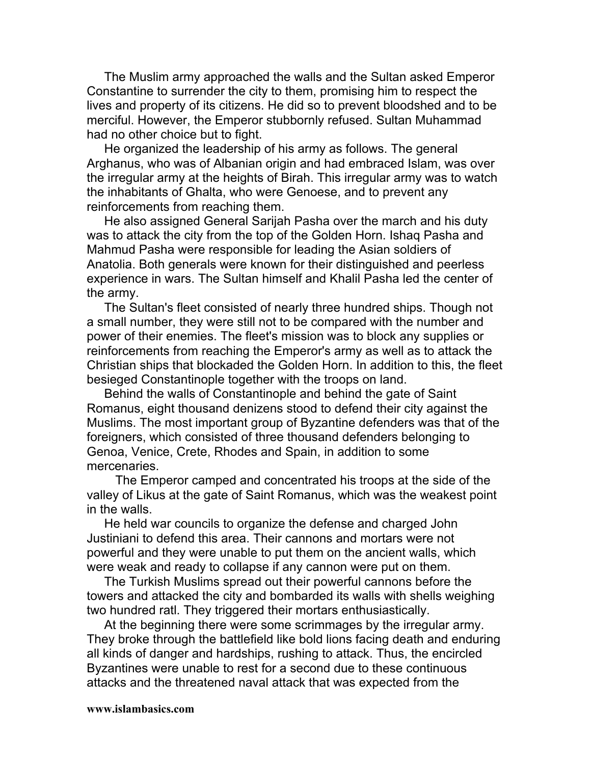The Muslim army approached the walls and the Sultan asked Emperor Constantine to surrender the city to them, promising him to respect the lives and property of its citizens. He did so to prevent bloodshed and to be merciful. However, the Emperor stubbornly refused. Sultan Muhammad had no other choice but to fight.

He organized the leadership of his army as follows. The general Arghanus, who was of Albanian origin and had embraced Islam, was over the irregular army at the heights of Birah. This irregular army was to watch the inhabitants of Ghalta, who were Genoese, and to prevent any reinforcements from reaching them.

He also assigned General Sarijah Pasha over the march and his duty was to attack the city from the top of the Golden Horn. Ishaq Pasha and Mahmud Pasha were responsible for leading the Asian soldiers of Anatolia. Both generals were known for their distinguished and peerless experience in wars. The Sultan himself and Khalil Pasha led the center of the army.

The Sultan's fleet consisted of nearly three hundred ships. Though not a small number, they were still not to be compared with the number and power of their enemies. The fleet's mission was to block any supplies or reinforcements from reaching the Emperor's army as well as to attack the Christian ships that blockaded the Golden Horn. In addition to this, the fleet besieged Constantinople together with the troops on land.

Behind the walls of Constantinople and behind the gate of Saint Romanus, eight thousand denizens stood to defend their city against the Muslims. The most important group of Byzantine defenders was that of the foreigners, which consisted of three thousand defenders belonging to Genoa, Venice, Crete, Rhodes and Spain, in addition to some mercenaries.

The Emperor camped and concentrated his troops at the side of the valley of Likus at the gate of Saint Romanus, which was the weakest point in the walls.

He held war councils to organize the defense and charged John Justiniani to defend this area. Their cannons and mortars were not powerful and they were unable to put them on the ancient walls, which were weak and ready to collapse if any cannon were put on them.

The Turkish Muslims spread out their powerful cannons before the towers and attacked the city and bombarded its walls with shells weighing two hundred ratl. They triggered their mortars enthusiastically.

At the beginning there were some scrimmages by the irregular army. They broke through the battlefield like bold lions facing death and enduring all kinds of danger and hardships, rushing to attack. Thus, the encircled Byzantines were unable to rest for a second due to these continuous attacks and the threatened naval attack that was expected from the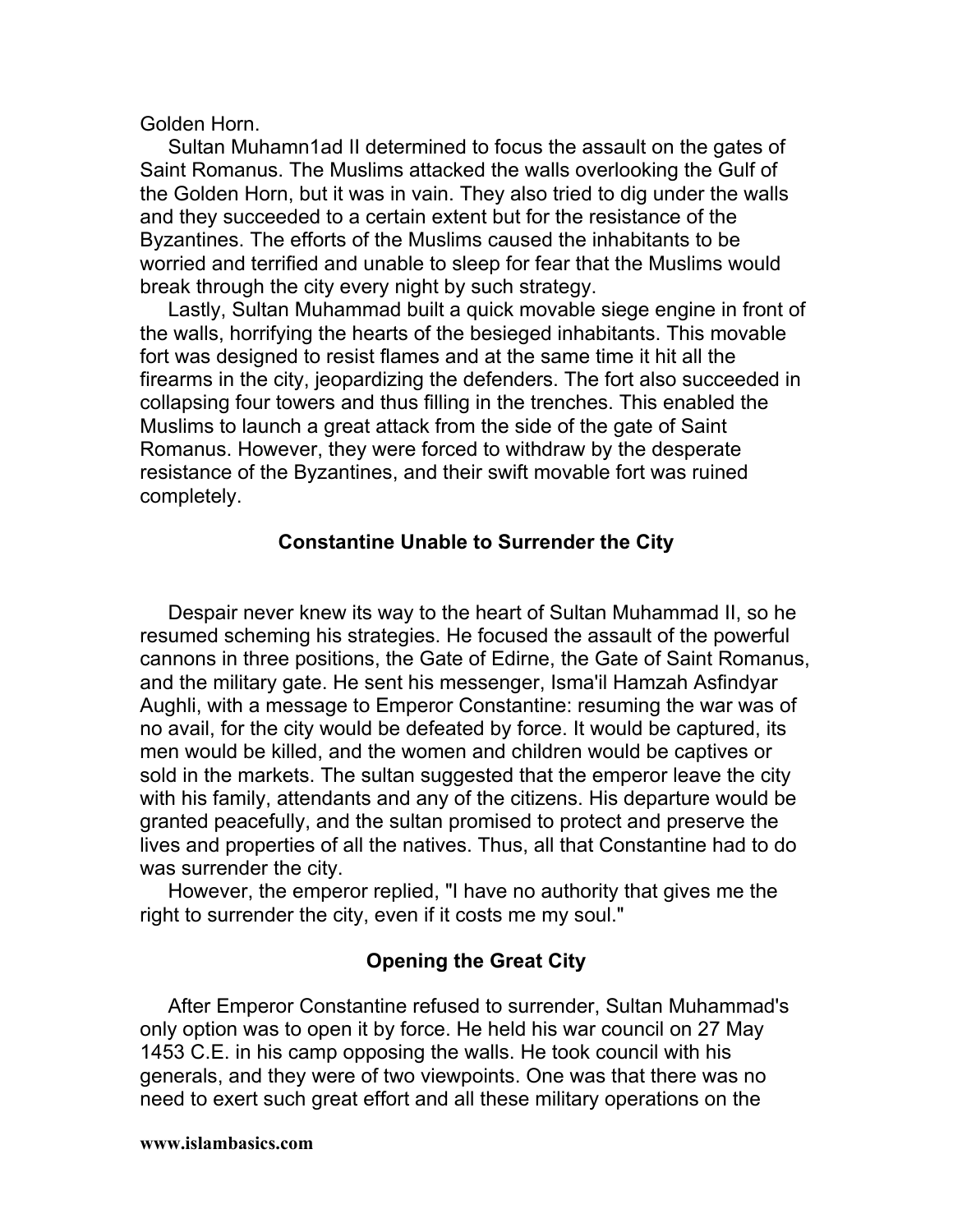Golden Horn.

Sultan Muhamn1ad II determined to focus the assault on the gates of Saint Romanus. The Muslims attacked the walls overlooking the Gulf of the Golden Horn, but it was in vain. They also tried to dig under the walls and they succeeded to a certain extent but for the resistance of the Byzantines. The efforts of the Muslims caused the inhabitants to be worried and terrified and unable to sleep for fear that the Muslims would break through the city every night by such strategy.

Lastly, Sultan Muhammad built a quick movable siege engine in front of the walls, horrifying the hearts of the besieged inhabitants. This movable fort was designed to resist flames and at the same time it hit all the firearms in the city, jeopardizing the defenders. The fort also succeeded in collapsing four towers and thus filling in the trenches. This enabled the Muslims to launch a great attack from the side of the gate of Saint Romanus. However, they were forced to withdraw by the desperate resistance of the Byzantines, and their swift movable fort was ruined completely.

### Constantine Unable to Surrender the City

Despair never knew its way to the heart of Sultan Muhammad II, so he resumed scheming his strategies. He focused the assault of the powerful cannons in three positions, the Gate of Edirne, the Gate of Saint Romanus, and the military gate. He sent his messenger, Isma'il Hamzah Asfindyar Aughli, with a message to Emperor Constantine: resuming the war was of no avail, for the city would be defeated by force. It would be captured, its men would be killed, and the women and children would be captives or sold in the markets. The sultan suggested that the emperor leave the city with his family, attendants and any of the citizens. His departure would be granted peacefully, and the sultan promised to protect and preserve the lives and properties of all the natives. Thus, all that Constantine had to do was surrender the city.

However, the emperor replied, "I have no authority that gives me the right to surrender the city, even if it costs me my soul."

### Opening the Great City

After Emperor Constantine refused to surrender, Sultan Muhammad's only option was to open it by force. He held his war council on 27 May 1453 C.E. in his camp opposing the walls. He took council with his generals, and they were of two viewpoints. One was that there was no need to exert such great effort and all these military operations on the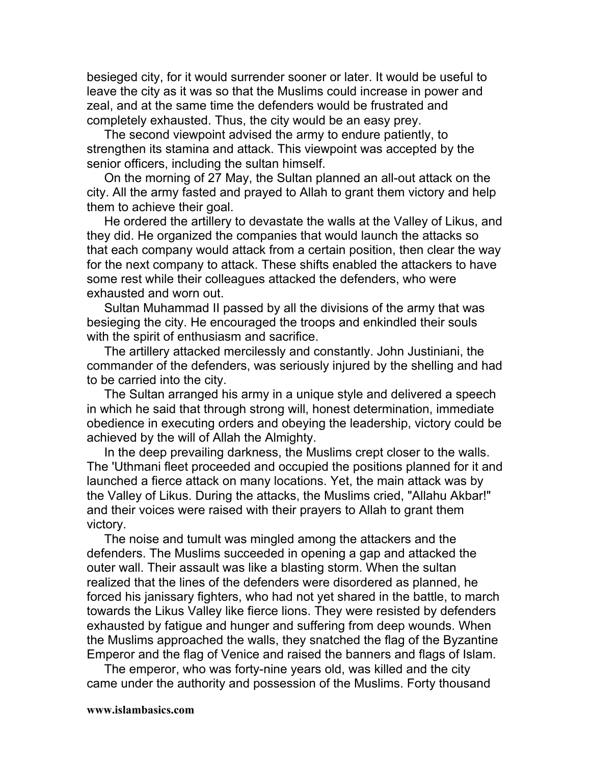besieged city, for it would surrender sooner or later. It would be useful to leave the city as it was so that the Muslims could increase in power and zeal, and at the same time the defenders would be frustrated and completely exhausted. Thus, the city would be an easy prey.

The second viewpoint advised the army to endure patiently, to strengthen its stamina and attack. This viewpoint was accepted by the senior officers, including the sultan himself.

On the morning of 27 May, the Sultan planned an all-out attack on the city. All the army fasted and prayed to Allah to grant them victory and help them to achieve their goal.

He ordered the artillery to devastate the walls at the Valley of Likus, and they did. He organized the companies that would launch the attacks so that each company would attack from a certain position, then clear the way for the next company to attack. These shifts enabled the attackers to have some rest while their colleagues attacked the defenders, who were exhausted and worn out.

Sultan Muhammad II passed by all the divisions of the army that was besieging the city. He encouraged the troops and enkindled their souls with the spirit of enthusiasm and sacrifice.

The artillery attacked mercilessly and constantly. John Justiniani, the commander of the defenders, was seriously injured by the shelling and had to be carried into the city.

The Sultan arranged his army in a unique style and delivered a speech in which he said that through strong will, honest determination, immediate obedience in executing orders and obeying the leadership, victory could be achieved by the will of Allah the Almighty.

In the deep prevailing darkness, the Muslims crept closer to the walls. The 'Uthmani fleet proceeded and occupied the positions planned for it and launched a fierce attack on many locations. Yet, the main attack was by the Valley of Likus. During the attacks, the Muslims cried, "Allahu Akbar!" and their voices were raised with their prayers to Allah to grant them victory.

The noise and tumult was mingled among the attackers and the defenders. The Muslims succeeded in opening a gap and attacked the outer wall. Their assault was like a blasting storm. When the sultan realized that the lines of the defenders were disordered as planned, he forced his janissary fighters, who had not yet shared in the battle, to march towards the Likus Valley like fierce lions. They were resisted by defenders exhausted by fatigue and hunger and suffering from deep wounds. When the Muslims approached the walls, they snatched the flag of the Byzantine Emperor and the flag of Venice and raised the banners and flags of Islam.

The emperor, who was forty-nine years old, was killed and the city came under the authority and possession of the Muslims. Forty thousand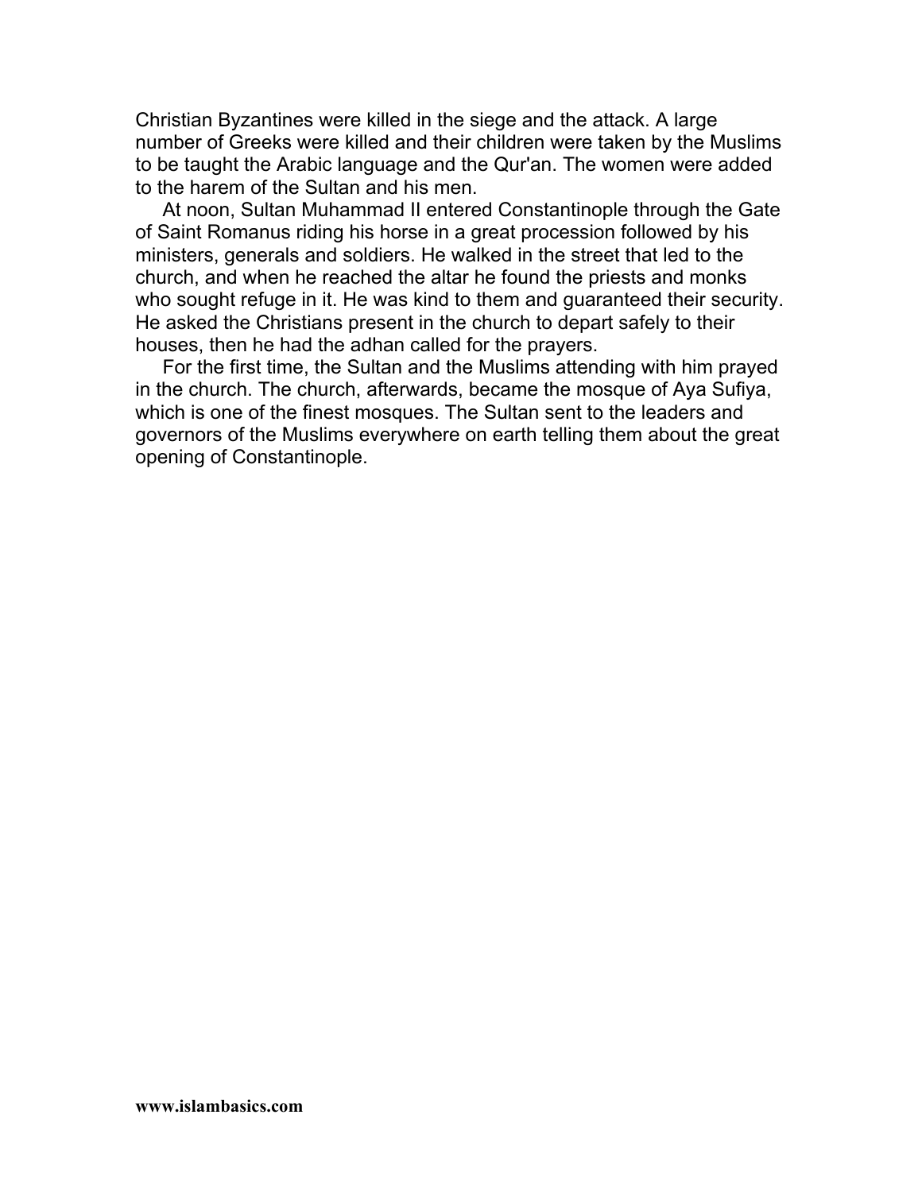Christian Byzantines were killed in the siege and the attack. A large number of Greeks were killed and their children were taken by the Muslims to be taught the Arabic language and the Qur'an. The women were added to the harem of the Sultan and his men.

At noon, Sultan Muhammad II entered Constantinople through the Gate of Saint Romanus riding his horse in a great procession followed by his ministers, generals and soldiers. He walked in the street that led to the church, and when he reached the altar he found the priests and monks who sought refuge in it. He was kind to them and guaranteed their security. He asked the Christians present in the church to depart safely to their houses, then he had the adhan called for the prayers.

For the first time, the Sultan and the Muslims attending with him prayed in the church. The church, afterwards, became the mosque of Aya Sufiya, which is one of the finest mosques. The Sultan sent to the leaders and governors of the Muslims everywhere on earth telling them about the great opening of Constantinople.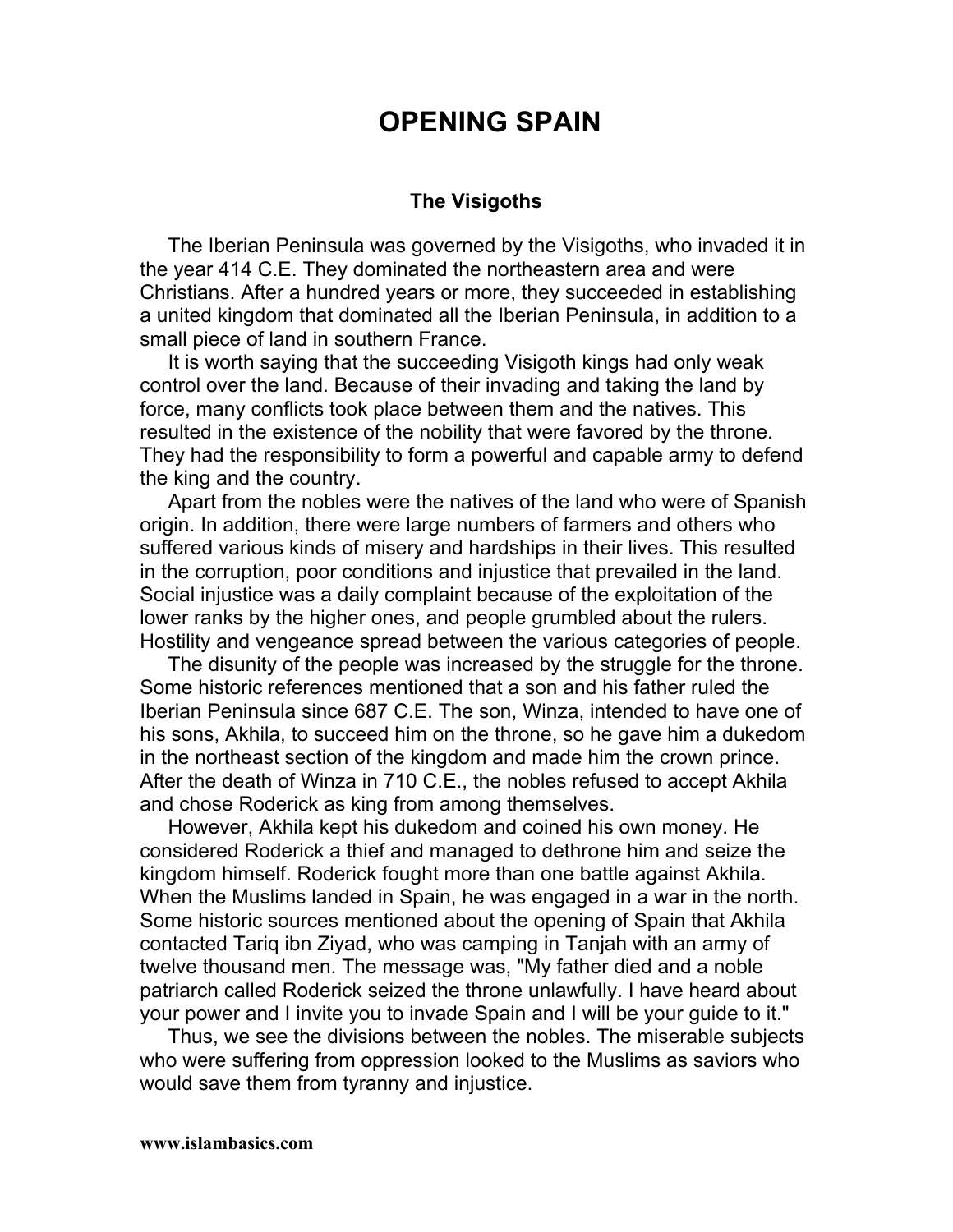# OPENING SPAIN

## The Visigoths

The Iberian Peninsula was governed by the Visigoths, who invaded it in the year 414 C.E. They dominated the northeastern area and were Christians. After a hundred years or more, they succeeded in establishing a united kingdom that dominated all the Iberian Peninsula, in addition to a small piece of land in southern France.

It is worth saying that the succeeding Visigoth kings had only weak control over the land. Because of their invading and taking the land by force, many conflicts took place between them and the natives. This resulted in the existence of the nobility that were favored by the throne. They had the responsibility to form a powerful and capable army to defend the king and the country.

Apart from the nobles were the natives of the land who were of Spanish origin. In addition, there were large numbers of farmers and others who suffered various kinds of misery and hardships in their lives. This resulted in the corruption, poor conditions and injustice that prevailed in the land. Social injustice was a daily complaint because of the exploitation of the lower ranks by the higher ones, and people grumbled about the rulers. Hostility and vengeance spread between the various categories of people.

The disunity of the people was increased by the struggle for the throne. Some historic references mentioned that a son and his father ruled the Iberian Peninsula since 687 C.E. The son, Winza, intended to have one of his sons, Akhila, to succeed him on the throne, so he gave him a dukedom in the northeast section of the kingdom and made him the crown prince. After the death of Winza in 710 C.E., the nobles refused to accept Akhila and chose Roderick as king from among themselves.

However, Akhila kept his dukedom and coined his own money. He considered Roderick a thief and managed to dethrone him and seize the kingdom himself. Roderick fought more than one battle against Akhila. When the Muslims landed in Spain, he was engaged in a war in the north. Some historic sources mentioned about the opening of Spain that Akhila contacted Tariq ibn Ziyad, who was camping in Tanjah with an army of twelve thousand men. The message was, "My father died and a noble patriarch called Roderick seized the throne unlawfully. I have heard about your power and I invite you to invade Spain and I will be your guide to it."

Thus, we see the divisions between the nobles. The miserable subjects who were suffering from oppression looked to the Muslims as saviors who would save them from tyranny and injustice.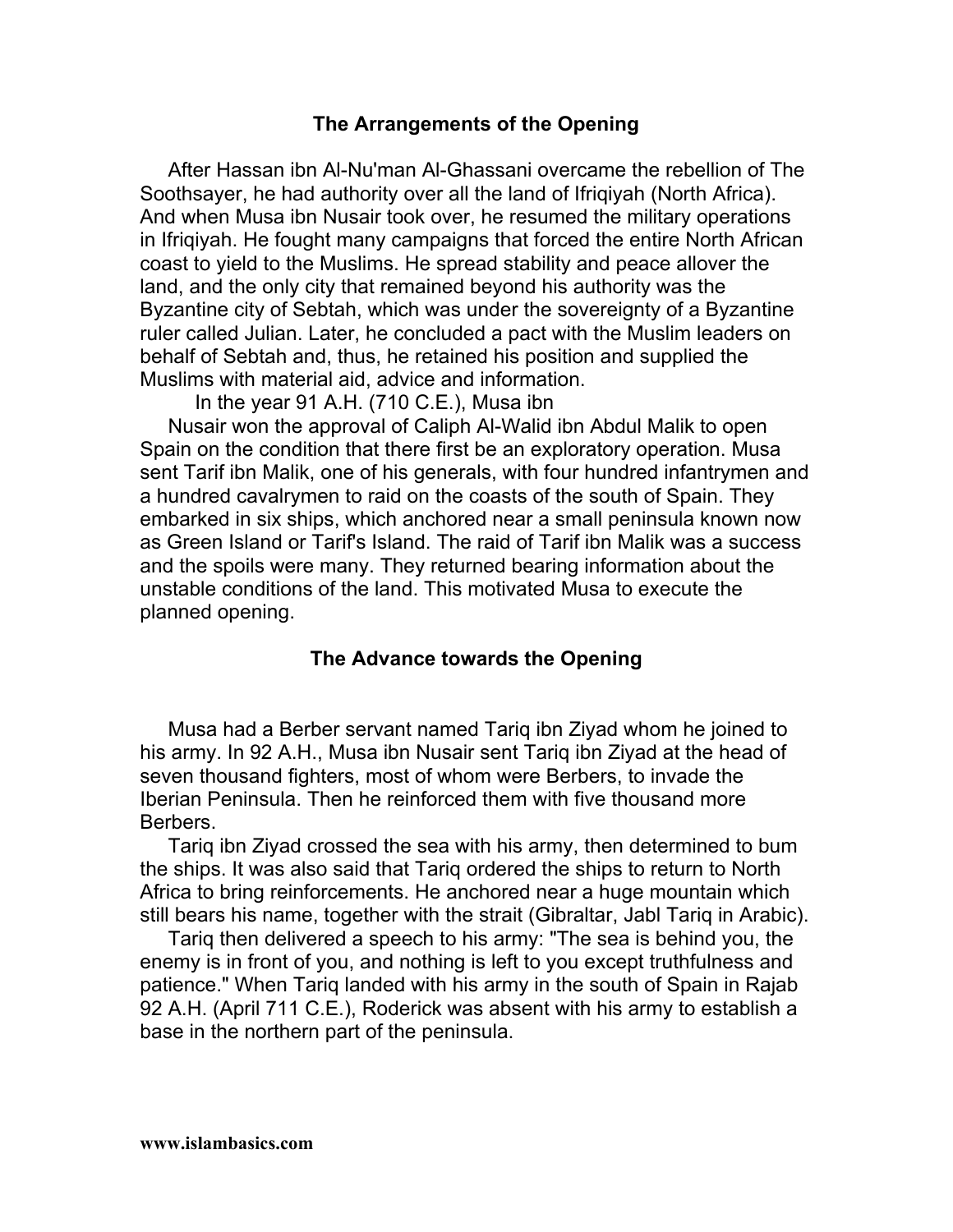## The Arrangements of the Opening

After Hassan ibn Al-Nu'man Al-Ghassani overcame the rebellion of The Soothsayer, he had authority over all the land of Ifriqiyah (North Africa). And when Musa ibn Nusair took over, he resumed the military operations in Ifriqiyah. He fought many campaigns that forced the entire North African coast to yield to the Muslims. He spread stability and peace allover the land, and the only city that remained beyond his authority was the Byzantine city of Sebtah, which was under the sovereignty of a Byzantine ruler called Julian. Later, he concluded a pact with the Muslim leaders on behalf of Sebtah and, thus, he retained his position and supplied the Muslims with material aid, advice and information.

In the year 91 A.H. (710 C.E.), Musa ibn Nusair won the approval of Caliph Al-Walid ibn Abdul Malik to open Spain on the condition that there first be an exploratory operation. Musa sent Tarif ibn Malik, one of his generals, with four hundred infantrymen and a hundred cavalrymen to raid on the coasts of the south of Spain. They embarked in six ships, which anchored near a small peninsula known now as Green Island or Tarif's Island. The raid of Tarif ibn Malik was a success and the spoils were many. They returned bearing information about the unstable conditions of the land. This motivated Musa to execute the planned opening.

## The Advance towards the Opening

Musa had a Berber servant named Tariq ibn Ziyad whom he joined to his army. In 92 A.H., Musa ibn Nusair sent Tariq ibn Ziyad at the head of seven thousand fighters, most of whom were Berbers, to invade the Iberian Peninsula. Then he reinforced them with five thousand more Berbers.

Tariq ibn Ziyad crossed the sea with his army, then determined to bum the ships. It was also said that Tariq ordered the ships to return to North Africa to bring reinforcements. He anchored near a huge mountain which still bears his name, together with the strait (Gibraltar, Jabl Tariq in Arabic).

Tariq then delivered a speech to his army: "The sea is behind you, the enemy is in front of you, and nothing is left to you except truthfulness and patience." When Tariq landed with his army in the south of Spain in Rajab 92 A.H. (April 711 C.E.), Roderick was absent with his army to establish a base in the northern part of the peninsula.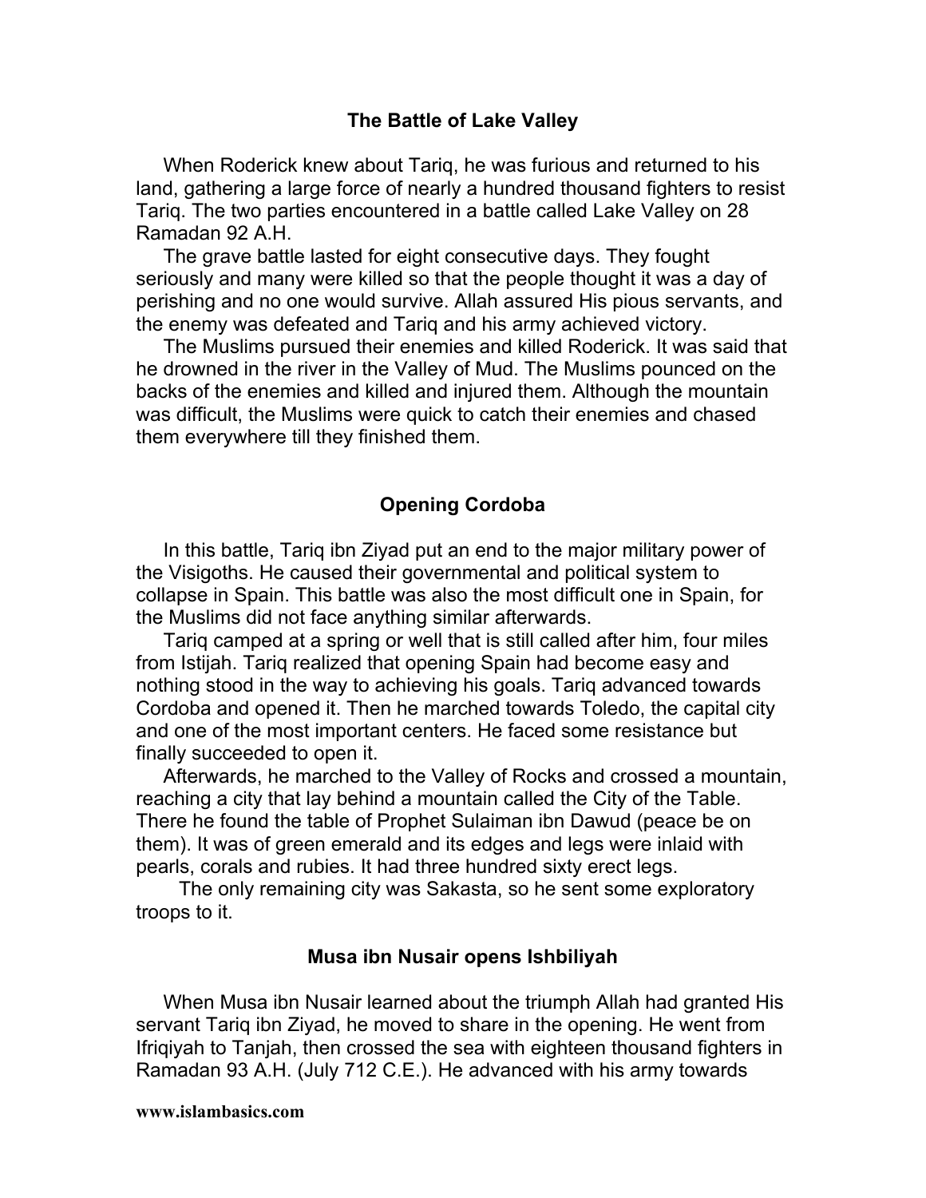## The Battle of Lake Valley

When Roderick knew about Tariq, he was furious and returned to his land, gathering a large force of nearly a hundred thousand fighters to resist Tariq. The two parties encountered in a battle called Lake Valley on 28 Ramadan 92 A.H.

The grave battle lasted for eight consecutive days. They fought seriously and many were killed so that the people thought it was a day of perishing and no one would survive. Allah assured His pious servants, and the enemy was defeated and Tariq and his army achieved victory.

The Muslims pursued their enemies and killed Roderick. It was said that he drowned in the river in the Valley of Mud. The Muslims pounced on the backs of the enemies and killed and injured them. Although the mountain was difficult, the Muslims were quick to catch their enemies and chased them everywhere till they finished them.

## Opening Cordoba

In this battle, Tariq ibn Ziyad put an end to the major military power of the Visigoths. He caused their governmental and political system to collapse in Spain. This battle was also the most difficult one in Spain, for the Muslims did not face anything similar afterwards.

Tariq camped at a spring or well that is still called after him, four miles from Istijah. Tariq realized that opening Spain had become easy and nothing stood in the way to achieving his goals. Tariq advanced towards Cordoba and opened it. Then he marched towards Toledo, the capital city and one of the most important centers. He faced some resistance but finally succeeded to open it.

Afterwards, he marched to the Valley of Rocks and crossed a mountain, reaching a city that lay behind a mountain called the City of the Table. There he found the table of Prophet Sulaiman ibn Dawud (peace be on them). It was of green emerald and its edges and legs were inlaid with pearls, corals and rubies. It had three hundred sixty erect legs.

The only remaining city was Sakasta, so he sent some exploratory troops to it.

## Musa ibn Nusair opens Ishbiliyah

When Musa ibn Nusair learned about the triumph Allah had granted His servant Tariq ibn Ziyad, he moved to share in the opening. He went from Ifriqiyah to Tanjah, then crossed the sea with eighteen thousand fighters in Ramadan 93 A.H. (July 712 C.E.). He advanced with his army towards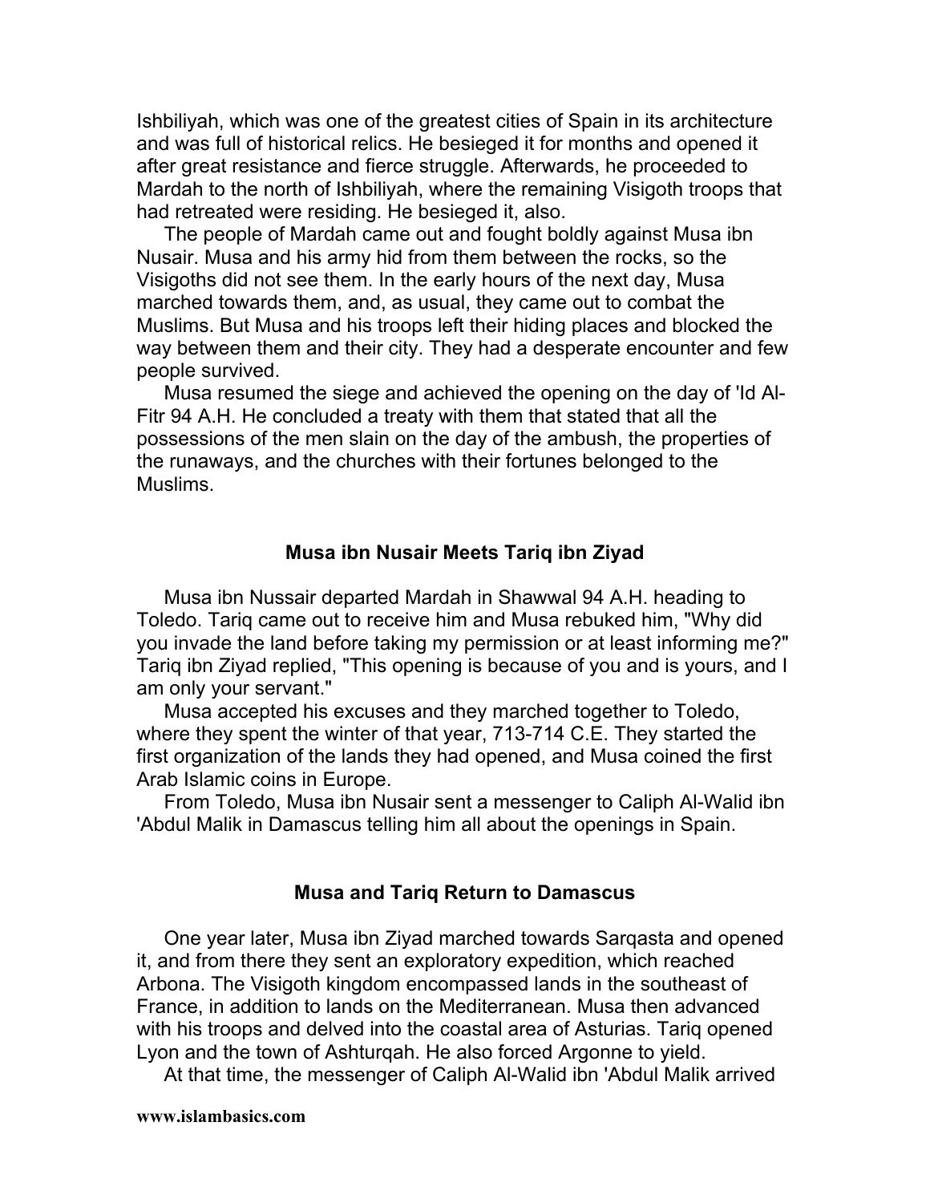Ishbiliyah, which was one of the greatest cities of Spain in its architecture and was full of historical relics. He besieged it for months and opened it after great resistance and fierce struggle. Afterwards, he proceeded to Mardah to the north of Ishbiliyah, where the remaining Visigoth troops that had retreated were residing. He besieged it, also.

The people of Mardah came out and fought boldly against Musa ibn Nusair. Musa and his army hid from them between the rocks, so the Visigoths did not see them. In the early hours of the next day, Musa marched towards them, and, as usual, they came out to combat the Muslims. But Musa and his troops left their hiding places and blocked the way between them and their city. They had a desperate encounter and few people survived.

Musa resumed the siege and achieved the opening on the day of 'Id Al-Fitr 94 A.H. He concluded a treaty with them that stated that all the possessions of the men slain on the day of the ambush, the properties of the runaways, and the churches with their fortunes belonged to the Muslims.

### Musa ibn Nusair Meets Tariq ibn Ziyad

Musa ibn Nussair departed Mardah in Shawwal 94 A.H. heading to Toledo. Tariq came out to receive him and Musa rebuked him, "Why did you invade the land before taking my permission or at least informing me?" Tariq ibn Ziyad replied, "This opening is because of you and is yours, and I am only your servant."

Musa accepted his excuses and they marched together to Toledo, where they spent the winter of that year, 713-714 C.E. They started the first organization of the lands they had opened, and Musa coined the first Arab Islamic coins in Europe.

From Toledo, Musa ibn Nusair sent a messenger to Caliph Al-Walid ibn 'Abdul Malik in Damascus telling him all about the openings in Spain.

### Musa and Tariq Return to Damascus

One year later, Musa ibn Ziyad marched towards Sarqasta and opened it, and from there they sent an exploratory expedition, which reached Arbona. The Visigoth kingdom encompassed lands in the southeast of France, in addition to lands on the Mediterranean. Musa then advanced with his troops and delved into the coastal area of Asturias. Tariq opened Lyon and the town of Ashturqah. He also forced Argonne to yield.

At that time, the messenger of Caliph Al-Walid ibn 'Abdul Malik arrived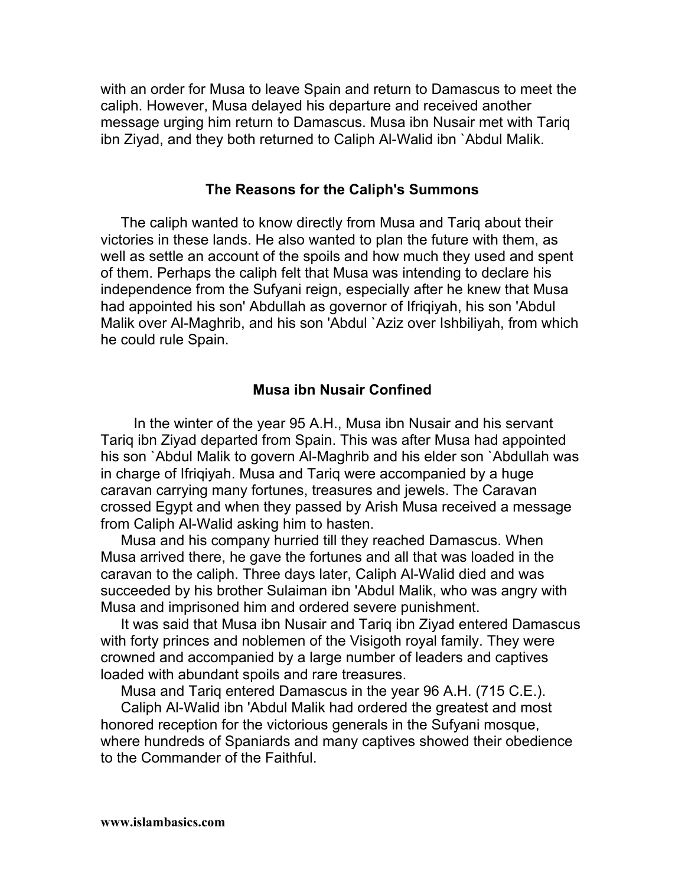with an order for Musa to leave Spain and return to Damascus to meet the caliph. However, Musa delayed his departure and received another message urging him return to Damascus. Musa ibn Nusair met with Tariq ibn Ziyad, and they both returned to Caliph Al-Walid ibn `Abdul Malik.

### The Reasons for the Caliph's Summons

The caliph wanted to know directly from Musa and Tariq about their victories in these lands. He also wanted to plan the future with them, as well as settle an account of the spoils and how much they used and spent of them. Perhaps the caliph felt that Musa was intending to declare his independence from the Sufyani reign, especially after he knew that Musa had appointed his son' Abdullah as governor of Ifriqiyah, his son 'Abdul Malik over Al-Maghrib, and his son 'Abdul `Aziz over Ishbiliyah, from which he could rule Spain.

### Musa ibn Nusair Confined

In the winter of the year 95 A.H., Musa ibn Nusair and his servant Tariq ibn Ziyad departed from Spain. This was after Musa had appointed his son `Abdul Malik to govern Al-Maghrib and his elder son `Abdullah was in charge of Ifriqiyah. Musa and Tariq were accompanied by a huge caravan carrying many fortunes, treasures and jewels. The Caravan crossed Egypt and when they passed by Arish Musa received a message from Caliph Al-Walid asking him to hasten.

Musa and his company hurried till they reached Damascus. When Musa arrived there, he gave the fortunes and all that was loaded in the caravan to the caliph. Three days later, Caliph Al-Walid died and was succeeded by his brother Sulaiman ibn 'Abdul Malik, who was angry with Musa and imprisoned him and ordered severe punishment.

It was said that Musa ibn Nusair and Tariq ibn Ziyad entered Damascus with forty princes and noblemen of the Visigoth royal family. They were crowned and accompanied by a large number of leaders and captives loaded with abundant spoils and rare treasures.

Musa and Tariq entered Damascus in the year 96 A.H. (715 C.E.).

Caliph Al-Walid ibn 'Abdul Malik had ordered the greatest and most honored reception for the victorious generals in the Sufyani mosque, where hundreds of Spaniards and many captives showed their obedience to the Commander of the Faithful.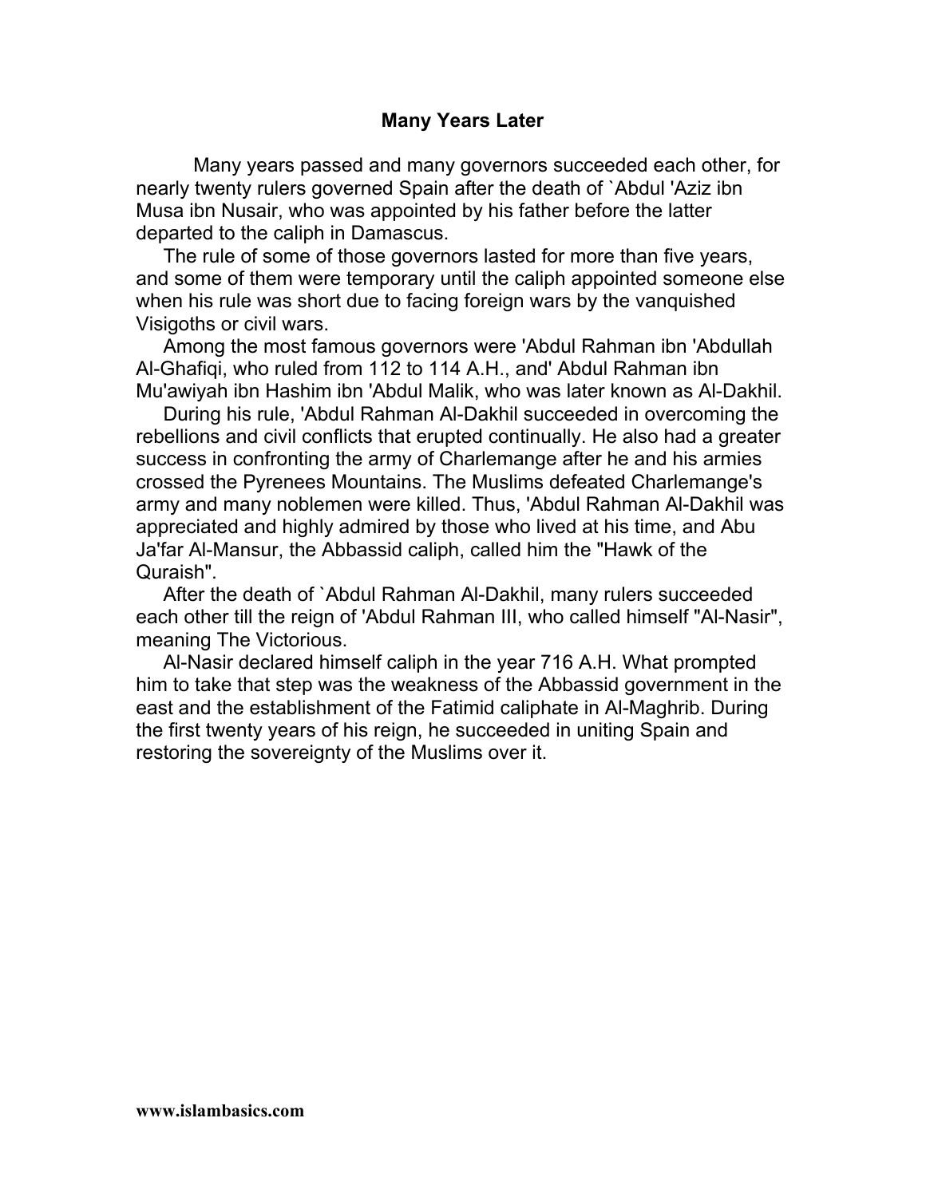## Many Years Later

Many years passed and many governors succeeded each other, for nearly twenty rulers governed Spain after the death of `Abdul 'Aziz ibn Musa ibn Nusair, who was appointed by his father before the latter departed to the caliph in Damascus.

The rule of some of those governors lasted for more than five years, and some of them were temporary until the caliph appointed someone else when his rule was short due to facing foreign wars by the vanquished Visigoths or civil wars.

Among the most famous governors were 'Abdul Rahman ibn 'Abdullah Al-Ghafiqi, who ruled from 112 to 114 A.H., and' Abdul Rahman ibn Mu'awiyah ibn Hashim ibn 'Abdul Malik, who was later known as Al-Dakhil.

During his rule, 'Abdul Rahman Al-Dakhil succeeded in overcoming the rebellions and civil conflicts that erupted continually. He also had a greater success in confronting the army of Charlemange after he and his armies crossed the Pyrenees Mountains. The Muslims defeated Charlemange's army and many noblemen were killed. Thus, 'Abdul Rahman Al-Dakhil was appreciated and highly admired by those who lived at his time, and Abu Ja'far Al-Mansur, the Abbassid caliph, called him the "Hawk of the Quraish".

After the death of `Abdul Rahman Al-Dakhil, many rulers succeeded each other till the reign of 'Abdul Rahman III, who called himself "Al-Nasir", meaning The Victorious.

Al-Nasir declared himself caliph in the year 716 A.H. What prompted him to take that step was the weakness of the Abbassid government in the east and the establishment of the Fatimid caliphate in Al-Maghrib. During the first twenty years of his reign, he succeeded in uniting Spain and restoring the sovereignty of the Muslims over it.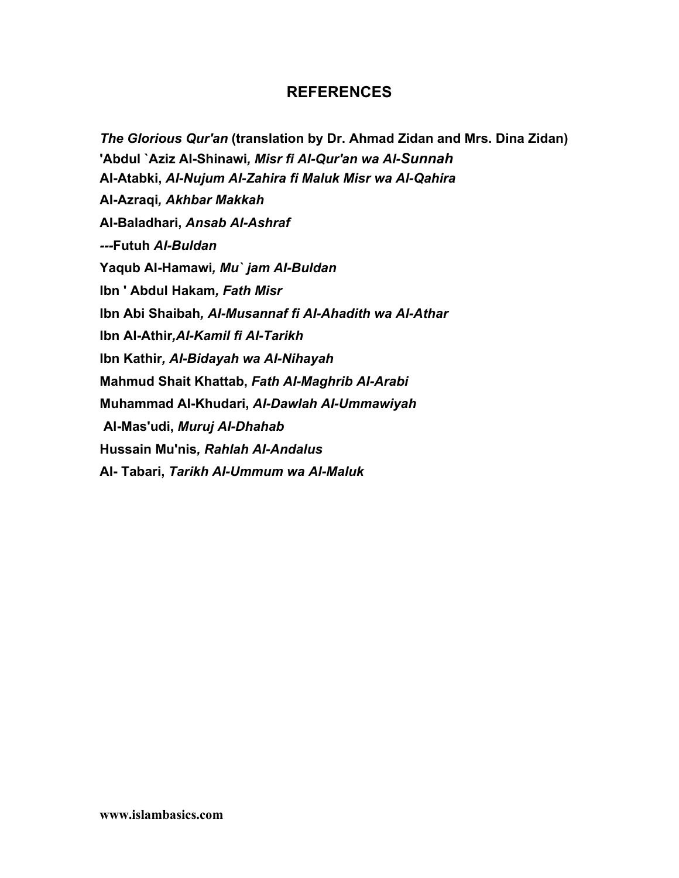## REFERENCES

*The Glorious Qur'an* **(translation by Dr. Ahmad Zidan and Mrs. Dina Zidan)**

**'Abdul `Aziz Al-Shinawi*, Misr fi Al-Qur'an wa Al-Sunnah***

**Al-Atabki, *Al-Nujum Al-Zahira fi Maluk Misr wa Al-Qahira***

**Al-Azraqi*, Akhbar Makkah***

**Al-Baladhari, *Ansab Al-Ashraf***

***---*Futuh *Al-Buldan***

**Yaqub Al-Hamawi*, Mu` jam Al-Buldan***

**Ibn ' Abdul Hakam*, Fath Misr***

**Ibn Abi Shaibah*, Al-Musannaf fi Al-Ahadith wa Al-Athar***

**Ibn Al-Athir*,Al-Kamil fi Al-Tarikh***

**Ibn Kathir*, Al-Bidayah wa Al-Nihayah***

**Mahmud Shait Khattab, *Fath Al-Maghrib Al-Arabi***

**Muhammad Al-Khudari, *Al-Dawlah Al-Ummawiyah***

**Al-Mas'udi, *Muruj Al-Dhahab***

**Hussain Mu'nis*, Rahlah Al-Andalus***

**Al- Tabari, *Tarikh Al-Ummum wa Al-Maluk***